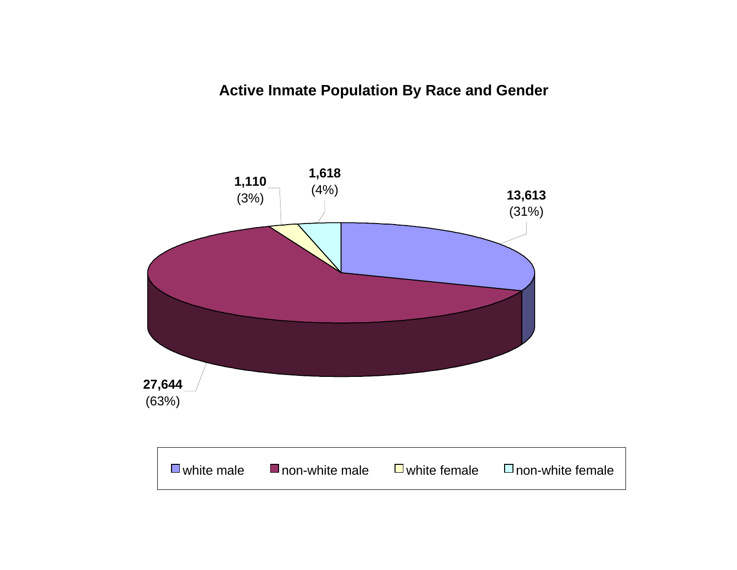# Active Inmate Population By Race and Gender

| Category | Count | Percent |
| --- | --- | --- |
| white male | 13,613 | (31%) |
| non-white male | 27,644 | (63%) |
| white female | 1,110 | (3%) |
| non-white female | 1,618 | (4%) |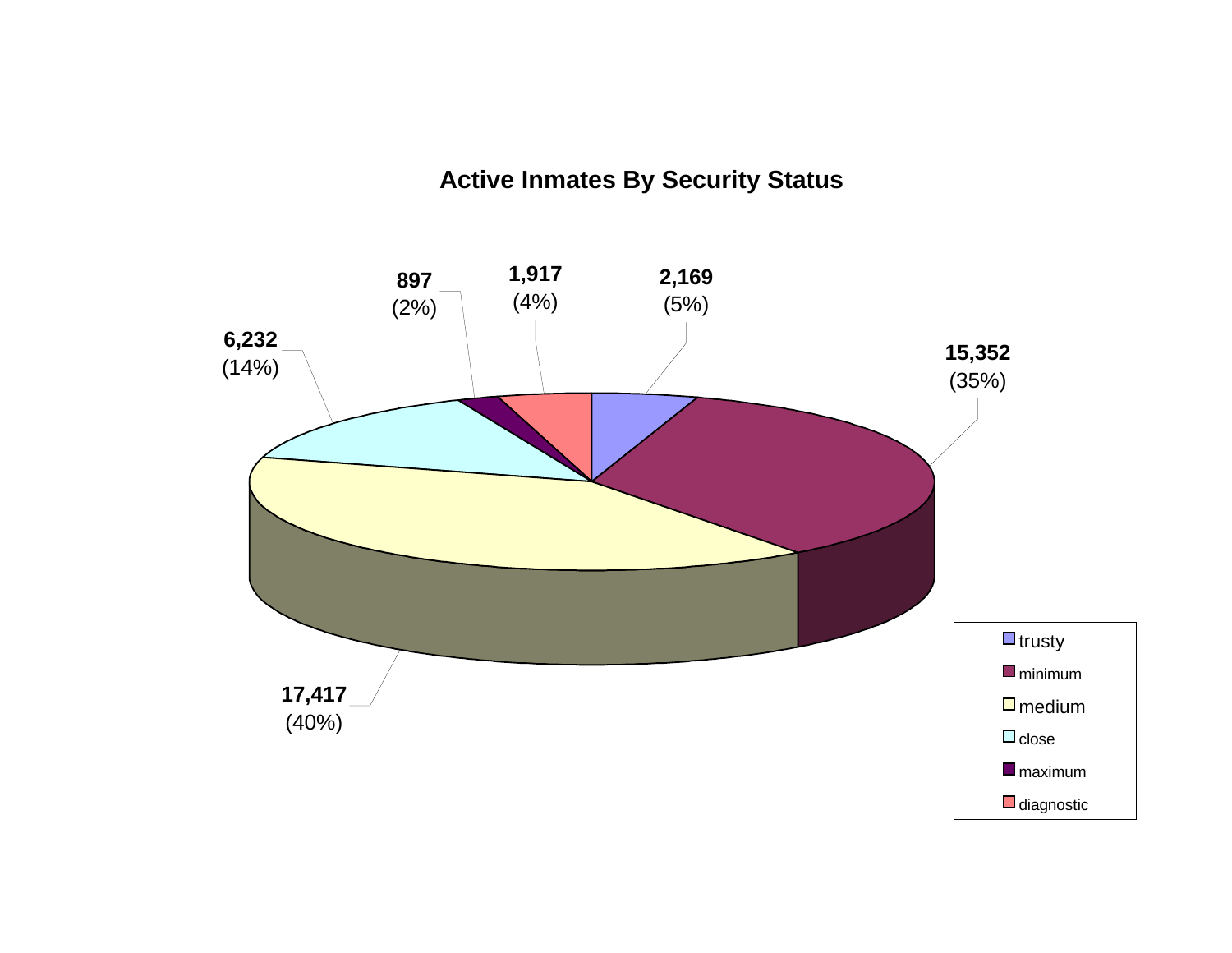## Active Inmates By Security Status

| Security Status | Count | Percent |
|---|---|---|
| trusty | 2,169 | (5%) |
| minimum | 15,352 | (35%) |
| medium | 17,417 | (40%) |
| close | 6,232 | (14%) |
| maximum | 897 | (2%) |
| diagnostic | 1,917 | (4%) |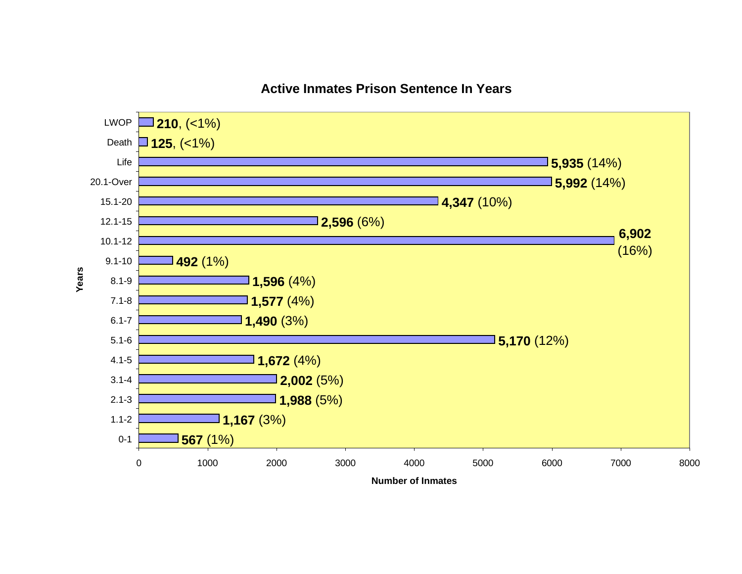## Active Inmates Prison Sentence In Years

| Years | Number of Inmates | Percent |
|---|---|---|
| LWOP | **210** | (<1%) |
| Death | **125** | (<1%) |
| Life | **5,935** | (14%) |
| 20.1-Over | **5,992** | (14%) |
| 15.1-20 | **4,347** | (10%) |
| 12.1-15 | **2,596** | (6%) |
| 10.1-12 | **6,902** | (16%) |
| 9.1-10 | **492** | (1%) |
| 8.1-9 | **1,596** | (4%) |
| 7.1-8 | **1,577** | (4%) |
| 6.1-7 | **1,490** | (3%) |
| 5.1-6 | **5,170** | (12%) |
| 4.1-5 | **1,672** | (4%) |
| 3.1-4 | **2,002** | (5%) |
| 2.1-3 | **1,988** | (5%) |
| 1.1-2 | **1,167** | (3%) |
| 0-1 | **567** | (1%) |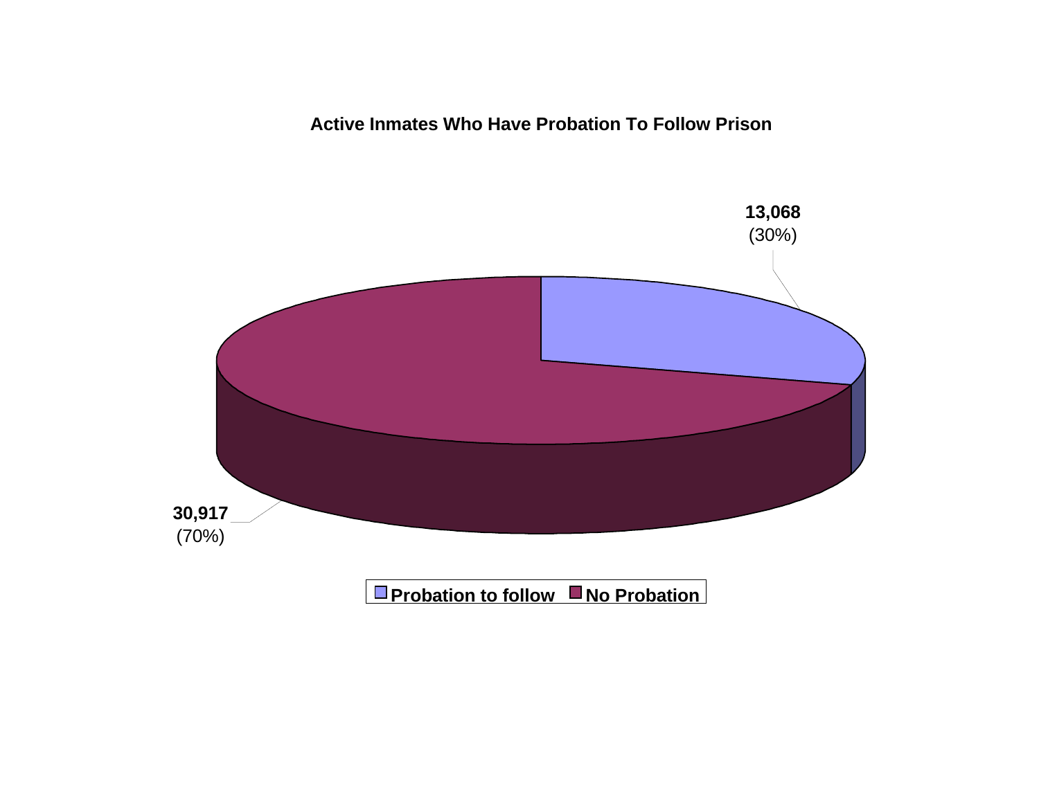**Active Inmates Who Have Probation To Follow Prison**

| Category | Count | Percent |
|---|---|---|
| Probation to follow | 13,068 | (30%) |
| No Probation | 30,917 | (70%) |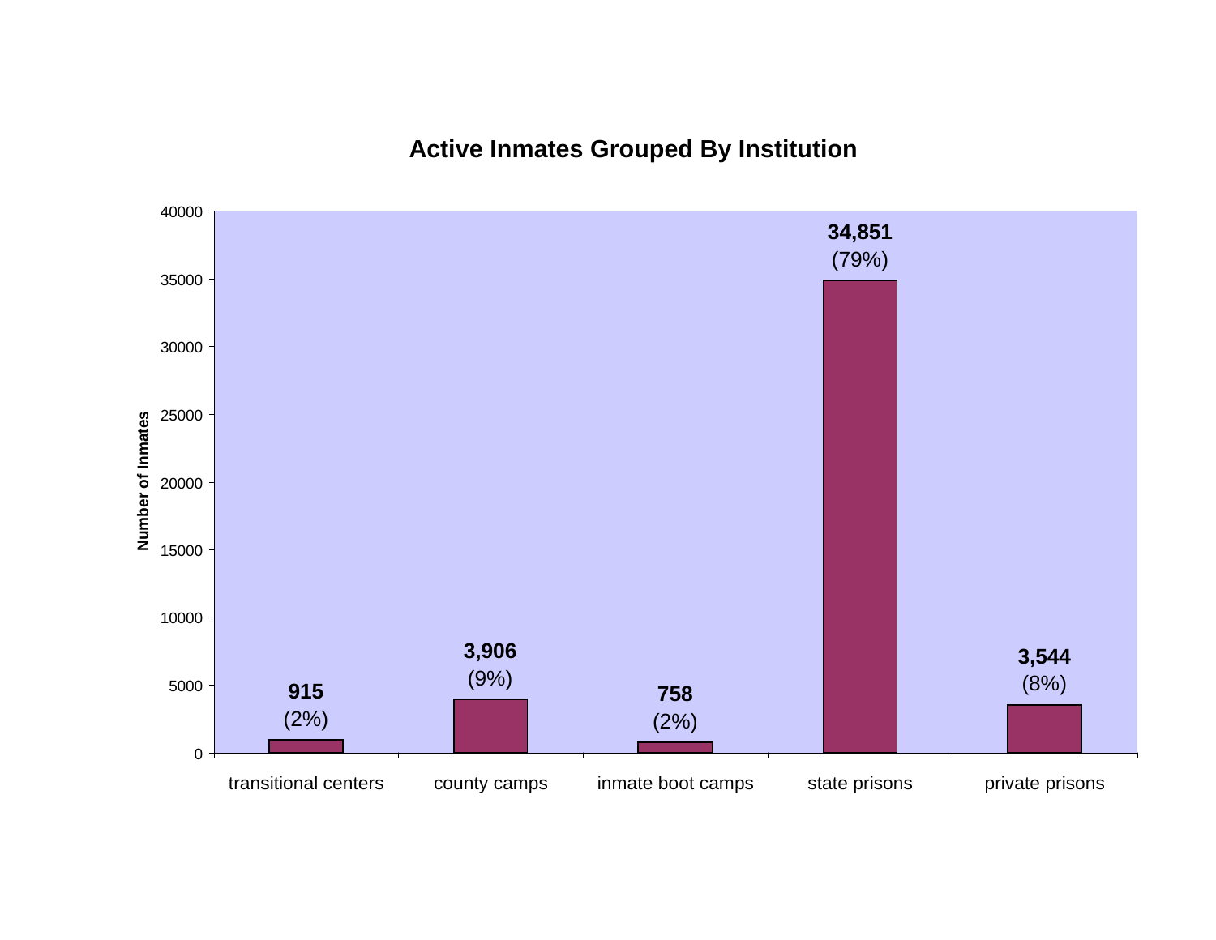## Active Inmates Grouped By Institution

| Institution | Number of Inmates | Percent |
|---|---|---|
| transitional centers | 915 | (2%) |
| county camps | 3,906 | (9%) |
| inmate boot camps | 758 | (2%) |
| state prisons | 34,851 | (79%) |
| private prisons | 3,544 | (8%) |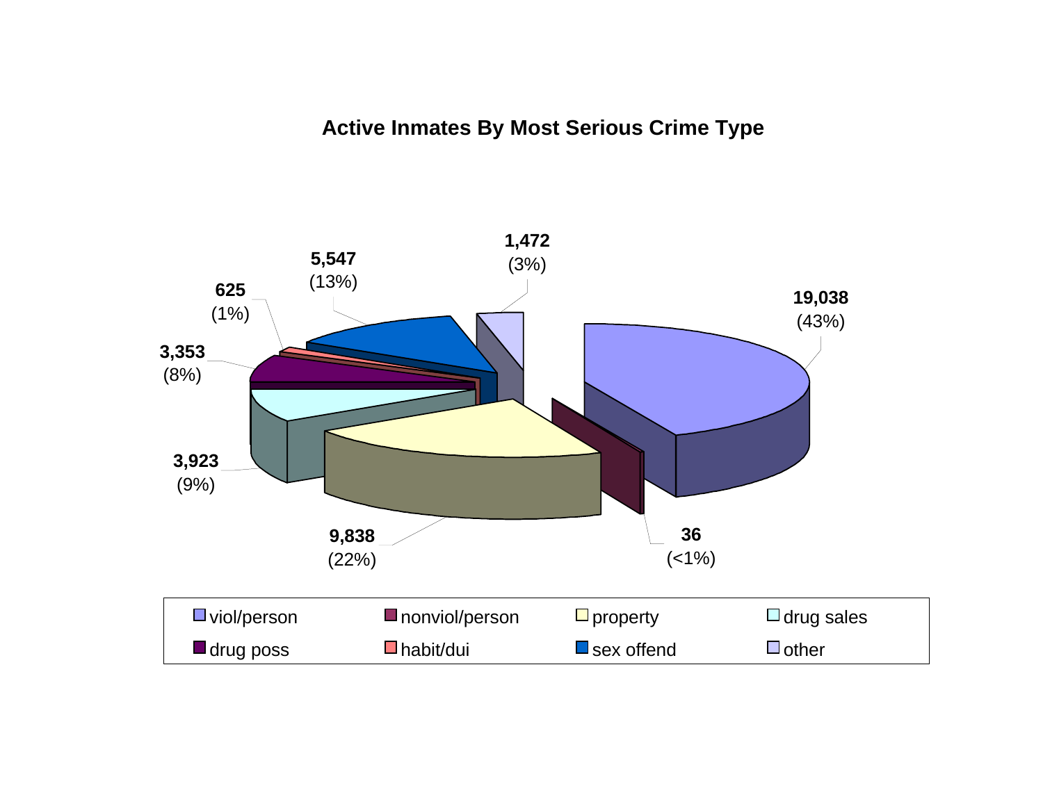## Active Inmates By Most Serious Crime Type

| Crime Type | Count | Percent |
|---|---|---|
| viol/person | 19,038 | (43%) |
| nonviol/person | 36 | (<1%) |
| property | 9,838 | (22%) |
| drug sales | 3,923 | (9%) |
| drug poss | 3,353 | (8%) |
| habit/dui | 625 | (1%) |
| sex offend | 5,547 | (13%) |
| other | 1,472 | (3%) |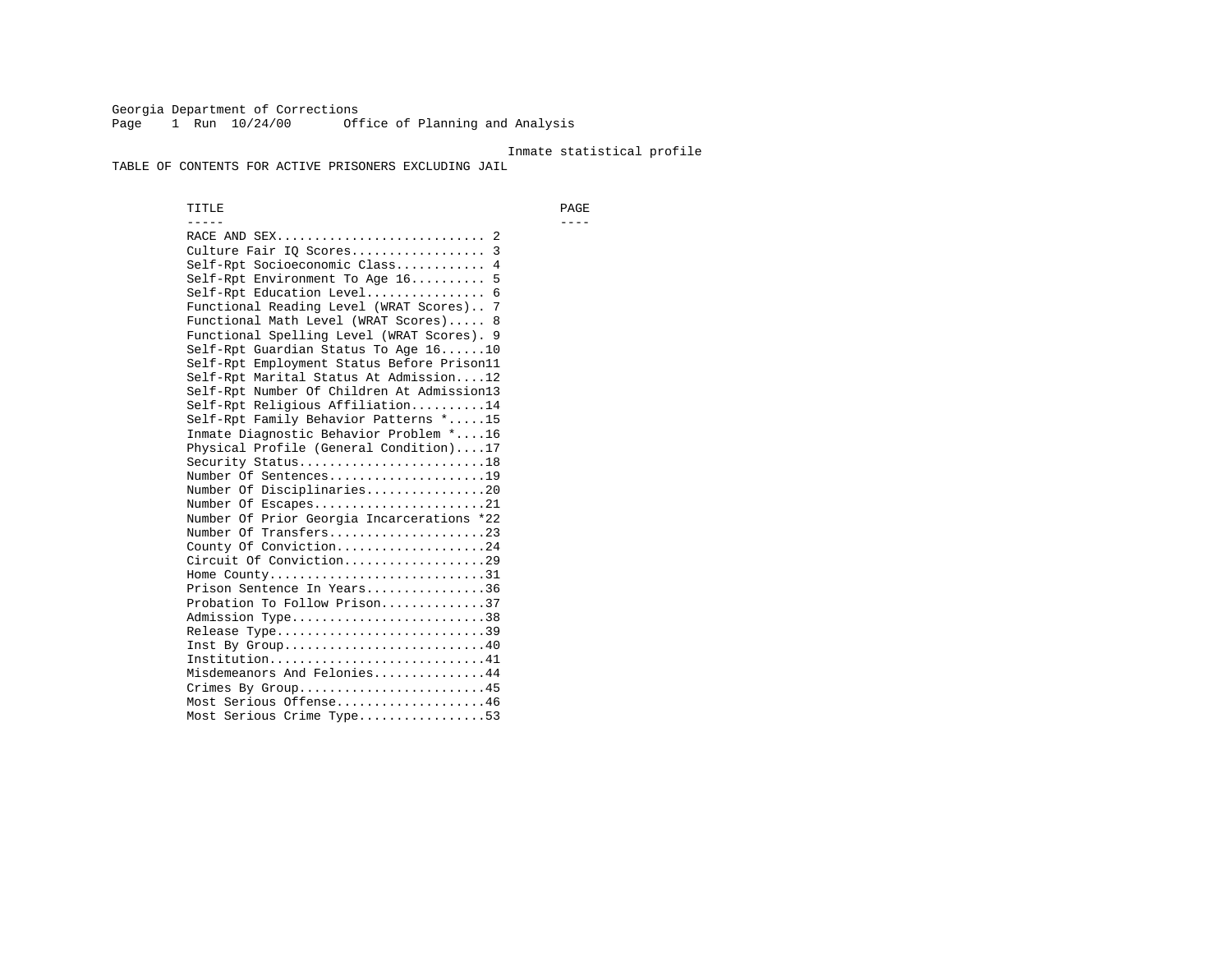Georgia Department of Corrections
Page 1 Run 10/24/00 Office of Planning and Analysis

Inmate statistical profile

TABLE OF CONTENTS FOR ACTIVE PRISONERS EXCLUDING JAIL

| TITLE | PAGE |
| --- | --- |
| RACE AND SEX | 2 |
| Culture Fair IQ Scores | 3 |
| Self-Rpt Socioeconomic Class | 4 |
| Self-Rpt Environment To Age 16 | 5 |
| Self-Rpt Education Level | 6 |
| Functional Reading Level (WRAT Scores) | 7 |
| Functional Math Level (WRAT Scores) | 8 |
| Functional Spelling Level (WRAT Scores) | 9 |
| Self-Rpt Guardian Status To Age 16 | 10 |
| Self-Rpt Employment Status Before Prison | 11 |
| Self-Rpt Marital Status At Admission | 12 |
| Self-Rpt Number Of Children At Admission | 13 |
| Self-Rpt Religious Affiliation | 14 |
| Self-Rpt Family Behavior Patterns * | 15 |
| Inmate Diagnostic Behavior Problem * | 16 |
| Physical Profile (General Condition) | 17 |
| Security Status | 18 |
| Number Of Sentences | 19 |
| Number Of Disciplinaries | 20 |
| Number Of Escapes | 21 |
| Number Of Prior Georgia Incarcerations * | 22 |
| Number Of Transfers | 23 |
| County Of Conviction | 24 |
| Circuit Of Conviction | 29 |
| Home County | 31 |
| Prison Sentence In Years | 36 |
| Probation To Follow Prison | 37 |
| Admission Type | 38 |
| Release Type | 39 |
| Inst By Group | 40 |
| Institution | 41 |
| Misdemeanors And Felonies | 44 |
| Crimes By Group | 45 |
| Most Serious Offense | 46 |
| Most Serious Crime Type | 53 |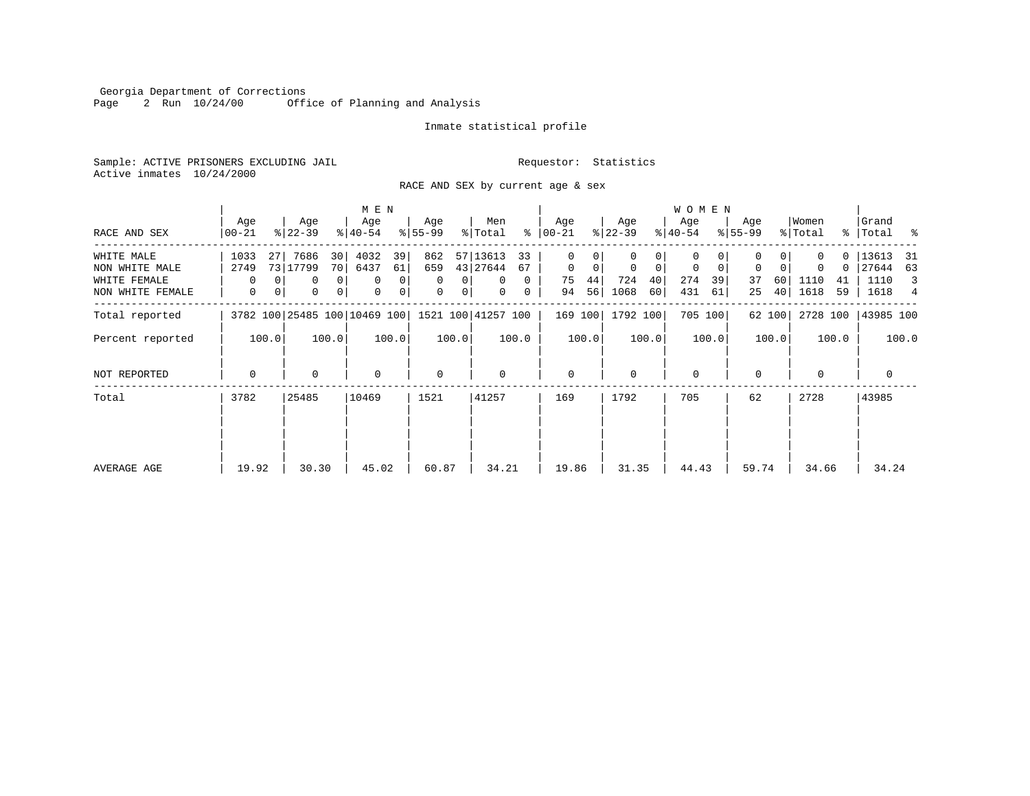Georgia Department of Corrections
Office of Planning and Analysis

Inmate statistical profile

Sample: ACTIVE PRISONERS EXCLUDING JAIL    Requestor: Statistics
Active inmates 10/24/2000

RACE AND SEX by current age & sex

| RACE AND SEX | MEN Age 00-21 | % | MEN Age 22-39 | % | MEN Age 40-54 | % | MEN Age 55-99 | % | Men Total | % | WOMEN Age 00-21 | % | WOMEN Age 22-39 | % | WOMEN Age 40-54 | % | WOMEN Age 55-99 | % | Women Total | % | Grand Total | % |
|---|---|---|---|---|---|---|---|---|---|---|---|---|---|---|---|---|---|---|---|---|---|---|
| WHITE MALE | 1033 | 27 | 7686 | 30 | 4032 | 39 | 862 | 57 | 13613 | 33 | 0 | 0 | 0 | 0 | 0 | 0 | 0 | 0 | 0 | 0 | 13613 | 31 |
| NON WHITE MALE | 2749 | 73 | 17799 | 70 | 6437 | 61 | 659 | 43 | 27644 | 67 | 0 | 0 | 0 | 0 | 0 | 0 | 0 | 0 | 0 | 0 | 27644 | 63 |
| WHITE FEMALE | 0 | 0 | 0 | 0 | 0 | 0 | 0 | 0 | 0 | 0 | 75 | 44 | 724 | 40 | 274 | 39 | 37 | 60 | 1110 | 41 | 1110 | 3 |
| NON WHITE FEMALE | 0 | 0 | 0 | 0 | 0 | 0 | 0 | 0 | 0 | 0 | 94 | 56 | 1068 | 60 | 431 | 61 | 25 | 40 | 1618 | 59 | 1618 | 4 |
| Total reported | 3782 | 100 | 25485 | 100 | 10469 | 100 | 1521 | 100 | 41257 | 100 | 169 | 100 | 1792 | 100 | 705 | 100 | 62 | 100 | 2728 | 100 | 43985 | 100 |
| Percent reported | | 100.0 | | 100.0 | | 100.0 | | 100.0 | | 100.0 | | 100.0 | | 100.0 | | 100.0 | | 100.0 | | 100.0 | | 100.0 |
| NOT REPORTED | 0 | | 0 | | 0 | | 0 | | 0 | | 0 | | 0 | | 0 | | 0 | | 0 | | 0 | |
| Total | 3782 | | 25485 | | 10469 | | 1521 | | 41257 | | 169 | | 1792 | | 705 | | 62 | | 2728 | | 43985 | |
| AVERAGE AGE | 19.92 | | 30.30 | | 45.02 | | 60.87 | | 34.21 | | 19.86 | | 31.35 | | 44.43 | | 59.74 | | 34.66 | | 34.24 | |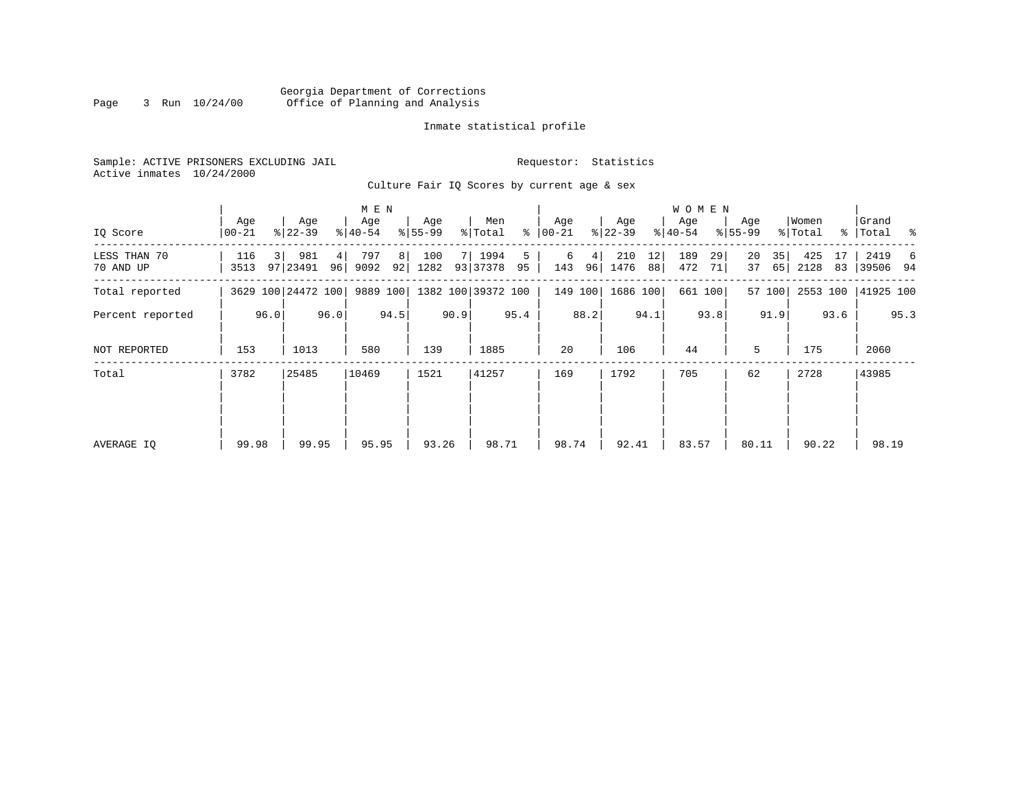Georgia Department of Corrections
Office of Planning and Analysis

Inmate statistical profile

Sample: ACTIVE PRISONERS EXCLUDING JAIL    Requestor: Statistics
Active inmates 10/24/2000

Culture Fair IQ Scores by current age & sex

| IQ Score | MEN Age 00-21 | % | Age 22-39 | % | Age 40-54 | % | Age 55-99 | % | Men Total | % | WOMEN Age 00-21 | % | Age 22-39 | % | Age 40-54 | % | Age 55-99 | % | Women Total | % | Grand Total | % |
|---|---|---|---|---|---|---|---|---|---|---|---|---|---|---|---|---|---|---|---|---|---|---|
| LESS THAN 70 | 116 | 3 | 981 | 4 | 797 | 8 | 100 | 7 | 1994 | 5 | 6 | 4 | 210 | 12 | 189 | 29 | 20 | 35 | 425 | 17 | 2419 | 6 |
| 70 AND UP | 3513 | 97 | 23491 | 96 | 9092 | 92 | 1282 | 93 | 37378 | 95 | 143 | 96 | 1476 | 88 | 472 | 71 | 37 | 65 | 2128 | 83 | 39506 | 94 |
| Total reported | 3629 | 100 | 24472 | 100 | 9889 | 100 | 1382 | 100 | 39372 | 100 | 149 | 100 | 1686 | 100 | 661 | 100 | 57 | 100 | 2553 | 100 | 41925 | 100 |
| Percent reported | | 96.0 | | 96.0 | | 94.5 | | 90.9 | | 95.4 | | 88.2 | | 94.1 | | 93.8 | | 91.9 | | 93.6 | | 95.3 |
| NOT REPORTED | 153 | | 1013 | | 580 | | 139 | | 1885 | | 20 | | 106 | | 44 | | 5 | | 175 | | 2060 | |
| Total | 3782 | | 25485 | | 10469 | | 1521 | | 41257 | | 169 | | 1792 | | 705 | | 62 | | 2728 | | 43985 | |
| AVERAGE IQ | 99.98 | | 99.95 | | 95.95 | | 93.26 | | 98.71 | | 98.74 | | 92.41 | | 83.57 | | 80.11 | | 90.22 | | 98.19 | |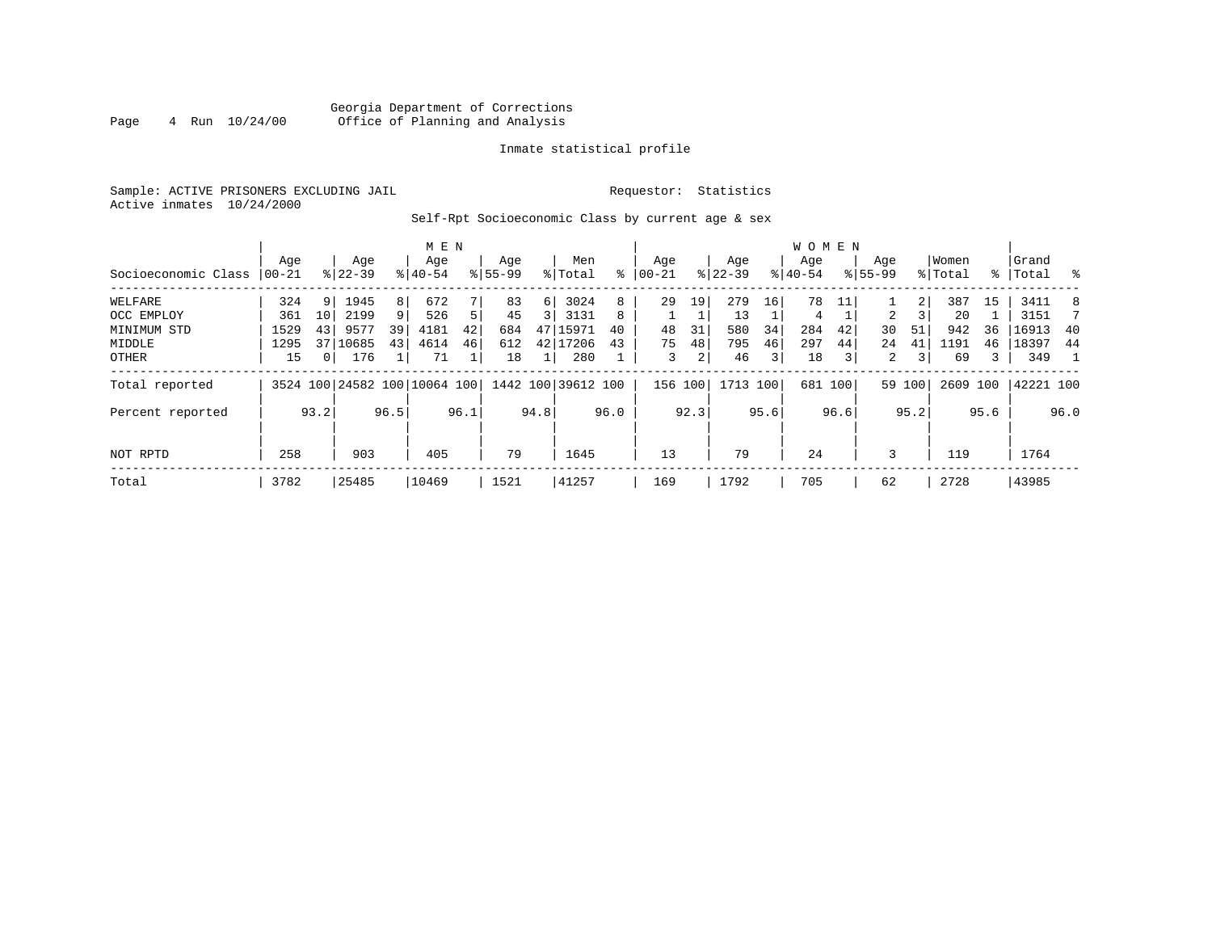Georgia Department of Corrections
Office of Planning and Analysis

Inmate statistical profile

Sample: ACTIVE PRISONERS EXCLUDING JAIL
Active inmates 10/24/2000

Requestor: Statistics

Self-Rpt Socioeconomic Class by current age & sex

| Socioeconomic Class | MEN Age 00-21 | % | Age 22-39 | % | Age 40-54 | % | Age 55-99 | % | Men Total | % | WOMEN Age 00-21 | % | Age 22-39 | % | Age 40-54 | % | Age 55-99 | % | Women Total | % | Grand Total | % |
|---|---|---|---|---|---|---|---|---|---|---|---|---|---|---|---|---|---|---|---|---|---|---|
| WELFARE | 324 | 9 | 1945 | 8 | 672 | 7 | 83 | 6 | 3024 | 8 | 29 | 19 | 279 | 16 | 78 | 11 | 1 | 2 | 387 | 15 | 3411 | 8 |
| OCC EMPLOY | 361 | 10 | 2199 | 9 | 526 | 5 | 45 | 3 | 3131 | 8 | 1 | 1 | 13 | 1 | 4 | 1 | 2 | 3 | 20 | 1 | 3151 | 7 |
| MINIMUM STD | 1529 | 43 | 9577 | 39 | 4181 | 42 | 684 | 47 | 15971 | 40 | 48 | 31 | 580 | 34 | 284 | 42 | 30 | 51 | 942 | 36 | 16913 | 40 |
| MIDDLE | 1295 | 37 | 10685 | 43 | 4614 | 46 | 612 | 42 | 17206 | 43 | 75 | 48 | 795 | 46 | 297 | 44 | 24 | 41 | 1191 | 46 | 18397 | 44 |
| OTHER | 15 | 0 | 176 | 1 | 71 | 1 | 18 | 1 | 280 | 1 | 3 | 2 | 46 | 3 | 18 | 3 | 2 | 3 | 69 | 3 | 349 | 1 |
| Total reported | 3524 | 100 | 24582 | 100 | 10064 | 100 | 1442 | 100 | 39612 | 100 | 156 | 100 | 1713 | 100 | 681 | 100 | 59 | 100 | 2609 | 100 | 42221 | 100 |
| Percent reported | | 93.2 | | 96.5 | | 96.1 | | 94.8 | | 96.0 | | 92.3 | | 95.6 | | 96.6 | | 95.2 | | 95.6 | | 96.0 |
| NOT RPTD | 258 | | 903 | | 405 | | 79 | | 1645 | | 13 | | 79 | | 24 | | 3 | | 119 | | 1764 | |
| Total | 3782 | | 25485 | | 10469 | | 1521 | | 41257 | | 169 | | 1792 | | 705 | | 62 | | 2728 | | 43985 | |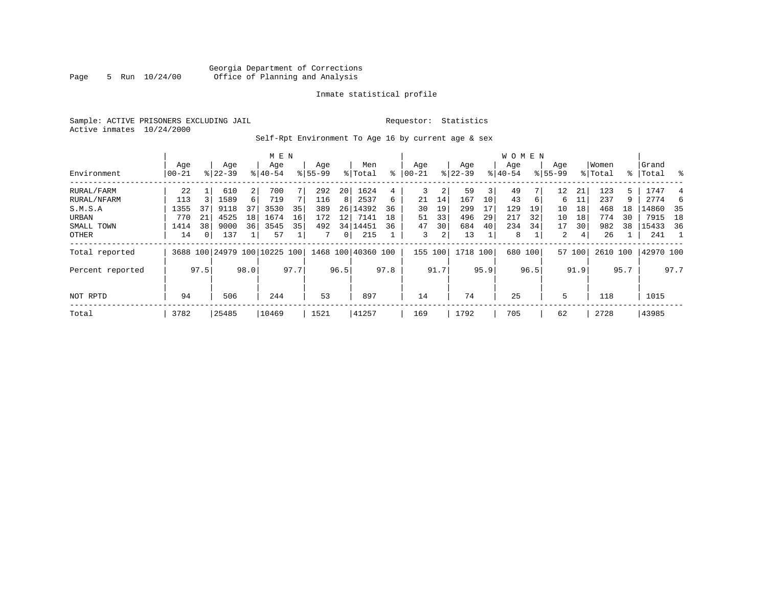Georgia Department of Corrections
Office of Planning and Analysis

Inmate statistical profile

Sample: ACTIVE PRISONERS EXCLUDING JAIL

Requestor: Statistics

Active inmates 10/24/2000

Self-Rpt Environment To Age 16 by current age & sex

| Environment | MEN Age 00-21 | % | Age 22-39 | % | Age 40-54 | % | Age 55-99 | % | Men Total | % | WOMEN Age 00-21 | % | Age 22-39 | % | Age 40-54 | % | Age 55-99 | % | Women Total | % | Grand Total | % |
|---|---|---|---|---|---|---|---|---|---|---|---|---|---|---|---|---|---|---|---|---|---|---|
| RURAL/FARM | 22 | 1 | 610 | 2 | 700 | 7 | 292 | 20 | 1624 | 4 | 3 | 2 | 59 | 3 | 49 | 7 | 12 | 21 | 123 | 5 | 1747 | 4 |
| RURAL/NFARM | 113 | 3 | 1589 | 6 | 719 | 7 | 116 | 8 | 2537 | 6 | 21 | 14 | 167 | 10 | 43 | 6 | 6 | 11 | 237 | 9 | 2774 | 6 |
| S.M.S.A | 1355 | 37 | 9118 | 37 | 3530 | 35 | 389 | 26 | 14392 | 36 | 30 | 19 | 299 | 17 | 129 | 19 | 10 | 18 | 468 | 18 | 14860 | 35 |
| URBAN | 770 | 21 | 4525 | 18 | 1674 | 16 | 172 | 12 | 7141 | 18 | 51 | 33 | 496 | 29 | 217 | 32 | 10 | 18 | 774 | 30 | 7915 | 18 |
| SMALL TOWN | 1414 | 38 | 9000 | 36 | 3545 | 35 | 492 | 34 | 14451 | 36 | 47 | 30 | 684 | 40 | 234 | 34 | 17 | 30 | 982 | 38 | 15433 | 36 |
| OTHER | 14 | 0 | 137 | 1 | 57 | 1 | 7 | 0 | 215 | 1 | 3 | 2 | 13 | 1 | 8 | 1 | 2 | 4 | 26 | 1 | 241 | 1 |
| Total reported | 3688 | 100 | 24979 | 100 | 10225 | 100 | 1468 | 100 | 40360 | 100 | 155 | 100 | 1718 | 100 | 680 | 100 | 57 | 100 | 2610 | 100 | 42970 | 100 |
| Percent reported | | 97.5 | | 98.0 | | 97.7 | | 96.5 | | 97.8 | | 91.7 | | 95.9 | | 96.5 | | 91.9 | | 95.7 | | 97.7 |
| NOT RPTD | 94 | | 506 | | 244 | | 53 | | 897 | | 14 | | 74 | | 25 | | 5 | | 118 | | 1015 | |
| Total | 3782 | | 25485 | | 10469 | | 1521 | | 41257 | | 169 | | 1792 | | 705 | | 62 | | 2728 | | 43985 | |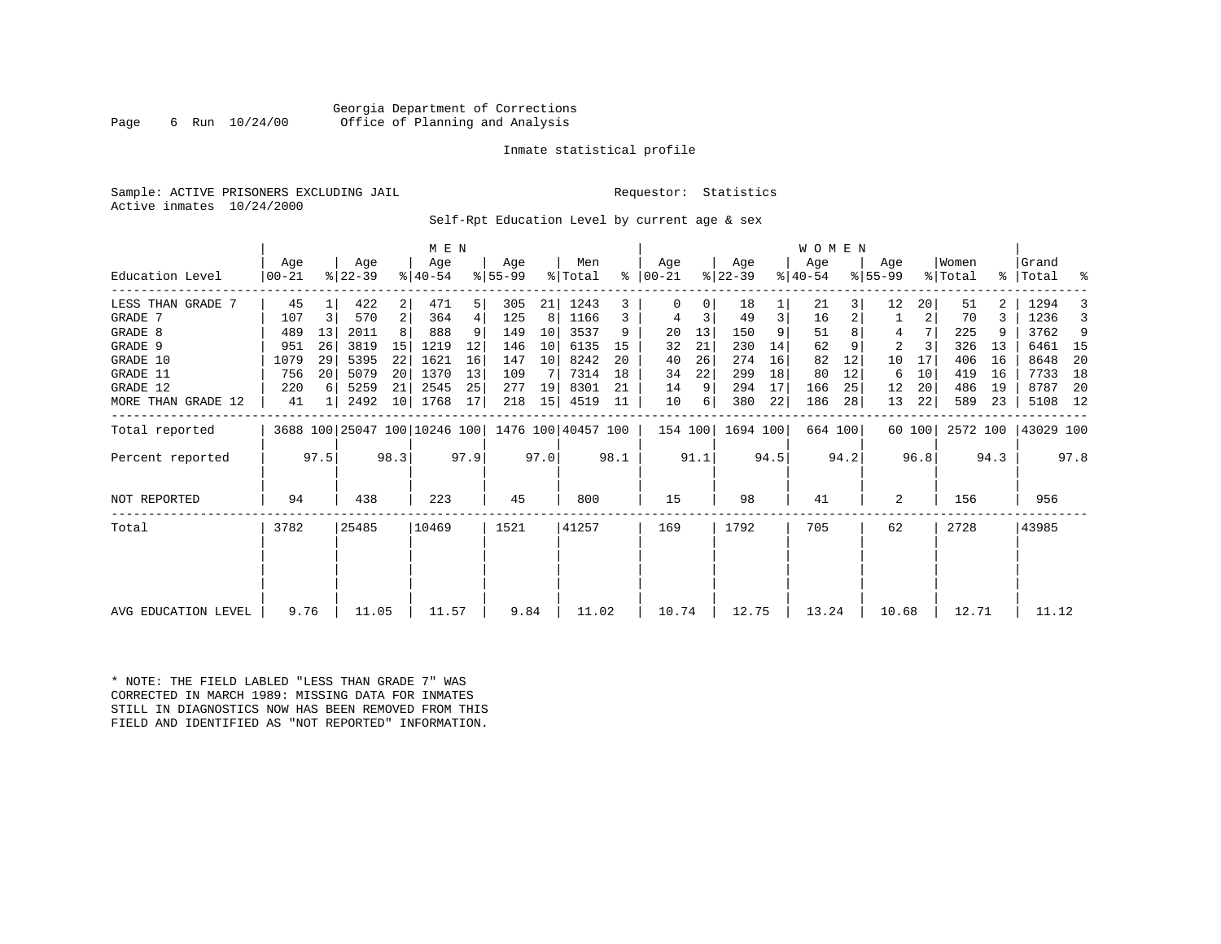Georgia Department of Corrections
Office of Planning and Analysis

Inmate statistical profile

Sample: ACTIVE PRISONERS EXCLUDING JAIL    Requestor: Statistics
Active inmates 10/24/2000

Self-Rpt Education Level by current age & sex

| Education Level | MEN Age 00-21 | % | Age 22-39 | % | Age 40-54 | % | Age 55-99 | % | Men Total | % | WOMEN Age 00-21 | % | Age 22-39 | % | Age 40-54 | % | Age 55-99 | % | Women Total | % | Grand Total | % |
|---|---|---|---|---|---|---|---|---|---|---|---|---|---|---|---|---|---|---|---|---|---|---|
| LESS THAN GRADE 7 | 45 | 1 | 422 | 2 | 471 | 5 | 305 | 21 | 1243 | 3 | 0 | 0 | 18 | 1 | 21 | 3 | 12 | 20 | 51 | 2 | 1294 | 3 |
| GRADE 7 | 107 | 3 | 570 | 2 | 364 | 4 | 125 | 8 | 1166 | 3 | 4 | 3 | 49 | 3 | 16 | 2 | 1 | 2 | 70 | 3 | 1236 | 3 |
| GRADE 8 | 489 | 13 | 2011 | 8 | 888 | 9 | 149 | 10 | 3537 | 9 | 20 | 13 | 150 | 9 | 51 | 8 | 4 | 7 | 225 | 9 | 3762 | 9 |
| GRADE 9 | 951 | 26 | 3819 | 15 | 1219 | 12 | 146 | 10 | 6135 | 15 | 32 | 21 | 230 | 14 | 62 | 9 | 2 | 3 | 326 | 13 | 6461 | 15 |
| GRADE 10 | 1079 | 29 | 5395 | 22 | 1621 | 16 | 147 | 10 | 8242 | 20 | 40 | 26 | 274 | 16 | 82 | 12 | 10 | 17 | 406 | 16 | 8648 | 20 |
| GRADE 11 | 756 | 20 | 5079 | 20 | 1370 | 13 | 109 | 7 | 7314 | 18 | 34 | 22 | 299 | 18 | 80 | 12 | 6 | 10 | 419 | 16 | 7733 | 18 |
| GRADE 12 | 220 | 6 | 5259 | 21 | 2545 | 25 | 277 | 19 | 8301 | 21 | 14 | 9 | 294 | 17 | 166 | 25 | 12 | 20 | 486 | 19 | 8787 | 20 |
| MORE THAN GRADE 12 | 41 | 1 | 2492 | 10 | 1768 | 17 | 218 | 15 | 4519 | 11 | 10 | 6 | 380 | 22 | 186 | 28 | 13 | 22 | 589 | 23 | 5108 | 12 |
| Total reported | 3688 | 100 | 25047 | 100 | 10246 | 100 | 1476 | 100 | 40457 | 100 | 154 | 100 | 1694 | 100 | 664 | 100 | 60 | 100 | 2572 | 100 | 43029 | 100 |
| Percent reported | | 97.5 | | 98.3 | | 97.9 | | 97.0 | | 98.1 | | 91.1 | | 94.5 | | 94.2 | | 96.8 | | 94.3 | | 97.8 |
| NOT REPORTED | 94 | | 438 | | 223 | | 45 | | 800 | | 15 | | 98 | | 41 | | 2 | | 156 | | 956 | |
| Total | 3782 | | 25485 | | 10469 | | 1521 | | 41257 | | 169 | | 1792 | | 705 | | 62 | | 2728 | | 43985 | |
| AVG EDUCATION LEVEL | 9.76 | | 11.05 | | 11.57 | | 9.84 | | 11.02 | | 10.74 | | 12.75 | | 13.24 | | 10.68 | | 12.71 | | 11.12 | |

* NOTE: THE FIELD LABLED "LESS THAN GRADE 7" WAS CORRECTED IN MARCH 1989: MISSING DATA FOR INMATES STILL IN DIAGNOSTICS NOW HAS BEEN REMOVED FROM THIS FIELD AND IDENTIFIED AS "NOT REPORTED" INFORMATION.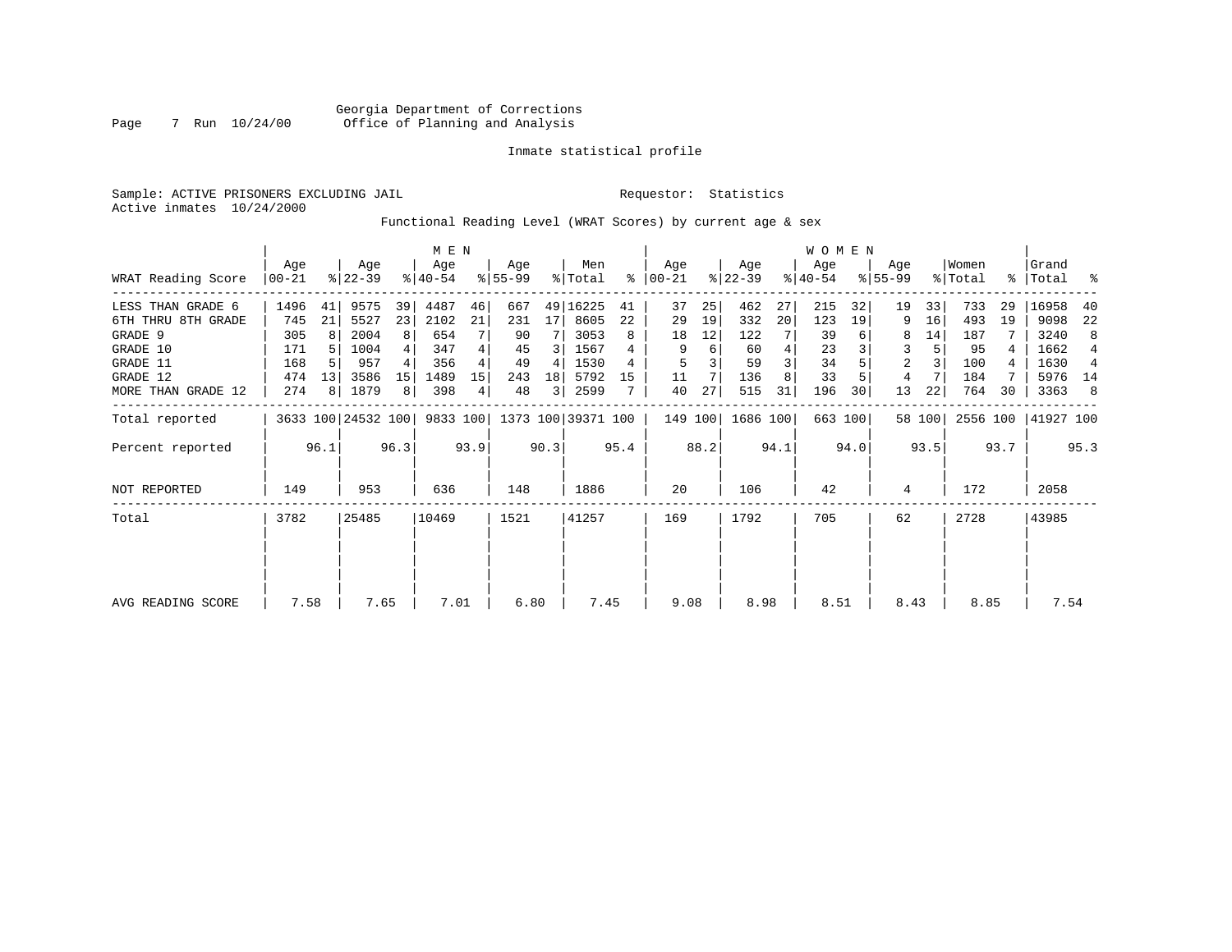Georgia Department of Corrections
Office of Planning and Analysis

Inmate statistical profile

Sample: ACTIVE PRISONERS EXCLUDING JAIL
Active inmates 10/24/2000

Requestor: Statistics

Functional Reading Level (WRAT Scores) by current age & sex

| | MEN | | | | | | | | | | WOMEN | | | | | | | | | | | |
|---|---|---|---|---|---|---|---|---|---|---|---|---|---|---|---|---|---|---|---|---|---|---|
| WRAT Reading Score | Age 00-21 | % | Age 22-39 | % | Age 40-54 | % | Age 55-99 | % | Men Total | % | Age 00-21 | % | Age 22-39 | % | Age 40-54 | % | Age 55-99 | % | Women Total | % | Grand Total | % |
| LESS THAN GRADE 6 | 1496 | 41 | 9575 | 39 | 4487 | 46 | 667 | 49 | 16225 | 41 | 37 | 25 | 462 | 27 | 215 | 32 | 19 | 33 | 733 | 29 | 16958 | 40 |
| 6TH THRU 8TH GRADE | 745 | 21 | 5527 | 23 | 2102 | 21 | 231 | 17 | 8605 | 22 | 29 | 19 | 332 | 20 | 123 | 19 | 9 | 16 | 493 | 19 | 9098 | 22 |
| GRADE 9 | 305 | 8 | 2004 | 8 | 654 | 7 | 90 | 7 | 3053 | 8 | 18 | 12 | 122 | 7 | 39 | 6 | 8 | 14 | 187 | 7 | 3240 | 8 |
| GRADE 10 | 171 | 5 | 1004 | 4 | 347 | 4 | 45 | 3 | 1567 | 4 | 9 | 6 | 60 | 4 | 23 | 3 | 3 | 5 | 95 | 4 | 1662 | 4 |
| GRADE 11 | 168 | 5 | 957 | 4 | 356 | 4 | 49 | 4 | 1530 | 4 | 5 | 3 | 59 | 3 | 34 | 5 | 2 | 3 | 100 | 4 | 1630 | 4 |
| GRADE 12 | 474 | 13 | 3586 | 15 | 1489 | 15 | 243 | 18 | 5792 | 15 | 11 | 7 | 136 | 8 | 33 | 5 | 4 | 7 | 184 | 7 | 5976 | 14 |
| MORE THAN GRADE 12 | 274 | 8 | 1879 | 8 | 398 | 4 | 48 | 3 | 2599 | 7 | 40 | 27 | 515 | 31 | 196 | 30 | 13 | 22 | 764 | 30 | 3363 | 8 |
| Total reported | 3633 | 100 | 24532 | 100 | 9833 | 100 | 1373 | 100 | 39371 | 100 | 149 | 100 | 1686 | 100 | 663 | 100 | 58 | 100 | 2556 | 100 | 41927 | 100 |
| Percent reported | | 96.1 | | 96.3 | | 93.9 | | 90.3 | | 95.4 | | 88.2 | | 94.1 | | 94.0 | | 93.5 | | 93.7 | | 95.3 |
| NOT REPORTED | 149 | | 953 | | 636 | | 148 | | 1886 | | 20 | | 106 | | 42 | | 4 | | 172 | | 2058 | |
| Total | 3782 | | 25485 | | 10469 | | 1521 | | 41257 | | 169 | | 1792 | | 705 | | 62 | | 2728 | | 43985 | |
| AVG READING SCORE | 7.58 | | 7.65 | | 7.01 | | 6.80 | | 7.45 | | 9.08 | | 8.98 | | 8.51 | | 8.43 | | 8.85 | | 7.54 | |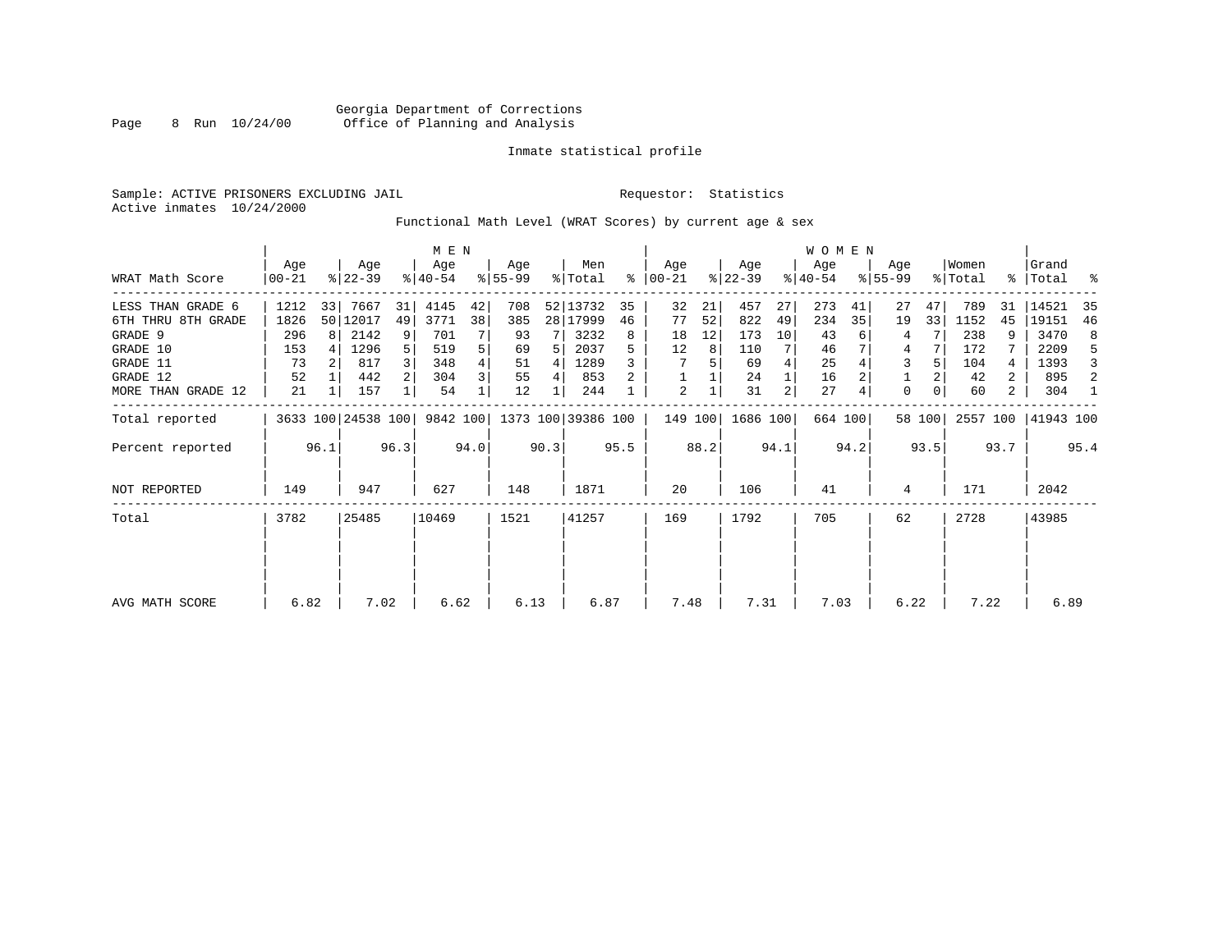Georgia Department of Corrections
Office of Planning and Analysis

Inmate statistical profile

Sample: ACTIVE PRISONERS EXCLUDING JAIL    Requestor: Statistics
Active inmates 10/24/2000

Functional Math Level (WRAT Scores) by current age & sex

| WRAT Math Score | MEN Age 00-21 | % | Age 22-39 | % | Age 40-54 | % | Age 55-99 | % | Men Total | % | WOMEN Age 00-21 | % | Age 22-39 | % | Age 40-54 | % | Age 55-99 | % | Women Total | % | Grand Total | % |
|---|---|---|---|---|---|---|---|---|---|---|---|---|---|---|---|---|---|---|---|---|---|---|
| LESS THAN GRADE 6 | 1212 | 33 | 7667 | 31 | 4145 | 42 | 708 | 52 | 13732 | 35 | 32 | 21 | 457 | 27 | 273 | 41 | 27 | 47 | 789 | 31 | 14521 | 35 |
| 6TH THRU 8TH GRADE | 1826 | 50 | 12017 | 49 | 3771 | 38 | 385 | 28 | 17999 | 46 | 77 | 52 | 822 | 49 | 234 | 35 | 19 | 33 | 1152 | 45 | 19151 | 46 |
| GRADE 9 | 296 | 8 | 2142 | 9 | 701 | 7 | 93 | 7 | 3232 | 8 | 18 | 12 | 173 | 10 | 43 | 6 | 4 | 7 | 238 | 9 | 3470 | 8 |
| GRADE 10 | 153 | 4 | 1296 | 5 | 519 | 5 | 69 | 5 | 2037 | 5 | 12 | 8 | 110 | 7 | 46 | 7 | 4 | 7 | 172 | 7 | 2209 | 5 |
| GRADE 11 | 73 | 2 | 817 | 3 | 348 | 4 | 51 | 4 | 1289 | 3 | 7 | 5 | 69 | 4 | 25 | 4 | 3 | 5 | 104 | 4 | 1393 | 3 |
| GRADE 12 | 52 | 1 | 442 | 2 | 304 | 3 | 55 | 4 | 853 | 2 | 1 | 1 | 24 | 1 | 16 | 2 | 1 | 2 | 42 | 2 | 895 | 2 |
| MORE THAN GRADE 12 | 21 | 1 | 157 | 1 | 54 | 1 | 12 | 1 | 244 | 1 | 2 | 1 | 31 | 2 | 27 | 4 | 0 | 0 | 60 | 2 | 304 | 1 |
| Total reported | 3633 | 100 | 24538 | 100 | 9842 | 100 | 1373 | 100 | 39386 | 100 | 149 | 100 | 1686 | 100 | 664 | 100 | 58 | 100 | 2557 | 100 | 41943 | 100 |
| Percent reported | | 96.1 | | 96.3 | | 94.0 | | 90.3 | | 95.5 | | 88.2 | | 94.1 | | 94.2 | | 93.5 | | 93.7 | | 95.4 |
| NOT REPORTED | 149 | | 947 | | 627 | | 148 | | 1871 | | 20 | | 106 | | 41 | | 4 | | 171 | | 2042 | |
| Total | 3782 | | 25485 | | 10469 | | 1521 | | 41257 | | 169 | | 1792 | | 705 | | 62 | | 2728 | | 43985 | |
| AVG MATH SCORE | 6.82 | | 7.02 | | 6.62 | | 6.13 | | 6.87 | | 7.48 | | 7.31 | | 7.03 | | 6.22 | | 7.22 | | 6.89 | |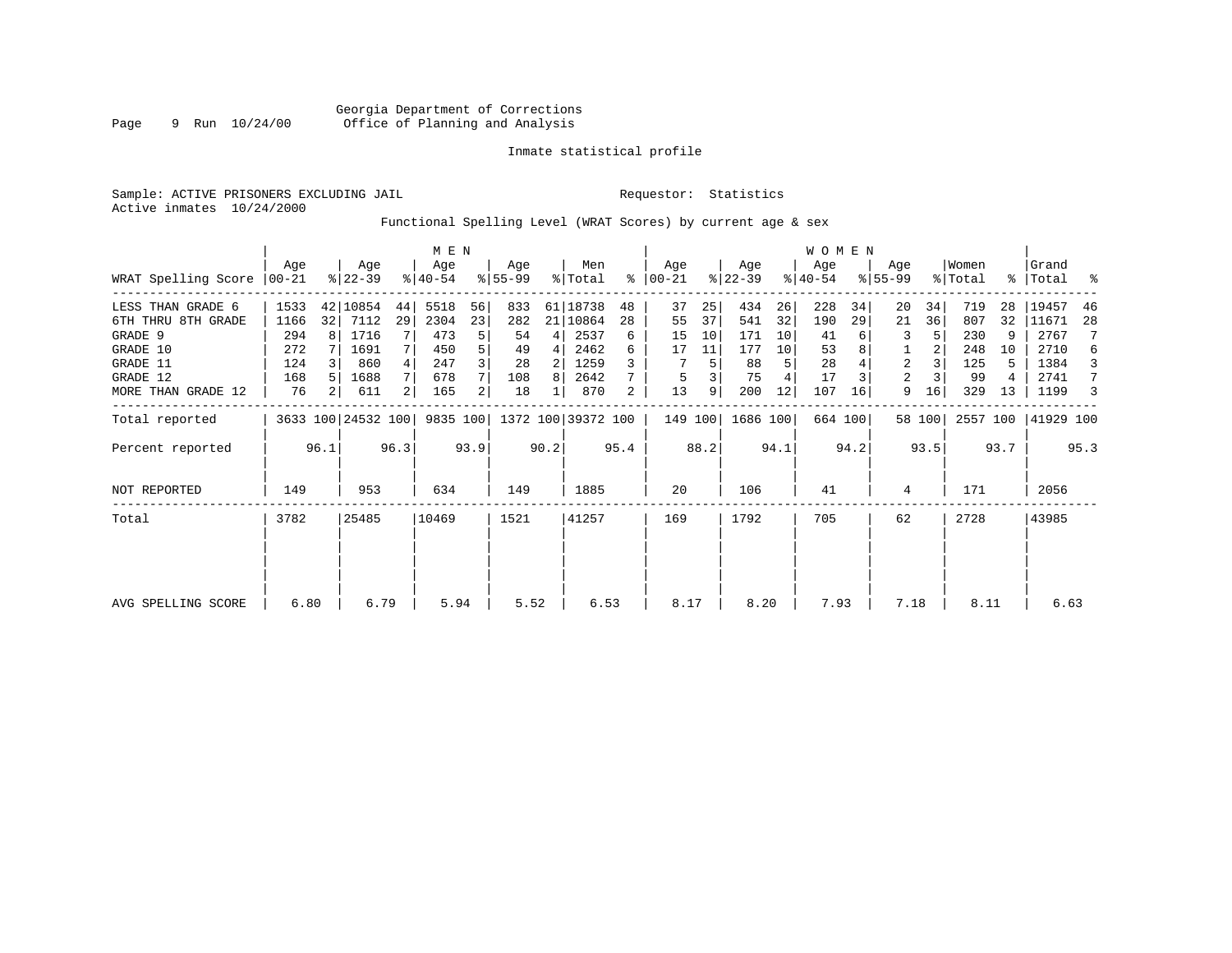Georgia Department of Corrections
Office of Planning and Analysis

Inmate statistical profile

Sample: ACTIVE PRISONERS EXCLUDING JAIL

Requestor: Statistics

Active inmates 10/24/2000

Functional Spelling Level (WRAT Scores) by current age & sex

| WRAT Spelling Score | MEN Age 00-21 | % | Age 22-39 | % | Age 40-54 | % | Age 55-99 | % | Men Total | % | WOMEN Age 00-21 | % | Age 22-39 | % | Age 40-54 | % | Age 55-99 | % | Women Total | % | Grand Total | % |
|---|---|---|---|---|---|---|---|---|---|---|---|---|---|---|---|---|---|---|---|---|---|---|
| LESS THAN GRADE 6 | 1533 | 42 | 10854 | 44 | 5518 | 56 | 833 | 61 | 18738 | 48 | 37 | 25 | 434 | 26 | 228 | 34 | 20 | 34 | 719 | 28 | 19457 | 46 |
| 6TH THRU 8TH GRADE | 1166 | 32 | 7112 | 29 | 2304 | 23 | 282 | 21 | 10864 | 28 | 55 | 37 | 541 | 32 | 190 | 29 | 21 | 36 | 807 | 32 | 11671 | 28 |
| GRADE 9 | 294 | 8 | 1716 | 7 | 473 | 5 | 54 | 4 | 2537 | 6 | 15 | 10 | 171 | 10 | 41 | 6 | 3 | 5 | 230 | 9 | 2767 | 7 |
| GRADE 10 | 272 | 7 | 1691 | 7 | 450 | 5 | 49 | 4 | 2462 | 6 | 17 | 11 | 177 | 10 | 53 | 8 | 1 | 2 | 248 | 10 | 2710 | 6 |
| GRADE 11 | 124 | 3 | 860 | 4 | 247 | 3 | 28 | 2 | 1259 | 3 | 7 | 5 | 88 | 5 | 28 | 4 | 2 | 3 | 125 | 5 | 1384 | 3 |
| GRADE 12 | 168 | 5 | 1688 | 7 | 678 | 7 | 108 | 8 | 2642 | 7 | 5 | 3 | 75 | 4 | 17 | 3 | 2 | 3 | 99 | 4 | 2741 | 7 |
| MORE THAN GRADE 12 | 76 | 2 | 611 | 2 | 165 | 2 | 18 | 1 | 870 | 2 | 13 | 9 | 200 | 12 | 107 | 16 | 9 | 16 | 329 | 13 | 1199 | 3 |
| Total reported | 3633 | 100 | 24532 | 100 | 9835 | 100 | 1372 | 100 | 39372 | 100 | 149 | 100 | 1686 | 100 | 664 | 100 | 58 | 100 | 2557 | 100 | 41929 | 100 |
| Percent reported | | 96.1 | | 96.3 | | 93.9 | | 90.2 | | 95.4 | | 88.2 | | 94.1 | | 94.2 | | 93.5 | | 93.7 | | 95.3 |
| NOT REPORTED | 149 | | 953 | | 634 | | 149 | | 1885 | | 20 | | 106 | | 41 | | 4 | | 171 | | 2056 | |
| Total | 3782 | | 25485 | | 10469 | | 1521 | | 41257 | | 169 | | 1792 | | 705 | | 62 | | 2728 | | 43985 | |
| AVG SPELLING SCORE | 6.80 | | 6.79 | | 5.94 | | 5.52 | | 6.53 | | 8.17 | | 8.20 | | 7.93 | | 7.18 | | 8.11 | | 6.63 | |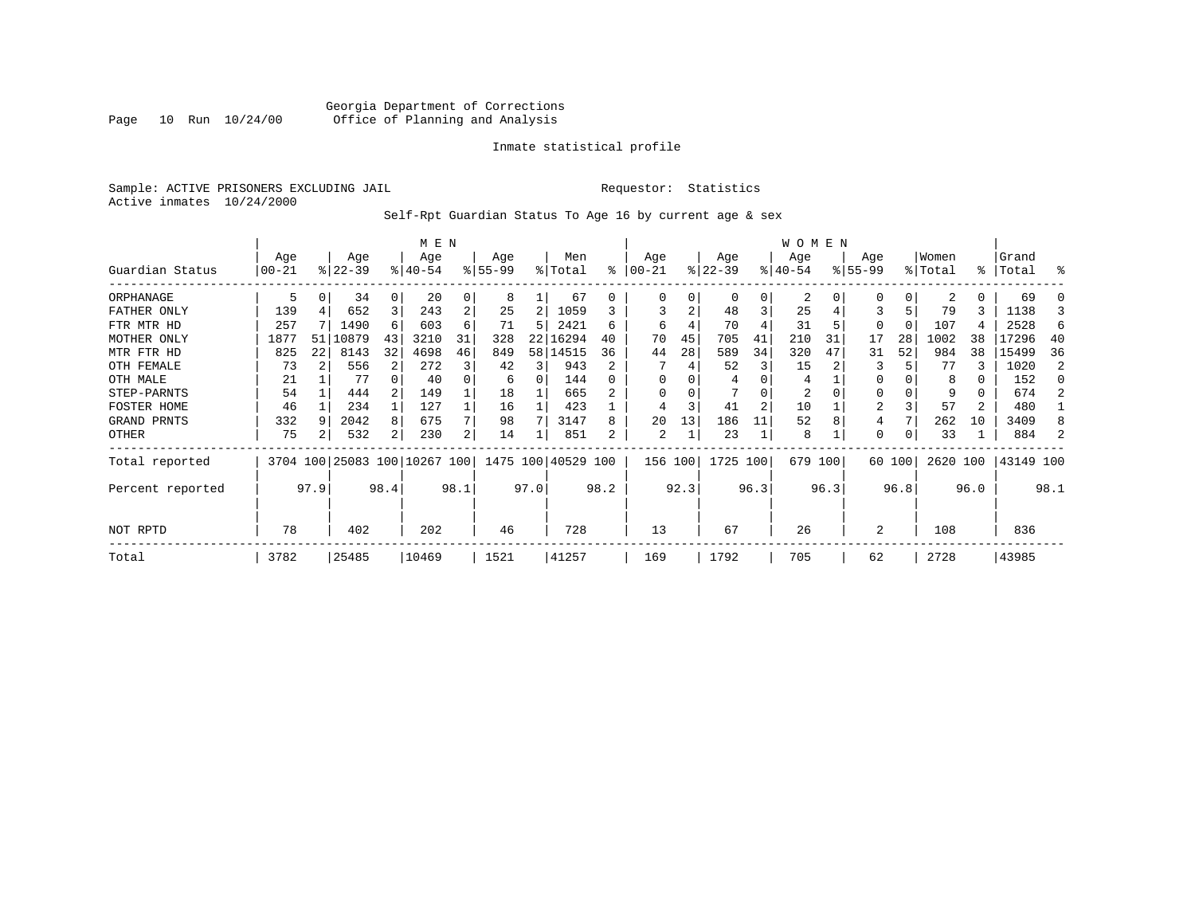Georgia Department of Corrections
Office of Planning and Analysis

Inmate statistical profile

Sample: ACTIVE PRISONERS EXCLUDING JAIL
Active inmates 10/24/2000

Requestor: Statistics

Self-Rpt Guardian Status To Age 16 by current age & sex

| Guardian Status | MEN Age 00-21 | % | Age 22-39 | % | Age 40-54 | % | Age 55-99 | % | Men Total | % | WOMEN Age 00-21 | % | Age 22-39 | % | Age 40-54 | % | Age 55-99 | % | Women Total | % | Grand Total | % |
|---|---|---|---|---|---|---|---|---|---|---|---|---|---|---|---|---|---|---|---|---|---|---|
| ORPHANAGE | 5 | 0 | 34 | 0 | 20 | 0 | 8 | 1 | 67 | 0 | 0 | 0 | 0 | 0 | 2 | 0 | 0 | 0 | 2 | 0 | 69 | 0 |
| FATHER ONLY | 139 | 4 | 652 | 3 | 243 | 2 | 25 | 2 | 1059 | 3 | 3 | 2 | 48 | 3 | 25 | 4 | 3 | 5 | 79 | 3 | 1138 | 3 |
| FTR MTR HD | 257 | 7 | 1490 | 6 | 603 | 6 | 71 | 5 | 2421 | 6 | 6 | 4 | 70 | 4 | 31 | 5 | 0 | 0 | 107 | 4 | 2528 | 6 |
| MOTHER ONLY | 1877 | 51 | 10879 | 43 | 3210 | 31 | 328 | 22 | 16294 | 40 | 70 | 45 | 705 | 41 | 210 | 31 | 17 | 28 | 1002 | 38 | 17296 | 40 |
| MTR FTR HD | 825 | 22 | 8143 | 32 | 4698 | 46 | 849 | 58 | 14515 | 36 | 44 | 28 | 589 | 34 | 320 | 47 | 31 | 52 | 984 | 38 | 15499 | 36 |
| OTH FEMALE | 73 | 2 | 556 | 2 | 272 | 3 | 42 | 3 | 943 | 2 | 7 | 4 | 52 | 3 | 15 | 2 | 3 | 5 | 77 | 3 | 1020 | 2 |
| OTH MALE | 21 | 1 | 77 | 0 | 40 | 0 | 6 | 0 | 144 | 0 | 0 | 0 | 4 | 0 | 4 | 1 | 0 | 0 | 8 | 0 | 152 | 0 |
| STEP-PARNTS | 54 | 1 | 444 | 2 | 149 | 1 | 18 | 1 | 665 | 2 | 0 | 0 | 7 | 0 | 2 | 0 | 0 | 0 | 9 | 0 | 674 | 2 |
| FOSTER HOME | 46 | 1 | 234 | 1 | 127 | 1 | 16 | 1 | 423 | 1 | 4 | 3 | 41 | 2 | 10 | 1 | 2 | 3 | 57 | 2 | 480 | 1 |
| GRAND PRNTS | 332 | 9 | 2042 | 8 | 675 | 7 | 98 | 7 | 3147 | 8 | 20 | 13 | 186 | 11 | 52 | 8 | 4 | 7 | 262 | 10 | 3409 | 8 |
| OTHER | 75 | 2 | 532 | 2 | 230 | 2 | 14 | 1 | 851 | 2 | 2 | 1 | 23 | 1 | 8 | 1 | 0 | 0 | 33 | 1 | 884 | 2 |
| Total reported | 3704 | 100 | 25083 | 100 | 10267 | 100 | 1475 | 100 | 40529 | 100 | 156 | 100 | 1725 | 100 | 679 | 100 | 60 | 100 | 2620 | 100 | 43149 | 100 |
| Percent reported | | 97.9 | | 98.4 | | 98.1 | | 97.0 | | 98.2 | | 92.3 | | 96.3 | | 96.3 | | 96.8 | | 96.0 | | 98.1 |
| NOT RPTD | 78 | | 402 | | 202 | | 46 | | 728 | | 13 | | 67 | | 26 | | 2 | | 108 | | 836 | |
| Total | 3782 | | 25485 | | 10469 | | 1521 | | 41257 | | 169 | | 1792 | | 705 | | 62 | | 2728 | | 43985 | |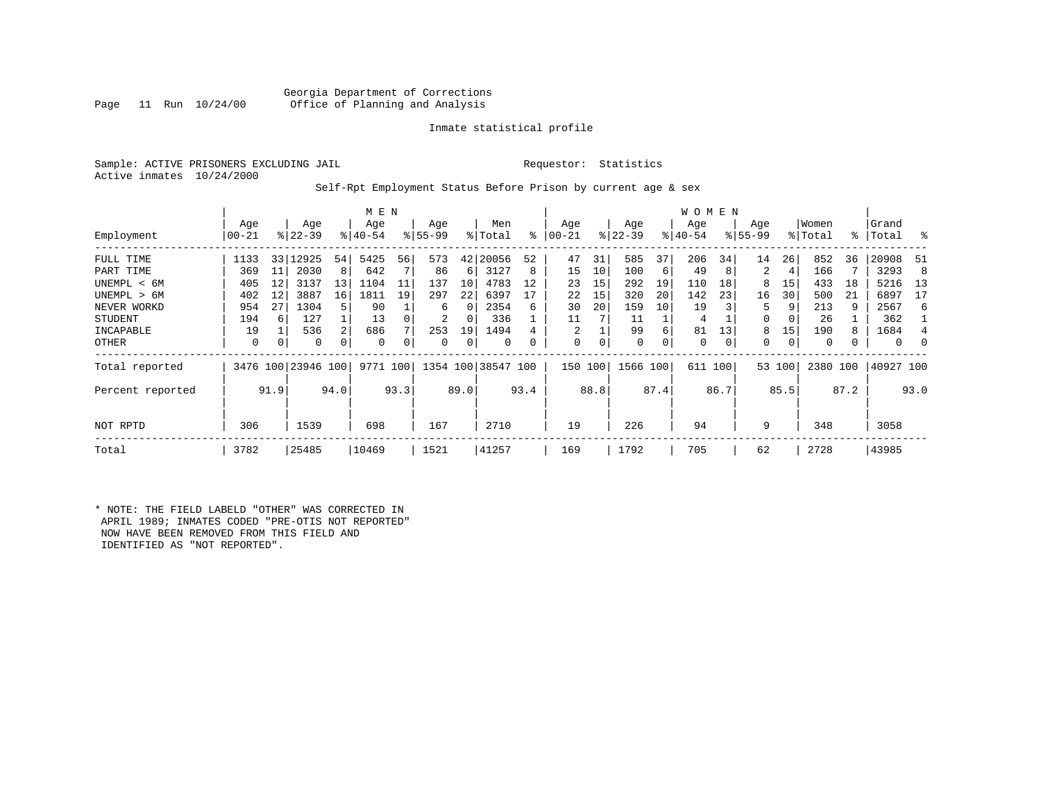Georgia Department of Corrections
Office of Planning and Analysis

Inmate statistical profile

Sample: ACTIVE PRISONERS EXCLUDING JAIL    Requestor: Statistics
Active inmates 10/24/2000

Self-Rpt Employment Status Before Prison by current age & sex

| Employment | MEN Age 00-21 | % | Age 22-39 | % | Age 40-54 | % | Age 55-99 | % | Men Total | % | WOMEN Age 00-21 | % | Age 22-39 | % | Age 40-54 | % | Age 55-99 | % | Women Total | % | Grand Total | % |
|---|---|---|---|---|---|---|---|---|---|---|---|---|---|---|---|---|---|---|---|---|---|---|
| FULL TIME | 1133 | 33 | 12925 | 54 | 5425 | 56 | 573 | 42 | 20056 | 52 | 47 | 31 | 585 | 37 | 206 | 34 | 14 | 26 | 852 | 36 | 20908 | 51 |
| PART TIME | 369 | 11 | 2030 | 8 | 642 | 7 | 86 | 6 | 3127 | 8 | 15 | 10 | 100 | 6 | 49 | 8 | 2 | 4 | 166 | 7 | 3293 | 8 |
| UNEMPL < 6M | 405 | 12 | 3137 | 13 | 1104 | 11 | 137 | 10 | 4783 | 12 | 23 | 15 | 292 | 19 | 110 | 18 | 8 | 15 | 433 | 18 | 5216 | 13 |
| UNEMPL > 6M | 402 | 12 | 3887 | 16 | 1811 | 19 | 297 | 22 | 6397 | 17 | 22 | 15 | 320 | 20 | 142 | 23 | 16 | 30 | 500 | 21 | 6897 | 17 |
| NEVER WORKD | 954 | 27 | 1304 | 5 | 90 | 1 | 6 | 0 | 2354 | 6 | 30 | 20 | 159 | 10 | 19 | 3 | 5 | 9 | 213 | 9 | 2567 | 6 |
| STUDENT | 194 | 6 | 127 | 1 | 13 | 0 | 2 | 0 | 336 | 1 | 11 | 7 | 11 | 1 | 4 | 1 | 0 | 0 | 26 | 1 | 362 | 1 |
| INCAPABLE | 19 | 1 | 536 | 2 | 686 | 7 | 253 | 19 | 1494 | 4 | 2 | 1 | 99 | 6 | 81 | 13 | 8 | 15 | 190 | 8 | 1684 | 4 |
| OTHER | 0 | 0 | 0 | 0 | 0 | 0 | 0 | 0 | 0 | 0 | 0 | 0 | 0 | 0 | 0 | 0 | 0 | 0 | 0 | 0 | 0 | 0 |
| Total reported | 3476 | 100 | 23946 | 100 | 9771 | 100 | 1354 | 100 | 38547 | 100 | 150 | 100 | 1566 | 100 | 611 | 100 | 53 | 100 | 2380 | 100 | 40927 | 100 |
| Percent reported | | 91.9 | | 94.0 | | 93.3 | | 89.0 | | 93.4 | | 88.8 | | 87.4 | | 86.7 | | 85.5 | | 87.2 | | 93.0 |
| NOT RPTD | 306 | | 1539 | | 698 | | 167 | | 2710 | | 19 | | 226 | | 94 | | 9 | | 348 | | 3058 | |
| Total | 3782 | | 25485 | | 10469 | | 1521 | | 41257 | | 169 | | 1792 | | 705 | | 62 | | 2728 | | 43985 | |

* NOTE: THE FIELD LABELD "OTHER" WAS CORRECTED IN APRIL 1989; INMATES CODED "PRE-OTIS NOT REPORTED" NOW HAVE BEEN REMOVED FROM THIS FIELD AND IDENTIFIED AS "NOT REPORTED".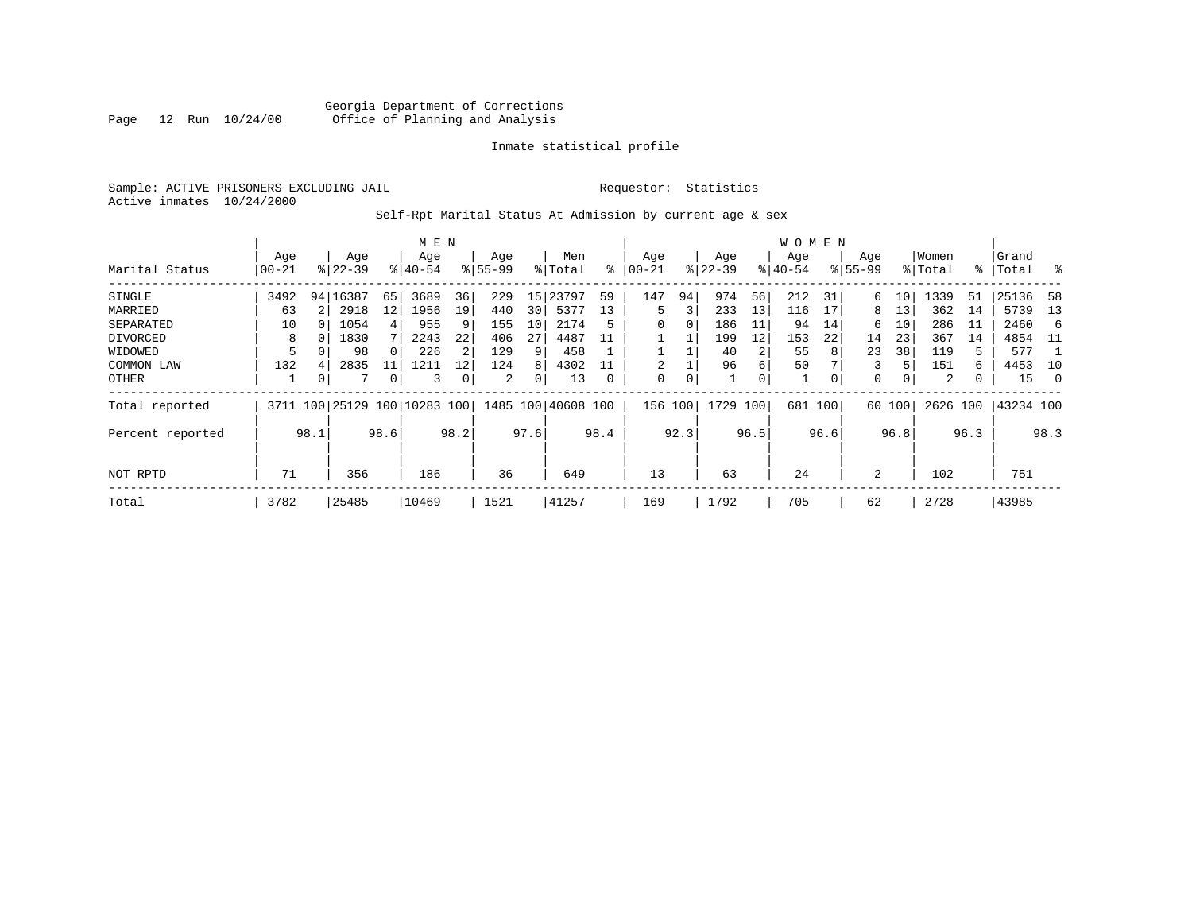Georgia Department of Corrections
Office of Planning and Analysis

Inmate statistical profile

Sample: ACTIVE PRISONERS EXCLUDING JAIL

Requestor: Statistics

Active inmates 10/24/2000

Self-Rpt Marital Status At Admission by current age & sex

| Marital Status | MEN Age 00-21 | % | Age 22-39 | % | Age 40-54 | % | Age 55-99 | % | Men Total | % | WOMEN Age 00-21 | % | Age 22-39 | % | Age 40-54 | % | Age 55-99 | % | Women Total | % | Grand Total | % |
|---|---|---|---|---|---|---|---|---|---|---|---|---|---|---|---|---|---|---|---|---|---|---|
| SINGLE | 3492 | 94 | 16387 | 65 | 3689 | 36 | 229 | 15 | 23797 | 59 | 147 | 94 | 974 | 56 | 212 | 31 | 6 | 10 | 1339 | 51 | 25136 | 58 |
| MARRIED | 63 | 2 | 2918 | 12 | 1956 | 19 | 440 | 30 | 5377 | 13 | 5 | 3 | 233 | 13 | 116 | 17 | 8 | 13 | 362 | 14 | 5739 | 13 |
| SEPARATED | 10 | 0 | 1054 | 4 | 955 | 9 | 155 | 10 | 2174 | 5 | 0 | 0 | 186 | 11 | 94 | 14 | 6 | 10 | 286 | 11 | 2460 | 6 |
| DIVORCED | 8 | 0 | 1830 | 7 | 2243 | 22 | 406 | 27 | 4487 | 11 | 1 | 1 | 199 | 12 | 153 | 22 | 14 | 23 | 367 | 14 | 4854 | 11 |
| WIDOWED | 5 | 0 | 98 | 0 | 226 | 2 | 129 | 9 | 458 | 1 | 1 | 1 | 40 | 2 | 55 | 8 | 23 | 38 | 119 | 5 | 577 | 1 |
| COMMON LAW | 132 | 4 | 2835 | 11 | 1211 | 12 | 124 | 8 | 4302 | 11 | 2 | 1 | 96 | 6 | 50 | 7 | 3 | 5 | 151 | 6 | 4453 | 10 |
| OTHER | 1 | 0 | 7 | 0 | 3 | 0 | 2 | 0 | 13 | 0 | 0 | 0 | 1 | 0 | 1 | 0 | 0 | 0 | 2 | 0 | 15 | 0 |
| Total reported | 3711 | 100 | 25129 | 100 | 10283 | 100 | 1485 | 100 | 40608 | 100 | 156 | 100 | 1729 | 100 | 681 | 100 | 60 | 100 | 2626 | 100 | 43234 | 100 |
| Percent reported | | 98.1 | | 98.6 | | 98.2 | | 97.6 | | 98.4 | | 92.3 | | 96.5 | | 96.6 | | 96.8 | | 96.3 | | 98.3 |
| NOT RPTD | 71 | | 356 | | 186 | | 36 | | 649 | | 13 | | 63 | | 24 | | 2 | | 102 | | 751 | |
| Total | 3782 | | 25485 | | 10469 | | 1521 | | 41257 | | 169 | | 1792 | | 705 | | 62 | | 2728 | | 43985 | |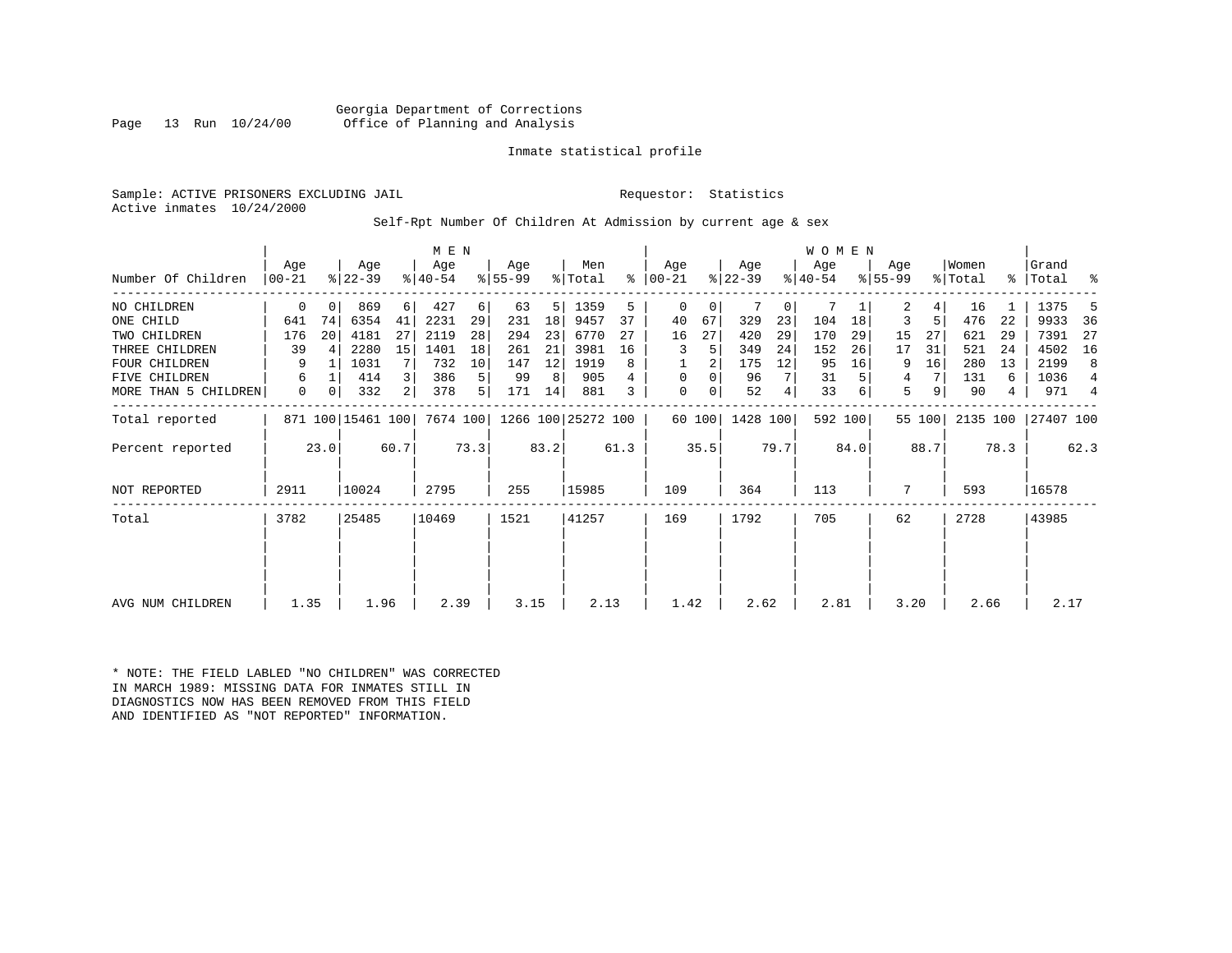Georgia Department of Corrections
Office of Planning and Analysis

Inmate statistical profile

Sample: ACTIVE PRISONERS EXCLUDING JAIL                                Requestor: Statistics
Active inmates 10/24/2000

Self-Rpt Number Of Children At Admission by current age & sex

| Number Of Children | MEN Age 00-21 | % | Age 22-39 | % | Age 40-54 | % | Age 55-99 | % | Men Total | % | WOMEN Age 00-21 | % | Age 22-39 | % | Age 40-54 | % | Age 55-99 | % | Women Total | % | Grand Total | % |
|---|---|---|---|---|---|---|---|---|---|---|---|---|---|---|---|---|---|---|---|---|---|---|
| NO CHILDREN | 0 | 0 | 869 | 6 | 427 | 6 | 63 | 5 | 1359 | 5 | 0 | 0 | 7 | 0 | 7 | 1 | 2 | 4 | 16 | 1 | 1375 | 5 |
| ONE CHILD | 641 | 74 | 6354 | 41 | 2231 | 29 | 231 | 18 | 9457 | 37 | 40 | 67 | 329 | 23 | 104 | 18 | 3 | 5 | 476 | 22 | 9933 | 36 |
| TWO CHILDREN | 176 | 20 | 4181 | 27 | 2119 | 28 | 294 | 23 | 6770 | 27 | 16 | 27 | 420 | 29 | 170 | 29 | 15 | 27 | 621 | 29 | 7391 | 27 |
| THREE CHILDREN | 39 | 4 | 2280 | 15 | 1401 | 18 | 261 | 21 | 3981 | 16 | 3 | 5 | 349 | 24 | 152 | 26 | 17 | 31 | 521 | 24 | 4502 | 16 |
| FOUR CHILDREN | 9 | 1 | 1031 | 7 | 732 | 10 | 147 | 12 | 1919 | 8 | 1 | 2 | 175 | 12 | 95 | 16 | 9 | 16 | 280 | 13 | 2199 | 8 |
| FIVE CHILDREN | 6 | 1 | 414 | 3 | 386 | 5 | 99 | 8 | 905 | 4 | 0 | 0 | 96 | 7 | 31 | 5 | 4 | 7 | 131 | 6 | 1036 | 4 |
| MORE THAN 5 CHILDREN | 0 | 0 | 332 | 2 | 378 | 5 | 171 | 14 | 881 | 3 | 0 | 0 | 52 | 4 | 33 | 6 | 5 | 9 | 90 | 4 | 971 | 4 |
| Total reported | 871 | 100 | 15461 | 100 | 7674 | 100 | 1266 | 100 | 25272 | 100 | 60 | 100 | 1428 | 100 | 592 | 100 | 55 | 100 | 2135 | 100 | 27407 | 100 |
| Percent reported | | 23.0 | | 60.7 | | 73.3 | | 83.2 | | 61.3 | | 35.5 | | 79.7 | | 84.0 | | 88.7 | | 78.3 | | 62.3 |
| NOT REPORTED | 2911 | | 10024 | | 2795 | | 255 | | 15985 | | 109 | | 364 | | 113 | | 7 | | 593 | | 16578 | |
| Total | 3782 | | 25485 | | 10469 | | 1521 | | 41257 | | 169 | | 1792 | | 705 | | 62 | | 2728 | | 43985 | |
| AVG NUM CHILDREN | 1.35 | | 1.96 | | 2.39 | | 3.15 | | 2.13 | | 1.42 | | 2.62 | | 2.81 | | 3.20 | | 2.66 | | 2.17 | |

* NOTE: THE FIELD LABLED "NO CHILDREN" WAS CORRECTED IN MARCH 1989: MISSING DATA FOR INMATES STILL IN DIAGNOSTICS NOW HAS BEEN REMOVED FROM THIS FIELD AND IDENTIFIED AS "NOT REPORTED" INFORMATION.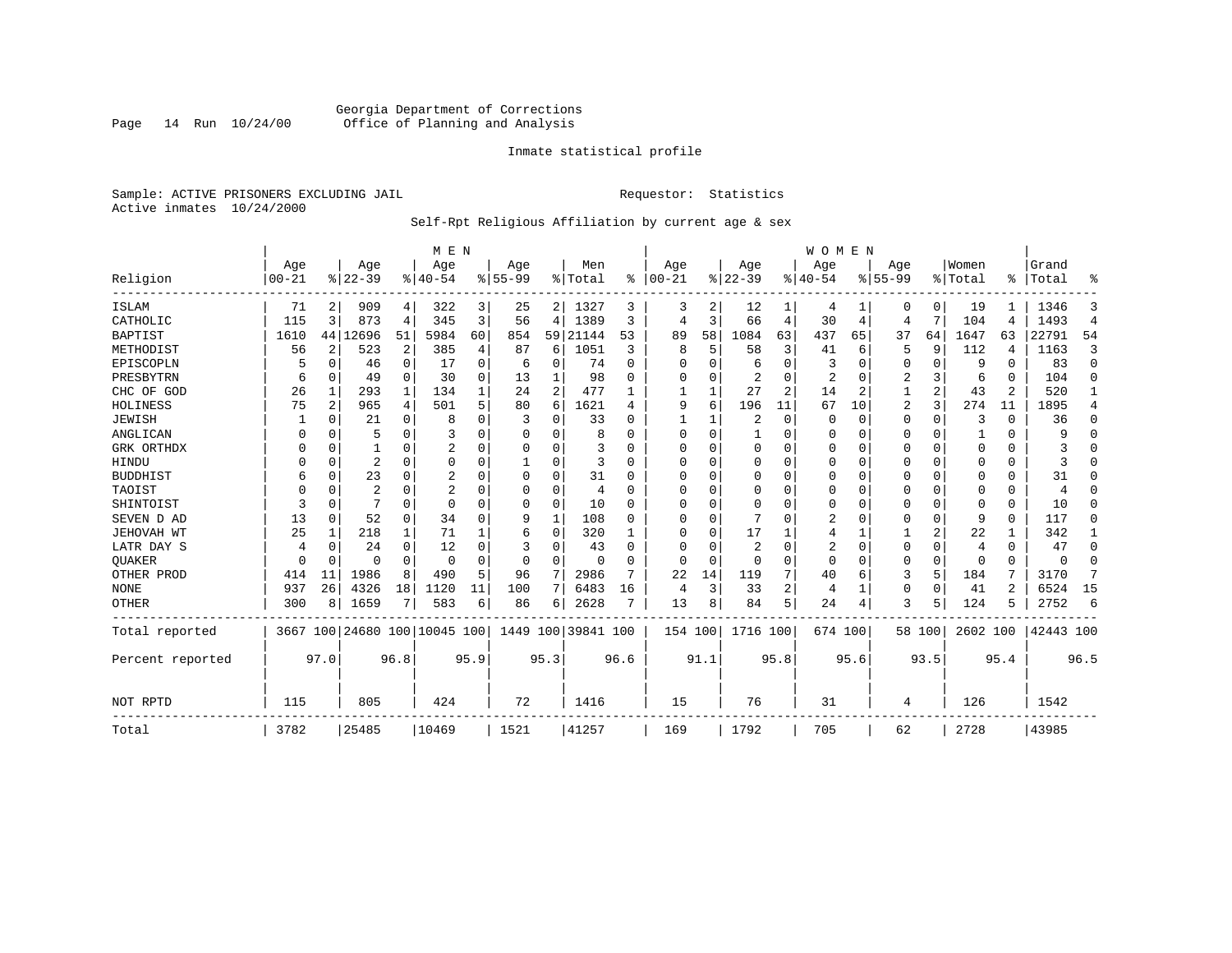Georgia Department of Corrections
Office of Planning and Analysis

Inmate statistical profile

Sample: ACTIVE PRISONERS EXCLUDING JAIL    Requestor: Statistics
Active inmates 10/24/2000

Self-Rpt Religious Affiliation by current age & sex

| Religion | MEN Age 00-21 | % | Age 22-39 | % | Age 40-54 | % | Age 55-99 | % | Men Total | % | WOMEN Age 00-21 | % | Age 22-39 | % | Age 40-54 | % | Age 55-99 | % | Women Total | % | Grand Total | % |
|---|---|---|---|---|---|---|---|---|---|---|---|---|---|---|---|---|---|---|---|---|---|---|
| ISLAM | 71 | 2 | 909 | 4 | 322 | 3 | 25 | 2 | 1327 | 3 | 3 | 2 | 12 | 1 | 4 | 1 | 0 | 0 | 19 | 1 | 1346 | 3 |
| CATHOLIC | 115 | 3 | 873 | 4 | 345 | 3 | 56 | 4 | 1389 | 3 | 4 | 3 | 66 | 4 | 30 | 4 | 4 | 7 | 104 | 4 | 1493 | 4 |
| BAPTIST | 1610 | 44 | 12696 | 51 | 5984 | 60 | 854 | 59 | 21144 | 53 | 89 | 58 | 1084 | 63 | 437 | 65 | 37 | 64 | 1647 | 63 | 22791 | 54 |
| METHODIST | 56 | 2 | 523 | 2 | 385 | 4 | 87 | 6 | 1051 | 3 | 8 | 5 | 58 | 3 | 41 | 6 | 5 | 9 | 112 | 4 | 1163 | 3 |
| EPISCOPLN | 5 | 0 | 46 | 0 | 17 | 0 | 6 | 0 | 74 | 0 | 0 | 0 | 6 | 0 | 3 | 0 | 0 | 0 | 9 | 0 | 83 | 0 |
| PRESBYTRN | 6 | 0 | 49 | 0 | 30 | 0 | 13 | 1 | 98 | 0 | 0 | 0 | 2 | 0 | 2 | 0 | 2 | 3 | 6 | 0 | 104 | 0 |
| CHC OF GOD | 26 | 1 | 293 | 1 | 134 | 1 | 24 | 2 | 477 | 1 | 1 | 1 | 27 | 2 | 14 | 2 | 1 | 2 | 43 | 2 | 520 | 1 |
| HOLINESS | 75 | 2 | 965 | 4 | 501 | 5 | 80 | 6 | 1621 | 4 | 9 | 6 | 196 | 11 | 67 | 10 | 2 | 3 | 274 | 11 | 1895 | 4 |
| JEWISH | 1 | 0 | 21 | 0 | 8 | 0 | 3 | 0 | 33 | 0 | 1 | 1 | 2 | 0 | 0 | 0 | 0 | 0 | 3 | 0 | 36 | 0 |
| ANGLICAN | 0 | 0 | 5 | 0 | 3 | 0 | 0 | 0 | 8 | 0 | 0 | 0 | 1 | 0 | 0 | 0 | 0 | 0 | 1 | 0 | 9 | 0 |
| GRK ORTHDX | 0 | 0 | 1 | 0 | 2 | 0 | 0 | 0 | 3 | 0 | 0 | 0 | 0 | 0 | 0 | 0 | 0 | 0 | 0 | 0 | 3 | 0 |
| HINDU | 0 | 0 | 2 | 0 | 0 | 0 | 1 | 0 | 3 | 0 | 0 | 0 | 0 | 0 | 0 | 0 | 0 | 0 | 0 | 0 | 3 | 0 |
| BUDDHIST | 6 | 0 | 23 | 0 | 2 | 0 | 0 | 0 | 31 | 0 | 0 | 0 | 0 | 0 | 0 | 0 | 0 | 0 | 0 | 0 | 31 | 0 |
| TAOIST | 0 | 0 | 2 | 0 | 2 | 0 | 0 | 0 | 4 | 0 | 0 | 0 | 0 | 0 | 0 | 0 | 0 | 0 | 0 | 0 | 4 | 0 |
| SHINTOIST | 3 | 0 | 7 | 0 | 0 | 0 | 0 | 0 | 10 | 0 | 0 | 0 | 0 | 0 | 0 | 0 | 0 | 0 | 0 | 0 | 10 | 0 |
| SEVEN D AD | 13 | 0 | 52 | 0 | 34 | 0 | 9 | 1 | 108 | 0 | 0 | 0 | 7 | 0 | 2 | 0 | 0 | 0 | 9 | 0 | 117 | 0 |
| JEHOVAH WT | 25 | 1 | 218 | 1 | 71 | 1 | 6 | 0 | 320 | 1 | 0 | 0 | 17 | 1 | 4 | 1 | 1 | 2 | 22 | 1 | 342 | 1 |
| LATR DAY S | 4 | 0 | 24 | 0 | 12 | 0 | 3 | 0 | 43 | 0 | 0 | 0 | 2 | 0 | 2 | 0 | 0 | 0 | 4 | 0 | 47 | 0 |
| QUAKER | 0 | 0 | 0 | 0 | 0 | 0 | 0 | 0 | 0 | 0 | 0 | 0 | 0 | 0 | 0 | 0 | 0 | 0 | 0 | 0 | 0 | 0 |
| OTHER PROD | 414 | 11 | 1986 | 8 | 490 | 5 | 96 | 7 | 2986 | 7 | 22 | 14 | 119 | 7 | 40 | 6 | 3 | 5 | 184 | 7 | 3170 | 7 |
| NONE | 937 | 26 | 4326 | 18 | 1120 | 11 | 100 | 7 | 6483 | 16 | 4 | 3 | 33 | 2 | 4 | 1 | 0 | 0 | 41 | 2 | 6524 | 15 |
| OTHER | 300 | 8 | 1659 | 7 | 583 | 6 | 86 | 6 | 2628 | 7 | 13 | 8 | 84 | 5 | 24 | 4 | 3 | 5 | 124 | 5 | 2752 | 6 |
| Total reported | 3667 | 100 | 24680 | 100 | 10045 | 100 | 1449 | 100 | 39841 | 100 | 154 | 100 | 1716 | 100 | 674 | 100 | 58 | 100 | 2602 | 100 | 42443 | 100 |
| Percent reported | | 97.0 | | 96.8 | | 95.9 | | 95.3 | | 96.6 | | 91.1 | | 95.8 | | 95.6 | | 93.5 | | 95.4 | | 96.5 |
| NOT RPTD | 115 | | 805 | | 424 | | 72 | | 1416 | | 15 | | 76 | | 31 | | 4 | | 126 | | 1542 | |
| Total | 3782 | | 25485 | | 10469 | | 1521 | | 41257 | | 169 | | 1792 | | 705 | | 62 | | 2728 | | 43985 | |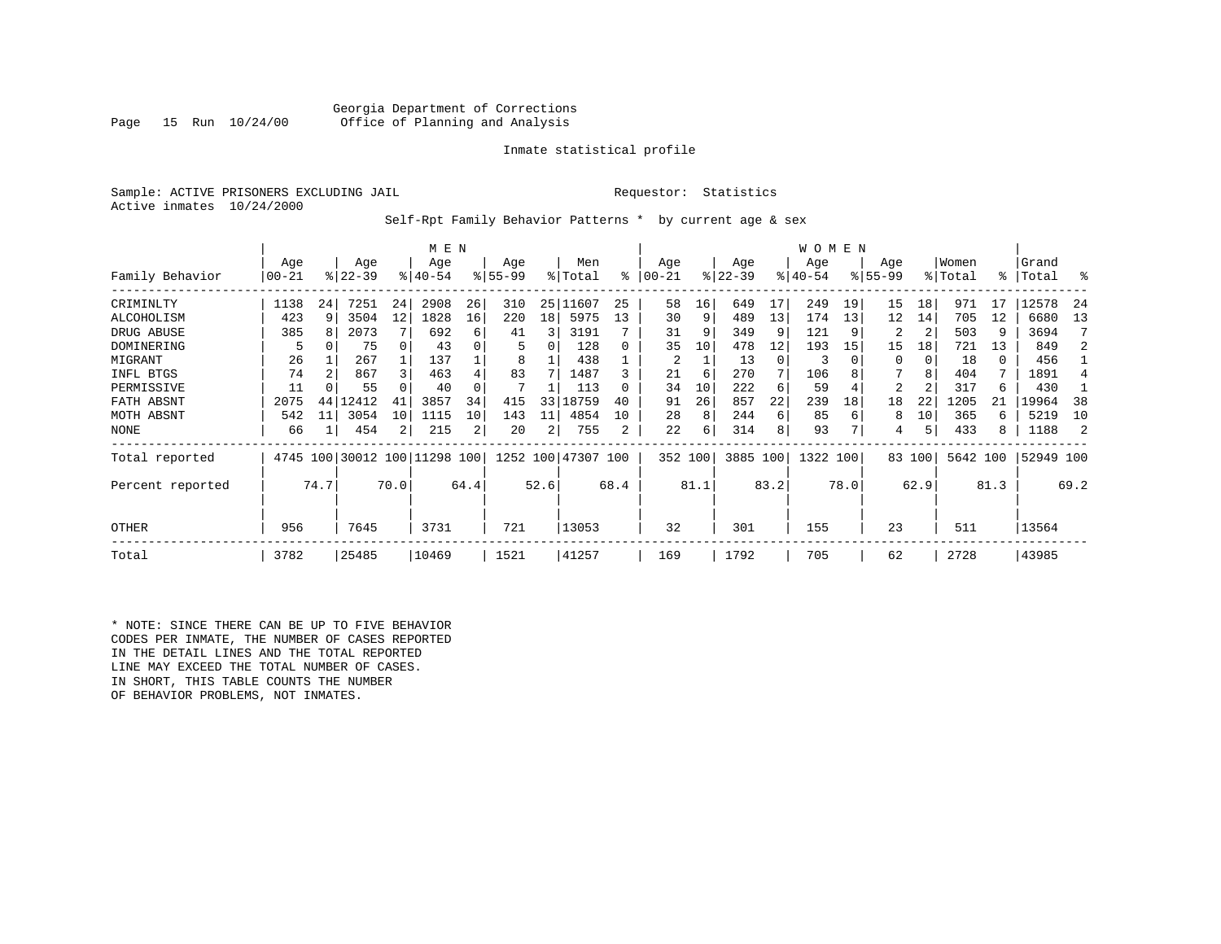Georgia Department of Corrections
Office of Planning and Analysis

Inmate statistical profile

Sample: ACTIVE PRISONERS EXCLUDING JAIL

Requestor: Statistics

Active inmates 10/24/2000

Self-Rpt Family Behavior Patterns * by current age & sex

| Family Behavior | MEN Age 00-21 | % | Age 22-39 | % | Age 40-54 | % | Age 55-99 | % | Men Total | % | WOMEN Age 00-21 | % | Age 22-39 | % | Age 40-54 | % | Age 55-99 | % | Women Total | % | Grand Total | % |
|---|---|---|---|---|---|---|---|---|---|---|---|---|---|---|---|---|---|---|---|---|---|---|
| CRIMINLTY | 1138 | 24 | 7251 | 24 | 2908 | 26 | 310 | 25 | 11607 | 25 | 58 | 16 | 649 | 17 | 249 | 19 | 15 | 18 | 971 | 17 | 12578 | 24 |
| ALCOHOLISM | 423 | 9 | 3504 | 12 | 1828 | 16 | 220 | 18 | 5975 | 13 | 30 | 9 | 489 | 13 | 174 | 13 | 12 | 14 | 705 | 12 | 6680 | 13 |
| DRUG ABUSE | 385 | 8 | 2073 | 7 | 692 | 6 | 41 | 3 | 3191 | 7 | 31 | 9 | 349 | 9 | 121 | 9 | 2 | 2 | 503 | 9 | 3694 | 7 |
| DOMINERING | 5 | 0 | 75 | 0 | 43 | 0 | 5 | 0 | 128 | 0 | 35 | 10 | 478 | 12 | 193 | 15 | 15 | 18 | 721 | 13 | 849 | 2 |
| MIGRANT | 26 | 1 | 267 | 1 | 137 | 1 | 8 | 1 | 438 | 1 | 2 | 1 | 13 | 0 | 3 | 0 | 0 | 0 | 18 | 0 | 456 | 1 |
| INFL BTGS | 74 | 2 | 867 | 3 | 463 | 4 | 83 | 7 | 1487 | 3 | 21 | 6 | 270 | 7 | 106 | 8 | 7 | 8 | 404 | 7 | 1891 | 4 |
| PERMISSIVE | 11 | 0 | 55 | 0 | 40 | 0 | 7 | 1 | 113 | 0 | 34 | 10 | 222 | 6 | 59 | 4 | 2 | 2 | 317 | 6 | 430 | 1 |
| FATH ABSNT | 2075 | 44 | 12412 | 41 | 3857 | 34 | 415 | 33 | 18759 | 40 | 91 | 26 | 857 | 22 | 239 | 18 | 18 | 22 | 1205 | 21 | 19964 | 38 |
| MOTH ABSNT | 542 | 11 | 3054 | 10 | 1115 | 10 | 143 | 11 | 4854 | 10 | 28 | 8 | 244 | 6 | 85 | 6 | 8 | 10 | 365 | 6 | 5219 | 10 |
| NONE | 66 | 1 | 454 | 2 | 215 | 2 | 20 | 2 | 755 | 2 | 22 | 6 | 314 | 8 | 93 | 7 | 4 | 5 | 433 | 8 | 1188 | 2 |
| Total reported | 4745 | 100 | 30012 | 100 | 11298 | 100 | 1252 | 100 | 47307 | 100 | 352 | 100 | 3885 | 100 | 1322 | 100 | 83 | 100 | 5642 | 100 | 52949 | 100 |
| Percent reported | | 74.7 | | 70.0 | | 64.4 | | 52.6 | | 68.4 | | 81.1 | | 83.2 | | 78.0 | | 62.9 | | 81.3 | | 69.2 |
| OTHER | 956 | | 7645 | | 3731 | | 721 | | 13053 | | 32 | | 301 | | 155 | | 23 | | 511 | | 13564 | |
| Total | 3782 | | 25485 | | 10469 | | 1521 | | 41257 | | 169 | | 1792 | | 705 | | 62 | | 2728 | | 43985 | |

* NOTE: SINCE THERE CAN BE UP TO FIVE BEHAVIOR CODES PER INMATE, THE NUMBER OF CASES REPORTED IN THE DETAIL LINES AND THE TOTAL REPORTED LINE MAY EXCEED THE TOTAL NUMBER OF CASES. IN SHORT, THIS TABLE COUNTS THE NUMBER OF BEHAVIOR PROBLEMS, NOT INMATES.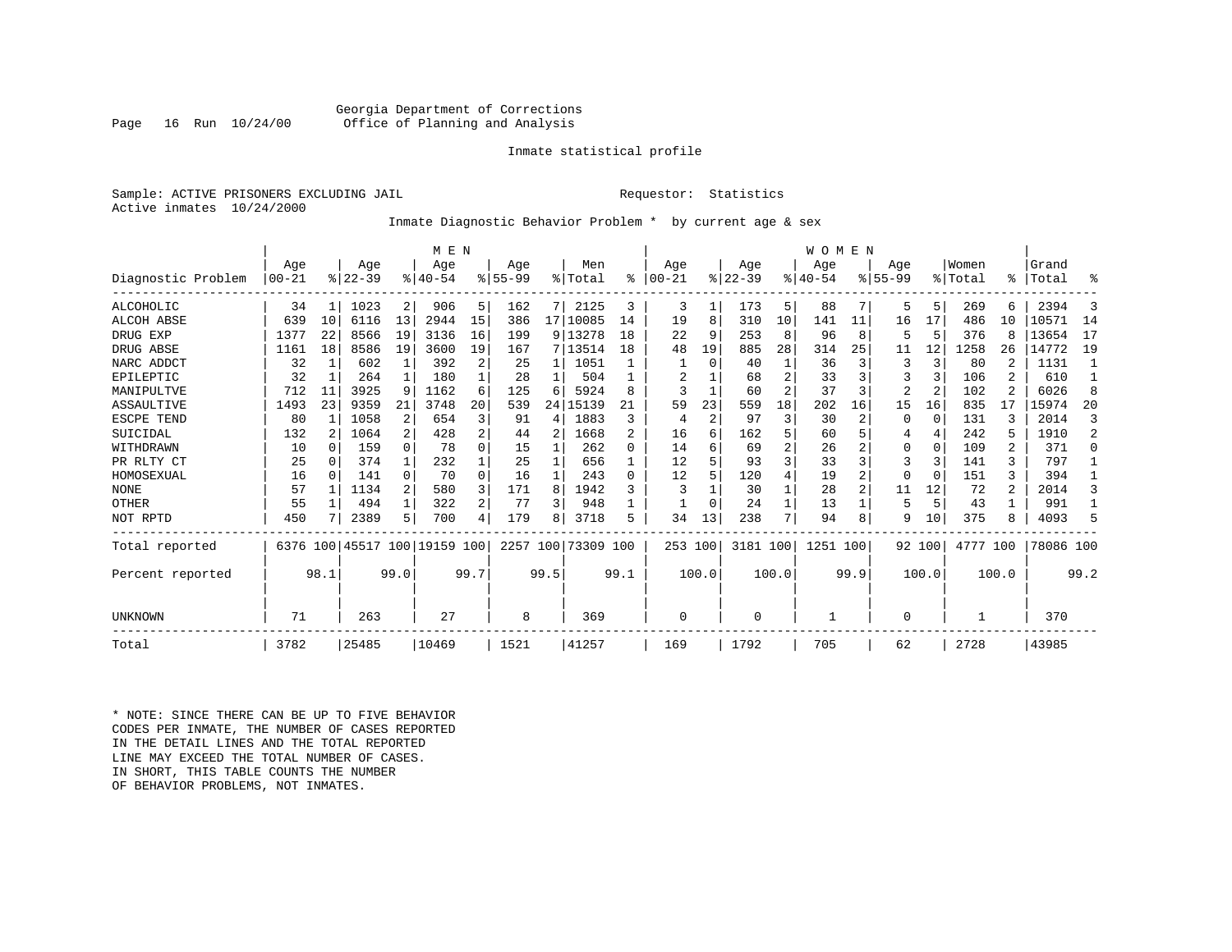Georgia Department of Corrections
Office of Planning and Analysis

Inmate statistical profile

Sample: ACTIVE PRISONERS EXCLUDING JAIL    Requestor: Statistics
Active inmates 10/24/2000

Inmate Diagnostic Behavior Problem * by current age & sex

| Diagnostic Problem | MEN Age 00-21 | % | Age 22-39 | % | Age 40-54 | % | Age 55-99 | % | Men Total | % | WOMEN Age 00-21 | % | Age 22-39 | % | Age 40-54 | % | Age 55-99 | % | Women Total | % | Grand Total | % |
|---|---|---|---|---|---|---|---|---|---|---|---|---|---|---|---|---|---|---|---|---|---|---|
| ALCOHOLIC | 34 | 1 | 1023 | 2 | 906 | 5 | 162 | 7 | 2125 | 3 | 3 | 1 | 173 | 5 | 88 | 7 | 5 | 5 | 269 | 6 | 2394 | 3 |
| ALCOH ABSE | 639 | 10 | 6116 | 13 | 2944 | 15 | 386 | 17 | 10085 | 14 | 19 | 8 | 310 | 10 | 141 | 11 | 16 | 17 | 486 | 10 | 10571 | 14 |
| DRUG EXP | 1377 | 22 | 8566 | 19 | 3136 | 16 | 199 | 9 | 13278 | 18 | 22 | 9 | 253 | 8 | 96 | 8 | 5 | 5 | 376 | 8 | 13654 | 17 |
| DRUG ABSE | 1161 | 18 | 8586 | 19 | 3600 | 19 | 167 | 7 | 13514 | 18 | 48 | 19 | 885 | 28 | 314 | 25 | 11 | 12 | 1258 | 26 | 14772 | 19 |
| NARC ADDCT | 32 | 1 | 602 | 1 | 392 | 2 | 25 | 1 | 1051 | 1 | 1 | 0 | 40 | 1 | 36 | 3 | 3 | 3 | 80 | 2 | 1131 | 1 |
| EPILEPTIC | 32 | 1 | 264 | 1 | 180 | 1 | 28 | 1 | 504 | 1 | 2 | 1 | 68 | 2 | 33 | 3 | 3 | 3 | 106 | 2 | 610 | 1 |
| MANIPULTVE | 712 | 11 | 3925 | 9 | 1162 | 6 | 125 | 6 | 5924 | 8 | 3 | 1 | 60 | 2 | 37 | 3 | 2 | 2 | 102 | 2 | 6026 | 8 |
| ASSAULTIVE | 1493 | 23 | 9359 | 21 | 3748 | 20 | 539 | 24 | 15139 | 21 | 59 | 23 | 559 | 18 | 202 | 16 | 15 | 16 | 835 | 17 | 15974 | 20 |
| ESCPE TEND | 80 | 1 | 1058 | 2 | 654 | 3 | 91 | 4 | 1883 | 3 | 4 | 2 | 97 | 3 | 30 | 2 | 0 | 0 | 131 | 3 | 2014 | 3 |
| SUICIDAL | 132 | 2 | 1064 | 2 | 428 | 2 | 44 | 2 | 1668 | 2 | 16 | 6 | 162 | 5 | 60 | 5 | 4 | 4 | 242 | 5 | 1910 | 2 |
| WITHDRAWN | 10 | 0 | 159 | 0 | 78 | 0 | 15 | 1 | 262 | 0 | 14 | 6 | 69 | 2 | 26 | 2 | 0 | 0 | 109 | 2 | 371 | 0 |
| PR RLTY CT | 25 | 0 | 374 | 1 | 232 | 1 | 25 | 1 | 656 | 1 | 12 | 5 | 93 | 3 | 33 | 3 | 3 | 3 | 141 | 3 | 797 | 1 |
| HOMOSEXUAL | 16 | 0 | 141 | 0 | 70 | 0 | 16 | 1 | 243 | 0 | 12 | 5 | 120 | 4 | 19 | 2 | 0 | 0 | 151 | 3 | 394 | 1 |
| NONE | 57 | 1 | 1134 | 2 | 580 | 3 | 171 | 8 | 1942 | 3 | 3 | 1 | 30 | 1 | 28 | 2 | 11 | 12 | 72 | 2 | 2014 | 3 |
| OTHER | 55 | 1 | 494 | 1 | 322 | 2 | 77 | 3 | 948 | 1 | 1 | 0 | 24 | 1 | 13 | 1 | 5 | 5 | 43 | 1 | 991 | 1 |
| NOT RPTD | 450 | 7 | 2389 | 5 | 700 | 4 | 179 | 8 | 3718 | 5 | 34 | 13 | 238 | 7 | 94 | 8 | 9 | 10 | 375 | 8 | 4093 | 5 |
| Total reported | 6376 | 100 | 45517 | 100 | 19159 | 100 | 2257 | 100 | 73309 | 100 | 253 | 100 | 3181 | 100 | 1251 | 100 | 92 | 100 | 4777 | 100 | 78086 | 100 |
| Percent reported | | 98.1 | | 99.0 | | 99.7 | | 99.5 | | 99.1 | | 100.0 | | 100.0 | | 99.9 | | 100.0 | | 100.0 | | 99.2 |
| UNKNOWN | 71 | | 263 | | 27 | | 8 | | 369 | | 0 | | 0 | | 1 | | 0 | | 1 | | 370 | |
| Total | 3782 | | 25485 | | 10469 | | 1521 | | 41257 | | 169 | | 1792 | | 705 | | 62 | | 2728 | | 43985 | |

* NOTE: SINCE THERE CAN BE UP TO FIVE BEHAVIOR CODES PER INMATE, THE NUMBER OF CASES REPORTED IN THE DETAIL LINES AND THE TOTAL REPORTED LINE MAY EXCEED THE TOTAL NUMBER OF CASES. IN SHORT, THIS TABLE COUNTS THE NUMBER OF BEHAVIOR PROBLEMS, NOT INMATES.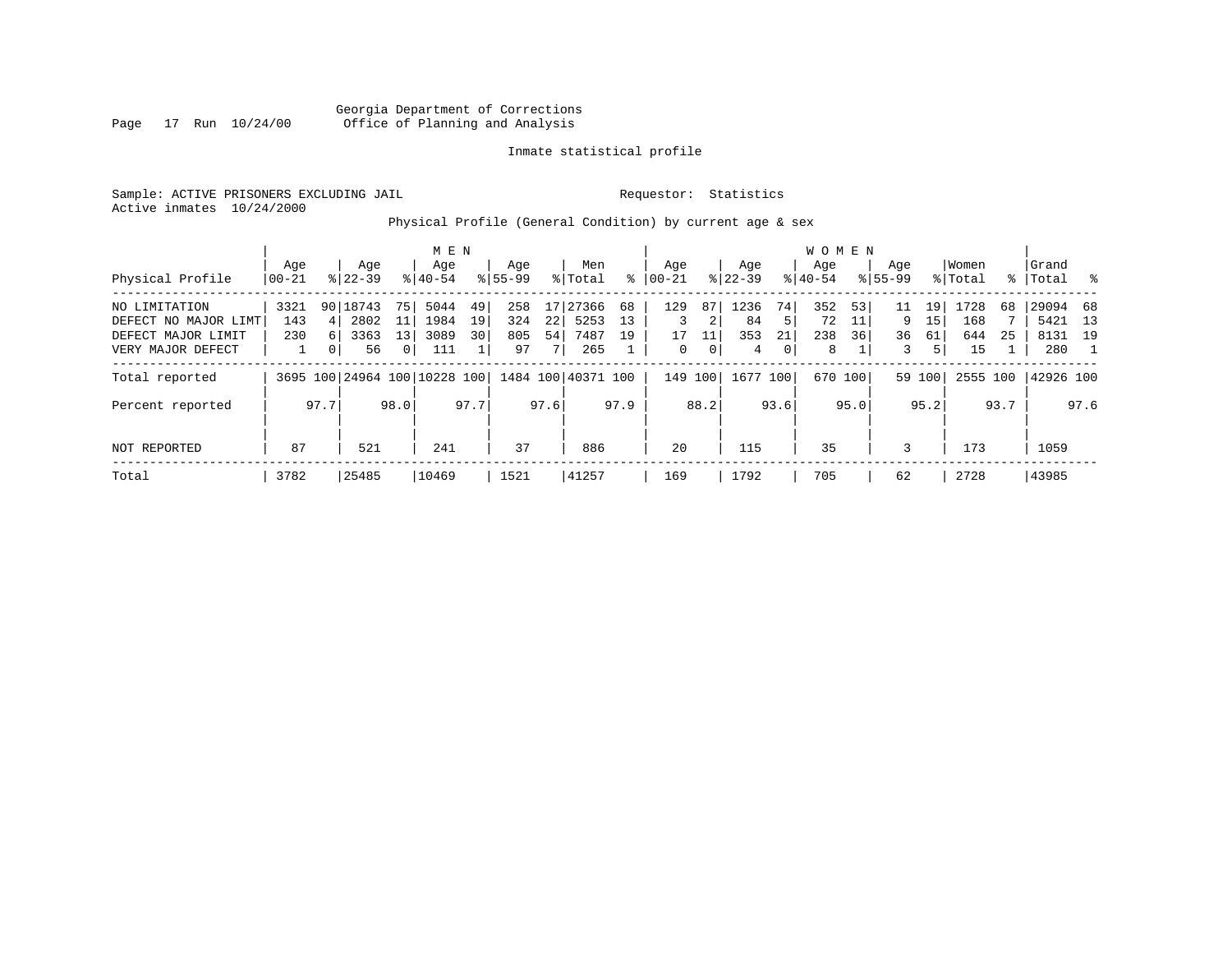Georgia Department of Corrections
Office of Planning and Analysis

Inmate statistical profile

Sample: ACTIVE PRISONERS EXCLUDING JAIL
Active inmates 10/24/2000

Requestor: Statistics

Physical Profile (General Condition) by current age & sex

| Physical Profile | MEN Age 00-21 | % | Age 22-39 | % | Age 40-54 | % | Age 55-99 | % | Men Total | % | WOMEN Age 00-21 | % | Age 22-39 | % | Age 40-54 | % | Age 55-99 | % | Women Total | % | Grand Total | % |
|---|---|---|---|---|---|---|---|---|---|---|---|---|---|---|---|---|---|---|---|---|---|---|
| NO LIMITATION | 3321 | 90 | 18743 | 75 | 5044 | 49 | 258 | 17 | 27366 | 68 | 129 | 87 | 1236 | 74 | 352 | 53 | 11 | 19 | 1728 | 68 | 29094 | 68 |
| DEFECT NO MAJOR LIMT | 143 | 4 | 2802 | 11 | 1984 | 19 | 324 | 22 | 5253 | 13 | 3 | 2 | 84 | 5 | 72 | 11 | 9 | 15 | 168 | 7 | 5421 | 13 |
| DEFECT MAJOR LIMIT | 230 | 6 | 3363 | 13 | 3089 | 30 | 805 | 54 | 7487 | 19 | 17 | 11 | 353 | 21 | 238 | 36 | 36 | 61 | 644 | 25 | 8131 | 19 |
| VERY MAJOR DEFECT | 1 | 0 | 56 | 0 | 111 | 1 | 97 | 7 | 265 | 1 | 0 | 0 | 4 | 0 | 8 | 1 | 3 | 5 | 15 | 1 | 280 | 1 |
| Total reported | 3695 | 100 | 24964 | 100 | 10228 | 100 | 1484 | 100 | 40371 | 100 | 149 | 100 | 1677 | 100 | 670 | 100 | 59 | 100 | 2555 | 100 | 42926 | 100 |
| Percent reported | | 97.7 | | 98.0 | | 97.7 | | 97.6 | | 97.9 | | 88.2 | | 93.6 | | 95.0 | | 95.2 | | 93.7 | | 97.6 |
| NOT REPORTED | 87 | | 521 | | 241 | | 37 | | 886 | | 20 | | 115 | | 35 | | 3 | | 173 | | 1059 | |
| Total | 3782 | | 25485 | | 10469 | | 1521 | | 41257 | | 169 | | 1792 | | 705 | | 62 | | 2728 | | 43985 | |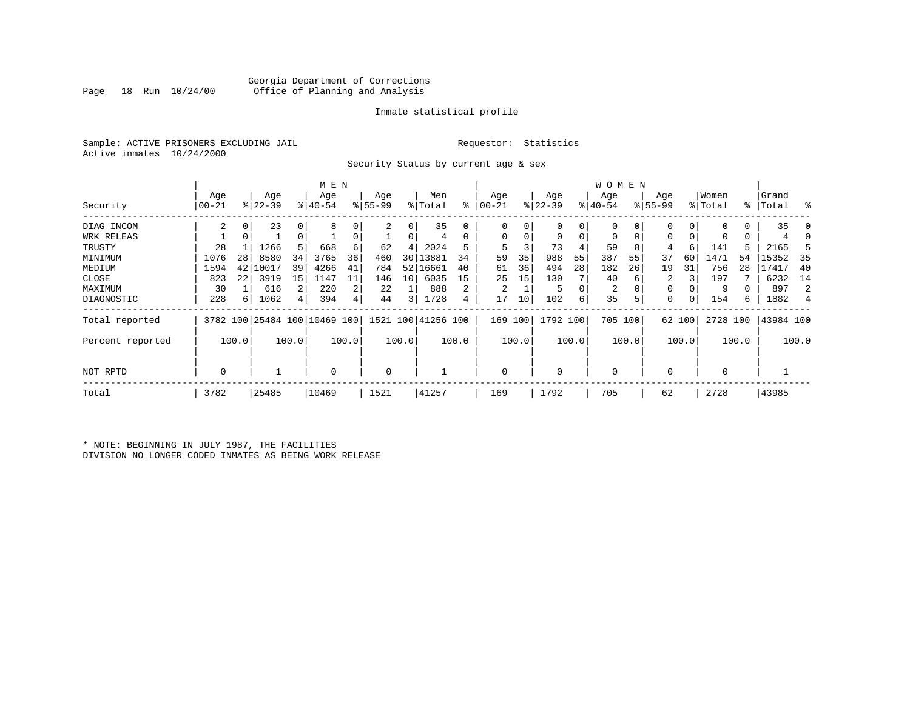Georgia Department of Corrections
Office of Planning and Analysis

Inmate statistical profile

Sample: ACTIVE PRISONERS EXCLUDING JAIL
Active inmates 10/24/2000

Requestor: Statistics

Security Status by current age & sex

| Security | MEN Age 00-21 | % | Age 22-39 | % | Age 40-54 | % | Age 55-99 | % | Men Total | % | WOMEN Age 00-21 | % | Age 22-39 | % | Age 40-54 | % | Age 55-99 | % | Women Total | % | Grand Total | % |
|---|---|---|---|---|---|---|---|---|---|---|---|---|---|---|---|---|---|---|---|---|---|---|
| DIAG INCOM | 2 | 0 | 23 | 0 | 8 | 0 | 2 | 0 | 35 | 0 | 0 | 0 | 0 | 0 | 0 | 0 | 0 | 0 | 0 | 0 | 35 | 0 |
| WRK RELEAS | 1 | 0 | 1 | 0 | 1 | 0 | 1 | 0 | 4 | 0 | 0 | 0 | 0 | 0 | 0 | 0 | 0 | 0 | 0 | 0 | 4 | 0 |
| TRUSTY | 28 | 1 | 1266 | 5 | 668 | 6 | 62 | 4 | 2024 | 5 | 5 | 3 | 73 | 4 | 59 | 8 | 4 | 6 | 141 | 5 | 2165 | 5 |
| MINIMUM | 1076 | 28 | 8580 | 34 | 3765 | 36 | 460 | 30 | 13881 | 34 | 59 | 35 | 988 | 55 | 387 | 55 | 37 | 60 | 1471 | 54 | 15352 | 35 |
| MEDIUM | 1594 | 42 | 10017 | 39 | 4266 | 41 | 784 | 52 | 16661 | 40 | 61 | 36 | 494 | 28 | 182 | 26 | 19 | 31 | 756 | 28 | 17417 | 40 |
| CLOSE | 823 | 22 | 3919 | 15 | 1147 | 11 | 146 | 10 | 6035 | 15 | 25 | 15 | 130 | 7 | 40 | 6 | 2 | 3 | 197 | 7 | 6232 | 14 |
| MAXIMUM | 30 | 1 | 616 | 2 | 220 | 2 | 22 | 1 | 888 | 2 | 2 | 1 | 5 | 0 | 2 | 0 | 0 | 0 | 9 | 0 | 897 | 2 |
| DIAGNOSTIC | 228 | 6 | 1062 | 4 | 394 | 4 | 44 | 3 | 1728 | 4 | 17 | 10 | 102 | 6 | 35 | 5 | 0 | 0 | 154 | 6 | 1882 | 4 |
| Total reported | 3782 | 100 | 25484 | 100 | 10469 | 100 | 1521 | 100 | 41256 | 100 | 169 | 100 | 1792 | 100 | 705 | 100 | 62 | 100 | 2728 | 100 | 43984 | 100 |
| Percent reported | | 100.0 | | 100.0 | | 100.0 | | 100.0 | | 100.0 | | 100.0 | | 100.0 | | 100.0 | | 100.0 | | 100.0 | | 100.0 |
| NOT RPTD | 0 | | 1 | | 0 | | 0 | | 1 | | 0 | | 0 | | 0 | | 0 | | 0 | | 1 | |
| Total | 3782 | | 25485 | | 10469 | | 1521 | | 41257 | | 169 | | 1792 | | 705 | | 62 | | 2728 | | 43985 | |

* NOTE: BEGINNING IN JULY 1987, THE FACILITIES DIVISION NO LONGER CODED INMATES AS BEING WORK RELEASE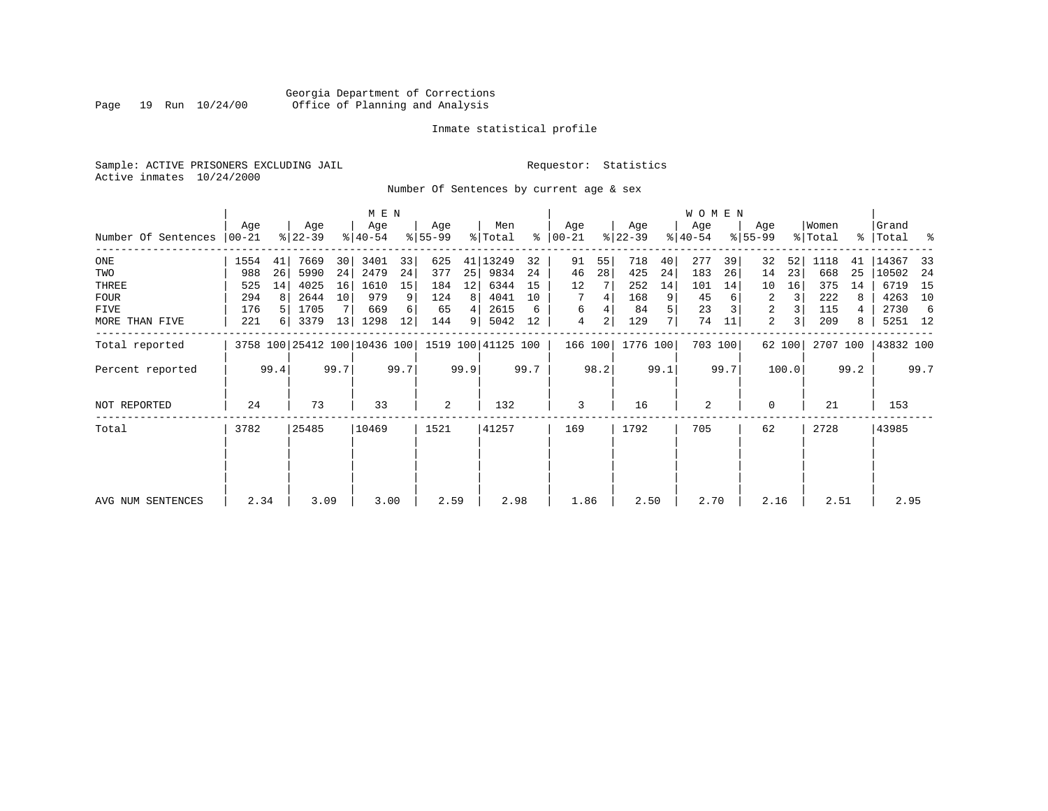Georgia Department of Corrections
Office of Planning and Analysis

Inmate statistical profile

Sample: ACTIVE PRISONERS EXCLUDING JAIL

Requestor: Statistics

Active inmates 10/24/2000

Number Of Sentences by current age & sex

| Number Of Sentences | MEN Age 00-21 | % | Age 22-39 | % | Age 40-54 | % | Age 55-99 | % | Men Total | % | WOMEN Age 00-21 | % | Age 22-39 | % | Age 40-54 | % | Age 55-99 | % | Women Total | % | Grand Total | % |
|---|---|---|---|---|---|---|---|---|---|---|---|---|---|---|---|---|---|---|---|---|---|---|
| ONE | 1554 | 41 | 7669 | 30 | 3401 | 33 | 625 | 41 | 13249 | 32 | 91 | 55 | 718 | 40 | 277 | 39 | 32 | 52 | 1118 | 41 | 14367 | 33 |
| TWO | 988 | 26 | 5990 | 24 | 2479 | 24 | 377 | 25 | 9834 | 24 | 46 | 28 | 425 | 24 | 183 | 26 | 14 | 23 | 668 | 25 | 10502 | 24 |
| THREE | 525 | 14 | 4025 | 16 | 1610 | 15 | 184 | 12 | 6344 | 15 | 12 | 7 | 252 | 14 | 101 | 14 | 10 | 16 | 375 | 14 | 6719 | 15 |
| FOUR | 294 | 8 | 2644 | 10 | 979 | 9 | 124 | 8 | 4041 | 10 | 7 | 4 | 168 | 9 | 45 | 6 | 2 | 3 | 222 | 8 | 4263 | 10 |
| FIVE | 176 | 5 | 1705 | 7 | 669 | 6 | 65 | 4 | 2615 | 6 | 6 | 4 | 84 | 5 | 23 | 3 | 2 | 3 | 115 | 4 | 2730 | 6 |
| MORE THAN FIVE | 221 | 6 | 3379 | 13 | 1298 | 12 | 144 | 9 | 5042 | 12 | 4 | 2 | 129 | 7 | 74 | 11 | 2 | 3 | 209 | 8 | 5251 | 12 |
| Total reported | 3758 | 100 | 25412 | 100 | 10436 | 100 | 1519 | 100 | 41125 | 100 | 166 | 100 | 1776 | 100 | 703 | 100 | 62 | 100 | 2707 | 100 | 43832 | 100 |
| Percent reported | | 99.4 | | 99.7 | | 99.7 | | 99.9 | | 99.7 | | 98.2 | | 99.1 | | 99.7 | | 100.0 | | 99.2 | | 99.7 |
| NOT REPORTED | 24 | | 73 | | 33 | | 2 | | 132 | | 3 | | 16 | | 2 | | 0 | | 21 | | 153 | |
| Total | 3782 | | 25485 | | 10469 | | 1521 | | 41257 | | 169 | | 1792 | | 705 | | 62 | | 2728 | | 43985 | |
| AVG NUM SENTENCES | 2.34 | | 3.09 | | 3.00 | | 2.59 | | 2.98 | | 1.86 | | 2.50 | | 2.70 | | 2.16 | | 2.51 | | 2.95 | |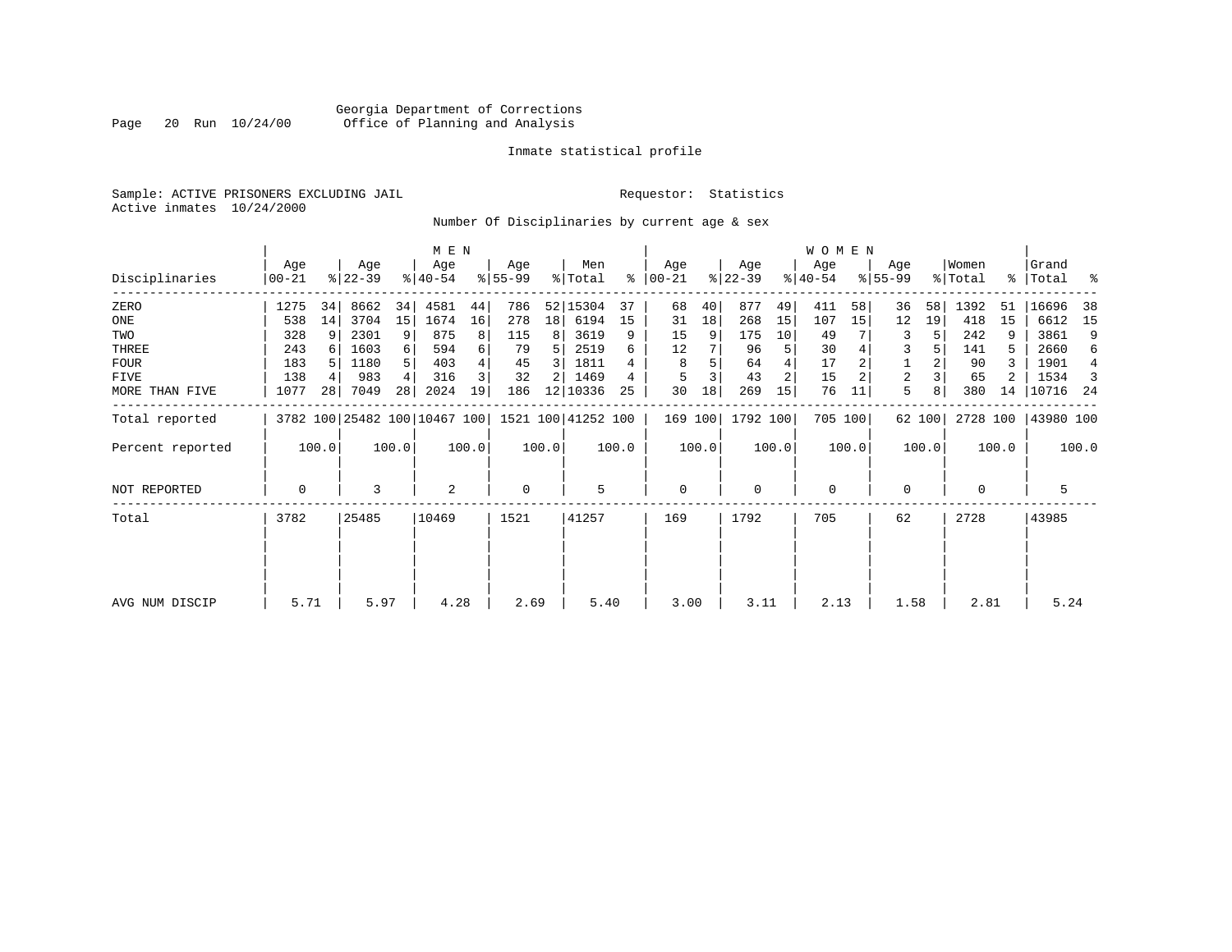Georgia Department of Corrections
Office of Planning and Analysis

Inmate statistical profile

Sample: ACTIVE PRISONERS EXCLUDING JAIL
Active inmates 10/24/2000

Requestor: Statistics

Number Of Disciplinaries by current age & sex

| Disciplinaries | MEN Age 00-21 | % | Age 22-39 | % | Age 40-54 | % | Age 55-99 | % | Men Total | % | WOMEN Age 00-21 | % | Age 22-39 | % | Age 40-54 | % | Age 55-99 | % | Women Total | % | Grand Total | % |
|---|---|---|---|---|---|---|---|---|---|---|---|---|---|---|---|---|---|---|---|---|---|---|
| ZERO | 1275 | 34 | 8662 | 34 | 4581 | 44 | 786 | 52 | 15304 | 37 | 68 | 40 | 877 | 49 | 411 | 58 | 36 | 58 | 1392 | 51 | 16696 | 38 |
| ONE | 538 | 14 | 3704 | 15 | 1674 | 16 | 278 | 18 | 6194 | 15 | 31 | 18 | 268 | 15 | 107 | 15 | 12 | 19 | 418 | 15 | 6612 | 15 |
| TWO | 328 | 9 | 2301 | 9 | 875 | 8 | 115 | 8 | 3619 | 9 | 15 | 9 | 175 | 10 | 49 | 7 | 3 | 5 | 242 | 9 | 3861 | 9 |
| THREE | 243 | 6 | 1603 | 6 | 594 | 6 | 79 | 5 | 2519 | 6 | 12 | 7 | 96 | 5 | 30 | 4 | 3 | 5 | 141 | 5 | 2660 | 6 |
| FOUR | 183 | 5 | 1180 | 5 | 403 | 4 | 45 | 3 | 1811 | 4 | 8 | 5 | 64 | 4 | 17 | 2 | 1 | 2 | 90 | 3 | 1901 | 4 |
| FIVE | 138 | 4 | 983 | 4 | 316 | 3 | 32 | 2 | 1469 | 4 | 5 | 3 | 43 | 2 | 15 | 2 | 2 | 3 | 65 | 2 | 1534 | 3 |
| MORE THAN FIVE | 1077 | 28 | 7049 | 28 | 2024 | 19 | 186 | 12 | 10336 | 25 | 30 | 18 | 269 | 15 | 76 | 11 | 5 | 8 | 380 | 14 | 10716 | 24 |
| Total reported | 3782 | 100 | 25482 | 100 | 10467 | 100 | 1521 | 100 | 41252 | 100 | 169 | 100 | 1792 | 100 | 705 | 100 | 62 | 100 | 2728 | 100 | 43980 | 100 |
| Percent reported | 100.0 | | 100.0 | | 100.0 | | 100.0 | | 100.0 | | 100.0 | | 100.0 | | 100.0 | | 100.0 | | 100.0 | | 100.0 | |
| NOT REPORTED | 0 | | 3 | | 2 | | 0 | | 5 | | 0 | | 0 | | 0 | | 0 | | 0 | | 5 | |
| Total | 3782 | | 25485 | | 10469 | | 1521 | | 41257 | | 169 | | 1792 | | 705 | | 62 | | 2728 | | 43985 | |
| AVG NUM DISCIP | 5.71 | | 5.97 | | 4.28 | | 2.69 | | 5.40 | | 3.00 | | 3.11 | | 2.13 | | 1.58 | | 2.81 | | 5.24 | |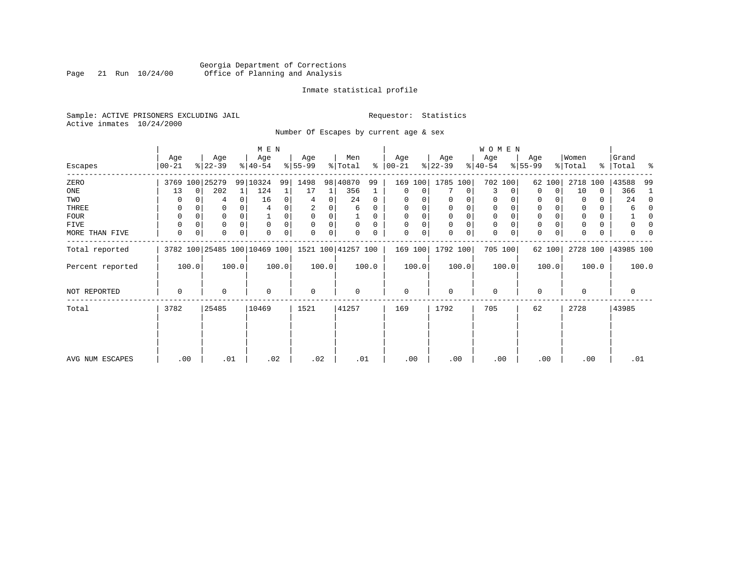Georgia Department of Corrections
Office of Planning and Analysis

Inmate statistical profile

Sample: ACTIVE PRISONERS EXCLUDING JAIL

Requestor: Statistics

Active inmates 10/24/2000

Number Of Escapes by current age & sex

| Escapes | MEN Age 00-21 | % | Age 22-39 | % | Age 40-54 | % | Age 55-99 | % | Men Total | % | WOMEN Age 00-21 | % | Age 22-39 | % | Age 40-54 | % | Age 55-99 | % | Women Total | % | Grand Total | % |
|---|---|---|---|---|---|---|---|---|---|---|---|---|---|---|---|---|---|---|---|---|---|---|
| ZERO | 3769 | 100 | 25279 | 99 | 10324 | 99 | 1498 | 98 | 40870 | 99 | 169 | 100 | 1785 | 100 | 702 | 100 | 62 | 100 | 2718 | 100 | 43588 | 99 |
| ONE | 13 | 0 | 202 | 1 | 124 | 1 | 17 | 1 | 356 | 1 | 0 | 0 | 7 | 0 | 3 | 0 | 0 | 0 | 10 | 0 | 366 | 1 |
| TWO | 0 | 0 | 4 | 0 | 16 | 0 | 4 | 0 | 24 | 0 | 0 | 0 | 0 | 0 | 0 | 0 | 0 | 0 | 0 | 0 | 24 | 0 |
| THREE | 0 | 0 | 0 | 0 | 4 | 0 | 2 | 0 | 6 | 0 | 0 | 0 | 0 | 0 | 0 | 0 | 0 | 0 | 0 | 0 | 6 | 0 |
| FOUR | 0 | 0 | 0 | 0 | 1 | 0 | 0 | 0 | 1 | 0 | 0 | 0 | 0 | 0 | 0 | 0 | 0 | 0 | 0 | 0 | 1 | 0 |
| FIVE | 0 | 0 | 0 | 0 | 0 | 0 | 0 | 0 | 0 | 0 | 0 | 0 | 0 | 0 | 0 | 0 | 0 | 0 | 0 | 0 | 0 | 0 |
| MORE THAN FIVE | 0 | 0 | 0 | 0 | 0 | 0 | 0 | 0 | 0 | 0 | 0 | 0 | 0 | 0 | 0 | 0 | 0 | 0 | 0 | 0 | 0 | 0 |
| Total reported | 3782 | 100 | 25485 | 100 | 10469 | 100 | 1521 | 100 | 41257 | 100 | 169 | 100 | 1792 | 100 | 705 | 100 | 62 | 100 | 2728 | 100 | 43985 | 100 |
| Percent reported | | 100.0 | | 100.0 | | 100.0 | | 100.0 | | 100.0 | | 100.0 | | 100.0 | | 100.0 | | 100.0 | | 100.0 | | 100.0 |
| NOT REPORTED | 0 | | 0 | | 0 | | 0 | | 0 | | 0 | | 0 | | 0 | | 0 | | 0 | | 0 | |
| Total | 3782 | | 25485 | | 10469 | | 1521 | | 41257 | | 169 | | 1792 | | 705 | | 62 | | 2728 | | 43985 | |
| AVG NUM ESCAPES | .00 | | .01 | | .02 | | .02 | | .01 | | .00 | | .00 | | .00 | | .00 | | .00 | | .01 | |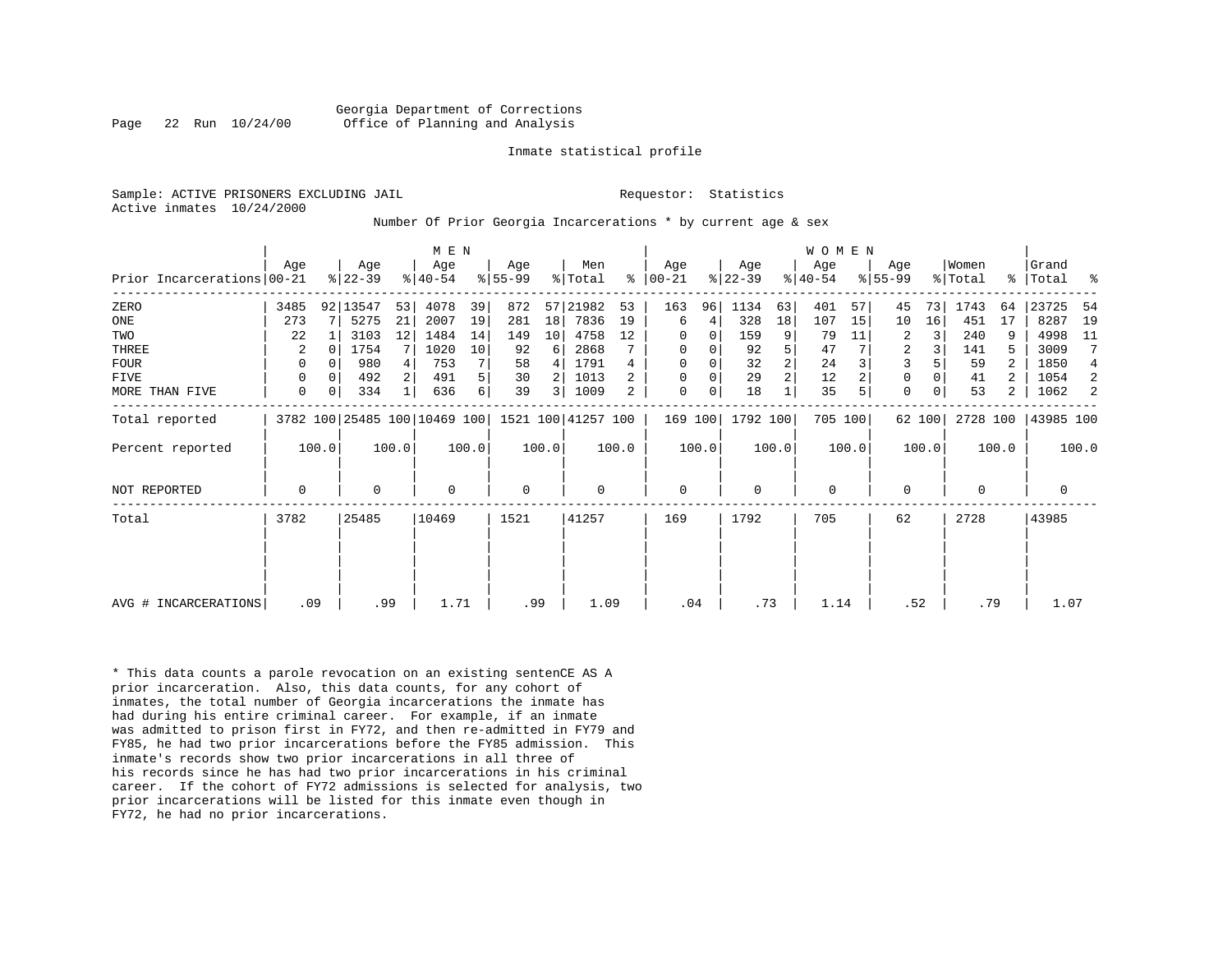Georgia Department of Corrections
Office of Planning and Analysis

Inmate statistical profile

Sample: ACTIVE PRISONERS EXCLUDING JAIL

Requestor: Statistics

Active inmates 10/24/2000

Number Of Prior Georgia Incarcerations * by current age & sex

| Prior Incarcerations | MEN Age 00-21 | % | Age 22-39 | % | Age 40-54 | % | Age 55-99 | % | Men Total | % | WOMEN Age 00-21 | % | Age 22-39 | % | Age 40-54 | % | Age 55-99 | % | Women Total | % | Grand Total | % |
|---|---|---|---|---|---|---|---|---|---|---|---|---|---|---|---|---|---|---|---|---|---|---|
| ZERO | 3485 | 92 | 13547 | 53 | 4078 | 39 | 872 | 57 | 21982 | 53 | 163 | 96 | 1134 | 63 | 401 | 57 | 45 | 73 | 1743 | 64 | 23725 | 54 |
| ONE | 273 | 7 | 5275 | 21 | 2007 | 19 | 281 | 18 | 7836 | 19 | 6 | 4 | 328 | 18 | 107 | 15 | 10 | 16 | 451 | 17 | 8287 | 19 |
| TWO | 22 | 1 | 3103 | 12 | 1484 | 14 | 149 | 10 | 4758 | 12 | 0 | 0 | 159 | 9 | 79 | 11 | 2 | 3 | 240 | 9 | 4998 | 11 |
| THREE | 2 | 0 | 1754 | 7 | 1020 | 10 | 92 | 6 | 2868 | 7 | 0 | 0 | 92 | 5 | 47 | 7 | 2 | 3 | 141 | 5 | 3009 | 7 |
| FOUR | 0 | 0 | 980 | 4 | 753 | 7 | 58 | 4 | 1791 | 4 | 0 | 0 | 32 | 2 | 24 | 3 | 3 | 5 | 59 | 2 | 1850 | 4 |
| FIVE | 0 | 0 | 492 | 2 | 491 | 5 | 30 | 2 | 1013 | 2 | 0 | 0 | 29 | 2 | 12 | 2 | 0 | 0 | 41 | 2 | 1054 | 2 |
| MORE THAN FIVE | 0 | 0 | 334 | 1 | 636 | 6 | 39 | 3 | 1009 | 2 | 0 | 0 | 18 | 1 | 35 | 5 | 0 | 0 | 53 | 2 | 1062 | 2 |
| Total reported | 3782 | 100 | 25485 | 100 | 10469 | 100 | 1521 | 100 | 41257 | 100 | 169 | 100 | 1792 | 100 | 705 | 100 | 62 | 100 | 2728 | 100 | 43985 | 100 |
| Percent reported | | 100.0 | | 100.0 | | 100.0 | | 100.0 | | 100.0 | | 100.0 | | 100.0 | | 100.0 | | 100.0 | | 100.0 | | 100.0 |
| NOT REPORTED | 0 | | 0 | | 0 | | 0 | | 0 | | 0 | | 0 | | 0 | | 0 | | 0 | | 0 | |
| Total | 3782 | | 25485 | | 10469 | | 1521 | | 41257 | | 169 | | 1792 | | 705 | | 62 | | 2728 | | 43985 | |
| AVG # INCARCERATIONS | .09 | | .99 | | 1.71 | | .99 | | 1.09 | | .04 | | .73 | | 1.14 | | .52 | | .79 | | 1.07 | |

* This data counts a parole revocation on an existing sentenCE AS A prior incarceration. Also, this data counts, for any cohort of inmates, the total number of Georgia incarcerations the inmate has had during his entire criminal career. For example, if an inmate was admitted to prison first in FY72, and then re-admitted in FY79 and FY85, he had two prior incarcerations before the FY85 admission. This inmate's records show two prior incarcerations in all three of his records since he has had two prior incarcerations in his criminal career. If the cohort of FY72 admissions is selected for analysis, two prior incarcerations will be listed for this inmate even though in FY72, he had no prior incarcerations.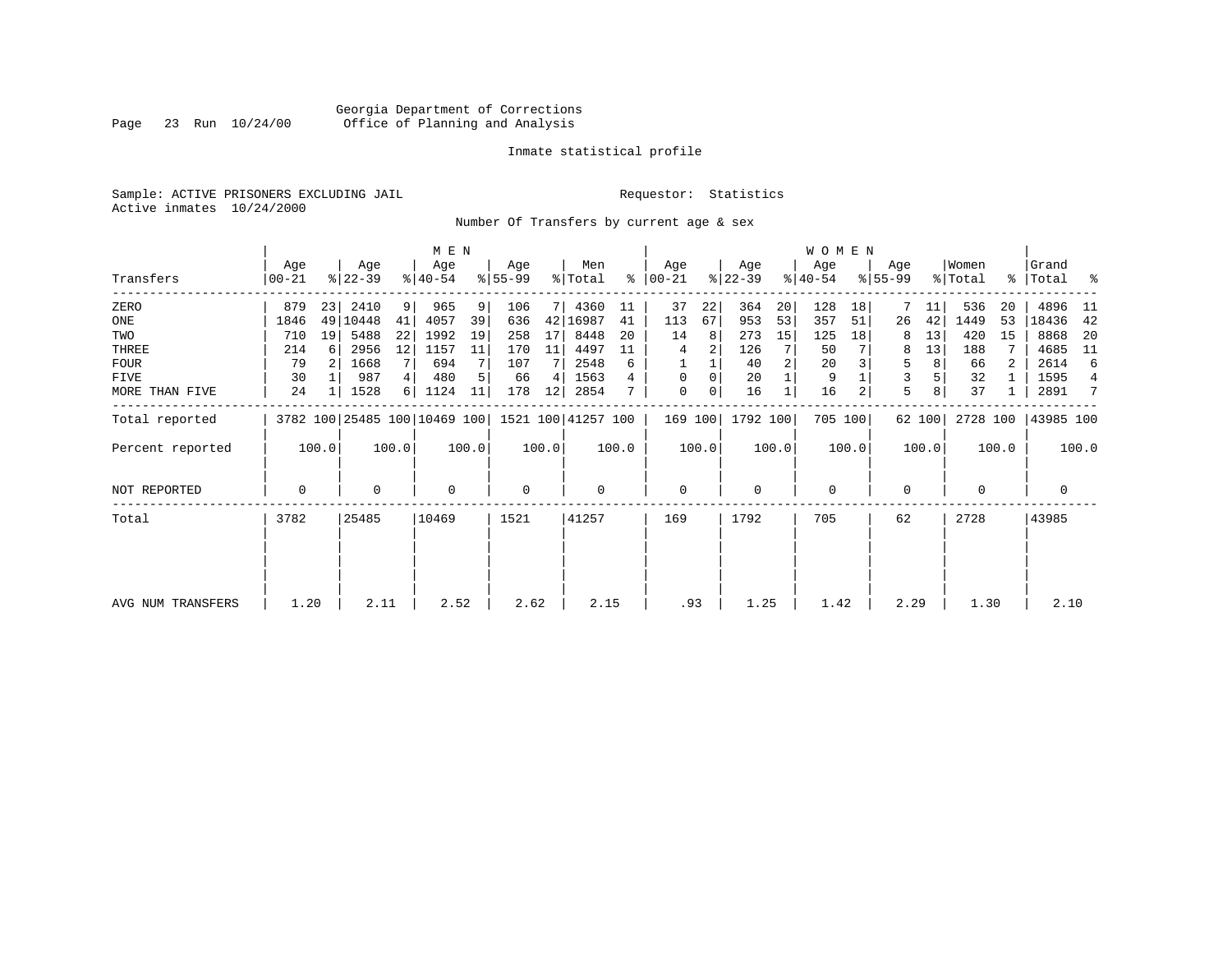Georgia Department of Corrections
Office of Planning and Analysis

Inmate statistical profile

Sample: ACTIVE PRISONERS EXCLUDING JAIL

Requestor: Statistics

Active inmates 10/24/2000

Number Of Transfers by current age & sex

| Transfers | MEN Age 00-21 | % | Age 22-39 | % | Age 40-54 | % | Age 55-99 | % | Men Total | % | WOMEN Age 00-21 | % | Age 22-39 | % | Age 40-54 | % | Age 55-99 | % | Women Total | % | Grand Total | % |
|---|---|---|---|---|---|---|---|---|---|---|---|---|---|---|---|---|---|---|---|---|---|---|
| ZERO | 879 | 23 | 2410 | 9 | 965 | 9 | 106 | 7 | 4360 | 11 | 37 | 22 | 364 | 20 | 128 | 18 | 7 | 11 | 536 | 20 | 4896 | 11 |
| ONE | 1846 | 49 | 10448 | 41 | 4057 | 39 | 636 | 42 | 16987 | 41 | 113 | 67 | 953 | 53 | 357 | 51 | 26 | 42 | 1449 | 53 | 18436 | 42 |
| TWO | 710 | 19 | 5488 | 22 | 1992 | 19 | 258 | 17 | 8448 | 20 | 14 | 8 | 273 | 15 | 125 | 18 | 8 | 13 | 420 | 15 | 8868 | 20 |
| THREE | 214 | 6 | 2956 | 12 | 1157 | 11 | 170 | 11 | 4497 | 11 | 4 | 2 | 126 | 7 | 50 | 7 | 8 | 13 | 188 | 7 | 4685 | 11 |
| FOUR | 79 | 2 | 1668 | 7 | 694 | 7 | 107 | 7 | 2548 | 6 | 1 | 1 | 40 | 2 | 20 | 3 | 5 | 8 | 66 | 2 | 2614 | 6 |
| FIVE | 30 | 1 | 987 | 4 | 480 | 5 | 66 | 4 | 1563 | 4 | 0 | 0 | 20 | 1 | 9 | 1 | 3 | 5 | 32 | 1 | 1595 | 4 |
| MORE THAN FIVE | 24 | 1 | 1528 | 6 | 1124 | 11 | 178 | 12 | 2854 | 7 | 0 | 0 | 16 | 1 | 16 | 2 | 5 | 8 | 37 | 1 | 2891 | 7 |
| Total reported | 3782 | 100 | 25485 | 100 | 10469 | 100 | 1521 | 100 | 41257 | 100 | 169 | 100 | 1792 | 100 | 705 | 100 | 62 | 100 | 2728 | 100 | 43985 | 100 |
| Percent reported | | 100.0 | | 100.0 | | 100.0 | | 100.0 | | 100.0 | | 100.0 | | 100.0 | | 100.0 | | 100.0 | | 100.0 | | 100.0 |
| NOT REPORTED | 0 | | 0 | | 0 | | 0 | | 0 | | 0 | | 0 | | 0 | | 0 | | 0 | | 0 | |
| Total | 3782 | | 25485 | | 10469 | | 1521 | | 41257 | | 169 | | 1792 | | 705 | | 62 | | 2728 | | 43985 | |
| AVG NUM TRANSFERS | 1.20 | | 2.11 | | 2.52 | | 2.62 | | 2.15 | | .93 | | 1.25 | | 1.42 | | 2.29 | | 1.30 | | 2.10 | |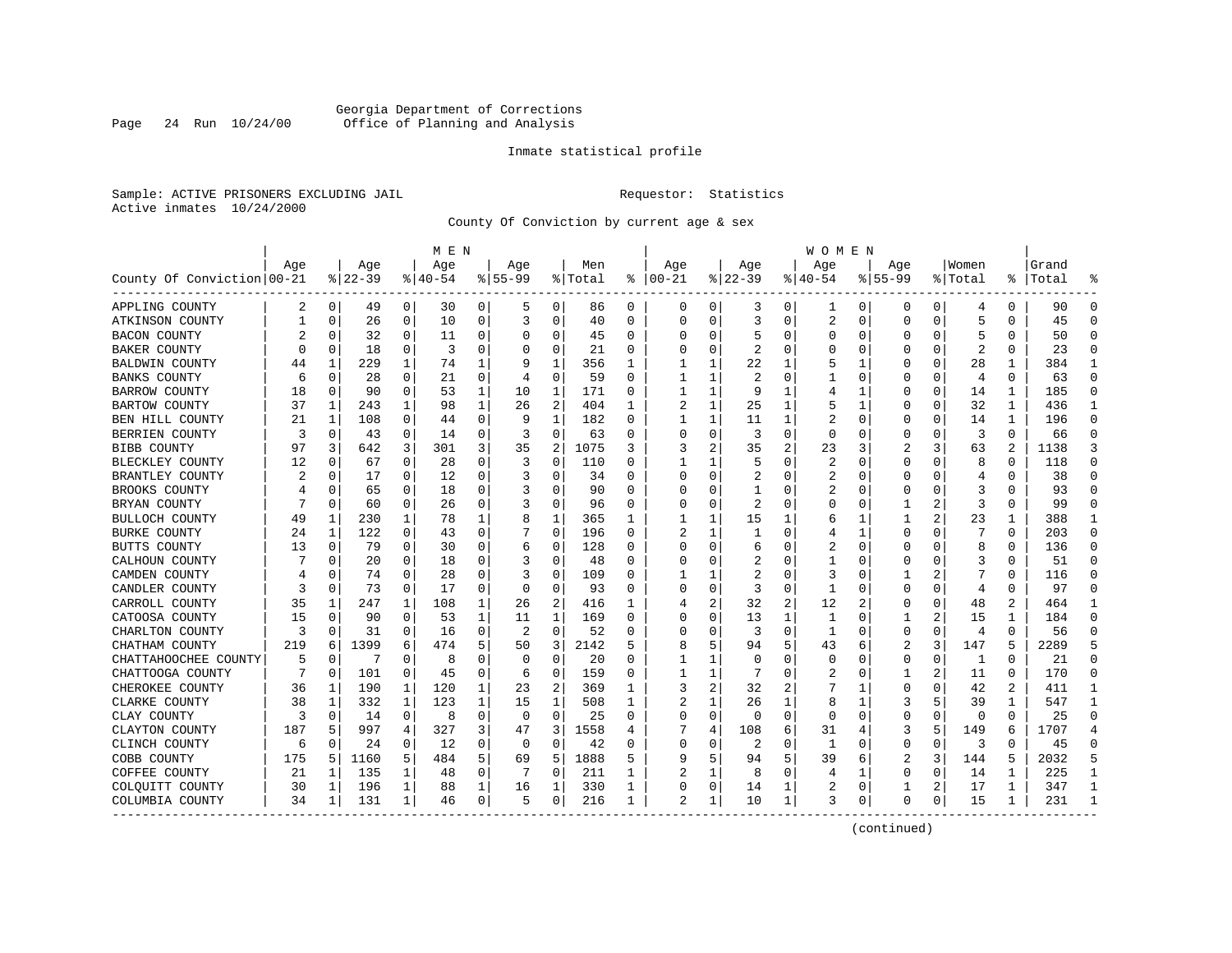Georgia Department of Corrections
Office of Planning and Analysis

Inmate statistical profile

Sample: ACTIVE PRISONERS EXCLUDING JAIL

Requestor: Statistics

Active inmates 10/24/2000

County Of Conviction by current age & sex

| County Of Conviction | MEN Age 00-21 | % | Age 22-39 | % | Age 40-54 | % | Age 55-99 | % | Men Total | % | WOMEN Age 00-21 | % | Age 22-39 | % | Age 40-54 | % | Age 55-99 | % | Women Total | % | Grand Total | % |
|---|---|---|---|---|---|---|---|---|---|---|---|---|---|---|---|---|---|---|---|---|---|---|
| APPLING COUNTY | 2 | 0 | 49 | 0 | 30 | 0 | 5 | 0 | 86 | 0 | 0 | 0 | 3 | 0 | 1 | 0 | 0 | 0 | 4 | 0 | 90 | 0 |
| ATKINSON COUNTY | 1 | 0 | 26 | 0 | 10 | 0 | 3 | 0 | 40 | 0 | 0 | 0 | 3 | 0 | 2 | 0 | 0 | 0 | 5 | 0 | 45 | 0 |
| BACON COUNTY | 2 | 0 | 32 | 0 | 11 | 0 | 0 | 0 | 45 | 0 | 0 | 0 | 5 | 0 | 0 | 0 | 0 | 0 | 5 | 0 | 50 | 0 |
| BAKER COUNTY | 0 | 0 | 18 | 0 | 3 | 0 | 0 | 0 | 21 | 0 | 0 | 0 | 2 | 0 | 0 | 0 | 0 | 0 | 2 | 0 | 23 | 0 |
| BALDWIN COUNTY | 44 | 1 | 229 | 1 | 74 | 1 | 9 | 1 | 356 | 1 | 1 | 1 | 22 | 1 | 5 | 1 | 0 | 0 | 28 | 1 | 384 | 1 |
| BANKS COUNTY | 6 | 0 | 28 | 0 | 21 | 0 | 4 | 0 | 59 | 0 | 1 | 1 | 2 | 0 | 1 | 0 | 0 | 0 | 4 | 0 | 63 | 0 |
| BARROW COUNTY | 18 | 0 | 90 | 0 | 53 | 1 | 10 | 1 | 171 | 0 | 1 | 1 | 9 | 1 | 4 | 1 | 0 | 0 | 14 | 1 | 185 | 0 |
| BARTOW COUNTY | 37 | 1 | 243 | 1 | 98 | 1 | 26 | 2 | 404 | 1 | 2 | 1 | 25 | 1 | 5 | 1 | 0 | 0 | 32 | 1 | 436 | 1 |
| BEN HILL COUNTY | 21 | 1 | 108 | 0 | 44 | 0 | 9 | 1 | 182 | 0 | 1 | 1 | 11 | 1 | 2 | 0 | 0 | 0 | 14 | 1 | 196 | 0 |
| BERRIEN COUNTY | 3 | 0 | 43 | 0 | 14 | 0 | 3 | 0 | 63 | 0 | 0 | 0 | 3 | 0 | 0 | 0 | 0 | 0 | 3 | 0 | 66 | 0 |
| BIBB COUNTY | 97 | 3 | 642 | 3 | 301 | 3 | 35 | 2 | 1075 | 3 | 3 | 2 | 35 | 2 | 23 | 3 | 2 | 3 | 63 | 2 | 1138 | 3 |
| BLECKLEY COUNTY | 12 | 0 | 67 | 0 | 28 | 0 | 3 | 0 | 110 | 0 | 1 | 1 | 5 | 0 | 2 | 0 | 0 | 0 | 8 | 0 | 118 | 0 |
| BRANTLEY COUNTY | 2 | 0 | 17 | 0 | 12 | 0 | 3 | 0 | 34 | 0 | 0 | 0 | 2 | 0 | 2 | 0 | 0 | 0 | 4 | 0 | 38 | 0 |
| BROOKS COUNTY | 4 | 0 | 65 | 0 | 18 | 0 | 3 | 0 | 90 | 0 | 0 | 0 | 1 | 0 | 2 | 0 | 0 | 0 | 3 | 0 | 93 | 0 |
| BRYAN COUNTY | 7 | 0 | 60 | 0 | 26 | 0 | 3 | 0 | 96 | 0 | 0 | 0 | 2 | 0 | 0 | 0 | 1 | 2 | 3 | 0 | 99 | 0 |
| BULLOCH COUNTY | 49 | 1 | 230 | 1 | 78 | 1 | 8 | 1 | 365 | 1 | 1 | 1 | 15 | 1 | 6 | 1 | 1 | 2 | 23 | 1 | 388 | 1 |
| BURKE COUNTY | 24 | 1 | 122 | 0 | 43 | 0 | 7 | 0 | 196 | 0 | 2 | 1 | 1 | 0 | 4 | 1 | 0 | 0 | 7 | 0 | 203 | 0 |
| BUTTS COUNTY | 13 | 0 | 79 | 0 | 30 | 0 | 6 | 0 | 128 | 0 | 0 | 0 | 6 | 0 | 2 | 0 | 0 | 0 | 8 | 0 | 136 | 0 |
| CALHOUN COUNTY | 7 | 0 | 20 | 0 | 18 | 0 | 3 | 0 | 48 | 0 | 0 | 0 | 2 | 0 | 1 | 0 | 0 | 0 | 3 | 0 | 51 | 0 |
| CAMDEN COUNTY | 4 | 0 | 74 | 0 | 28 | 0 | 3 | 0 | 109 | 0 | 1 | 1 | 2 | 0 | 3 | 0 | 1 | 2 | 7 | 0 | 116 | 0 |
| CANDLER COUNTY | 3 | 0 | 73 | 0 | 17 | 0 | 0 | 0 | 93 | 0 | 0 | 0 | 3 | 0 | 1 | 0 | 0 | 0 | 4 | 0 | 97 | 0 |
| CARROLL COUNTY | 35 | 1 | 247 | 1 | 108 | 1 | 26 | 2 | 416 | 1 | 4 | 2 | 32 | 2 | 12 | 2 | 0 | 0 | 48 | 2 | 464 | 1 |
| CATOOSA COUNTY | 15 | 0 | 90 | 0 | 53 | 1 | 11 | 1 | 169 | 0 | 0 | 0 | 13 | 1 | 1 | 0 | 1 | 2 | 15 | 1 | 184 | 0 |
| CHARLTON COUNTY | 3 | 0 | 31 | 0 | 16 | 0 | 2 | 0 | 52 | 0 | 0 | 0 | 3 | 0 | 1 | 0 | 0 | 0 | 4 | 0 | 56 | 0 |
| CHATHAM COUNTY | 219 | 6 | 1399 | 6 | 474 | 5 | 50 | 3 | 2142 | 5 | 8 | 5 | 94 | 5 | 43 | 6 | 2 | 3 | 147 | 5 | 2289 | 5 |
| CHATTAHOOCHEE COUNTY | 5 | 0 | 7 | 0 | 8 | 0 | 0 | 0 | 20 | 0 | 1 | 1 | 0 | 0 | 0 | 0 | 0 | 0 | 1 | 0 | 21 | 0 |
| CHATTOOGA COUNTY | 7 | 0 | 101 | 0 | 45 | 0 | 6 | 0 | 159 | 0 | 1 | 1 | 7 | 0 | 2 | 0 | 1 | 2 | 11 | 0 | 170 | 0 |
| CHEROKEE COUNTY | 36 | 1 | 190 | 1 | 120 | 1 | 23 | 2 | 369 | 1 | 3 | 2 | 32 | 2 | 7 | 1 | 0 | 0 | 42 | 2 | 411 | 1 |
| CLARKE COUNTY | 38 | 1 | 332 | 1 | 123 | 1 | 15 | 1 | 508 | 1 | 2 | 1 | 26 | 1 | 8 | 1 | 3 | 5 | 39 | 1 | 547 | 1 |
| CLAY COUNTY | 3 | 0 | 14 | 0 | 8 | 0 | 0 | 0 | 25 | 0 | 0 | 0 | 0 | 0 | 0 | 0 | 0 | 0 | 0 | 0 | 25 | 0 |
| CLAYTON COUNTY | 187 | 5 | 997 | 4 | 327 | 3 | 47 | 3 | 1558 | 4 | 7 | 4 | 108 | 6 | 31 | 4 | 3 | 5 | 149 | 6 | 1707 | 4 |
| CLINCH COUNTY | 6 | 0 | 24 | 0 | 12 | 0 | 0 | 0 | 42 | 0 | 0 | 0 | 2 | 0 | 1 | 0 | 0 | 0 | 3 | 0 | 45 | 0 |
| COBB COUNTY | 175 | 5 | 1160 | 5 | 484 | 5 | 69 | 5 | 1888 | 5 | 9 | 5 | 94 | 5 | 39 | 6 | 2 | 3 | 144 | 5 | 2032 | 5 |
| COFFEE COUNTY | 21 | 1 | 135 | 1 | 48 | 0 | 7 | 0 | 211 | 1 | 2 | 1 | 8 | 0 | 4 | 1 | 0 | 0 | 14 | 1 | 225 | 1 |
| COLQUITT COUNTY | 30 | 1 | 196 | 1 | 88 | 1 | 16 | 1 | 330 | 1 | 0 | 0 | 14 | 1 | 2 | 0 | 1 | 2 | 17 | 1 | 347 | 1 |
| COLUMBIA COUNTY | 34 | 1 | 131 | 1 | 46 | 0 | 5 | 0 | 216 | 1 | 2 | 1 | 10 | 1 | 3 | 0 | 0 | 0 | 15 | 1 | 231 | 1 |

(continued)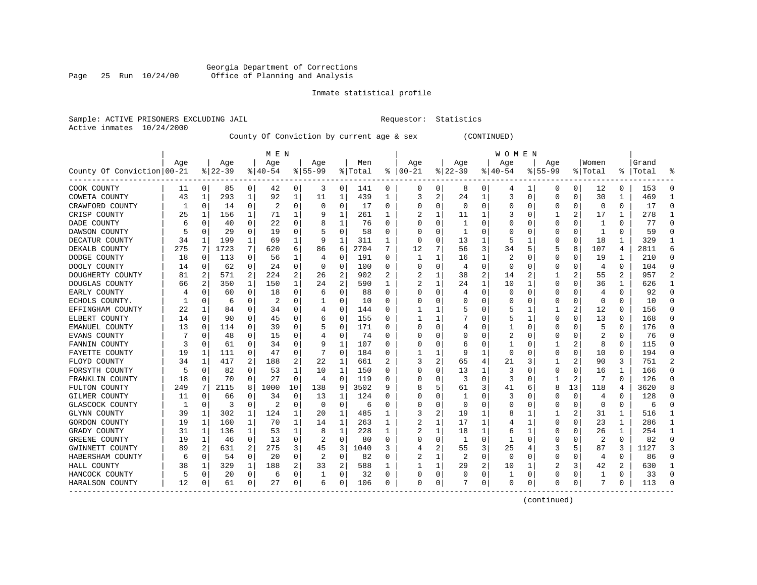Georgia Department of Corrections
Office of Planning and Analysis

Inmate statistical profile

Sample: ACTIVE PRISONERS EXCLUDING JAIL    Requestor: Statistics
Active inmates 10/24/2000

County Of Conviction by current age & sex (CONTINUED)

| County Of Conviction | MEN Age 00-21 | % | Age 22-39 | % | Age 40-54 | % | Age 55-99 | % | Men Total | % | WOMEN Age 00-21 | % | Age 22-39 | % | Age 40-54 | % | Age 55-99 | % | Women Total | % | Grand Total | % |
|---|---|---|---|---|---|---|---|---|---|---|---|---|---|---|---|---|---|---|---|---|---|---|
| COOK COUNTY | 11 | 0 | 85 | 0 | 42 | 0 | 3 | 0 | 141 | 0 | 0 | 0 | 8 | 0 | 4 | 1 | 0 | 0 | 12 | 0 | 153 | 0 |
| COWETA COUNTY | 43 | 1 | 293 | 1 | 92 | 1 | 11 | 1 | 439 | 1 | 3 | 2 | 24 | 1 | 3 | 0 | 0 | 0 | 30 | 1 | 469 | 1 |
| CRAWFORD COUNTY | 1 | 0 | 14 | 0 | 2 | 0 | 0 | 0 | 17 | 0 | 0 | 0 | 0 | 0 | 0 | 0 | 0 | 0 | 0 | 0 | 17 | 0 |
| CRISP COUNTY | 25 | 1 | 156 | 1 | 71 | 1 | 9 | 1 | 261 | 1 | 2 | 1 | 11 | 1 | 3 | 0 | 1 | 2 | 17 | 1 | 278 | 1 |
| DADE COUNTY | 6 | 0 | 40 | 0 | 22 | 0 | 8 | 1 | 76 | 0 | 0 | 0 | 1 | 0 | 0 | 0 | 0 | 0 | 1 | 0 | 77 | 0 |
| DAWSON COUNTY | 5 | 0 | 29 | 0 | 19 | 0 | 5 | 0 | 58 | 0 | 0 | 0 | 1 | 0 | 0 | 0 | 0 | 0 | 1 | 0 | 59 | 0 |
| DECATUR COUNTY | 34 | 1 | 199 | 1 | 69 | 1 | 9 | 1 | 311 | 1 | 0 | 0 | 13 | 1 | 5 | 1 | 0 | 0 | 18 | 1 | 329 | 1 |
| DEKALB COUNTY | 275 | 7 | 1723 | 7 | 620 | 6 | 86 | 6 | 2704 | 7 | 12 | 7 | 56 | 3 | 34 | 5 | 5 | 8 | 107 | 4 | 2811 | 6 |
| DODGE COUNTY | 18 | 0 | 113 | 0 | 56 | 1 | 4 | 0 | 191 | 0 | 1 | 1 | 16 | 1 | 2 | 0 | 0 | 0 | 19 | 1 | 210 | 0 |
| DOOLY COUNTY | 14 | 0 | 62 | 0 | 24 | 0 | 0 | 0 | 100 | 0 | 0 | 0 | 4 | 0 | 0 | 0 | 0 | 0 | 4 | 0 | 104 | 0 |
| DOUGHERTY COUNTY | 81 | 2 | 571 | 2 | 224 | 2 | 26 | 2 | 902 | 2 | 2 | 1 | 38 | 2 | 14 | 2 | 1 | 2 | 55 | 2 | 957 | 2 |
| DOUGLAS COUNTY | 66 | 2 | 350 | 1 | 150 | 1 | 24 | 2 | 590 | 1 | 2 | 1 | 24 | 1 | 10 | 1 | 0 | 0 | 36 | 1 | 626 | 1 |
| EARLY COUNTY | 4 | 0 | 60 | 0 | 18 | 0 | 6 | 0 | 88 | 0 | 0 | 0 | 4 | 0 | 0 | 0 | 0 | 0 | 4 | 0 | 92 | 0 |
| ECHOLS COUNTY. | 1 | 0 | 6 | 0 | 2 | 0 | 1 | 0 | 10 | 0 | 0 | 0 | 0 | 0 | 0 | 0 | 0 | 0 | 0 | 0 | 10 | 0 |
| EFFINGHAM COUNTY | 22 | 1 | 84 | 0 | 34 | 0 | 4 | 0 | 144 | 0 | 1 | 1 | 5 | 0 | 5 | 1 | 1 | 2 | 12 | 0 | 156 | 0 |
| ELBERT COUNTY | 14 | 0 | 90 | 0 | 45 | 0 | 6 | 0 | 155 | 0 | 1 | 1 | 7 | 0 | 5 | 1 | 0 | 0 | 13 | 0 | 168 | 0 |
| EMANUEL COUNTY | 13 | 0 | 114 | 0 | 39 | 0 | 5 | 0 | 171 | 0 | 0 | 0 | 4 | 0 | 1 | 0 | 0 | 0 | 5 | 0 | 176 | 0 |
| EVANS COUNTY | 7 | 0 | 48 | 0 | 15 | 0 | 4 | 0 | 74 | 0 | 0 | 0 | 0 | 0 | 2 | 0 | 0 | 0 | 2 | 0 | 76 | 0 |
| FANNIN COUNTY | 3 | 0 | 61 | 0 | 34 | 0 | 9 | 1 | 107 | 0 | 0 | 0 | 6 | 0 | 1 | 0 | 1 | 2 | 8 | 0 | 115 | 0 |
| FAYETTE COUNTY | 19 | 1 | 111 | 0 | 47 | 0 | 7 | 0 | 184 | 0 | 1 | 1 | 9 | 1 | 0 | 0 | 0 | 0 | 10 | 0 | 194 | 0 |
| FLOYD COUNTY | 34 | 1 | 417 | 2 | 188 | 2 | 22 | 1 | 661 | 2 | 3 | 2 | 65 | 4 | 21 | 3 | 1 | 2 | 90 | 3 | 751 | 2 |
| FORSYTH COUNTY | 5 | 0 | 82 | 0 | 53 | 1 | 10 | 1 | 150 | 0 | 0 | 0 | 13 | 1 | 3 | 0 | 0 | 0 | 16 | 1 | 166 | 0 |
| FRANKLIN COUNTY | 18 | 0 | 70 | 0 | 27 | 0 | 4 | 0 | 119 | 0 | 0 | 0 | 3 | 0 | 3 | 0 | 1 | 2 | 7 | 0 | 126 | 0 |
| FULTON COUNTY | 249 | 7 | 2115 | 8 | 1000 | 10 | 138 | 9 | 3502 | 9 | 8 | 5 | 61 | 3 | 41 | 6 | 8 | 13 | 118 | 4 | 3620 | 8 |
| GILMER COUNTY | 11 | 0 | 66 | 0 | 34 | 0 | 13 | 1 | 124 | 0 | 0 | 0 | 1 | 0 | 3 | 0 | 0 | 0 | 4 | 0 | 128 | 0 |
| GLASCOCK COUNTY | 1 | 0 | 3 | 0 | 2 | 0 | 0 | 0 | 6 | 0 | 0 | 0 | 0 | 0 | 0 | 0 | 0 | 0 | 0 | 0 | 6 | 0 |
| GLYNN COUNTY | 39 | 1 | 302 | 1 | 124 | 1 | 20 | 1 | 485 | 1 | 3 | 2 | 19 | 1 | 8 | 1 | 1 | 2 | 31 | 1 | 516 | 1 |
| GORDON COUNTY | 19 | 1 | 160 | 1 | 70 | 1 | 14 | 1 | 263 | 1 | 2 | 1 | 17 | 1 | 4 | 1 | 0 | 0 | 23 | 1 | 286 | 1 |
| GRADY COUNTY | 31 | 1 | 136 | 1 | 53 | 1 | 8 | 1 | 228 | 1 | 2 | 1 | 18 | 1 | 6 | 1 | 0 | 0 | 26 | 1 | 254 | 1 |
| GREENE COUNTY | 19 | 1 | 46 | 0 | 13 | 0 | 2 | 0 | 80 | 0 | 0 | 0 | 1 | 0 | 1 | 0 | 0 | 0 | 2 | 0 | 82 | 0 |
| GWINNETT COUNTY | 89 | 2 | 631 | 2 | 275 | 3 | 45 | 3 | 1040 | 3 | 4 | 2 | 55 | 3 | 25 | 4 | 3 | 5 | 87 | 3 | 1127 | 3 |
| HABERSHAM COUNTY | 6 | 0 | 54 | 0 | 20 | 0 | 2 | 0 | 82 | 0 | 2 | 1 | 2 | 0 | 0 | 0 | 0 | 0 | 4 | 0 | 86 | 0 |
| HALL COUNTY | 38 | 1 | 329 | 1 | 188 | 2 | 33 | 2 | 588 | 1 | 1 | 1 | 29 | 2 | 10 | 1 | 2 | 3 | 42 | 2 | 630 | 1 |
| HANCOCK COUNTY | 5 | 0 | 20 | 0 | 6 | 0 | 1 | 0 | 32 | 0 | 0 | 0 | 0 | 0 | 1 | 0 | 0 | 0 | 1 | 0 | 33 | 0 |
| HARALSON COUNTY | 12 | 0 | 61 | 0 | 27 | 0 | 6 | 0 | 106 | 0 | 0 | 0 | 7 | 0 | 0 | 0 | 0 | 0 | 7 | 0 | 113 | 0 |

(continued)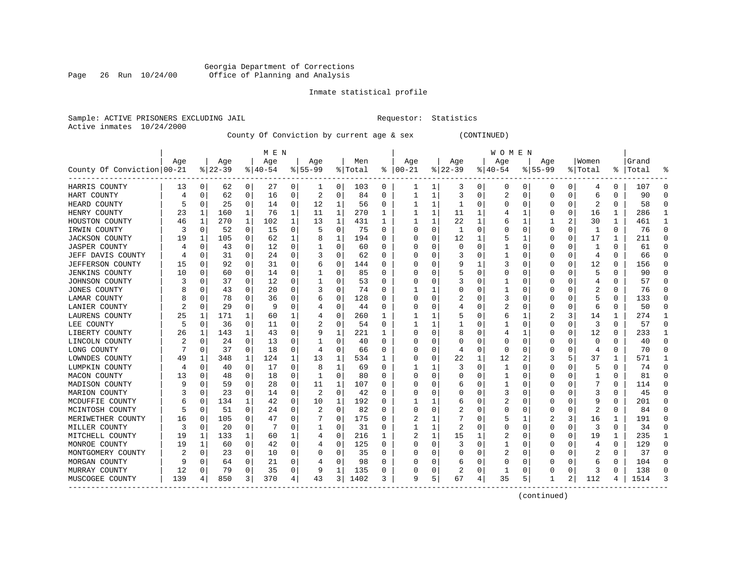Georgia Department of Corrections
Office of Planning and Analysis

Inmate statistical profile

Sample: ACTIVE PRISONERS EXCLUDING JAIL    Requestor: Statistics
Active inmates 10/24/2000

County Of Conviction by current age & sex (CONTINUED)

| County Of Conviction | MEN Age 00-21 | % | Age 22-39 | % | Age 40-54 | % | Age 55-99 | % | Men Total | % | WOMEN Age 00-21 | % | Age 22-39 | % | Age 40-54 | % | Age 55-99 | % | Women Total | % | Grand Total | % |
|---|---|---|---|---|---|---|---|---|---|---|---|---|---|---|---|---|---|---|---|---|---|---|
| HARRIS COUNTY | 13 | 0 | 62 | 0 | 27 | 0 | 1 | 0 | 103 | 0 | 1 | 1 | 3 | 0 | 0 | 0 | 0 | 0 | 4 | 0 | 107 | 0 |
| HART COUNTY | 4 | 0 | 62 | 0 | 16 | 0 | 2 | 0 | 84 | 0 | 1 | 1 | 3 | 0 | 2 | 0 | 0 | 0 | 6 | 0 | 90 | 0 |
| HEARD COUNTY | 5 | 0 | 25 | 0 | 14 | 0 | 12 | 1 | 56 | 0 | 1 | 1 | 1 | 0 | 0 | 0 | 0 | 0 | 2 | 0 | 58 | 0 |
| HENRY COUNTY | 23 | 1 | 160 | 1 | 76 | 1 | 11 | 1 | 270 | 1 | 1 | 1 | 11 | 1 | 4 | 1 | 0 | 0 | 16 | 1 | 286 | 1 |
| HOUSTON COUNTY | 46 | 1 | 270 | 1 | 102 | 1 | 13 | 1 | 431 | 1 | 1 | 1 | 22 | 1 | 6 | 1 | 1 | 2 | 30 | 1 | 461 | 1 |
| IRWIN COUNTY | 3 | 0 | 52 | 0 | 15 | 0 | 5 | 0 | 75 | 0 | 0 | 0 | 1 | 0 | 0 | 0 | 0 | 0 | 1 | 0 | 76 | 0 |
| JACKSON COUNTY | 19 | 1 | 105 | 0 | 62 | 1 | 8 | 1 | 194 | 0 | 0 | 0 | 12 | 1 | 5 | 1 | 0 | 0 | 17 | 1 | 211 | 0 |
| JASPER COUNTY | 4 | 0 | 43 | 0 | 12 | 0 | 1 | 0 | 60 | 0 | 0 | 0 | 0 | 0 | 1 | 0 | 0 | 0 | 1 | 0 | 61 | 0 |
| JEFF DAVIS COUNTY | 4 | 0 | 31 | 0 | 24 | 0 | 3 | 0 | 62 | 0 | 0 | 0 | 3 | 0 | 1 | 0 | 0 | 0 | 4 | 0 | 66 | 0 |
| JEFFERSON COUNTY | 15 | 0 | 92 | 0 | 31 | 0 | 6 | 0 | 144 | 0 | 0 | 0 | 9 | 1 | 3 | 0 | 0 | 0 | 12 | 0 | 156 | 0 |
| JENKINS COUNTY | 10 | 0 | 60 | 0 | 14 | 0 | 1 | 0 | 85 | 0 | 0 | 0 | 5 | 0 | 0 | 0 | 0 | 0 | 5 | 0 | 90 | 0 |
| JOHNSON COUNTY | 3 | 0 | 37 | 0 | 12 | 0 | 1 | 0 | 53 | 0 | 0 | 0 | 3 | 0 | 1 | 0 | 0 | 0 | 4 | 0 | 57 | 0 |
| JONES COUNTY | 8 | 0 | 43 | 0 | 20 | 0 | 3 | 0 | 74 | 0 | 1 | 1 | 0 | 0 | 1 | 0 | 0 | 0 | 2 | 0 | 76 | 0 |
| LAMAR COUNTY | 8 | 0 | 78 | 0 | 36 | 0 | 6 | 0 | 128 | 0 | 0 | 0 | 2 | 0 | 3 | 0 | 0 | 0 | 5 | 0 | 133 | 0 |
| LANIER COUNTY | 2 | 0 | 29 | 0 | 9 | 0 | 4 | 0 | 44 | 0 | 0 | 0 | 4 | 0 | 2 | 0 | 0 | 0 | 6 | 0 | 50 | 0 |
| LAURENS COUNTY | 25 | 1 | 171 | 1 | 60 | 1 | 4 | 0 | 260 | 1 | 1 | 1 | 5 | 0 | 6 | 1 | 2 | 3 | 14 | 1 | 274 | 1 |
| LEE COUNTY | 5 | 0 | 36 | 0 | 11 | 0 | 2 | 0 | 54 | 0 | 1 | 1 | 1 | 0 | 1 | 0 | 0 | 0 | 3 | 0 | 57 | 0 |
| LIBERTY COUNTY | 26 | 1 | 143 | 1 | 43 | 0 | 9 | 1 | 221 | 1 | 0 | 0 | 8 | 0 | 4 | 1 | 0 | 0 | 12 | 0 | 233 | 1 |
| LINCOLN COUNTY | 2 | 0 | 24 | 0 | 13 | 0 | 1 | 0 | 40 | 0 | 0 | 0 | 0 | 0 | 0 | 0 | 0 | 0 | 0 | 0 | 40 | 0 |
| LONG COUNTY | 7 | 0 | 37 | 0 | 18 | 0 | 4 | 0 | 66 | 0 | 0 | 0 | 4 | 0 | 0 | 0 | 0 | 0 | 4 | 0 | 70 | 0 |
| LOWNDES COUNTY | 49 | 1 | 348 | 1 | 124 | 1 | 13 | 1 | 534 | 1 | 0 | 0 | 22 | 1 | 12 | 2 | 3 | 5 | 37 | 1 | 571 | 1 |
| LUMPKIN COUNTY | 4 | 0 | 40 | 0 | 17 | 0 | 8 | 1 | 69 | 0 | 1 | 1 | 3 | 0 | 1 | 0 | 0 | 0 | 5 | 0 | 74 | 0 |
| MACON COUNTY | 13 | 0 | 48 | 0 | 18 | 0 | 1 | 0 | 80 | 0 | 0 | 0 | 0 | 0 | 1 | 0 | 0 | 0 | 1 | 0 | 81 | 0 |
| MADISON COUNTY | 9 | 0 | 59 | 0 | 28 | 0 | 11 | 1 | 107 | 0 | 0 | 0 | 6 | 0 | 1 | 0 | 0 | 0 | 7 | 0 | 114 | 0 |
| MARION COUNTY | 3 | 0 | 23 | 0 | 14 | 0 | 2 | 0 | 42 | 0 | 0 | 0 | 0 | 0 | 3 | 0 | 0 | 0 | 3 | 0 | 45 | 0 |
| MCDUFFIE COUNTY | 6 | 0 | 134 | 1 | 42 | 0 | 10 | 1 | 192 | 0 | 1 | 1 | 6 | 0 | 2 | 0 | 0 | 0 | 9 | 0 | 201 | 0 |
| MCINTOSH COUNTY | 5 | 0 | 51 | 0 | 24 | 0 | 2 | 0 | 82 | 0 | 0 | 0 | 2 | 0 | 0 | 0 | 0 | 0 | 2 | 0 | 84 | 0 |
| MERIWETHER COUNTY | 16 | 0 | 105 | 0 | 47 | 0 | 7 | 0 | 175 | 0 | 2 | 1 | 7 | 0 | 5 | 1 | 2 | 3 | 16 | 1 | 191 | 0 |
| MILLER COUNTY | 3 | 0 | 20 | 0 | 7 | 0 | 1 | 0 | 31 | 0 | 1 | 1 | 2 | 0 | 0 | 0 | 0 | 0 | 3 | 0 | 34 | 0 |
| MITCHELL COUNTY | 19 | 1 | 133 | 1 | 60 | 1 | 4 | 0 | 216 | 1 | 2 | 1 | 15 | 1 | 2 | 0 | 0 | 0 | 19 | 1 | 235 | 1 |
| MONROE COUNTY | 19 | 1 | 60 | 0 | 42 | 0 | 4 | 0 | 125 | 0 | 0 | 0 | 3 | 0 | 1 | 0 | 0 | 0 | 4 | 0 | 129 | 0 |
| MONTGOMERY COUNTY | 2 | 0 | 23 | 0 | 10 | 0 | 0 | 0 | 35 | 0 | 0 | 0 | 0 | 0 | 2 | 0 | 0 | 0 | 2 | 0 | 37 | 0 |
| MORGAN COUNTY | 9 | 0 | 64 | 0 | 21 | 0 | 4 | 0 | 98 | 0 | 0 | 0 | 6 | 0 | 0 | 0 | 0 | 0 | 6 | 0 | 104 | 0 |
| MURRAY COUNTY | 12 | 0 | 79 | 0 | 35 | 0 | 9 | 1 | 135 | 0 | 0 | 0 | 2 | 0 | 1 | 0 | 0 | 0 | 3 | 0 | 138 | 0 |
| MUSCOGEE COUNTY | 139 | 4 | 850 | 3 | 370 | 4 | 43 | 3 | 1402 | 3 | 9 | 5 | 67 | 4 | 35 | 5 | 1 | 2 | 112 | 4 | 1514 | 3 |

(continued)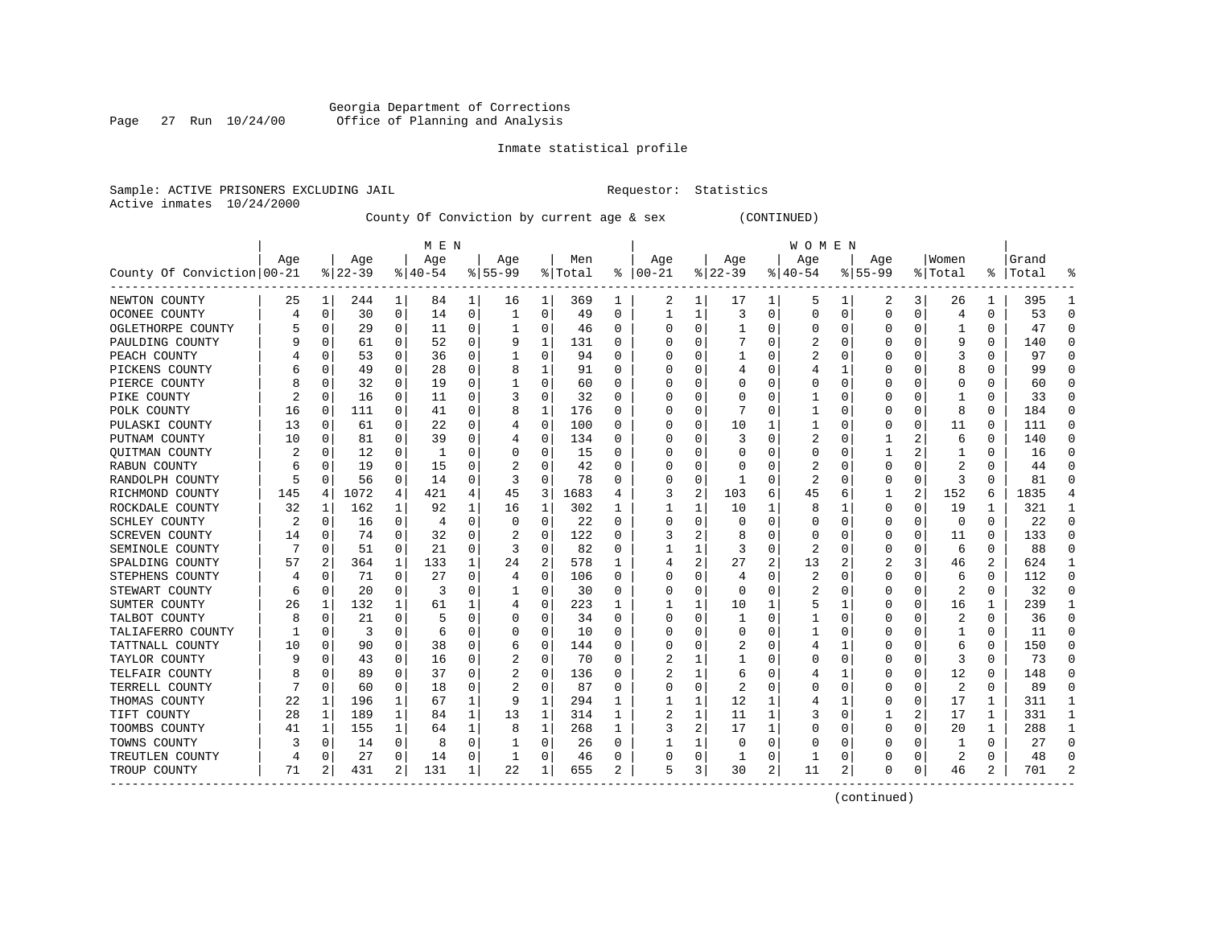Georgia Department of Corrections
Office of Planning and Analysis

Inmate statistical profile

Sample: ACTIVE PRISONERS EXCLUDING JAIL          Requestor: Statistics
Active inmates 10/24/2000

County Of Conviction by current age & sex (CONTINUED)

| County Of Conviction | MEN Age 00-21 | % | Age 22-39 | % | Age 40-54 | % | Age 55-99 | % | Men Total | % | WOMEN Age 00-21 | % | Age 22-39 | % | Age 40-54 | % | Age 55-99 | % | Women Total | % | Grand Total | % |
|---|---|---|---|---|---|---|---|---|---|---|---|---|---|---|---|---|---|---|---|---|---|---|
| NEWTON COUNTY | 25 | 1 | 244 | 1 | 84 | 1 | 16 | 1 | 369 | 1 | 2 | 1 | 17 | 1 | 5 | 1 | 2 | 3 | 26 | 1 | 395 | 1 |
| OCONEE COUNTY | 4 | 0 | 30 | 0 | 14 | 0 | 1 | 0 | 49 | 0 | 1 | 1 | 3 | 0 | 0 | 0 | 0 | 0 | 4 | 0 | 53 | 0 |
| OGLETHORPE COUNTY | 5 | 0 | 29 | 0 | 11 | 0 | 1 | 0 | 46 | 0 | 0 | 0 | 1 | 0 | 0 | 0 | 0 | 0 | 1 | 0 | 47 | 0 |
| PAULDING COUNTY | 9 | 0 | 61 | 0 | 52 | 0 | 9 | 1 | 131 | 0 | 0 | 0 | 7 | 0 | 2 | 0 | 0 | 0 | 9 | 0 | 140 | 0 |
| PEACH COUNTY | 4 | 0 | 53 | 0 | 36 | 0 | 1 | 0 | 94 | 0 | 0 | 0 | 1 | 0 | 2 | 0 | 0 | 0 | 3 | 0 | 97 | 0 |
| PICKENS COUNTY | 6 | 0 | 49 | 0 | 28 | 0 | 8 | 1 | 91 | 0 | 0 | 0 | 4 | 0 | 4 | 1 | 0 | 0 | 8 | 0 | 99 | 0 |
| PIERCE COUNTY | 8 | 0 | 32 | 0 | 19 | 0 | 1 | 0 | 60 | 0 | 0 | 0 | 0 | 0 | 0 | 0 | 0 | 0 | 0 | 0 | 60 | 0 |
| PIKE COUNTY | 2 | 0 | 16 | 0 | 11 | 0 | 3 | 0 | 32 | 0 | 0 | 0 | 0 | 0 | 1 | 0 | 0 | 0 | 1 | 0 | 33 | 0 |
| POLK COUNTY | 16 | 0 | 111 | 0 | 41 | 0 | 8 | 1 | 176 | 0 | 0 | 0 | 7 | 0 | 1 | 0 | 0 | 0 | 8 | 0 | 184 | 0 |
| PULASKI COUNTY | 13 | 0 | 61 | 0 | 22 | 0 | 4 | 0 | 100 | 0 | 0 | 0 | 10 | 1 | 1 | 0 | 0 | 0 | 11 | 0 | 111 | 0 |
| PUTNAM COUNTY | 10 | 0 | 81 | 0 | 39 | 0 | 4 | 0 | 134 | 0 | 0 | 0 | 3 | 0 | 2 | 0 | 1 | 2 | 6 | 0 | 140 | 0 |
| QUITMAN COUNTY | 2 | 0 | 12 | 0 | 1 | 0 | 0 | 0 | 15 | 0 | 0 | 0 | 0 | 0 | 0 | 0 | 1 | 2 | 1 | 0 | 16 | 0 |
| RABUN COUNTY | 6 | 0 | 19 | 0 | 15 | 0 | 2 | 0 | 42 | 0 | 0 | 0 | 0 | 0 | 2 | 0 | 0 | 0 | 2 | 0 | 44 | 0 |
| RANDOLPH COUNTY | 5 | 0 | 56 | 0 | 14 | 0 | 3 | 0 | 78 | 0 | 0 | 0 | 1 | 0 | 2 | 0 | 0 | 0 | 3 | 0 | 81 | 0 |
| RICHMOND COUNTY | 145 | 4 | 1072 | 4 | 421 | 4 | 45 | 3 | 1683 | 4 | 3 | 2 | 103 | 6 | 45 | 6 | 1 | 2 | 152 | 6 | 1835 | 4 |
| ROCKDALE COUNTY | 32 | 1 | 162 | 1 | 92 | 1 | 16 | 1 | 302 | 1 | 1 | 1 | 10 | 1 | 8 | 1 | 0 | 0 | 19 | 1 | 321 | 1 |
| SCHLEY COUNTY | 2 | 0 | 16 | 0 | 4 | 0 | 0 | 0 | 22 | 0 | 0 | 0 | 0 | 0 | 0 | 0 | 0 | 0 | 0 | 0 | 22 | 0 |
| SCREVEN COUNTY | 14 | 0 | 74 | 0 | 32 | 0 | 2 | 0 | 122 | 0 | 3 | 2 | 8 | 0 | 0 | 0 | 0 | 0 | 11 | 0 | 133 | 0 |
| SEMINOLE COUNTY | 7 | 0 | 51 | 0 | 21 | 0 | 3 | 0 | 82 | 0 | 1 | 1 | 3 | 0 | 2 | 0 | 0 | 0 | 6 | 0 | 88 | 0 |
| SPALDING COUNTY | 57 | 2 | 364 | 1 | 133 | 1 | 24 | 2 | 578 | 1 | 4 | 2 | 27 | 2 | 13 | 2 | 2 | 3 | 46 | 2 | 624 | 1 |
| STEPHENS COUNTY | 4 | 0 | 71 | 0 | 27 | 0 | 4 | 0 | 106 | 0 | 0 | 0 | 4 | 0 | 2 | 0 | 0 | 0 | 6 | 0 | 112 | 0 |
| STEWART COUNTY | 6 | 0 | 20 | 0 | 3 | 0 | 1 | 0 | 30 | 0 | 0 | 0 | 0 | 0 | 2 | 0 | 0 | 0 | 2 | 0 | 32 | 0 |
| SUMTER COUNTY | 26 | 1 | 132 | 1 | 61 | 1 | 4 | 0 | 223 | 1 | 1 | 1 | 10 | 1 | 5 | 1 | 0 | 0 | 16 | 1 | 239 | 1 |
| TALBOT COUNTY | 8 | 0 | 21 | 0 | 5 | 0 | 0 | 0 | 34 | 0 | 0 | 0 | 1 | 0 | 1 | 0 | 0 | 0 | 2 | 0 | 36 | 0 |
| TALIAFERRO COUNTY | 1 | 0 | 3 | 0 | 6 | 0 | 0 | 0 | 10 | 0 | 0 | 0 | 0 | 0 | 1 | 0 | 0 | 0 | 1 | 0 | 11 | 0 |
| TATTNALL COUNTY | 10 | 0 | 90 | 0 | 38 | 0 | 6 | 0 | 144 | 0 | 0 | 0 | 2 | 0 | 4 | 1 | 0 | 0 | 6 | 0 | 150 | 0 |
| TAYLOR COUNTY | 9 | 0 | 43 | 0 | 16 | 0 | 2 | 0 | 70 | 0 | 2 | 1 | 1 | 0 | 0 | 0 | 0 | 0 | 3 | 0 | 73 | 0 |
| TELFAIR COUNTY | 8 | 0 | 89 | 0 | 37 | 0 | 2 | 0 | 136 | 0 | 2 | 1 | 6 | 0 | 4 | 1 | 0 | 0 | 12 | 0 | 148 | 0 |
| TERRELL COUNTY | 7 | 0 | 60 | 0 | 18 | 0 | 2 | 0 | 87 | 0 | 0 | 0 | 2 | 0 | 0 | 0 | 0 | 0 | 2 | 0 | 89 | 0 |
| THOMAS COUNTY | 22 | 1 | 196 | 1 | 67 | 1 | 9 | 1 | 294 | 1 | 1 | 1 | 12 | 1 | 4 | 1 | 0 | 0 | 17 | 1 | 311 | 1 |
| TIFT COUNTY | 28 | 1 | 189 | 1 | 84 | 1 | 13 | 1 | 314 | 1 | 2 | 1 | 11 | 1 | 3 | 0 | 1 | 2 | 17 | 1 | 331 | 1 |
| TOOMBS COUNTY | 41 | 1 | 155 | 1 | 64 | 1 | 8 | 1 | 268 | 1 | 3 | 2 | 17 | 1 | 0 | 0 | 0 | 0 | 20 | 1 | 288 | 1 |
| TOWNS COUNTY | 3 | 0 | 14 | 0 | 8 | 0 | 1 | 0 | 26 | 0 | 1 | 1 | 0 | 0 | 0 | 0 | 0 | 0 | 1 | 0 | 27 | 0 |
| TREUTLEN COUNTY | 4 | 0 | 27 | 0 | 14 | 0 | 1 | 0 | 46 | 0 | 0 | 0 | 1 | 0 | 1 | 0 | 0 | 0 | 2 | 0 | 48 | 0 |
| TROUP COUNTY | 71 | 2 | 431 | 2 | 131 | 1 | 22 | 1 | 655 | 2 | 5 | 3 | 30 | 2 | 11 | 2 | 0 | 0 | 46 | 2 | 701 | 2 |

(continued)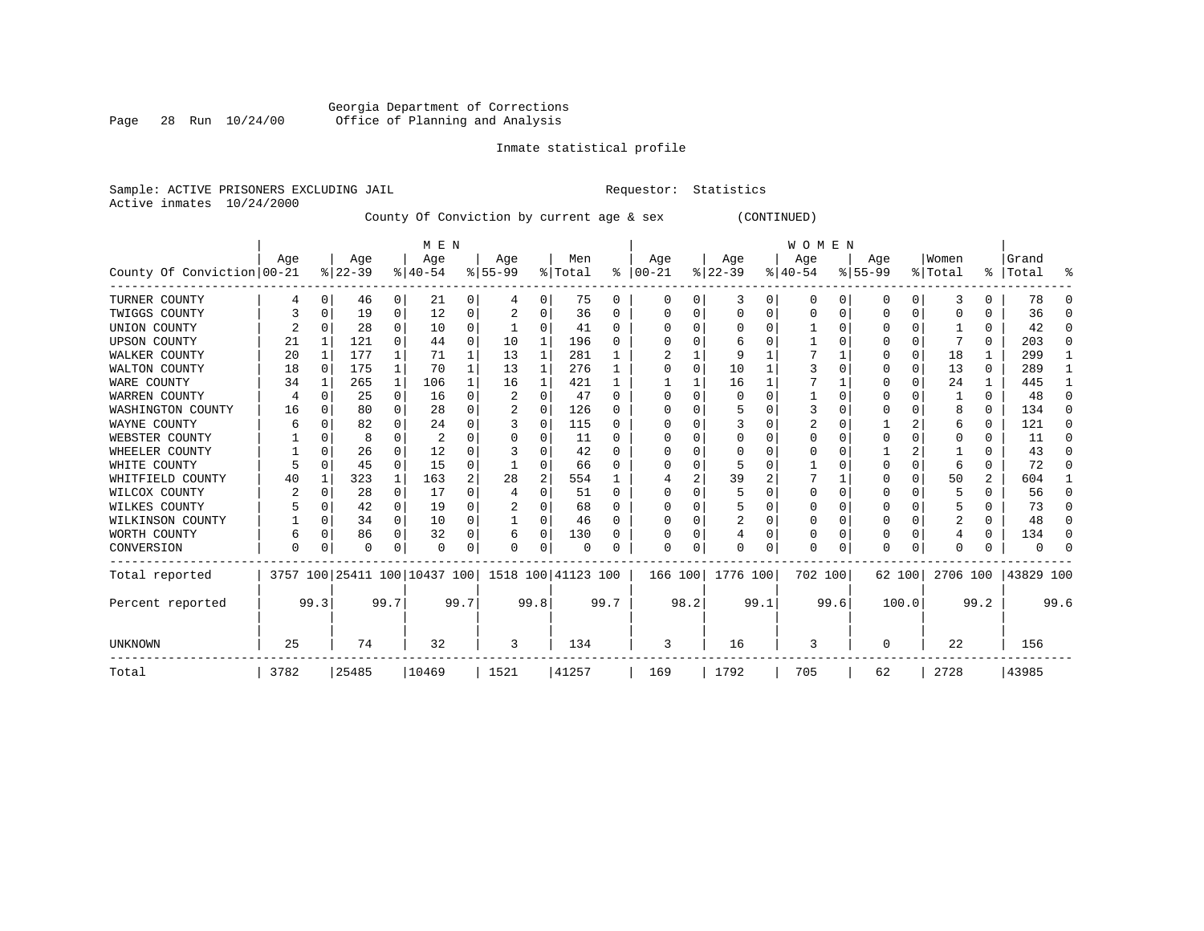Georgia Department of Corrections
Office of Planning and Analysis

Inmate statistical profile

Sample: ACTIVE PRISONERS EXCLUDING JAIL                Requestor: Statistics
Active inmates 10/24/2000

County Of Conviction by current age & sex (CONTINUED)

| County Of Conviction | MEN Age 00-21 | % | Age 22-39 | % | Age 40-54 | % | Age 55-99 | % | Men Total | % | WOMEN Age 00-21 | % | Age 22-39 | % | Age 40-54 | % | Age 55-99 | % | Women Total | % | Grand Total | % |
|---|---|---|---|---|---|---|---|---|---|---|---|---|---|---|---|---|---|---|---|---|---|---|
| TURNER COUNTY | 4 | 0 | 46 | 0 | 21 | 0 | 4 | 0 | 75 | 0 | 0 | 0 | 3 | 0 | 0 | 0 | 0 | 0 | 3 | 0 | 78 | 0 |
| TWIGGS COUNTY | 3 | 0 | 19 | 0 | 12 | 0 | 2 | 0 | 36 | 0 | 0 | 0 | 0 | 0 | 0 | 0 | 0 | 0 | 0 | 0 | 36 | 0 |
| UNION COUNTY | 2 | 0 | 28 | 0 | 10 | 0 | 1 | 0 | 41 | 0 | 0 | 0 | 0 | 0 | 1 | 0 | 0 | 0 | 1 | 0 | 42 | 0 |
| UPSON COUNTY | 21 | 1 | 121 | 0 | 44 | 0 | 10 | 1 | 196 | 0 | 0 | 0 | 6 | 0 | 1 | 0 | 0 | 0 | 7 | 0 | 203 | 0 |
| WALKER COUNTY | 20 | 1 | 177 | 1 | 71 | 1 | 13 | 1 | 281 | 1 | 2 | 1 | 9 | 1 | 7 | 1 | 0 | 0 | 18 | 1 | 299 | 1 |
| WALTON COUNTY | 18 | 0 | 175 | 1 | 70 | 1 | 13 | 1 | 276 | 1 | 0 | 0 | 10 | 1 | 3 | 0 | 0 | 0 | 13 | 0 | 289 | 1 |
| WARE COUNTY | 34 | 1 | 265 | 1 | 106 | 1 | 16 | 1 | 421 | 1 | 1 | 1 | 16 | 1 | 7 | 1 | 0 | 0 | 24 | 1 | 445 | 1 |
| WARREN COUNTY | 4 | 0 | 25 | 0 | 16 | 0 | 2 | 0 | 47 | 0 | 0 | 0 | 0 | 0 | 1 | 0 | 0 | 0 | 1 | 0 | 48 | 0 |
| WASHINGTON COUNTY | 16 | 0 | 80 | 0 | 28 | 0 | 2 | 0 | 126 | 0 | 0 | 0 | 5 | 0 | 3 | 0 | 0 | 0 | 8 | 0 | 134 | 0 |
| WAYNE COUNTY | 6 | 0 | 82 | 0 | 24 | 0 | 3 | 0 | 115 | 0 | 0 | 0 | 3 | 0 | 2 | 0 | 1 | 2 | 6 | 0 | 121 | 0 |
| WEBSTER COUNTY | 1 | 0 | 8 | 0 | 2 | 0 | 0 | 0 | 11 | 0 | 0 | 0 | 0 | 0 | 0 | 0 | 0 | 0 | 0 | 0 | 11 | 0 |
| WHEELER COUNTY | 1 | 0 | 26 | 0 | 12 | 0 | 3 | 0 | 42 | 0 | 0 | 0 | 0 | 0 | 0 | 0 | 1 | 2 | 1 | 0 | 43 | 0 |
| WHITE COUNTY | 5 | 0 | 45 | 0 | 15 | 0 | 1 | 0 | 66 | 0 | 0 | 0 | 5 | 0 | 1 | 0 | 0 | 0 | 6 | 0 | 72 | 0 |
| WHITFIELD COUNTY | 40 | 1 | 323 | 1 | 163 | 2 | 28 | 2 | 554 | 1 | 4 | 2 | 39 | 2 | 7 | 1 | 0 | 0 | 50 | 2 | 604 | 1 |
| WILCOX COUNTY | 2 | 0 | 28 | 0 | 17 | 0 | 4 | 0 | 51 | 0 | 0 | 0 | 5 | 0 | 0 | 0 | 0 | 0 | 5 | 0 | 56 | 0 |
| WILKES COUNTY | 5 | 0 | 42 | 0 | 19 | 0 | 2 | 0 | 68 | 0 | 0 | 0 | 5 | 0 | 0 | 0 | 0 | 0 | 5 | 0 | 73 | 0 |
| WILKINSON COUNTY | 1 | 0 | 34 | 0 | 10 | 0 | 1 | 0 | 46 | 0 | 0 | 0 | 2 | 0 | 0 | 0 | 0 | 0 | 2 | 0 | 48 | 0 |
| WORTH COUNTY | 6 | 0 | 86 | 0 | 32 | 0 | 6 | 0 | 130 | 0 | 0 | 0 | 4 | 0 | 0 | 0 | 0 | 0 | 4 | 0 | 134 | 0 |
| CONVERSION | 0 | 0 | 0 | 0 | 0 | 0 | 0 | 0 | 0 | 0 | 0 | 0 | 0 | 0 | 0 | 0 | 0 | 0 | 0 | 0 | 0 | 0 |
| Total reported | 3757 | 100 | 25411 | 100 | 10437 | 100 | 1518 | 100 | 41123 | 100 | 166 | 100 | 1776 | 100 | 702 | 100 | 62 | 100 | 2706 | 100 | 43829 | 100 |
| Percent reported | | 99.3 | | 99.7 | | 99.7 | | 99.8 | | 99.7 | | 98.2 | | 99.1 | | 99.6 | | 100.0 | | 99.2 | | 99.6 |
| UNKNOWN | 25 | | 74 | | 32 | | 3 | | 134 | | 3 | | 16 | | 3 | | 0 | | 22 | | 156 | |
| Total | 3782 | | 25485 | | 10469 | | 1521 | | 41257 | | 169 | | 1792 | | 705 | | 62 | | 2728 | | 43985 | |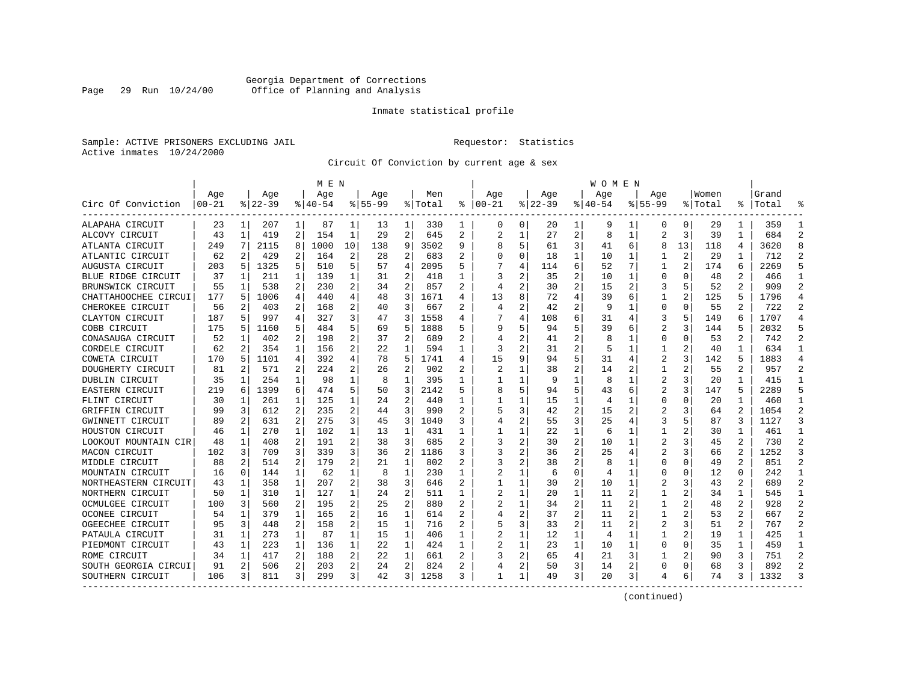Georgia Department of Corrections
Office of Planning and Analysis

Inmate statistical profile

Sample: ACTIVE PRISONERS EXCLUDING JAIL  Requestor: Statistics
Active inmates 10/24/2000

Circuit Of Conviction by current age & sex

| Circ Of Conviction | MEN Age 00-21 | % | Age 22-39 | % | Age 40-54 | % | Age 55-99 | % | Men Total | % | WOMEN Age 00-21 | % | Age 22-39 | % | Age 40-54 | % | Age 55-99 | % | Women Total | % | Grand Total | % |
|---|---|---|---|---|---|---|---|---|---|---|---|---|---|---|---|---|---|---|---|---|---|---|
| ALAPAHA CIRCUIT | 23 | 1 | 207 | 1 | 87 | 1 | 13 | 1 | 330 | 1 | 0 | 0 | 20 | 1 | 9 | 1 | 0 | 0 | 29 | 1 | 359 | 1 |
| ALCOVY CIRCUIT | 43 | 1 | 419 | 2 | 154 | 1 | 29 | 2 | 645 | 2 | 2 | 1 | 27 | 2 | 8 | 1 | 2 | 3 | 39 | 1 | 684 | 2 |
| ATLANTA CIRCUIT | 249 | 7 | 2115 | 8 | 1000 | 10 | 138 | 9 | 3502 | 9 | 8 | 5 | 61 | 3 | 41 | 6 | 8 | 13 | 118 | 4 | 3620 | 8 |
| ATLANTIC CIRCUIT | 62 | 2 | 429 | 2 | 164 | 2 | 28 | 2 | 683 | 2 | 0 | 0 | 18 | 1 | 10 | 1 | 1 | 2 | 29 | 1 | 712 | 2 |
| AUGUSTA CIRCUIT | 203 | 5 | 1325 | 5 | 510 | 5 | 57 | 4 | 2095 | 5 | 7 | 4 | 114 | 6 | 52 | 7 | 1 | 2 | 174 | 6 | 2269 | 5 |
| BLUE RIDGE CIRCUIT | 37 | 1 | 211 | 1 | 139 | 1 | 31 | 2 | 418 | 1 | 3 | 2 | 35 | 2 | 10 | 1 | 0 | 0 | 48 | 2 | 466 | 1 |
| BRUNSWICK CIRCUIT | 55 | 1 | 538 | 2 | 230 | 2 | 34 | 2 | 857 | 2 | 4 | 2 | 30 | 2 | 15 | 2 | 3 | 5 | 52 | 2 | 909 | 2 |
| CHATTAHOOCHEE CIRCUI | 177 | 5 | 1006 | 4 | 440 | 4 | 48 | 3 | 1671 | 4 | 13 | 8 | 72 | 4 | 39 | 6 | 1 | 2 | 125 | 5 | 1796 | 4 |
| CHEROKEE CIRCUIT | 56 | 2 | 403 | 2 | 168 | 2 | 40 | 3 | 667 | 2 | 4 | 2 | 42 | 2 | 9 | 1 | 0 | 0 | 55 | 2 | 722 | 2 |
| CLAYTON CIRCUIT | 187 | 5 | 997 | 4 | 327 | 3 | 47 | 3 | 1558 | 4 | 7 | 4 | 108 | 6 | 31 | 4 | 3 | 5 | 149 | 6 | 1707 | 4 |
| COBB CIRCUIT | 175 | 5 | 1160 | 5 | 484 | 5 | 69 | 5 | 1888 | 5 | 9 | 5 | 94 | 5 | 39 | 6 | 2 | 3 | 144 | 5 | 2032 | 5 |
| CONASAUGA CIRCUIT | 52 | 1 | 402 | 2 | 198 | 2 | 37 | 2 | 689 | 2 | 4 | 2 | 41 | 2 | 8 | 1 | 0 | 0 | 53 | 2 | 742 | 2 |
| CORDELE CIRCUIT | 62 | 2 | 354 | 1 | 156 | 2 | 22 | 1 | 594 | 1 | 3 | 2 | 31 | 2 | 5 | 1 | 1 | 2 | 40 | 1 | 634 | 1 |
| COWETA CIRCUIT | 170 | 5 | 1101 | 4 | 392 | 4 | 78 | 5 | 1741 | 4 | 15 | 9 | 94 | 5 | 31 | 4 | 2 | 3 | 142 | 5 | 1883 | 4 |
| DOUGHERTY CIRCUIT | 81 | 2 | 571 | 2 | 224 | 2 | 26 | 2 | 902 | 2 | 2 | 1 | 38 | 2 | 14 | 2 | 1 | 2 | 55 | 2 | 957 | 2 |
| DUBLIN CIRCUIT | 35 | 1 | 254 | 1 | 98 | 1 | 8 | 1 | 395 | 1 | 1 | 1 | 9 | 1 | 8 | 1 | 2 | 3 | 20 | 1 | 415 | 1 |
| EASTERN CIRCUIT | 219 | 6 | 1399 | 6 | 474 | 5 | 50 | 3 | 2142 | 5 | 8 | 5 | 94 | 5 | 43 | 6 | 2 | 3 | 147 | 5 | 2289 | 5 |
| FLINT CIRCUIT | 30 | 1 | 261 | 1 | 125 | 1 | 24 | 2 | 440 | 1 | 1 | 1 | 15 | 1 | 4 | 1 | 0 | 0 | 20 | 1 | 460 | 1 |
| GRIFFIN CIRCUIT | 99 | 3 | 612 | 2 | 235 | 2 | 44 | 3 | 990 | 2 | 5 | 3 | 42 | 2 | 15 | 2 | 2 | 3 | 64 | 2 | 1054 | 2 |
| GWINNETT CIRCUIT | 89 | 2 | 631 | 2 | 275 | 3 | 45 | 3 | 1040 | 3 | 4 | 2 | 55 | 3 | 25 | 4 | 3 | 5 | 87 | 3 | 1127 | 3 |
| HOUSTON CIRCUIT | 46 | 1 | 270 | 1 | 102 | 1 | 13 | 1 | 431 | 1 | 1 | 1 | 22 | 1 | 6 | 1 | 1 | 2 | 30 | 1 | 461 | 1 |
| LOOKOUT MOUNTAIN CIR | 48 | 1 | 408 | 2 | 191 | 2 | 38 | 3 | 685 | 2 | 3 | 2 | 30 | 2 | 10 | 1 | 2 | 3 | 45 | 2 | 730 | 2 |
| MACON CIRCUIT | 102 | 3 | 709 | 3 | 339 | 3 | 36 | 2 | 1186 | 3 | 3 | 2 | 36 | 2 | 25 | 4 | 2 | 3 | 66 | 2 | 1252 | 3 |
| MIDDLE CIRCUIT | 88 | 2 | 514 | 2 | 179 | 2 | 21 | 1 | 802 | 2 | 3 | 2 | 38 | 2 | 8 | 1 | 0 | 0 | 49 | 2 | 851 | 2 |
| MOUNTAIN CIRCUIT | 16 | 0 | 144 | 1 | 62 | 1 | 8 | 1 | 230 | 1 | 2 | 1 | 6 | 0 | 4 | 1 | 0 | 0 | 12 | 0 | 242 | 1 |
| NORTHEASTERN CIRCUIT | 43 | 1 | 358 | 1 | 207 | 2 | 38 | 3 | 646 | 2 | 1 | 1 | 30 | 2 | 10 | 1 | 2 | 3 | 43 | 2 | 689 | 2 |
| NORTHERN CIRCUIT | 50 | 1 | 310 | 1 | 127 | 1 | 24 | 2 | 511 | 1 | 2 | 1 | 20 | 1 | 11 | 2 | 1 | 2 | 34 | 1 | 545 | 1 |
| OCMULGEE CIRCUIT | 100 | 3 | 560 | 2 | 195 | 2 | 25 | 2 | 880 | 2 | 2 | 1 | 34 | 2 | 11 | 2 | 1 | 2 | 48 | 2 | 928 | 2 |
| OCONEE CIRCUIT | 54 | 1 | 379 | 1 | 165 | 2 | 16 | 1 | 614 | 2 | 4 | 2 | 37 | 2 | 11 | 2 | 1 | 2 | 53 | 2 | 667 | 2 |
| OGEECHEE CIRCUIT | 95 | 3 | 448 | 2 | 158 | 2 | 15 | 1 | 716 | 2 | 5 | 3 | 33 | 2 | 11 | 2 | 2 | 3 | 51 | 2 | 767 | 2 |
| PATAULA CIRCUIT | 31 | 1 | 273 | 1 | 87 | 1 | 15 | 1 | 406 | 1 | 2 | 1 | 12 | 1 | 4 | 1 | 1 | 2 | 19 | 1 | 425 | 1 |
| PIEDMONT CIRCUIT | 43 | 1 | 223 | 1 | 136 | 1 | 22 | 1 | 424 | 1 | 2 | 1 | 23 | 1 | 10 | 1 | 0 | 0 | 35 | 1 | 459 | 1 |
| ROME CIRCUIT | 34 | 1 | 417 | 2 | 188 | 2 | 22 | 1 | 661 | 2 | 3 | 2 | 65 | 4 | 21 | 3 | 1 | 2 | 90 | 3 | 751 | 2 |
| SOUTH GEORGIA CIRCUI | 91 | 2 | 506 | 2 | 203 | 2 | 24 | 2 | 824 | 2 | 4 | 2 | 50 | 3 | 14 | 2 | 0 | 0 | 68 | 3 | 892 | 2 |
| SOUTHERN CIRCUIT | 106 | 3 | 811 | 3 | 299 | 3 | 42 | 3 | 1258 | 3 | 1 | 1 | 49 | 3 | 20 | 3 | 4 | 6 | 74 | 3 | 1332 | 3 |

(continued)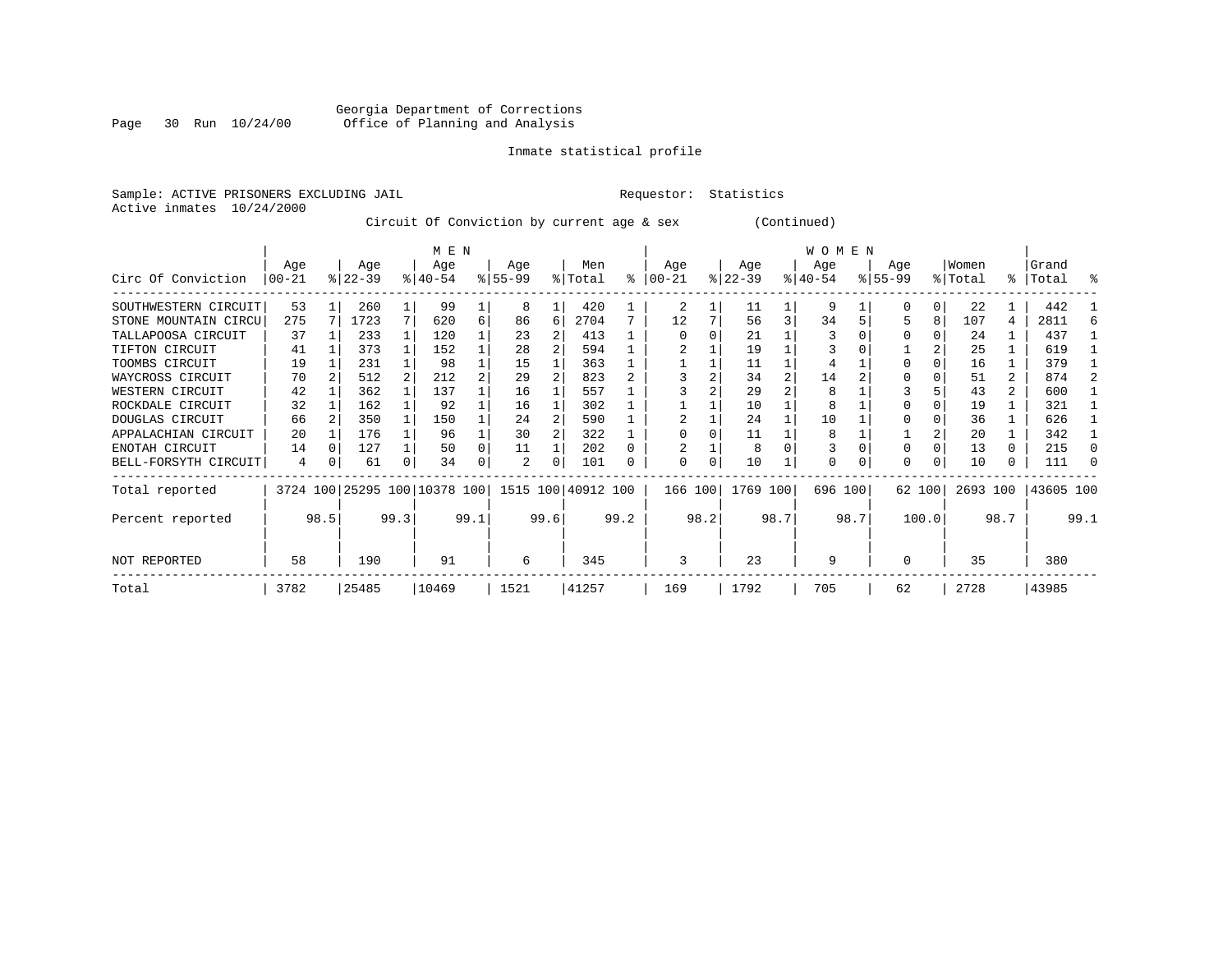Georgia Department of Corrections
Office of Planning and Analysis

Inmate statistical profile

Sample: ACTIVE PRISONERS EXCLUDING JAIL

Requestor: Statistics

Active inmates 10/24/2000

Circuit Of Conviction by current age & sex (Continued)

| Circ Of Conviction | MEN Age 00-21 | % | Age 22-39 | % | Age 40-54 | % | Age 55-99 | % | Men Total | % | WOMEN Age 00-21 | % | Age 22-39 | % | Age 40-54 | % | Age 55-99 | % | Women Total | % | Grand Total | % |
|---|---|---|---|---|---|---|---|---|---|---|---|---|---|---|---|---|---|---|---|---|---|---|
| SOUTHWESTERN CIRCUIT | 53 | 1 | 260 | 1 | 99 | 1 | 8 | 1 | 420 | 1 | 2 | 1 | 11 | 1 | 9 | 1 | 0 | 0 | 22 | 1 | 442 | 1 |
| STONE MOUNTAIN CIRCU | 275 | 7 | 1723 | 7 | 620 | 6 | 86 | 6 | 2704 | 7 | 12 | 7 | 56 | 3 | 34 | 5 | 5 | 8 | 107 | 4 | 2811 | 6 |
| TALLAPOOSA CIRCUIT | 37 | 1 | 233 | 1 | 120 | 1 | 23 | 2 | 413 | 1 | 0 | 0 | 21 | 1 | 3 | 0 | 0 | 0 | 24 | 1 | 437 | 1 |
| TIFTON CIRCUIT | 41 | 1 | 373 | 1 | 152 | 1 | 28 | 2 | 594 | 1 | 2 | 1 | 19 | 1 | 3 | 0 | 1 | 2 | 25 | 1 | 619 | 1 |
| TOOMBS CIRCUIT | 19 | 1 | 231 | 1 | 98 | 1 | 15 | 1 | 363 | 1 | 1 | 1 | 11 | 1 | 4 | 1 | 0 | 0 | 16 | 1 | 379 | 1 |
| WAYCROSS CIRCUIT | 70 | 2 | 512 | 2 | 212 | 2 | 29 | 2 | 823 | 2 | 3 | 2 | 34 | 2 | 14 | 2 | 0 | 0 | 51 | 2 | 874 | 2 |
| WESTERN CIRCUIT | 42 | 1 | 362 | 1 | 137 | 1 | 16 | 1 | 557 | 1 | 3 | 2 | 29 | 2 | 8 | 1 | 3 | 5 | 43 | 2 | 600 | 1 |
| ROCKDALE CIRCUIT | 32 | 1 | 162 | 1 | 92 | 1 | 16 | 1 | 302 | 1 | 1 | 1 | 10 | 1 | 8 | 1 | 0 | 0 | 19 | 1 | 321 | 1 |
| DOUGLAS CIRCUIT | 66 | 2 | 350 | 1 | 150 | 1 | 24 | 2 | 590 | 1 | 2 | 1 | 24 | 1 | 10 | 1 | 0 | 0 | 36 | 1 | 626 | 1 |
| APPALACHIAN CIRCUIT | 20 | 1 | 176 | 1 | 96 | 1 | 30 | 2 | 322 | 1 | 0 | 0 | 11 | 1 | 8 | 1 | 1 | 2 | 20 | 1 | 342 | 1 |
| ENOTAH CIRCUIT | 14 | 0 | 127 | 1 | 50 | 0 | 11 | 1 | 202 | 0 | 2 | 1 | 8 | 0 | 3 | 0 | 0 | 0 | 13 | 0 | 215 | 0 |
| BELL-FORSYTH CIRCUIT | 4 | 0 | 61 | 0 | 34 | 0 | 2 | 0 | 101 | 0 | 0 | 0 | 10 | 1 | 0 | 0 | 0 | 0 | 10 | 0 | 111 | 0 |
| Total reported | 3724 | 100 | 25295 | 100 | 10378 | 100 | 1515 | 100 | 40912 | 100 | 166 | 100 | 1769 | 100 | 696 | 100 | 62 | 100 | 2693 | 100 | 43605 | 100 |
| Percent reported | | 98.5 | | 99.3 | | 99.1 | | 99.6 | | 99.2 | | 98.2 | | 98.7 | | 98.7 | | 100.0 | | 98.7 | | 99.1 |
| NOT REPORTED | 58 | | 190 | | 91 | | 6 | | 345 | | 3 | | 23 | | 9 | | 0 | | 35 | | 380 | |
| Total | 3782 | | 25485 | | 10469 | | 1521 | | 41257 | | 169 | | 1792 | | 705 | | 62 | | 2728 | | 43985 | |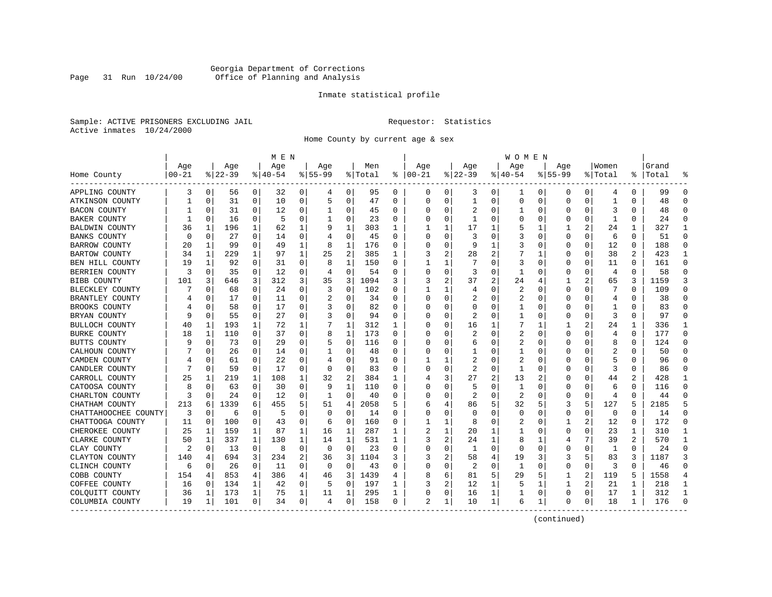Georgia Department of Corrections
Office of Planning and Analysis

Inmate statistical profile

Sample: ACTIVE PRISONERS EXCLUDING JAIL                                Requestor: Statistics
Active inmates 10/24/2000

Home County by current age & sex

| Home County | MEN Age 00-21 | % | Age 22-39 | % | Age 40-54 | % | Age 55-99 | % | Men Total | % | WOMEN Age 00-21 | % | Age 22-39 | % | Age 40-54 | % | Age 55-99 | % | Women Total | % | Grand Total | % |
|---|---|---|---|---|---|---|---|---|---|---|---|---|---|---|---|---|---|---|---|---|---|---|
| APPLING COUNTY | 3 | 0 | 56 | 0 | 32 | 0 | 4 | 0 | 95 | 0 | 0 | 0 | 3 | 0 | 1 | 0 | 0 | 0 | 4 | 0 | 99 | 0 |
| ATKINSON COUNTY | 1 | 0 | 31 | 0 | 10 | 0 | 5 | 0 | 47 | 0 | 0 | 0 | 1 | 0 | 0 | 0 | 0 | 0 | 1 | 0 | 48 | 0 |
| BACON COUNTY | 1 | 0 | 31 | 0 | 12 | 0 | 1 | 0 | 45 | 0 | 0 | 0 | 2 | 0 | 1 | 0 | 0 | 0 | 3 | 0 | 48 | 0 |
| BAKER COUNTY | 1 | 0 | 16 | 0 | 5 | 0 | 1 | 0 | 23 | 0 | 0 | 0 | 1 | 0 | 0 | 0 | 0 | 0 | 1 | 0 | 24 | 0 |
| BALDWIN COUNTY | 36 | 1 | 196 | 1 | 62 | 1 | 9 | 1 | 303 | 1 | 1 | 1 | 17 | 1 | 5 | 1 | 1 | 2 | 24 | 1 | 327 | 1 |
| BANKS COUNTY | 0 | 0 | 27 | 0 | 14 | 0 | 4 | 0 | 45 | 0 | 0 | 0 | 3 | 0 | 3 | 0 | 0 | 0 | 6 | 0 | 51 | 0 |
| BARROW COUNTY | 20 | 1 | 99 | 0 | 49 | 1 | 8 | 1 | 176 | 0 | 0 | 0 | 9 | 1 | 3 | 0 | 0 | 0 | 12 | 0 | 188 | 0 |
| BARTOW COUNTY | 34 | 1 | 229 | 1 | 97 | 1 | 25 | 2 | 385 | 1 | 3 | 2 | 28 | 2 | 7 | 1 | 0 | 0 | 38 | 2 | 423 | 1 |
| BEN HILL COUNTY | 19 | 1 | 92 | 0 | 31 | 0 | 8 | 1 | 150 | 0 | 1 | 1 | 7 | 0 | 3 | 0 | 0 | 0 | 11 | 0 | 161 | 0 |
| BERRIEN COUNTY | 3 | 0 | 35 | 0 | 12 | 0 | 4 | 0 | 54 | 0 | 0 | 0 | 3 | 0 | 1 | 0 | 0 | 0 | 4 | 0 | 58 | 0 |
| BIBB COUNTY | 101 | 3 | 646 | 3 | 312 | 3 | 35 | 3 | 1094 | 3 | 3 | 2 | 37 | 2 | 24 | 4 | 1 | 2 | 65 | 3 | 1159 | 3 |
| BLECKLEY COUNTY | 7 | 0 | 68 | 0 | 24 | 0 | 3 | 0 | 102 | 0 | 1 | 1 | 4 | 0 | 2 | 0 | 0 | 0 | 7 | 0 | 109 | 0 |
| BRANTLEY COUNTY | 4 | 0 | 17 | 0 | 11 | 0 | 2 | 0 | 34 | 0 | 0 | 0 | 2 | 0 | 2 | 0 | 0 | 0 | 4 | 0 | 38 | 0 |
| BROOKS COUNTY | 4 | 0 | 58 | 0 | 17 | 0 | 3 | 0 | 82 | 0 | 0 | 0 | 0 | 0 | 1 | 0 | 0 | 0 | 1 | 0 | 83 | 0 |
| BRYAN COUNTY | 9 | 0 | 55 | 0 | 27 | 0 | 3 | 0 | 94 | 0 | 0 | 0 | 2 | 0 | 1 | 0 | 0 | 0 | 3 | 0 | 97 | 0 |
| BULLOCH COUNTY | 40 | 1 | 193 | 1 | 72 | 1 | 7 | 1 | 312 | 1 | 0 | 0 | 16 | 1 | 7 | 1 | 1 | 2 | 24 | 1 | 336 | 1 |
| BURKE COUNTY | 18 | 1 | 110 | 0 | 37 | 0 | 8 | 1 | 173 | 0 | 0 | 0 | 2 | 0 | 2 | 0 | 0 | 0 | 4 | 0 | 177 | 0 |
| BUTTS COUNTY | 9 | 0 | 73 | 0 | 29 | 0 | 5 | 0 | 116 | 0 | 0 | 0 | 6 | 0 | 2 | 0 | 0 | 0 | 8 | 0 | 124 | 0 |
| CALHOUN COUNTY | 7 | 0 | 26 | 0 | 14 | 0 | 1 | 0 | 48 | 0 | 0 | 0 | 1 | 0 | 1 | 0 | 0 | 0 | 2 | 0 | 50 | 0 |
| CAMDEN COUNTY | 4 | 0 | 61 | 0 | 22 | 0 | 4 | 0 | 91 | 0 | 1 | 1 | 2 | 0 | 2 | 0 | 0 | 0 | 5 | 0 | 96 | 0 |
| CANDLER COUNTY | 7 | 0 | 59 | 0 | 17 | 0 | 0 | 0 | 83 | 0 | 0 | 0 | 2 | 0 | 1 | 0 | 0 | 0 | 3 | 0 | 86 | 0 |
| CARROLL COUNTY | 25 | 1 | 219 | 1 | 108 | 1 | 32 | 2 | 384 | 1 | 4 | 3 | 27 | 2 | 13 | 2 | 0 | 0 | 44 | 2 | 428 | 1 |
| CATOOSA COUNTY | 8 | 0 | 63 | 0 | 30 | 0 | 9 | 1 | 110 | 0 | 0 | 0 | 5 | 0 | 1 | 0 | 0 | 0 | 6 | 0 | 116 | 0 |
| CHARLTON COUNTY | 3 | 0 | 24 | 0 | 12 | 0 | 1 | 0 | 40 | 0 | 0 | 0 | 2 | 0 | 2 | 0 | 0 | 0 | 4 | 0 | 44 | 0 |
| CHATHAM COUNTY | 213 | 6 | 1339 | 6 | 455 | 5 | 51 | 4 | 2058 | 5 | 6 | 4 | 86 | 5 | 32 | 5 | 3 | 5 | 127 | 5 | 2185 | 5 |
| CHATTAHOOCHEE COUNTY | 3 | 0 | 6 | 0 | 5 | 0 | 0 | 0 | 14 | 0 | 0 | 0 | 0 | 0 | 0 | 0 | 0 | 0 | 0 | 0 | 14 | 0 |
| CHATTOOGA COUNTY | 11 | 0 | 100 | 0 | 43 | 0 | 6 | 0 | 160 | 0 | 1 | 1 | 8 | 0 | 2 | 0 | 1 | 2 | 12 | 0 | 172 | 0 |
| CHEROKEE COUNTY | 25 | 1 | 159 | 1 | 87 | 1 | 16 | 1 | 287 | 1 | 2 | 1 | 20 | 1 | 1 | 0 | 0 | 0 | 23 | 1 | 310 | 1 |
| CLARKE COUNTY | 50 | 1 | 337 | 1 | 130 | 1 | 14 | 1 | 531 | 1 | 3 | 2 | 24 | 1 | 8 | 1 | 4 | 7 | 39 | 2 | 570 | 1 |
| CLAY COUNTY | 2 | 0 | 13 | 0 | 8 | 0 | 0 | 0 | 23 | 0 | 0 | 0 | 1 | 0 | 0 | 0 | 0 | 0 | 1 | 0 | 24 | 0 |
| CLAYTON COUNTY | 140 | 4 | 694 | 3 | 234 | 2 | 36 | 3 | 1104 | 3 | 3 | 2 | 58 | 4 | 19 | 3 | 3 | 5 | 83 | 3 | 1187 | 3 |
| CLINCH COUNTY | 6 | 0 | 26 | 0 | 11 | 0 | 0 | 0 | 43 | 0 | 0 | 0 | 2 | 0 | 1 | 0 | 0 | 0 | 3 | 0 | 46 | 0 |
| COBB COUNTY | 154 | 4 | 853 | 4 | 386 | 4 | 46 | 3 | 1439 | 4 | 8 | 6 | 81 | 5 | 29 | 5 | 1 | 2 | 119 | 5 | 1558 | 4 |
| COFFEE COUNTY | 16 | 0 | 134 | 1 | 42 | 0 | 5 | 0 | 197 | 1 | 3 | 2 | 12 | 1 | 5 | 1 | 1 | 2 | 21 | 1 | 218 | 1 |
| COLQUITT COUNTY | 36 | 1 | 173 | 1 | 75 | 1 | 11 | 1 | 295 | 1 | 0 | 0 | 16 | 1 | 1 | 0 | 0 | 0 | 17 | 1 | 312 | 1 |
| COLUMBIA COUNTY | 19 | 1 | 101 | 0 | 34 | 0 | 4 | 0 | 158 | 0 | 2 | 1 | 10 | 1 | 6 | 1 | 0 | 0 | 18 | 1 | 176 | 0 |

(continued)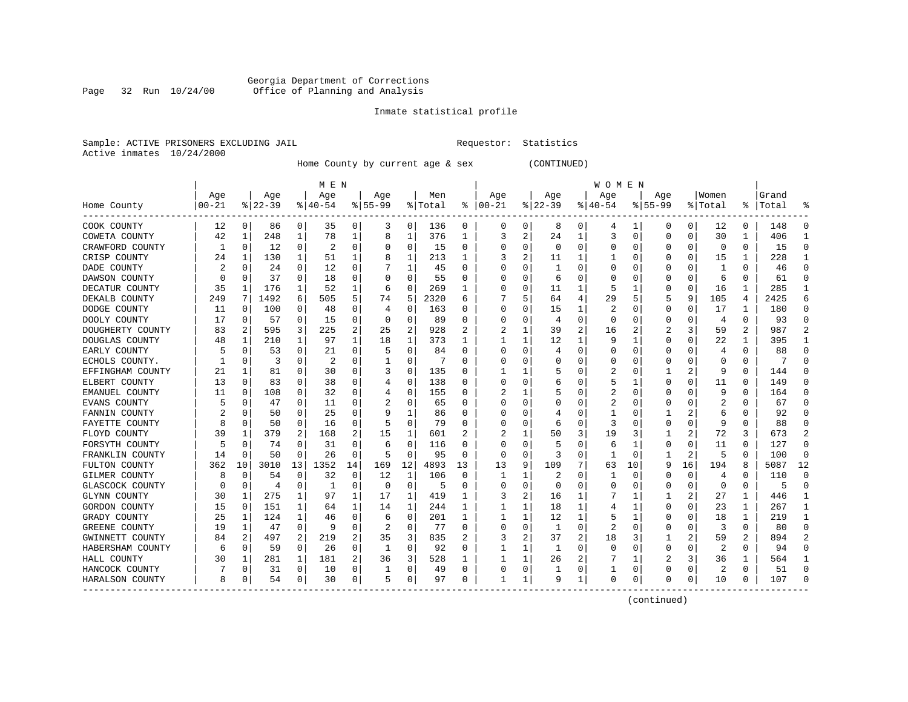Georgia Department of Corrections
Office of Planning and Analysis

Inmate statistical profile

Sample: ACTIVE PRISONERS EXCLUDING JAIL　　　　Requestor: Statistics
Active inmates 10/24/2000

Home County by current age & sex　　　(CONTINUED)

| | MEN | | | | | | | | | | WOMEN | | | | | | | | | | | |
|---|---|---|---|---|---|---|---|---|---|---|---|---|---|---|---|---|---|---|---|---|---|---|
| Home County | Age 00-21 | % | Age 22-39 | % | Age 40-54 | % | Age 55-99 | % | Men Total | % | Age 00-21 | % | Age 22-39 | % | Age 40-54 | % | Age 55-99 | % | Women Total | % | Grand Total | % |
| COOK COUNTY | 12 | 0 | 86 | 0 | 35 | 0 | 3 | 0 | 136 | 0 | 0 | 0 | 8 | 0 | 4 | 1 | 0 | 0 | 12 | 0 | 148 | 0 |
| COWETA COUNTY | 42 | 1 | 248 | 1 | 78 | 1 | 8 | 1 | 376 | 1 | 3 | 2 | 24 | 1 | 3 | 0 | 0 | 0 | 30 | 1 | 406 | 1 |
| CRAWFORD COUNTY | 1 | 0 | 12 | 0 | 2 | 0 | 0 | 0 | 15 | 0 | 0 | 0 | 0 | 0 | 0 | 0 | 0 | 0 | 0 | 0 | 15 | 0 |
| CRISP COUNTY | 24 | 1 | 130 | 1 | 51 | 1 | 8 | 1 | 213 | 1 | 3 | 2 | 11 | 1 | 1 | 0 | 0 | 0 | 15 | 1 | 228 | 1 |
| DADE COUNTY | 2 | 0 | 24 | 0 | 12 | 0 | 7 | 1 | 45 | 0 | 0 | 0 | 1 | 0 | 0 | 0 | 0 | 0 | 1 | 0 | 46 | 0 |
| DAWSON COUNTY | 0 | 0 | 37 | 0 | 18 | 0 | 0 | 0 | 55 | 0 | 0 | 0 | 6 | 0 | 0 | 0 | 0 | 0 | 6 | 0 | 61 | 0 |
| DECATUR COUNTY | 35 | 1 | 176 | 1 | 52 | 1 | 6 | 0 | 269 | 1 | 0 | 0 | 11 | 1 | 5 | 1 | 0 | 0 | 16 | 1 | 285 | 1 |
| DEKALB COUNTY | 249 | 7 | 1492 | 6 | 505 | 5 | 74 | 5 | 2320 | 6 | 7 | 5 | 64 | 4 | 29 | 5 | 5 | 9 | 105 | 4 | 2425 | 6 |
| DODGE COUNTY | 11 | 0 | 100 | 0 | 48 | 0 | 4 | 0 | 163 | 0 | 0 | 0 | 15 | 1 | 2 | 0 | 0 | 0 | 17 | 1 | 180 | 0 |
| DOOLY COUNTY | 17 | 0 | 57 | 0 | 15 | 0 | 0 | 0 | 89 | 0 | 0 | 0 | 4 | 0 | 0 | 0 | 0 | 0 | 4 | 0 | 93 | 0 |
| DOUGHERTY COUNTY | 83 | 2 | 595 | 3 | 225 | 2 | 25 | 2 | 928 | 2 | 2 | 1 | 39 | 2 | 16 | 2 | 2 | 3 | 59 | 2 | 987 | 2 |
| DOUGLAS COUNTY | 48 | 1 | 210 | 1 | 97 | 1 | 18 | 1 | 373 | 1 | 1 | 1 | 12 | 1 | 9 | 1 | 0 | 0 | 22 | 1 | 395 | 1 |
| EARLY COUNTY | 5 | 0 | 53 | 0 | 21 | 0 | 5 | 0 | 84 | 0 | 0 | 0 | 4 | 0 | 0 | 0 | 0 | 0 | 4 | 0 | 88 | 0 |
| ECHOLS COUNTY. | 1 | 0 | 3 | 0 | 2 | 0 | 1 | 0 | 7 | 0 | 0 | 0 | 0 | 0 | 0 | 0 | 0 | 0 | 0 | 0 | 7 | 0 |
| EFFINGHAM COUNTY | 21 | 1 | 81 | 0 | 30 | 0 | 3 | 0 | 135 | 0 | 1 | 1 | 5 | 0 | 2 | 0 | 1 | 2 | 9 | 0 | 144 | 0 |
| ELBERT COUNTY | 13 | 0 | 83 | 0 | 38 | 0 | 4 | 0 | 138 | 0 | 0 | 0 | 6 | 0 | 5 | 1 | 0 | 0 | 11 | 0 | 149 | 0 |
| EMANUEL COUNTY | 11 | 0 | 108 | 0 | 32 | 0 | 4 | 0 | 155 | 0 | 2 | 1 | 5 | 0 | 2 | 0 | 0 | 0 | 9 | 0 | 164 | 0 |
| EVANS COUNTY | 5 | 0 | 47 | 0 | 11 | 0 | 2 | 0 | 65 | 0 | 0 | 0 | 0 | 0 | 2 | 0 | 0 | 0 | 2 | 0 | 67 | 0 |
| FANNIN COUNTY | 2 | 0 | 50 | 0 | 25 | 0 | 9 | 1 | 86 | 0 | 0 | 0 | 4 | 0 | 1 | 0 | 1 | 2 | 6 | 0 | 92 | 0 |
| FAYETTE COUNTY | 8 | 0 | 50 | 0 | 16 | 0 | 5 | 0 | 79 | 0 | 0 | 0 | 6 | 0 | 3 | 0 | 0 | 0 | 9 | 0 | 88 | 0 |
| FLOYD COUNTY | 39 | 1 | 379 | 2 | 168 | 2 | 15 | 1 | 601 | 2 | 2 | 1 | 50 | 3 | 19 | 3 | 1 | 2 | 72 | 3 | 673 | 2 |
| FORSYTH COUNTY | 5 | 0 | 74 | 0 | 31 | 0 | 6 | 0 | 116 | 0 | 0 | 0 | 5 | 0 | 6 | 1 | 0 | 0 | 11 | 0 | 127 | 0 |
| FRANKLIN COUNTY | 14 | 0 | 50 | 0 | 26 | 0 | 5 | 0 | 95 | 0 | 0 | 0 | 3 | 0 | 1 | 0 | 1 | 2 | 5 | 0 | 100 | 0 |
| FULTON COUNTY | 362 | 10 | 3010 | 13 | 1352 | 14 | 169 | 12 | 4893 | 13 | 13 | 9 | 109 | 7 | 63 | 10 | 9 | 16 | 194 | 8 | 5087 | 12 |
| GILMER COUNTY | 8 | 0 | 54 | 0 | 32 | 0 | 12 | 1 | 106 | 0 | 1 | 1 | 2 | 0 | 1 | 0 | 0 | 0 | 4 | 0 | 110 | 0 |
| GLASCOCK COUNTY | 0 | 0 | 4 | 0 | 1 | 0 | 0 | 0 | 5 | 0 | 0 | 0 | 0 | 0 | 0 | 0 | 0 | 0 | 0 | 0 | 5 | 0 |
| GLYNN COUNTY | 30 | 1 | 275 | 1 | 97 | 1 | 17 | 1 | 419 | 1 | 3 | 2 | 16 | 1 | 7 | 1 | 1 | 2 | 27 | 1 | 446 | 1 |
| GORDON COUNTY | 15 | 0 | 151 | 1 | 64 | 1 | 14 | 1 | 244 | 1 | 1 | 1 | 18 | 1 | 4 | 1 | 0 | 0 | 23 | 1 | 267 | 1 |
| GRADY COUNTY | 25 | 1 | 124 | 1 | 46 | 0 | 6 | 0 | 201 | 1 | 1 | 1 | 12 | 1 | 5 | 1 | 0 | 0 | 18 | 1 | 219 | 1 |
| GREENE COUNTY | 19 | 1 | 47 | 0 | 9 | 0 | 2 | 0 | 77 | 0 | 0 | 0 | 1 | 0 | 2 | 0 | 0 | 0 | 3 | 0 | 80 | 0 |
| GWINNETT COUNTY | 84 | 2 | 497 | 2 | 219 | 2 | 35 | 3 | 835 | 2 | 3 | 2 | 37 | 2 | 18 | 3 | 1 | 2 | 59 | 2 | 894 | 2 |
| HABERSHAM COUNTY | 6 | 0 | 59 | 0 | 26 | 0 | 1 | 0 | 92 | 0 | 1 | 1 | 1 | 0 | 0 | 0 | 0 | 0 | 2 | 0 | 94 | 0 |
| HALL COUNTY | 30 | 1 | 281 | 1 | 181 | 2 | 36 | 3 | 528 | 1 | 1 | 1 | 26 | 2 | 7 | 1 | 2 | 3 | 36 | 1 | 564 | 1 |
| HANCOCK COUNTY | 7 | 0 | 31 | 0 | 10 | 0 | 1 | 0 | 49 | 0 | 0 | 0 | 1 | 0 | 1 | 0 | 0 | 0 | 2 | 0 | 51 | 0 |
| HARALSON COUNTY | 8 | 0 | 54 | 0 | 30 | 0 | 5 | 0 | 97 | 0 | 1 | 1 | 9 | 1 | 0 | 0 | 0 | 0 | 10 | 0 | 107 | 0 |

(continued)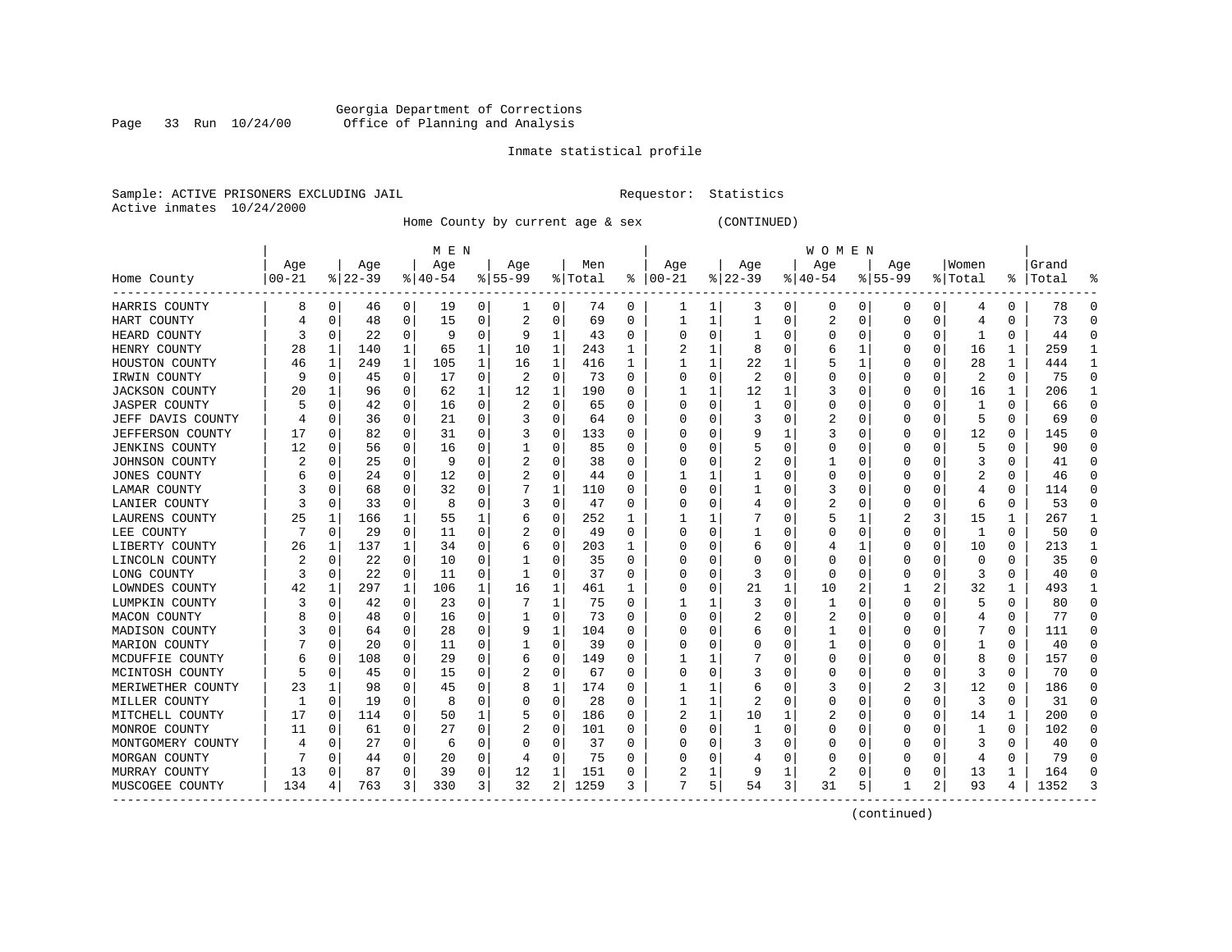Georgia Department of Corrections
Office of Planning and Analysis

Inmate statistical profile

Sample: ACTIVE PRISONERS EXCLUDING JAIL                    Requestor: Statistics
Active inmates 10/24/2000

Home County by current age & sex          (CONTINUED)

| Home County | MEN Age 00-21 | % | Age 22-39 | % | Age 40-54 | % | Age 55-99 | % | Men Total | % | WOMEN Age 00-21 | % | Age 22-39 | % | Age 40-54 | % | Age 55-99 | % | Women Total | % | Grand Total | % |
|---|---|---|---|---|---|---|---|---|---|---|---|---|---|---|---|---|---|---|---|---|---|---|
| HARRIS COUNTY | 8 | 0 | 46 | 0 | 19 | 0 | 1 | 0 | 74 | 0 | 1 | 1 | 3 | 0 | 0 | 0 | 0 | 0 | 4 | 0 | 78 | 0 |
| HART COUNTY | 4 | 0 | 48 | 0 | 15 | 0 | 2 | 0 | 69 | 0 | 1 | 1 | 1 | 0 | 2 | 0 | 0 | 0 | 4 | 0 | 73 | 0 |
| HEARD COUNTY | 3 | 0 | 22 | 0 | 9 | 0 | 9 | 1 | 43 | 0 | 0 | 0 | 1 | 0 | 0 | 0 | 0 | 0 | 1 | 0 | 44 | 0 |
| HENRY COUNTY | 28 | 1 | 140 | 1 | 65 | 1 | 10 | 1 | 243 | 1 | 2 | 1 | 8 | 0 | 6 | 1 | 0 | 0 | 16 | 1 | 259 | 1 |
| HOUSTON COUNTY | 46 | 1 | 249 | 1 | 105 | 1 | 16 | 1 | 416 | 1 | 1 | 1 | 22 | 1 | 5 | 1 | 0 | 0 | 28 | 1 | 444 | 1 |
| IRWIN COUNTY | 9 | 0 | 45 | 0 | 17 | 0 | 2 | 0 | 73 | 0 | 0 | 0 | 2 | 0 | 0 | 0 | 0 | 0 | 2 | 0 | 75 | 0 |
| JACKSON COUNTY | 20 | 1 | 96 | 0 | 62 | 1 | 12 | 1 | 190 | 0 | 1 | 1 | 12 | 1 | 3 | 0 | 0 | 0 | 16 | 1 | 206 | 1 |
| JASPER COUNTY | 5 | 0 | 42 | 0 | 16 | 0 | 2 | 0 | 65 | 0 | 0 | 0 | 1 | 0 | 0 | 0 | 0 | 0 | 1 | 0 | 66 | 0 |
| JEFF DAVIS COUNTY | 4 | 0 | 36 | 0 | 21 | 0 | 3 | 0 | 64 | 0 | 0 | 0 | 3 | 0 | 2 | 0 | 0 | 0 | 5 | 0 | 69 | 0 |
| JEFFERSON COUNTY | 17 | 0 | 82 | 0 | 31 | 0 | 3 | 0 | 133 | 0 | 0 | 0 | 9 | 1 | 3 | 0 | 0 | 0 | 12 | 0 | 145 | 0 |
| JENKINS COUNTY | 12 | 0 | 56 | 0 | 16 | 0 | 1 | 0 | 85 | 0 | 0 | 0 | 5 | 0 | 0 | 0 | 0 | 0 | 5 | 0 | 90 | 0 |
| JOHNSON COUNTY | 2 | 0 | 25 | 0 | 9 | 0 | 2 | 0 | 38 | 0 | 0 | 0 | 2 | 0 | 1 | 0 | 0 | 0 | 3 | 0 | 41 | 0 |
| JONES COUNTY | 6 | 0 | 24 | 0 | 12 | 0 | 2 | 0 | 44 | 0 | 1 | 1 | 1 | 0 | 0 | 0 | 0 | 0 | 2 | 0 | 46 | 0 |
| LAMAR COUNTY | 3 | 0 | 68 | 0 | 32 | 0 | 7 | 1 | 110 | 0 | 0 | 0 | 1 | 0 | 3 | 0 | 0 | 0 | 4 | 0 | 114 | 0 |
| LANIER COUNTY | 3 | 0 | 33 | 0 | 8 | 0 | 3 | 0 | 47 | 0 | 0 | 0 | 4 | 0 | 2 | 0 | 0 | 0 | 6 | 0 | 53 | 0 |
| LAURENS COUNTY | 25 | 1 | 166 | 1 | 55 | 1 | 6 | 0 | 252 | 1 | 1 | 1 | 7 | 0 | 5 | 1 | 2 | 3 | 15 | 1 | 267 | 1 |
| LEE COUNTY | 7 | 0 | 29 | 0 | 11 | 0 | 2 | 0 | 49 | 0 | 0 | 0 | 1 | 0 | 0 | 0 | 0 | 0 | 1 | 0 | 50 | 0 |
| LIBERTY COUNTY | 26 | 1 | 137 | 1 | 34 | 0 | 6 | 0 | 203 | 1 | 0 | 0 | 6 | 0 | 4 | 1 | 0 | 0 | 10 | 0 | 213 | 1 |
| LINCOLN COUNTY | 2 | 0 | 22 | 0 | 10 | 0 | 1 | 0 | 35 | 0 | 0 | 0 | 0 | 0 | 0 | 0 | 0 | 0 | 0 | 0 | 35 | 0 |
| LONG COUNTY | 3 | 0 | 22 | 0 | 11 | 0 | 1 | 0 | 37 | 0 | 0 | 0 | 3 | 0 | 0 | 0 | 0 | 0 | 3 | 0 | 40 | 0 |
| LOWNDES COUNTY | 42 | 1 | 297 | 1 | 106 | 1 | 16 | 1 | 461 | 1 | 0 | 0 | 21 | 1 | 10 | 2 | 1 | 2 | 32 | 1 | 493 | 1 |
| LUMPKIN COUNTY | 3 | 0 | 42 | 0 | 23 | 0 | 7 | 1 | 75 | 0 | 1 | 1 | 3 | 0 | 1 | 0 | 0 | 0 | 5 | 0 | 80 | 0 |
| MACON COUNTY | 8 | 0 | 48 | 0 | 16 | 0 | 1 | 0 | 73 | 0 | 0 | 0 | 2 | 0 | 2 | 0 | 0 | 0 | 4 | 0 | 77 | 0 |
| MADISON COUNTY | 3 | 0 | 64 | 0 | 28 | 0 | 9 | 1 | 104 | 0 | 0 | 0 | 6 | 0 | 1 | 0 | 0 | 0 | 7 | 0 | 111 | 0 |
| MARION COUNTY | 7 | 0 | 20 | 0 | 11 | 0 | 1 | 0 | 39 | 0 | 0 | 0 | 0 | 0 | 1 | 0 | 0 | 0 | 1 | 0 | 40 | 0 |
| MCDUFFIE COUNTY | 6 | 0 | 108 | 0 | 29 | 0 | 6 | 0 | 149 | 0 | 1 | 1 | 7 | 0 | 0 | 0 | 0 | 0 | 8 | 0 | 157 | 0 |
| MCINTOSH COUNTY | 5 | 0 | 45 | 0 | 15 | 0 | 2 | 0 | 67 | 0 | 0 | 0 | 3 | 0 | 0 | 0 | 0 | 0 | 3 | 0 | 70 | 0 |
| MERIWETHER COUNTY | 23 | 1 | 98 | 0 | 45 | 0 | 8 | 1 | 174 | 0 | 1 | 1 | 6 | 0 | 3 | 0 | 2 | 3 | 12 | 0 | 186 | 0 |
| MILLER COUNTY | 1 | 0 | 19 | 0 | 8 | 0 | 0 | 0 | 28 | 0 | 1 | 1 | 2 | 0 | 0 | 0 | 0 | 0 | 3 | 0 | 31 | 0 |
| MITCHELL COUNTY | 17 | 0 | 114 | 0 | 50 | 1 | 5 | 0 | 186 | 0 | 2 | 1 | 10 | 1 | 2 | 0 | 0 | 0 | 14 | 1 | 200 | 0 |
| MONROE COUNTY | 11 | 0 | 61 | 0 | 27 | 0 | 2 | 0 | 101 | 0 | 0 | 0 | 1 | 0 | 0 | 0 | 0 | 0 | 1 | 0 | 102 | 0 |
| MONTGOMERY COUNTY | 4 | 0 | 27 | 0 | 6 | 0 | 0 | 0 | 37 | 0 | 0 | 0 | 3 | 0 | 0 | 0 | 0 | 0 | 3 | 0 | 40 | 0 |
| MORGAN COUNTY | 7 | 0 | 44 | 0 | 20 | 0 | 4 | 0 | 75 | 0 | 0 | 0 | 4 | 0 | 0 | 0 | 0 | 0 | 4 | 0 | 79 | 0 |
| MURRAY COUNTY | 13 | 0 | 87 | 0 | 39 | 0 | 12 | 1 | 151 | 0 | 2 | 1 | 9 | 1 | 2 | 0 | 0 | 0 | 13 | 1 | 164 | 0 |
| MUSCOGEE COUNTY | 134 | 4 | 763 | 3 | 330 | 3 | 32 | 2 | 1259 | 3 | 7 | 5 | 54 | 3 | 31 | 5 | 1 | 2 | 93 | 4 | 1352 | 3 |

(continued)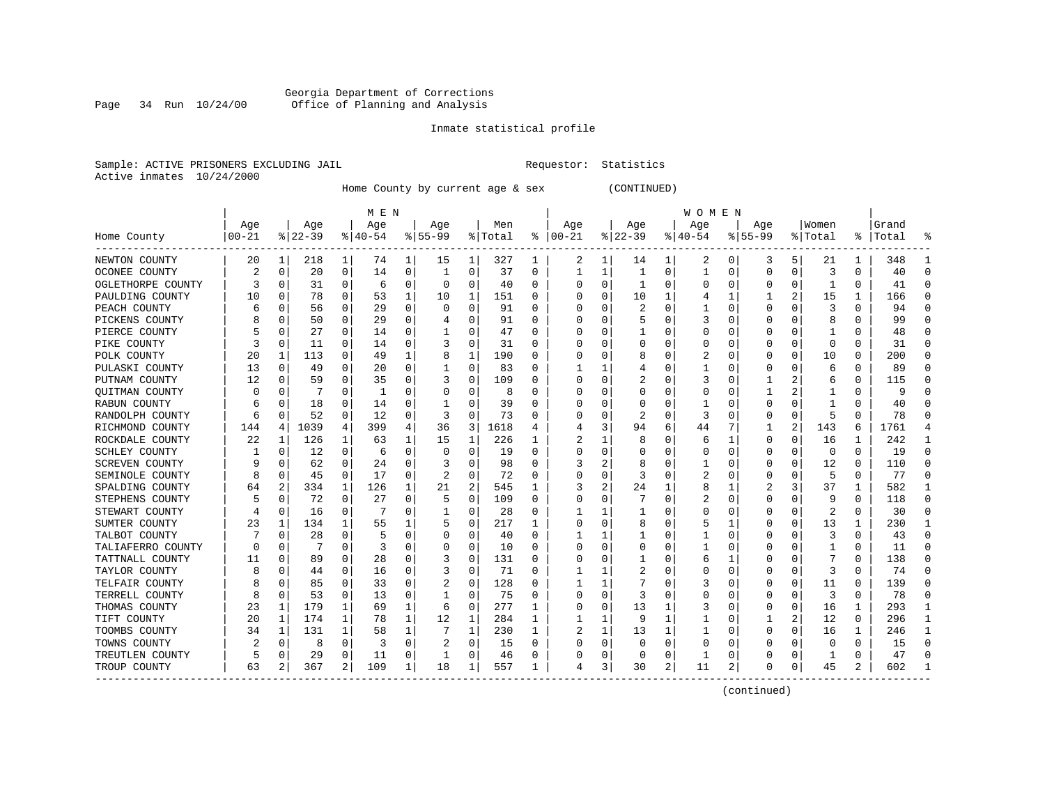Georgia Department of Corrections
Office of Planning and Analysis

Inmate statistical profile

Sample: ACTIVE PRISONERS EXCLUDING JAIL                                Requestor: Statistics
Active inmates 10/24/2000

Home County by current age & sex (CONTINUED)

| Home County | MEN Age 00-21 | % | Age 22-39 | % | Age 40-54 | % | Age 55-99 | % | Men Total | % | WOMEN Age 00-21 | % | Age 22-39 | % | Age 40-54 | % | Age 55-99 | % | Women Total | % | Grand Total | % |
|---|---|---|---|---|---|---|---|---|---|---|---|---|---|---|---|---|---|---|---|---|---|---|
| NEWTON COUNTY | 20 | 1 | 218 | 1 | 74 | 1 | 15 | 1 | 327 | 1 | 2 | 1 | 14 | 1 | 2 | 0 | 3 | 5 | 21 | 1 | 348 | 1 |
| OCONEE COUNTY | 2 | 0 | 20 | 0 | 14 | 0 | 1 | 0 | 37 | 0 | 1 | 1 | 1 | 0 | 1 | 0 | 0 | 0 | 3 | 0 | 40 | 0 |
| OGLETHORPE COUNTY | 3 | 0 | 31 | 0 | 6 | 0 | 0 | 0 | 40 | 0 | 0 | 0 | 1 | 0 | 0 | 0 | 0 | 0 | 1 | 0 | 41 | 0 |
| PAULDING COUNTY | 10 | 0 | 78 | 0 | 53 | 1 | 10 | 1 | 151 | 0 | 0 | 0 | 10 | 1 | 4 | 1 | 1 | 2 | 15 | 1 | 166 | 0 |
| PEACH COUNTY | 6 | 0 | 56 | 0 | 29 | 0 | 0 | 0 | 91 | 0 | 0 | 0 | 2 | 0 | 1 | 0 | 0 | 0 | 3 | 0 | 94 | 0 |
| PICKENS COUNTY | 8 | 0 | 50 | 0 | 29 | 0 | 4 | 0 | 91 | 0 | 0 | 0 | 5 | 0 | 3 | 0 | 0 | 0 | 8 | 0 | 99 | 0 |
| PIERCE COUNTY | 5 | 0 | 27 | 0 | 14 | 0 | 1 | 0 | 47 | 0 | 0 | 0 | 1 | 0 | 0 | 0 | 0 | 0 | 1 | 0 | 48 | 0 |
| PIKE COUNTY | 3 | 0 | 11 | 0 | 14 | 0 | 3 | 0 | 31 | 0 | 0 | 0 | 0 | 0 | 0 | 0 | 0 | 0 | 0 | 0 | 31 | 0 |
| POLK COUNTY | 20 | 1 | 113 | 0 | 49 | 1 | 8 | 1 | 190 | 0 | 0 | 0 | 8 | 0 | 2 | 0 | 0 | 0 | 10 | 0 | 200 | 0 |
| PULASKI COUNTY | 13 | 0 | 49 | 0 | 20 | 0 | 1 | 0 | 83 | 0 | 1 | 1 | 4 | 0 | 1 | 0 | 0 | 0 | 6 | 0 | 89 | 0 |
| PUTNAM COUNTY | 12 | 0 | 59 | 0 | 35 | 0 | 3 | 0 | 109 | 0 | 0 | 0 | 2 | 0 | 3 | 0 | 1 | 2 | 6 | 0 | 115 | 0 |
| QUITMAN COUNTY | 0 | 0 | 7 | 0 | 1 | 0 | 0 | 0 | 8 | 0 | 0 | 0 | 0 | 0 | 0 | 0 | 1 | 2 | 1 | 0 | 9 | 0 |
| RABUN COUNTY | 6 | 0 | 18 | 0 | 14 | 0 | 1 | 0 | 39 | 0 | 0 | 0 | 0 | 0 | 1 | 0 | 0 | 0 | 1 | 0 | 40 | 0 |
| RANDOLPH COUNTY | 6 | 0 | 52 | 0 | 12 | 0 | 3 | 0 | 73 | 0 | 0 | 0 | 2 | 0 | 3 | 0 | 0 | 0 | 5 | 0 | 78 | 0 |
| RICHMOND COUNTY | 144 | 4 | 1039 | 4 | 399 | 4 | 36 | 3 | 1618 | 4 | 4 | 3 | 94 | 6 | 44 | 7 | 1 | 2 | 143 | 6 | 1761 | 4 |
| ROCKDALE COUNTY | 22 | 1 | 126 | 1 | 63 | 1 | 15 | 1 | 226 | 1 | 2 | 1 | 8 | 0 | 6 | 1 | 0 | 0 | 16 | 1 | 242 | 1 |
| SCHLEY COUNTY | 1 | 0 | 12 | 0 | 6 | 0 | 0 | 0 | 19 | 0 | 0 | 0 | 0 | 0 | 0 | 0 | 0 | 0 | 0 | 0 | 19 | 0 |
| SCREVEN COUNTY | 9 | 0 | 62 | 0 | 24 | 0 | 3 | 0 | 98 | 0 | 3 | 2 | 8 | 0 | 1 | 0 | 0 | 0 | 12 | 0 | 110 | 0 |
| SEMINOLE COUNTY | 8 | 0 | 45 | 0 | 17 | 0 | 2 | 0 | 72 | 0 | 0 | 0 | 3 | 0 | 2 | 0 | 0 | 0 | 5 | 0 | 77 | 0 |
| SPALDING COUNTY | 64 | 2 | 334 | 1 | 126 | 1 | 21 | 2 | 545 | 1 | 3 | 2 | 24 | 1 | 8 | 1 | 2 | 3 | 37 | 1 | 582 | 1 |
| STEPHENS COUNTY | 5 | 0 | 72 | 0 | 27 | 0 | 5 | 0 | 109 | 0 | 0 | 0 | 7 | 0 | 2 | 0 | 0 | 0 | 9 | 0 | 118 | 0 |
| STEWART COUNTY | 4 | 0 | 16 | 0 | 7 | 0 | 1 | 0 | 28 | 0 | 1 | 1 | 1 | 0 | 0 | 0 | 0 | 0 | 2 | 0 | 30 | 0 |
| SUMTER COUNTY | 23 | 1 | 134 | 1 | 55 | 1 | 5 | 0 | 217 | 1 | 0 | 0 | 8 | 0 | 5 | 1 | 0 | 0 | 13 | 1 | 230 | 1 |
| TALBOT COUNTY | 7 | 0 | 28 | 0 | 5 | 0 | 0 | 0 | 40 | 0 | 1 | 1 | 1 | 0 | 1 | 0 | 0 | 0 | 3 | 0 | 43 | 0 |
| TALIAFERRO COUNTY | 0 | 0 | 7 | 0 | 3 | 0 | 0 | 0 | 10 | 0 | 0 | 0 | 0 | 0 | 1 | 0 | 0 | 0 | 1 | 0 | 11 | 0 |
| TATTNALL COUNTY | 11 | 0 | 89 | 0 | 28 | 0 | 3 | 0 | 131 | 0 | 0 | 0 | 1 | 0 | 6 | 1 | 0 | 0 | 7 | 0 | 138 | 0 |
| TAYLOR COUNTY | 8 | 0 | 44 | 0 | 16 | 0 | 3 | 0 | 71 | 0 | 1 | 1 | 2 | 0 | 0 | 0 | 0 | 0 | 3 | 0 | 74 | 0 |
| TELFAIR COUNTY | 8 | 0 | 85 | 0 | 33 | 0 | 2 | 0 | 128 | 0 | 1 | 1 | 7 | 0 | 3 | 0 | 0 | 0 | 11 | 0 | 139 | 0 |
| TERRELL COUNTY | 8 | 0 | 53 | 0 | 13 | 0 | 1 | 0 | 75 | 0 | 0 | 0 | 3 | 0 | 0 | 0 | 0 | 0 | 3 | 0 | 78 | 0 |
| THOMAS COUNTY | 23 | 1 | 179 | 1 | 69 | 1 | 6 | 0 | 277 | 1 | 0 | 0 | 13 | 1 | 3 | 0 | 0 | 0 | 16 | 1 | 293 | 1 |
| TIFT COUNTY | 20 | 1 | 174 | 1 | 78 | 1 | 12 | 1 | 284 | 1 | 1 | 1 | 9 | 1 | 1 | 0 | 1 | 2 | 12 | 0 | 296 | 1 |
| TOOMBS COUNTY | 34 | 1 | 131 | 1 | 58 | 1 | 7 | 1 | 230 | 1 | 2 | 1 | 13 | 1 | 1 | 0 | 0 | 0 | 16 | 1 | 246 | 1 |
| TOWNS COUNTY | 2 | 0 | 8 | 0 | 3 | 0 | 2 | 0 | 15 | 0 | 0 | 0 | 0 | 0 | 0 | 0 | 0 | 0 | 0 | 0 | 15 | 0 |
| TREUTLEN COUNTY | 5 | 0 | 29 | 0 | 11 | 0 | 1 | 0 | 46 | 0 | 0 | 0 | 0 | 0 | 1 | 0 | 0 | 0 | 1 | 0 | 47 | 0 |
| TROUP COUNTY | 63 | 2 | 367 | 2 | 109 | 1 | 18 | 1 | 557 | 1 | 4 | 3 | 30 | 2 | 11 | 2 | 0 | 0 | 45 | 2 | 602 | 1 |

(continued)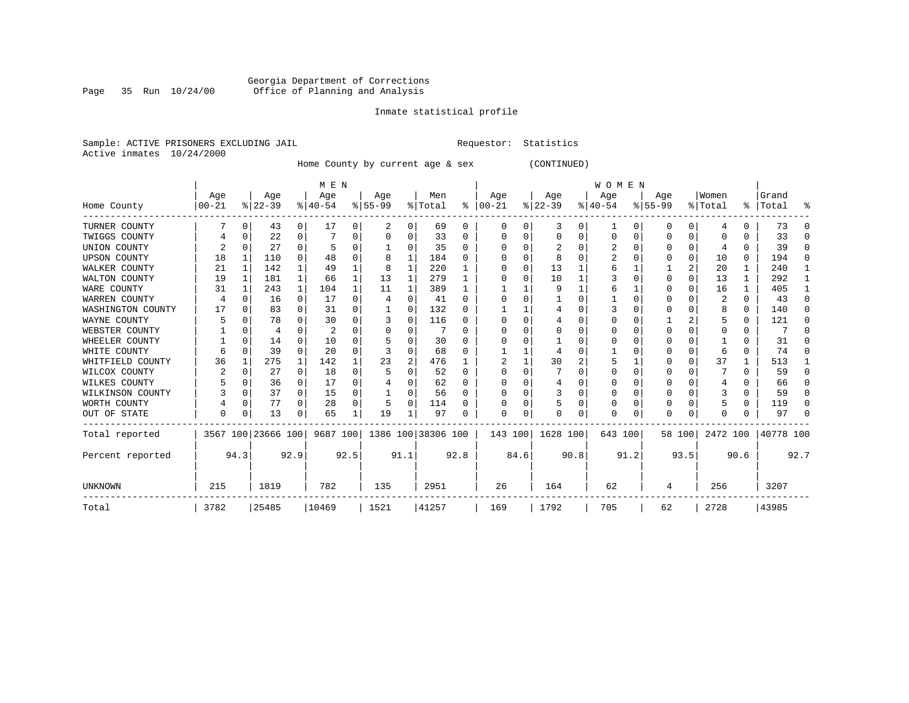Georgia Department of Corrections
Office of Planning and Analysis

Inmate statistical profile

Sample: ACTIVE PRISONERS EXCLUDING JAIL          Requestor: Statistics
Active inmates 10/24/2000

Home County by current age & sex (CONTINUED)

| Home County | MEN Age 00-21 | % | Age 22-39 | % | Age 40-54 | % | Age 55-99 | % | Men Total | % | WOMEN Age 00-21 | % | Age 22-39 | % | Age 40-54 | % | Age 55-99 | % | Women Total | % | Grand Total | % |
|---|---|---|---|---|---|---|---|---|---|---|---|---|---|---|---|---|---|---|---|---|---|---|
| TURNER COUNTY | 7 | 0 | 43 | 0 | 17 | 0 | 2 | 0 | 69 | 0 | 0 | 0 | 3 | 0 | 1 | 0 | 0 | 0 | 4 | 0 | 73 | 0 |
| TWIGGS COUNTY | 4 | 0 | 22 | 0 | 7 | 0 | 0 | 0 | 33 | 0 | 0 | 0 | 0 | 0 | 0 | 0 | 0 | 0 | 0 | 0 | 33 | 0 |
| UNION COUNTY | 2 | 0 | 27 | 0 | 5 | 0 | 1 | 0 | 35 | 0 | 0 | 0 | 2 | 0 | 2 | 0 | 0 | 0 | 4 | 0 | 39 | 0 |
| UPSON COUNTY | 18 | 1 | 110 | 0 | 48 | 0 | 8 | 1 | 184 | 0 | 0 | 0 | 8 | 0 | 2 | 0 | 0 | 0 | 10 | 0 | 194 | 0 |
| WALKER COUNTY | 21 | 1 | 142 | 1 | 49 | 1 | 8 | 1 | 220 | 1 | 0 | 0 | 13 | 1 | 6 | 1 | 1 | 2 | 20 | 1 | 240 | 1 |
| WALTON COUNTY | 19 | 1 | 181 | 1 | 66 | 1 | 13 | 1 | 279 | 1 | 0 | 0 | 10 | 1 | 3 | 0 | 0 | 0 | 13 | 1 | 292 | 1 |
| WARE COUNTY | 31 | 1 | 243 | 1 | 104 | 1 | 11 | 1 | 389 | 1 | 1 | 1 | 9 | 1 | 6 | 1 | 0 | 0 | 16 | 1 | 405 | 1 |
| WARREN COUNTY | 4 | 0 | 16 | 0 | 17 | 0 | 4 | 0 | 41 | 0 | 0 | 0 | 1 | 0 | 1 | 0 | 0 | 0 | 2 | 0 | 43 | 0 |
| WASHINGTON COUNTY | 17 | 0 | 83 | 0 | 31 | 0 | 1 | 0 | 132 | 0 | 1 | 1 | 4 | 0 | 3 | 0 | 0 | 0 | 8 | 0 | 140 | 0 |
| WAYNE COUNTY | 5 | 0 | 78 | 0 | 30 | 0 | 3 | 0 | 116 | 0 | 0 | 0 | 4 | 0 | 0 | 0 | 1 | 2 | 5 | 0 | 121 | 0 |
| WEBSTER COUNTY | 1 | 0 | 4 | 0 | 2 | 0 | 0 | 0 | 7 | 0 | 0 | 0 | 0 | 0 | 0 | 0 | 0 | 0 | 0 | 0 | 7 | 0 |
| WHEELER COUNTY | 1 | 0 | 14 | 0 | 10 | 0 | 5 | 0 | 30 | 0 | 0 | 0 | 1 | 0 | 0 | 0 | 0 | 0 | 1 | 0 | 31 | 0 |
| WHITE COUNTY | 6 | 0 | 39 | 0 | 20 | 0 | 3 | 0 | 68 | 0 | 1 | 1 | 4 | 0 | 1 | 0 | 0 | 0 | 6 | 0 | 74 | 0 |
| WHITFIELD COUNTY | 36 | 1 | 275 | 1 | 142 | 1 | 23 | 2 | 476 | 1 | 2 | 1 | 30 | 2 | 5 | 1 | 0 | 0 | 37 | 1 | 513 | 1 |
| WILCOX COUNTY | 2 | 0 | 27 | 0 | 18 | 0 | 5 | 0 | 52 | 0 | 0 | 0 | 7 | 0 | 0 | 0 | 0 | 0 | 7 | 0 | 59 | 0 |
| WILKES COUNTY | 5 | 0 | 36 | 0 | 17 | 0 | 4 | 0 | 62 | 0 | 0 | 0 | 4 | 0 | 0 | 0 | 0 | 0 | 4 | 0 | 66 | 0 |
| WILKINSON COUNTY | 3 | 0 | 37 | 0 | 15 | 0 | 1 | 0 | 56 | 0 | 0 | 0 | 3 | 0 | 0 | 0 | 0 | 0 | 3 | 0 | 59 | 0 |
| WORTH COUNTY | 4 | 0 | 77 | 0 | 28 | 0 | 5 | 0 | 114 | 0 | 0 | 0 | 5 | 0 | 0 | 0 | 0 | 0 | 5 | 0 | 119 | 0 |
| OUT OF STATE | 0 | 0 | 13 | 0 | 65 | 1 | 19 | 1 | 97 | 0 | 0 | 0 | 0 | 0 | 0 | 0 | 0 | 0 | 0 | 0 | 97 | 0 |
| Total reported | 3567 | 100 | 23666 | 100 | 9687 | 100 | 1386 | 100 | 38306 | 100 | 143 | 100 | 1628 | 100 | 643 | 100 | 58 | 100 | 2472 | 100 | 40778 | 100 |
| Percent reported | | 94.3 | | 92.9 | | 92.5 | | 91.1 | | 92.8 | | 84.6 | | 90.8 | | 91.2 | | 93.5 | | 90.6 | | 92.7 |
| UNKNOWN | 215 | | 1819 | | 782 | | 135 | | 2951 | | 26 | | 164 | | 62 | | 4 | | 256 | | 3207 | |
| Total | 3782 | | 25485 | | 10469 | | 1521 | | 41257 | | 169 | | 1792 | | 705 | | 62 | | 2728 | | 43985 | |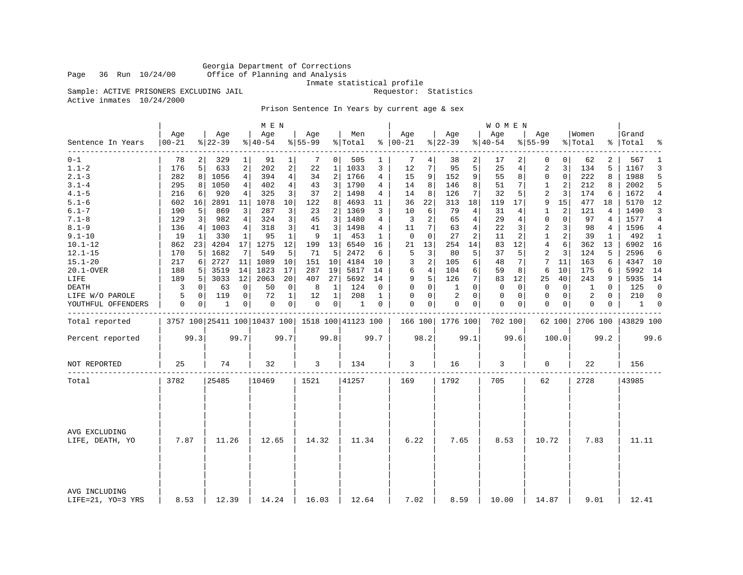Georgia Department of Corrections
Office of Planning and Analysis
Inmate statistical profile

Sample: ACTIVE PRISONERS EXCLUDING JAIL
Requestor: Statistics
Active inmates 10/24/2000

Prison Sentence In Years by current age & sex

| Sentence In Years | MEN Age 00-21 | % | Age 22-39 | % | Age 40-54 | % | Age 55-99 | % | Men Total | % | WOMEN Age 00-21 | % | Age 22-39 | % | Age 40-54 | % | Age 55-99 | % | Women Total | % | Grand Total | % |
|---|---|---|---|---|---|---|---|---|---|---|---|---|---|---|---|---|---|---|---|---|---|---|
| 0-1 | 78 | 2 | 329 | 1 | 91 | 1 | 7 | 0 | 505 | 1 | 7 | 4 | 38 | 2 | 17 | 2 | 0 | 0 | 62 | 2 | 567 | 1 |
| 1.1-2 | 176 | 5 | 633 | 2 | 202 | 2 | 22 | 1 | 1033 | 3 | 12 | 7 | 95 | 5 | 25 | 4 | 2 | 3 | 134 | 5 | 1167 | 3 |
| 2.1-3 | 282 | 8 | 1056 | 4 | 394 | 4 | 34 | 2 | 1766 | 4 | 15 | 9 | 152 | 9 | 55 | 8 | 0 | 0 | 222 | 8 | 1988 | 5 |
| 3.1-4 | 295 | 8 | 1050 | 4 | 402 | 4 | 43 | 3 | 1790 | 4 | 14 | 8 | 146 | 8 | 51 | 7 | 1 | 2 | 212 | 8 | 2002 | 5 |
| 4.1-5 | 216 | 6 | 920 | 4 | 325 | 3 | 37 | 2 | 1498 | 4 | 14 | 8 | 126 | 7 | 32 | 5 | 2 | 3 | 174 | 6 | 1672 | 4 |
| 5.1-6 | 602 | 16 | 2891 | 11 | 1078 | 10 | 122 | 8 | 4693 | 11 | 36 | 22 | 313 | 18 | 119 | 17 | 9 | 15 | 477 | 18 | 5170 | 12 |
| 6.1-7 | 190 | 5 | 869 | 3 | 287 | 3 | 23 | 2 | 1369 | 3 | 10 | 6 | 79 | 4 | 31 | 4 | 1 | 2 | 121 | 4 | 1490 | 3 |
| 7.1-8 | 129 | 3 | 982 | 4 | 324 | 3 | 45 | 3 | 1480 | 4 | 3 | 2 | 65 | 4 | 29 | 4 | 0 | 0 | 97 | 4 | 1577 | 4 |
| 8.1-9 | 136 | 4 | 1003 | 4 | 318 | 3 | 41 | 3 | 1498 | 4 | 11 | 7 | 63 | 4 | 22 | 3 | 2 | 3 | 98 | 4 | 1596 | 4 |
| 9.1-10 | 19 | 1 | 330 | 1 | 95 | 1 | 9 | 1 | 453 | 1 | 0 | 0 | 27 | 2 | 11 | 2 | 1 | 2 | 39 | 1 | 492 | 1 |
| 10.1-12 | 862 | 23 | 4204 | 17 | 1275 | 12 | 199 | 13 | 6540 | 16 | 21 | 13 | 254 | 14 | 83 | 12 | 4 | 6 | 362 | 13 | 6902 | 16 |
| 12.1-15 | 170 | 5 | 1682 | 7 | 549 | 5 | 71 | 5 | 2472 | 6 | 5 | 3 | 80 | 5 | 37 | 5 | 2 | 3 | 124 | 5 | 2596 | 6 |
| 15.1-20 | 217 | 6 | 2727 | 11 | 1089 | 10 | 151 | 10 | 4184 | 10 | 3 | 2 | 105 | 6 | 48 | 7 | 7 | 11 | 163 | 6 | 4347 | 10 |
| 20.1-OVER | 188 | 5 | 3519 | 14 | 1823 | 17 | 287 | 19 | 5817 | 14 | 6 | 4 | 104 | 6 | 59 | 8 | 6 | 10 | 175 | 6 | 5992 | 14 |
| LIFE | 189 | 5 | 3033 | 12 | 2063 | 20 | 407 | 27 | 5692 | 14 | 9 | 5 | 126 | 7 | 83 | 12 | 25 | 40 | 243 | 9 | 5935 | 14 |
| DEATH | 3 | 0 | 63 | 0 | 50 | 0 | 8 | 1 | 124 | 0 | 0 | 0 | 1 | 0 | 0 | 0 | 0 | 0 | 1 | 0 | 125 | 0 |
| LIFE W/O PAROLE | 5 | 0 | 119 | 0 | 72 | 1 | 12 | 1 | 208 | 1 | 0 | 0 | 2 | 0 | 0 | 0 | 0 | 0 | 2 | 0 | 210 | 0 |
| YOUTHFUL OFFENDERS | 0 | 0 | 1 | 0 | 0 | 0 | 0 | 0 | 1 | 0 | 0 | 0 | 0 | 0 | 0 | 0 | 0 | 0 | 0 | 0 | 1 | 0 |
| Total reported | 3757 | 100 | 25411 | 100 | 10437 | 100 | 1518 | 100 | 41123 | 100 | 166 | 100 | 1776 | 100 | 702 | 100 | 62 | 100 | 2706 | 100 | 43829 | 100 |
| Percent reported | 99.3 | | 99.7 | | 99.7 | | 99.8 | | 99.7 | | 98.2 | | 99.1 | | 99.6 | | 100.0 | | 99.2 | | 99.6 | |
| NOT REPORTED | 25 | | 74 | | 32 | | 3 | | 134 | | 3 | | 16 | | 3 | | 0 | | 22 | | 156 | |
| Total | 3782 | | 25485 | | 10469 | | 1521 | | 41257 | | 169 | | 1792 | | 705 | | 62 | | 2728 | | 43985 | |
| AVG EXCLUDING LIFE, DEATH, YO | 7.87 | | 11.26 | | 12.65 | | 14.32 | | 11.34 | | 6.22 | | 7.65 | | 8.53 | | 10.72 | | 7.83 | | 11.11 | |
| AVG INCLUDING LIFE=21, YO=3 YRS | 8.53 | | 12.39 | | 14.24 | | 16.03 | | 12.64 | | 7.02 | | 8.59 | | 10.00 | | 14.87 | | 9.01 | | 12.41 | |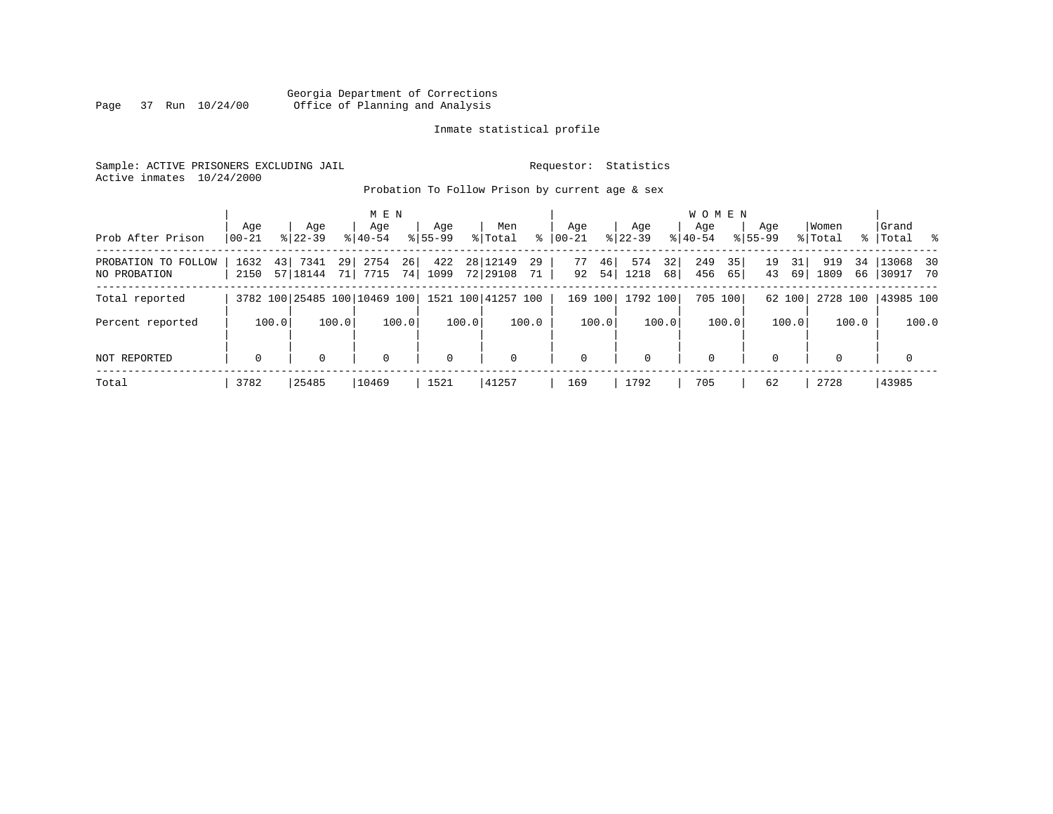Georgia Department of Corrections
Office of Planning and Analysis

Inmate statistical profile

Sample: ACTIVE PRISONERS EXCLUDING JAIL

Requestor: Statistics

Active inmates 10/24/2000

Probation To Follow Prison by current age & sex

| | MEN | | | | | | | | | | WOMEN | | | | | | | | | | | |
|---|---|---|---|---|---|---|---|---|---|---|---|---|---|---|---|---|---|---|---|---|---|---|
| Prob After Prison | Age 00-21 | % | Age 22-39 | % | Age 40-54 | % | Age 55-99 | % | Men Total | % | Age 00-21 | % | Age 22-39 | % | Age 40-54 | % | Age 55-99 | % | Women Total | % | Grand Total | % |
| PROBATION TO FOLLOW | 1632 | 43 | 7341 | 29 | 2754 | 26 | 422 | 28 | 12149 | 29 | 77 | 46 | 574 | 32 | 249 | 35 | 19 | 31 | 919 | 34 | 13068 | 30 |
| NO PROBATION | 2150 | 57 | 18144 | 71 | 7715 | 74 | 1099 | 72 | 29108 | 71 | 92 | 54 | 1218 | 68 | 456 | 65 | 43 | 69 | 1809 | 66 | 30917 | 70 |
| Total reported | 3782 | 100 | 25485 | 100 | 10469 | 100 | 1521 | 100 | 41257 | 100 | 169 | 100 | 1792 | 100 | 705 | 100 | 62 | 100 | 2728 | 100 | 43985 | 100 |
| Percent reported | | 100.0 | | 100.0 | | 100.0 | | 100.0 | | 100.0 | | 100.0 | | 100.0 | | 100.0 | | 100.0 | | 100.0 | | 100.0 |
| NOT REPORTED | 0 | | 0 | | 0 | | 0 | | 0 | | 0 | | 0 | | 0 | | 0 | | 0 | | 0 | |
| Total | 3782 | | 25485 | | 10469 | | 1521 | | 41257 | | 169 | | 1792 | | 705 | | 62 | | 2728 | | 43985 | |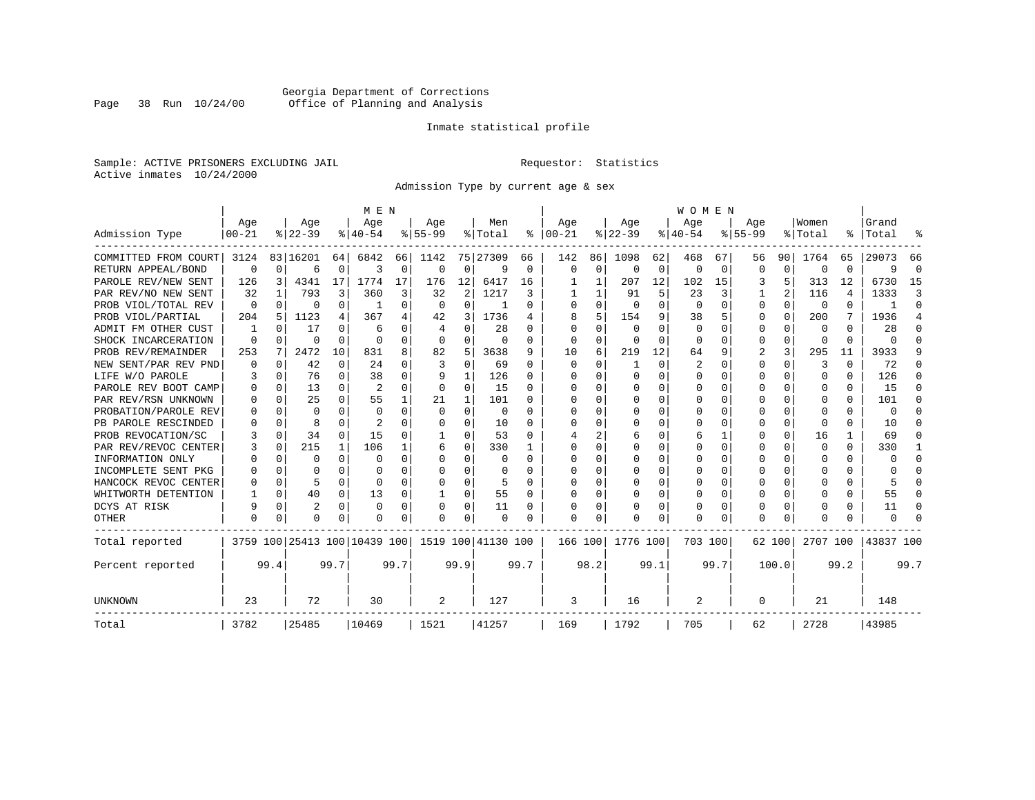Georgia Department of Corrections
Office of Planning and Analysis

Inmate statistical profile

Sample: ACTIVE PRISONERS EXCLUDING JAIL
Active inmates 10/24/2000

Requestor: Statistics

Admission Type by current age & sex

| Admission Type | MEN Age 00-21 | % | Age 22-39 | % | Age 40-54 | % | Age 55-99 | % | Men Total | % | WOMEN Age 00-21 | % | Age 22-39 | % | Age 40-54 | % | Age 55-99 | % | Women Total | % | Grand Total | % |
|---|---|---|---|---|---|---|---|---|---|---|---|---|---|---|---|---|---|---|---|---|---|---|
| COMMITTED FROM COURT | 3124 | 83 | 16201 | 64 | 6842 | 66 | 1142 | 75 | 27309 | 66 | 142 | 86 | 1098 | 62 | 468 | 67 | 56 | 90 | 1764 | 65 | 29073 | 66 |
| RETURN APPEAL/BOND | 0 | 0 | 6 | 0 | 3 | 0 | 0 | 0 | 9 | 0 | 0 | 0 | 0 | 0 | 0 | 0 | 0 | 0 | 0 | 0 | 9 | 0 |
| PAROLE REV/NEW SENT | 126 | 3 | 4341 | 17 | 1774 | 17 | 176 | 12 | 6417 | 16 | 1 | 1 | 207 | 12 | 102 | 15 | 3 | 5 | 313 | 12 | 6730 | 15 |
| PAR REV/NO NEW SENT | 32 | 1 | 793 | 3 | 360 | 3 | 32 | 2 | 1217 | 3 | 1 | 1 | 91 | 5 | 23 | 3 | 1 | 2 | 116 | 4 | 1333 | 3 |
| PROB VIOL/TOTAL REV | 0 | 0 | 0 | 0 | 1 | 0 | 0 | 0 | 1 | 0 | 0 | 0 | 0 | 0 | 0 | 0 | 0 | 0 | 0 | 0 | 1 | 0 |
| PROB VIOL/PARTIAL | 204 | 5 | 1123 | 4 | 367 | 4 | 42 | 3 | 1736 | 4 | 8 | 5 | 154 | 9 | 38 | 5 | 0 | 0 | 200 | 7 | 1936 | 4 |
| ADMIT FM OTHER CUST | 1 | 0 | 17 | 0 | 6 | 0 | 4 | 0 | 28 | 0 | 0 | 0 | 0 | 0 | 0 | 0 | 0 | 0 | 0 | 0 | 28 | 0 |
| SHOCK INCARCERATION | 0 | 0 | 0 | 0 | 0 | 0 | 0 | 0 | 0 | 0 | 0 | 0 | 0 | 0 | 0 | 0 | 0 | 0 | 0 | 0 | 0 | 0 |
| PROB REV/REMAINDER | 253 | 7 | 2472 | 10 | 831 | 8 | 82 | 5 | 3638 | 9 | 10 | 6 | 219 | 12 | 64 | 9 | 2 | 3 | 295 | 11 | 3933 | 9 |
| NEW SENT/PAR REV PND | 0 | 0 | 42 | 0 | 24 | 0 | 3 | 0 | 69 | 0 | 0 | 0 | 1 | 0 | 2 | 0 | 0 | 0 | 3 | 0 | 72 | 0 |
| LIFE W/O PAROLE | 3 | 0 | 76 | 0 | 38 | 0 | 9 | 1 | 126 | 0 | 0 | 0 | 0 | 0 | 0 | 0 | 0 | 0 | 0 | 0 | 126 | 0 |
| PAROLE REV BOOT CAMP | 0 | 0 | 13 | 0 | 2 | 0 | 0 | 0 | 15 | 0 | 0 | 0 | 0 | 0 | 0 | 0 | 0 | 0 | 0 | 0 | 15 | 0 |
| PAR REV/RSN UNKNOWN | 0 | 0 | 25 | 0 | 55 | 1 | 21 | 1 | 101 | 0 | 0 | 0 | 0 | 0 | 0 | 0 | 0 | 0 | 0 | 0 | 101 | 0 |
| PROBATION/PAROLE REV | 0 | 0 | 0 | 0 | 0 | 0 | 0 | 0 | 0 | 0 | 0 | 0 | 0 | 0 | 0 | 0 | 0 | 0 | 0 | 0 | 0 | 0 |
| PB PAROLE RESCINDED | 0 | 0 | 8 | 0 | 2 | 0 | 0 | 0 | 10 | 0 | 0 | 0 | 0 | 0 | 0 | 0 | 0 | 0 | 0 | 0 | 10 | 0 |
| PROB REVOCATION/SC | 3 | 0 | 34 | 0 | 15 | 0 | 1 | 0 | 53 | 0 | 4 | 2 | 6 | 0 | 6 | 1 | 0 | 0 | 16 | 1 | 69 | 0 |
| PAR REV/REVOC CENTER | 3 | 0 | 215 | 1 | 106 | 1 | 6 | 0 | 330 | 1 | 0 | 0 | 0 | 0 | 0 | 0 | 0 | 0 | 0 | 0 | 330 | 1 |
| INFORMATION ONLY | 0 | 0 | 0 | 0 | 0 | 0 | 0 | 0 | 0 | 0 | 0 | 0 | 0 | 0 | 0 | 0 | 0 | 0 | 0 | 0 | 0 | 0 |
| INCOMPLETE SENT PKG | 0 | 0 | 0 | 0 | 0 | 0 | 0 | 0 | 0 | 0 | 0 | 0 | 0 | 0 | 0 | 0 | 0 | 0 | 0 | 0 | 0 | 0 |
| HANCOCK REVOC CENTER | 0 | 0 | 5 | 0 | 0 | 0 | 0 | 0 | 5 | 0 | 0 | 0 | 0 | 0 | 0 | 0 | 0 | 0 | 0 | 0 | 5 | 0 |
| WHITWORTH DETENTION | 1 | 0 | 40 | 0 | 13 | 0 | 1 | 0 | 55 | 0 | 0 | 0 | 0 | 0 | 0 | 0 | 0 | 0 | 0 | 0 | 55 | 0 |
| DCYS AT RISK | 9 | 0 | 2 | 0 | 0 | 0 | 0 | 0 | 11 | 0 | 0 | 0 | 0 | 0 | 0 | 0 | 0 | 0 | 0 | 0 | 11 | 0 |
| OTHER | 0 | 0 | 0 | 0 | 0 | 0 | 0 | 0 | 0 | 0 | 0 | 0 | 0 | 0 | 0 | 0 | 0 | 0 | 0 | 0 | 0 | 0 |
| Total reported | 3759 | 100 | 25413 | 100 | 10439 | 100 | 1519 | 100 | 41130 | 100 | 166 | 100 | 1776 | 100 | 703 | 100 | 62 | 100 | 2707 | 100 | 43837 | 100 |
| Percent reported | | 99.4 | | 99.7 | | 99.7 | | 99.9 | | 99.7 | | 98.2 | | 99.1 | | 99.7 | | 100.0 | | 99.2 | | 99.7 |
| UNKNOWN | 23 | | 72 | | 30 | | 2 | | 127 | | 3 | | 16 | | 2 | | 0 | | 21 | | 148 | |
| Total | 3782 | | 25485 | | 10469 | | 1521 | | 41257 | | 169 | | 1792 | | 705 | | 62 | | 2728 | | 43985 | |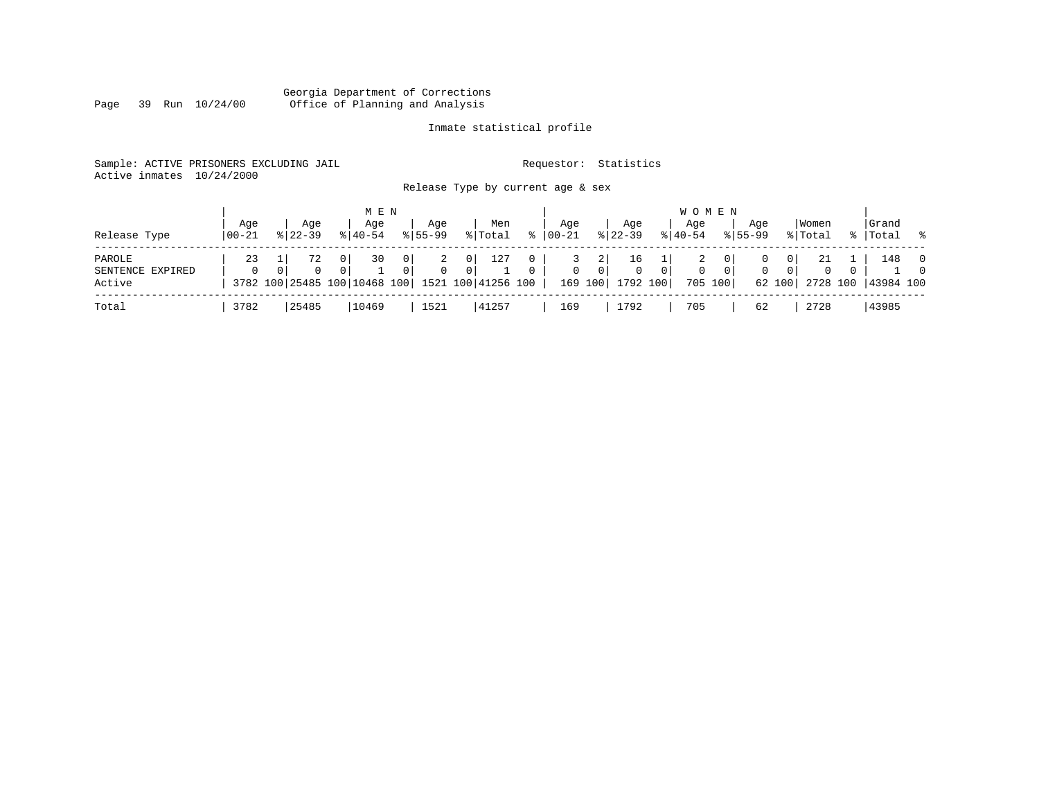Georgia Department of Corrections
Office of Planning and Analysis

Inmate statistical profile

Sample: ACTIVE PRISONERS EXCLUDING JAIL
Active inmates 10/24/2000

Requestor: Statistics

Release Type by current age & sex

| Release Type | MEN Age 00-21 | % | Age 22-39 | % | Age 40-54 | % | Age 55-99 | % | Men Total | % | WOMEN Age 00-21 | % | Age 22-39 | % | Age 40-54 | % | Age 55-99 | % | Women Total | % | Grand Total | % |
|---|---|---|---|---|---|---|---|---|---|---|---|---|---|---|---|---|---|---|---|---|---|---|
| PAROLE | 23 | 1 | 72 | 0 | 30 | 0 | 2 | 0 | 127 | 0 | 3 | 2 | 16 | 1 | 2 | 0 | 0 | 0 | 21 | 1 | 148 | 0 |
| SENTENCE EXPIRED | 0 | 0 | 0 | 0 | 1 | 0 | 0 | 0 | 1 | 0 | 0 | 0 | 0 | 0 | 0 | 0 | 0 | 0 | 0 | 0 | 1 | 0 |
| Active | 3782 | 100 | 25485 | 100 | 10468 | 100 | 1521 | 100 | 41256 | 100 | 169 | 100 | 1792 | 100 | 705 | 100 | 62 | 100 | 2728 | 100 | 43984 | 100 |
| Total | 3782 | | 25485 | | 10469 | | 1521 | | 41257 | | 169 | | 1792 | | 705 | | 62 | | 2728 | | 43985 | |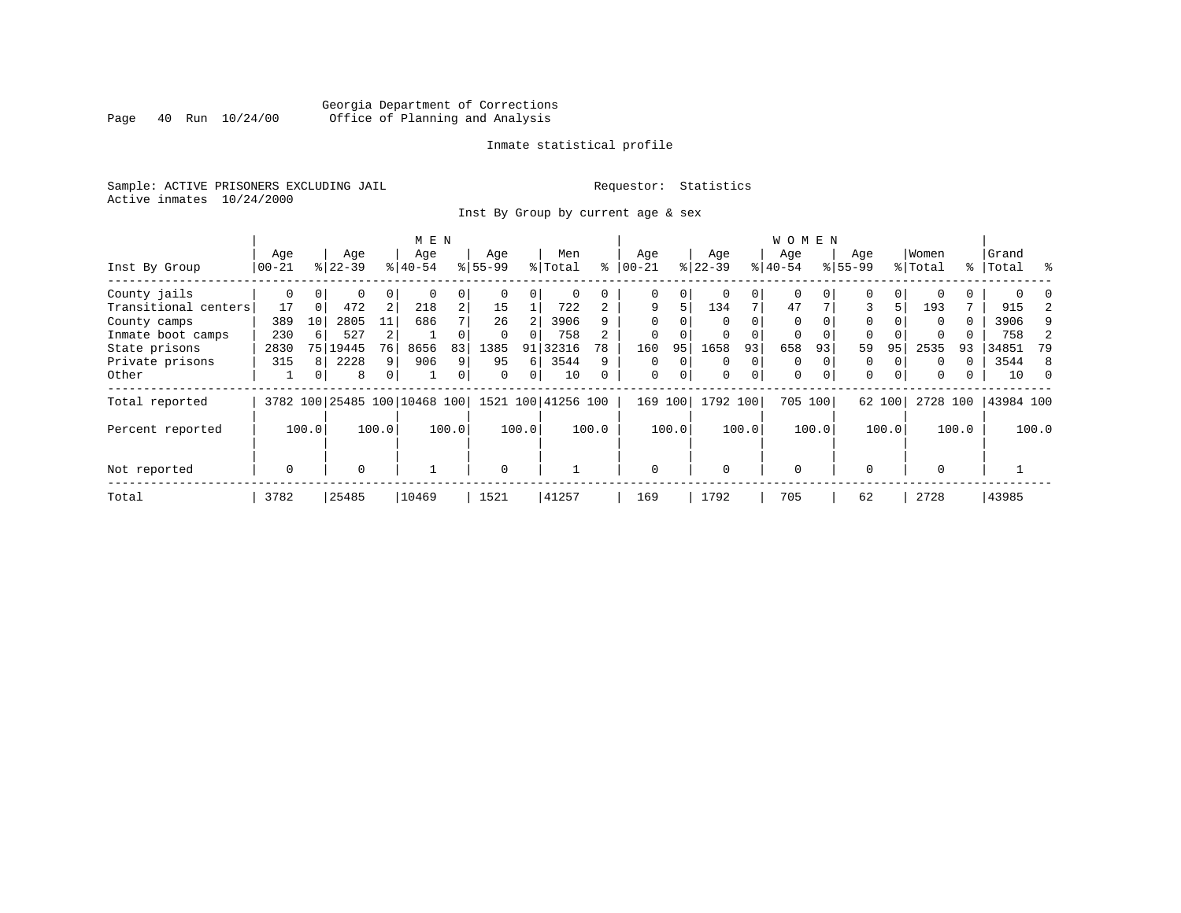Georgia Department of Corrections
Office of Planning and Analysis

Inmate statistical profile

Sample: ACTIVE PRISONERS EXCLUDING JAIL                    Requestor: Statistics
Active inmates 10/24/2000

Inst By Group by current age & sex

| Inst By Group | MEN Age 00-21 | % | Age 22-39 | % | Age 40-54 | % | Age 55-99 | % | Men Total | % | WOMEN Age 00-21 | % | Age 22-39 | % | Age 40-54 | % | Age 55-99 | % | Women Total | % | Grand Total | % |
|---|---|---|---|---|---|---|---|---|---|---|---|---|---|---|---|---|---|---|---|---|---|---|
| County jails | 0 | 0 | 0 | 0 | 0 | 0 | 0 | 0 | 0 | 0 | 0 | 0 | 0 | 0 | 0 | 0 | 0 | 0 | 0 | 0 | 0 | 0 |
| Transitional centers | 17 | 0 | 472 | 2 | 218 | 2 | 15 | 1 | 722 | 2 | 9 | 5 | 134 | 7 | 47 | 7 | 3 | 5 | 193 | 7 | 915 | 2 |
| County camps | 389 | 10 | 2805 | 11 | 686 | 7 | 26 | 2 | 3906 | 9 | 0 | 0 | 0 | 0 | 0 | 0 | 0 | 0 | 0 | 0 | 3906 | 9 |
| Inmate boot camps | 230 | 6 | 527 | 2 | 1 | 0 | 0 | 0 | 758 | 2 | 0 | 0 | 0 | 0 | 0 | 0 | 0 | 0 | 0 | 0 | 758 | 2 |
| State prisons | 2830 | 75 | 19445 | 76 | 8656 | 83 | 1385 | 91 | 32316 | 78 | 160 | 95 | 1658 | 93 | 658 | 93 | 59 | 95 | 2535 | 93 | 34851 | 79 |
| Private prisons | 315 | 8 | 2228 | 9 | 906 | 9 | 95 | 6 | 3544 | 9 | 0 | 0 | 0 | 0 | 0 | 0 | 0 | 0 | 0 | 0 | 3544 | 8 |
| Other | 1 | 0 | 8 | 0 | 1 | 0 | 0 | 0 | 10 | 0 | 0 | 0 | 0 | 0 | 0 | 0 | 0 | 0 | 0 | 0 | 10 | 0 |
| Total reported | 3782 | 100 | 25485 | 100 | 10468 | 100 | 1521 | 100 | 41256 | 100 | 169 | 100 | 1792 | 100 | 705 | 100 | 62 | 100 | 2728 | 100 | 43984 | 100 |
| Percent reported | | 100.0 | | 100.0 | | 100.0 | | 100.0 | | 100.0 | | 100.0 | | 100.0 | | 100.0 | | 100.0 | | 100.0 | | 100.0 |
| Not reported | 0 | | 0 | | 1 | | 0 | | 1 | | 0 | | 0 | | 0 | | 0 | | 0 | | 1 | |
| Total | 3782 | | 25485 | | 10469 | | 1521 | | 41257 | | 169 | | 1792 | | 705 | | 62 | | 2728 | | 43985 | |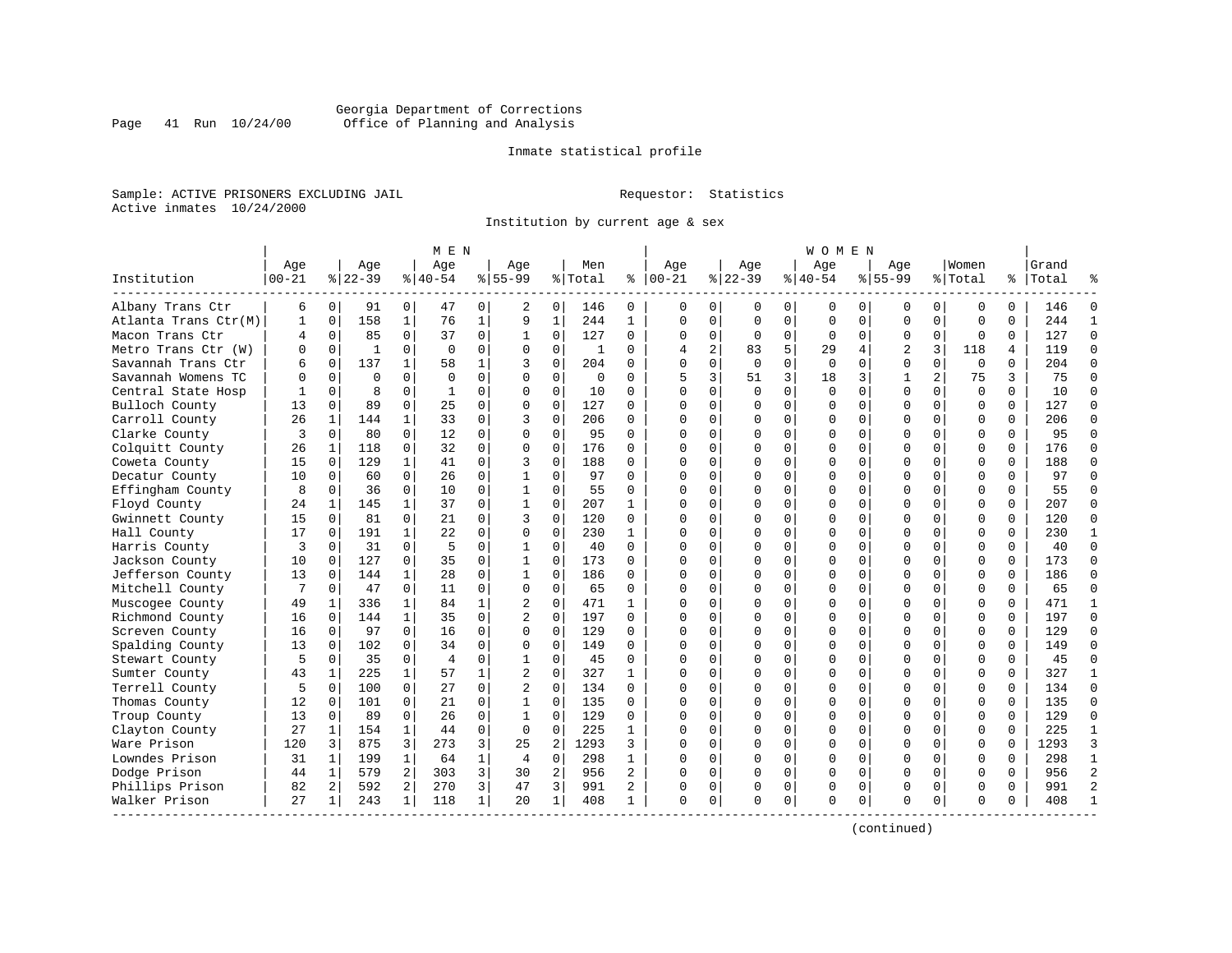Georgia Department of Corrections
Office of Planning and Analysis

Inmate statistical profile

Sample: ACTIVE PRISONERS EXCLUDING JAIL
Active inmates 10/24/2000

Requestor: Statistics

Institution by current age & sex

| Institution | MEN Age 00-21 | % | Age 22-39 | % | Age 40-54 | % | Age 55-99 | % | Men Total | % | WOMEN Age 00-21 | % | Age 22-39 | % | Age 40-54 | % | Age 55-99 | % | Women Total | % | Grand Total | % |
|---|---|---|---|---|---|---|---|---|---|---|---|---|---|---|---|---|---|---|---|---|---|---|
| Albany Trans Ctr | 6 | 0 | 91 | 0 | 47 | 0 | 2 | 0 | 146 | 0 | 0 | 0 | 0 | 0 | 0 | 0 | 0 | 0 | 0 | 0 | 146 | 0 |
| Atlanta Trans Ctr(M) | 1 | 0 | 158 | 1 | 76 | 1 | 9 | 1 | 244 | 1 | 0 | 0 | 0 | 0 | 0 | 0 | 0 | 0 | 0 | 0 | 244 | 1 |
| Macon Trans Ctr | 4 | 0 | 85 | 0 | 37 | 0 | 1 | 0 | 127 | 0 | 0 | 0 | 0 | 0 | 0 | 0 | 0 | 0 | 0 | 0 | 127 | 0 |
| Metro Trans Ctr (W) | 0 | 0 | 1 | 0 | 0 | 0 | 0 | 0 | 1 | 0 | 4 | 2 | 83 | 5 | 29 | 4 | 2 | 3 | 118 | 4 | 119 | 0 |
| Savannah Trans Ctr | 6 | 0 | 137 | 1 | 58 | 1 | 3 | 0 | 204 | 0 | 0 | 0 | 0 | 0 | 0 | 0 | 0 | 0 | 0 | 0 | 204 | 0 |
| Savannah Womens TC | 0 | 0 | 0 | 0 | 0 | 0 | 0 | 0 | 0 | 0 | 5 | 3 | 51 | 3 | 18 | 3 | 1 | 2 | 75 | 3 | 75 | 0 |
| Central State Hosp | 1 | 0 | 8 | 0 | 1 | 0 | 0 | 0 | 10 | 0 | 0 | 0 | 0 | 0 | 0 | 0 | 0 | 0 | 0 | 0 | 10 | 0 |
| Bulloch County | 13 | 0 | 89 | 0 | 25 | 0 | 0 | 0 | 127 | 0 | 0 | 0 | 0 | 0 | 0 | 0 | 0 | 0 | 0 | 0 | 127 | 0 |
| Carroll County | 26 | 1 | 144 | 1 | 33 | 0 | 3 | 0 | 206 | 0 | 0 | 0 | 0 | 0 | 0 | 0 | 0 | 0 | 0 | 0 | 206 | 0 |
| Clarke County | 3 | 0 | 80 | 0 | 12 | 0 | 0 | 0 | 95 | 0 | 0 | 0 | 0 | 0 | 0 | 0 | 0 | 0 | 0 | 0 | 95 | 0 |
| Colquitt County | 26 | 1 | 118 | 0 | 32 | 0 | 0 | 0 | 176 | 0 | 0 | 0 | 0 | 0 | 0 | 0 | 0 | 0 | 0 | 0 | 176 | 0 |
| Coweta County | 15 | 0 | 129 | 1 | 41 | 0 | 3 | 0 | 188 | 0 | 0 | 0 | 0 | 0 | 0 | 0 | 0 | 0 | 0 | 0 | 188 | 0 |
| Decatur County | 10 | 0 | 60 | 0 | 26 | 0 | 1 | 0 | 97 | 0 | 0 | 0 | 0 | 0 | 0 | 0 | 0 | 0 | 0 | 0 | 97 | 0 |
| Effingham County | 8 | 0 | 36 | 0 | 10 | 0 | 1 | 0 | 55 | 0 | 0 | 0 | 0 | 0 | 0 | 0 | 0 | 0 | 0 | 0 | 55 | 0 |
| Floyd County | 24 | 1 | 145 | 1 | 37 | 0 | 1 | 0 | 207 | 1 | 0 | 0 | 0 | 0 | 0 | 0 | 0 | 0 | 0 | 0 | 207 | 0 |
| Gwinnett County | 15 | 0 | 81 | 0 | 21 | 0 | 3 | 0 | 120 | 0 | 0 | 0 | 0 | 0 | 0 | 0 | 0 | 0 | 0 | 0 | 120 | 0 |
| Hall County | 17 | 0 | 191 | 1 | 22 | 0 | 0 | 0 | 230 | 1 | 0 | 0 | 0 | 0 | 0 | 0 | 0 | 0 | 0 | 0 | 230 | 1 |
| Harris County | 3 | 0 | 31 | 0 | 5 | 0 | 1 | 0 | 40 | 0 | 0 | 0 | 0 | 0 | 0 | 0 | 0 | 0 | 0 | 0 | 40 | 0 |
| Jackson County | 10 | 0 | 127 | 0 | 35 | 0 | 1 | 0 | 173 | 0 | 0 | 0 | 0 | 0 | 0 | 0 | 0 | 0 | 0 | 0 | 173 | 0 |
| Jefferson County | 13 | 0 | 144 | 1 | 28 | 0 | 1 | 0 | 186 | 0 | 0 | 0 | 0 | 0 | 0 | 0 | 0 | 0 | 0 | 0 | 186 | 0 |
| Mitchell County | 7 | 0 | 47 | 0 | 11 | 0 | 0 | 0 | 65 | 0 | 0 | 0 | 0 | 0 | 0 | 0 | 0 | 0 | 0 | 0 | 65 | 0 |
| Muscogee County | 49 | 1 | 336 | 1 | 84 | 1 | 2 | 0 | 471 | 1 | 0 | 0 | 0 | 0 | 0 | 0 | 0 | 0 | 0 | 0 | 471 | 1 |
| Richmond County | 16 | 0 | 144 | 1 | 35 | 0 | 2 | 0 | 197 | 0 | 0 | 0 | 0 | 0 | 0 | 0 | 0 | 0 | 0 | 0 | 197 | 0 |
| Screven County | 16 | 0 | 97 | 0 | 16 | 0 | 0 | 0 | 129 | 0 | 0 | 0 | 0 | 0 | 0 | 0 | 0 | 0 | 0 | 0 | 129 | 0 |
| Spalding County | 13 | 0 | 102 | 0 | 34 | 0 | 0 | 0 | 149 | 0 | 0 | 0 | 0 | 0 | 0 | 0 | 0 | 0 | 0 | 0 | 149 | 0 |
| Stewart County | 5 | 0 | 35 | 0 | 4 | 0 | 1 | 0 | 45 | 0 | 0 | 0 | 0 | 0 | 0 | 0 | 0 | 0 | 0 | 0 | 45 | 0 |
| Sumter County | 43 | 1 | 225 | 1 | 57 | 1 | 2 | 0 | 327 | 1 | 0 | 0 | 0 | 0 | 0 | 0 | 0 | 0 | 0 | 0 | 327 | 1 |
| Terrell County | 5 | 0 | 100 | 0 | 27 | 0 | 2 | 0 | 134 | 0 | 0 | 0 | 0 | 0 | 0 | 0 | 0 | 0 | 0 | 0 | 134 | 0 |
| Thomas County | 12 | 0 | 101 | 0 | 21 | 0 | 1 | 0 | 135 | 0 | 0 | 0 | 0 | 0 | 0 | 0 | 0 | 0 | 0 | 0 | 135 | 0 |
| Troup County | 13 | 0 | 89 | 0 | 26 | 0 | 1 | 0 | 129 | 0 | 0 | 0 | 0 | 0 | 0 | 0 | 0 | 0 | 0 | 0 | 129 | 0 |
| Clayton County | 27 | 1 | 154 | 1 | 44 | 0 | 0 | 0 | 225 | 1 | 0 | 0 | 0 | 0 | 0 | 0 | 0 | 0 | 0 | 0 | 225 | 1 |
| Ware Prison | 120 | 3 | 875 | 3 | 273 | 3 | 25 | 2 | 1293 | 3 | 0 | 0 | 0 | 0 | 0 | 0 | 0 | 0 | 0 | 0 | 1293 | 3 |
| Lowndes Prison | 31 | 1 | 199 | 1 | 64 | 1 | 4 | 0 | 298 | 1 | 0 | 0 | 0 | 0 | 0 | 0 | 0 | 0 | 0 | 0 | 298 | 1 |
| Dodge Prison | 44 | 1 | 579 | 2 | 303 | 3 | 30 | 2 | 956 | 2 | 0 | 0 | 0 | 0 | 0 | 0 | 0 | 0 | 0 | 0 | 956 | 2 |
| Phillips Prison | 82 | 2 | 592 | 2 | 270 | 3 | 47 | 3 | 991 | 2 | 0 | 0 | 0 | 0 | 0 | 0 | 0 | 0 | 0 | 0 | 991 | 2 |
| Walker Prison | 27 | 1 | 243 | 1 | 118 | 1 | 20 | 1 | 408 | 1 | 0 | 0 | 0 | 0 | 0 | 0 | 0 | 0 | 0 | 0 | 408 | 1 |

(continued)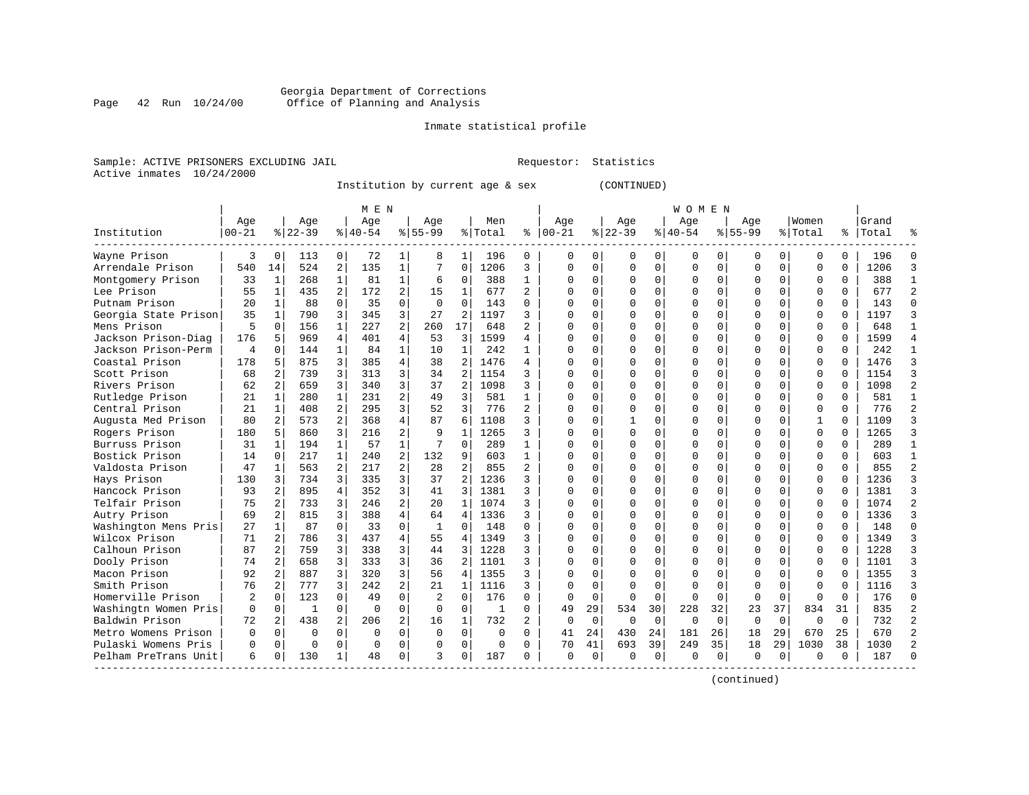Georgia Department of Corrections
Office of Planning and Analysis

Inmate statistical profile

Sample: ACTIVE PRISONERS EXCLUDING JAIL                                Requestor: Statistics
Active inmates 10/24/2000

Institution by current age & sex (CONTINUED)

| Institution | MEN Age 00-21 | % | Age 22-39 | % | Age 40-54 | % | Age 55-99 | % | Men Total | % | WOMEN Age 00-21 | % | Age 22-39 | % | Age 40-54 | % | Age 55-99 | % | Women Total | % | Grand Total | % |
|---|---|---|---|---|---|---|---|---|---|---|---|---|---|---|---|---|---|---|---|---|---|---|
| Wayne Prison | 3 | 0 | 113 | 0 | 72 | 1 | 8 | 1 | 196 | 0 | 0 | 0 | 0 | 0 | 0 | 0 | 0 | 0 | 0 | 0 | 196 | 0 |
| Arrendale Prison | 540 | 14 | 524 | 2 | 135 | 1 | 7 | 0 | 1206 | 3 | 0 | 0 | 0 | 0 | 0 | 0 | 0 | 0 | 0 | 0 | 1206 | 3 |
| Montgomery Prison | 33 | 1 | 268 | 1 | 81 | 1 | 6 | 0 | 388 | 1 | 0 | 0 | 0 | 0 | 0 | 0 | 0 | 0 | 0 | 0 | 388 | 1 |
| Lee Prison | 55 | 1 | 435 | 2 | 172 | 2 | 15 | 1 | 677 | 2 | 0 | 0 | 0 | 0 | 0 | 0 | 0 | 0 | 0 | 0 | 677 | 2 |
| Putnam Prison | 20 | 1 | 88 | 0 | 35 | 0 | 0 | 0 | 143 | 0 | 0 | 0 | 0 | 0 | 0 | 0 | 0 | 0 | 0 | 0 | 143 | 0 |
| Georgia State Prison | 35 | 1 | 790 | 3 | 345 | 3 | 27 | 2 | 1197 | 3 | 0 | 0 | 0 | 0 | 0 | 0 | 0 | 0 | 0 | 0 | 1197 | 3 |
| Mens Prison | 5 | 0 | 156 | 1 | 227 | 2 | 260 | 17 | 648 | 2 | 0 | 0 | 0 | 0 | 0 | 0 | 0 | 0 | 0 | 0 | 648 | 1 |
| Jackson Prison-Diag | 176 | 5 | 969 | 4 | 401 | 4 | 53 | 3 | 1599 | 4 | 0 | 0 | 0 | 0 | 0 | 0 | 0 | 0 | 0 | 0 | 1599 | 4 |
| Jackson Prison-Perm | 4 | 0 | 144 | 1 | 84 | 1 | 10 | 1 | 242 | 1 | 0 | 0 | 0 | 0 | 0 | 0 | 0 | 0 | 0 | 0 | 242 | 1 |
| Coastal Prison | 178 | 5 | 875 | 3 | 385 | 4 | 38 | 2 | 1476 | 4 | 0 | 0 | 0 | 0 | 0 | 0 | 0 | 0 | 0 | 0 | 1476 | 3 |
| Scott Prison | 68 | 2 | 739 | 3 | 313 | 3 | 34 | 2 | 1154 | 3 | 0 | 0 | 0 | 0 | 0 | 0 | 0 | 0 | 0 | 0 | 1154 | 3 |
| Rivers Prison | 62 | 2 | 659 | 3 | 340 | 3 | 37 | 2 | 1098 | 3 | 0 | 0 | 0 | 0 | 0 | 0 | 0 | 0 | 0 | 0 | 1098 | 2 |
| Rutledge Prison | 21 | 1 | 280 | 1 | 231 | 2 | 49 | 3 | 581 | 1 | 0 | 0 | 0 | 0 | 0 | 0 | 0 | 0 | 0 | 0 | 581 | 1 |
| Central Prison | 21 | 1 | 408 | 2 | 295 | 3 | 52 | 3 | 776 | 2 | 0 | 0 | 0 | 0 | 0 | 0 | 0 | 0 | 0 | 0 | 776 | 2 |
| Augusta Med Prison | 80 | 2 | 573 | 2 | 368 | 4 | 87 | 6 | 1108 | 3 | 0 | 0 | 1 | 0 | 0 | 0 | 0 | 0 | 1 | 0 | 1109 | 3 |
| Rogers Prison | 180 | 5 | 860 | 3 | 216 | 2 | 9 | 1 | 1265 | 3 | 0 | 0 | 0 | 0 | 0 | 0 | 0 | 0 | 0 | 0 | 1265 | 3 |
| Burruss Prison | 31 | 1 | 194 | 1 | 57 | 1 | 7 | 0 | 289 | 1 | 0 | 0 | 0 | 0 | 0 | 0 | 0 | 0 | 0 | 0 | 289 | 1 |
| Bostick Prison | 14 | 0 | 217 | 1 | 240 | 2 | 132 | 9 | 603 | 1 | 0 | 0 | 0 | 0 | 0 | 0 | 0 | 0 | 0 | 0 | 603 | 1 |
| Valdosta Prison | 47 | 1 | 563 | 2 | 217 | 2 | 28 | 2 | 855 | 2 | 0 | 0 | 0 | 0 | 0 | 0 | 0 | 0 | 0 | 0 | 855 | 2 |
| Hays Prison | 130 | 3 | 734 | 3 | 335 | 3 | 37 | 2 | 1236 | 3 | 0 | 0 | 0 | 0 | 0 | 0 | 0 | 0 | 0 | 0 | 1236 | 3 |
| Hancock Prison | 93 | 2 | 895 | 4 | 352 | 3 | 41 | 3 | 1381 | 3 | 0 | 0 | 0 | 0 | 0 | 0 | 0 | 0 | 0 | 0 | 1381 | 3 |
| Telfair Prison | 75 | 2 | 733 | 3 | 246 | 2 | 20 | 1 | 1074 | 3 | 0 | 0 | 0 | 0 | 0 | 0 | 0 | 0 | 0 | 0 | 1074 | 2 |
| Autry Prison | 69 | 2 | 815 | 3 | 388 | 4 | 64 | 4 | 1336 | 3 | 0 | 0 | 0 | 0 | 0 | 0 | 0 | 0 | 0 | 0 | 1336 | 3 |
| Washington Mens Pris | 27 | 1 | 87 | 0 | 33 | 0 | 1 | 0 | 148 | 0 | 0 | 0 | 0 | 0 | 0 | 0 | 0 | 0 | 0 | 0 | 148 | 0 |
| Wilcox Prison | 71 | 2 | 786 | 3 | 437 | 4 | 55 | 4 | 1349 | 3 | 0 | 0 | 0 | 0 | 0 | 0 | 0 | 0 | 0 | 0 | 1349 | 3 |
| Calhoun Prison | 87 | 2 | 759 | 3 | 338 | 3 | 44 | 3 | 1228 | 3 | 0 | 0 | 0 | 0 | 0 | 0 | 0 | 0 | 0 | 0 | 1228 | 3 |
| Dooly Prison | 74 | 2 | 658 | 3 | 333 | 3 | 36 | 2 | 1101 | 3 | 0 | 0 | 0 | 0 | 0 | 0 | 0 | 0 | 0 | 0 | 1101 | 3 |
| Macon Prison | 92 | 2 | 887 | 3 | 320 | 3 | 56 | 4 | 1355 | 3 | 0 | 0 | 0 | 0 | 0 | 0 | 0 | 0 | 0 | 0 | 1355 | 3 |
| Smith Prison | 76 | 2 | 777 | 3 | 242 | 2 | 21 | 1 | 1116 | 3 | 0 | 0 | 0 | 0 | 0 | 0 | 0 | 0 | 0 | 0 | 1116 | 3 |
| Homerville Prison | 2 | 0 | 123 | 0 | 49 | 0 | 2 | 0 | 176 | 0 | 0 | 0 | 0 | 0 | 0 | 0 | 0 | 0 | 0 | 0 | 176 | 0 |
| Washingtn Women Pris | 0 | 0 | 1 | 0 | 0 | 0 | 0 | 0 | 1 | 0 | 49 | 29 | 534 | 30 | 228 | 32 | 23 | 37 | 834 | 31 | 835 | 2 |
| Baldwin Prison | 72 | 2 | 438 | 2 | 206 | 2 | 16 | 1 | 732 | 2 | 0 | 0 | 0 | 0 | 0 | 0 | 0 | 0 | 0 | 0 | 732 | 2 |
| Metro Womens Prison | 0 | 0 | 0 | 0 | 0 | 0 | 0 | 0 | 0 | 0 | 41 | 24 | 430 | 24 | 181 | 26 | 18 | 29 | 670 | 25 | 670 | 2 |
| Pulaski Womens Pris | 0 | 0 | 0 | 0 | 0 | 0 | 0 | 0 | 0 | 0 | 70 | 41 | 693 | 39 | 249 | 35 | 18 | 29 | 1030 | 38 | 1030 | 2 |
| Pelham PreTrans Unit | 6 | 0 | 130 | 1 | 48 | 0 | 3 | 0 | 187 | 0 | 0 | 0 | 0 | 0 | 0 | 0 | 0 | 0 | 0 | 0 | 187 | 0 |

(continued)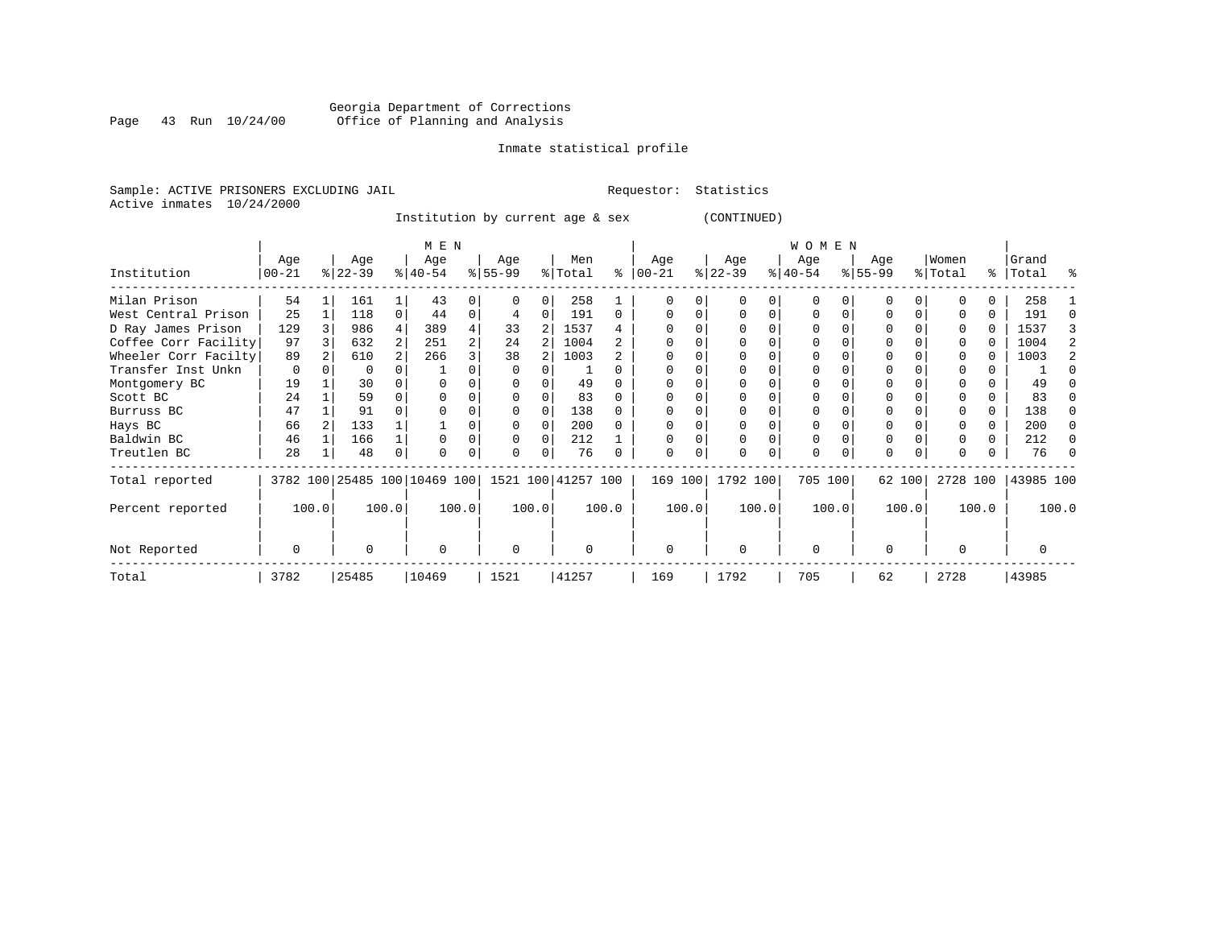Georgia Department of Corrections
Office of Planning and Analysis

Inmate statistical profile

Sample: ACTIVE PRISONERS EXCLUDING JAIL    Requestor: Statistics
Active inmates 10/24/2000

Institution by current age & sex (CONTINUED)

| Institution | MEN Age 00-21 | % | Age 22-39 | % | Age 40-54 | % | Age 55-99 | % | Men Total | % | WOMEN Age 00-21 | % | Age 22-39 | % | Age 40-54 | % | Age 55-99 | % | Women Total | % | Grand Total | % |
|---|---|---|---|---|---|---|---|---|---|---|---|---|---|---|---|---|---|---|---|---|---|---|
| Milan Prison | 54 | 1 | 161 | 1 | 43 | 0 | 0 | 0 | 258 | 1 | 0 | 0 | 0 | 0 | 0 | 0 | 0 | 0 | 0 | 0 | 258 | 1 |
| West Central Prison | 25 | 1 | 118 | 0 | 44 | 0 | 4 | 0 | 191 | 0 | 0 | 0 | 0 | 0 | 0 | 0 | 0 | 0 | 0 | 0 | 191 | 0 |
| D Ray James Prison | 129 | 3 | 986 | 4 | 389 | 4 | 33 | 2 | 1537 | 4 | 0 | 0 | 0 | 0 | 0 | 0 | 0 | 0 | 0 | 0 | 1537 | 3 |
| Coffee Corr Facility | 97 | 3 | 632 | 2 | 251 | 2 | 24 | 2 | 1004 | 2 | 0 | 0 | 0 | 0 | 0 | 0 | 0 | 0 | 0 | 0 | 1004 | 2 |
| Wheeler Corr Facilty | 89 | 2 | 610 | 2 | 266 | 3 | 38 | 2 | 1003 | 2 | 0 | 0 | 0 | 0 | 0 | 0 | 0 | 0 | 0 | 0 | 1003 | 2 |
| Transfer Inst Unkn | 0 | 0 | 0 | 0 | 1 | 0 | 0 | 0 | 1 | 0 | 0 | 0 | 0 | 0 | 0 | 0 | 0 | 0 | 0 | 0 | 1 | 0 |
| Montgomery BC | 19 | 1 | 30 | 0 | 0 | 0 | 0 | 0 | 49 | 0 | 0 | 0 | 0 | 0 | 0 | 0 | 0 | 0 | 0 | 0 | 49 | 0 |
| Scott BC | 24 | 1 | 59 | 0 | 0 | 0 | 0 | 0 | 83 | 0 | 0 | 0 | 0 | 0 | 0 | 0 | 0 | 0 | 0 | 0 | 83 | 0 |
| Burruss BC | 47 | 1 | 91 | 0 | 0 | 0 | 0 | 0 | 138 | 0 | 0 | 0 | 0 | 0 | 0 | 0 | 0 | 0 | 0 | 0 | 138 | 0 |
| Hays BC | 66 | 2 | 133 | 1 | 1 | 0 | 0 | 0 | 200 | 0 | 0 | 0 | 0 | 0 | 0 | 0 | 0 | 0 | 0 | 0 | 200 | 0 |
| Baldwin BC | 46 | 1 | 166 | 1 | 0 | 0 | 0 | 0 | 212 | 1 | 0 | 0 | 0 | 0 | 0 | 0 | 0 | 0 | 0 | 0 | 212 | 0 |
| Treutlen BC | 28 | 1 | 48 | 0 | 0 | 0 | 0 | 0 | 76 | 0 | 0 | 0 | 0 | 0 | 0 | 0 | 0 | 0 | 0 | 0 | 76 | 0 |
| Total reported | 3782 | 100 | 25485 | 100 | 10469 | 100 | 1521 | 100 | 41257 | 100 | 169 | 100 | 1792 | 100 | 705 | 100 | 62 | 100 | 2728 | 100 | 43985 | 100 |
| Percent reported | | 100.0 | | 100.0 | | 100.0 | | 100.0 | | 100.0 | | 100.0 | | 100.0 | | 100.0 | | 100.0 | | 100.0 | | 100.0 |
| Not Reported | 0 | | 0 | | 0 | | 0 | | 0 | | 0 | | 0 | | 0 | | 0 | | 0 | | 0 | |
| Total | 3782 | | 25485 | | 10469 | | 1521 | | 41257 | | 169 | | 1792 | | 705 | | 62 | | 2728 | | 43985 | |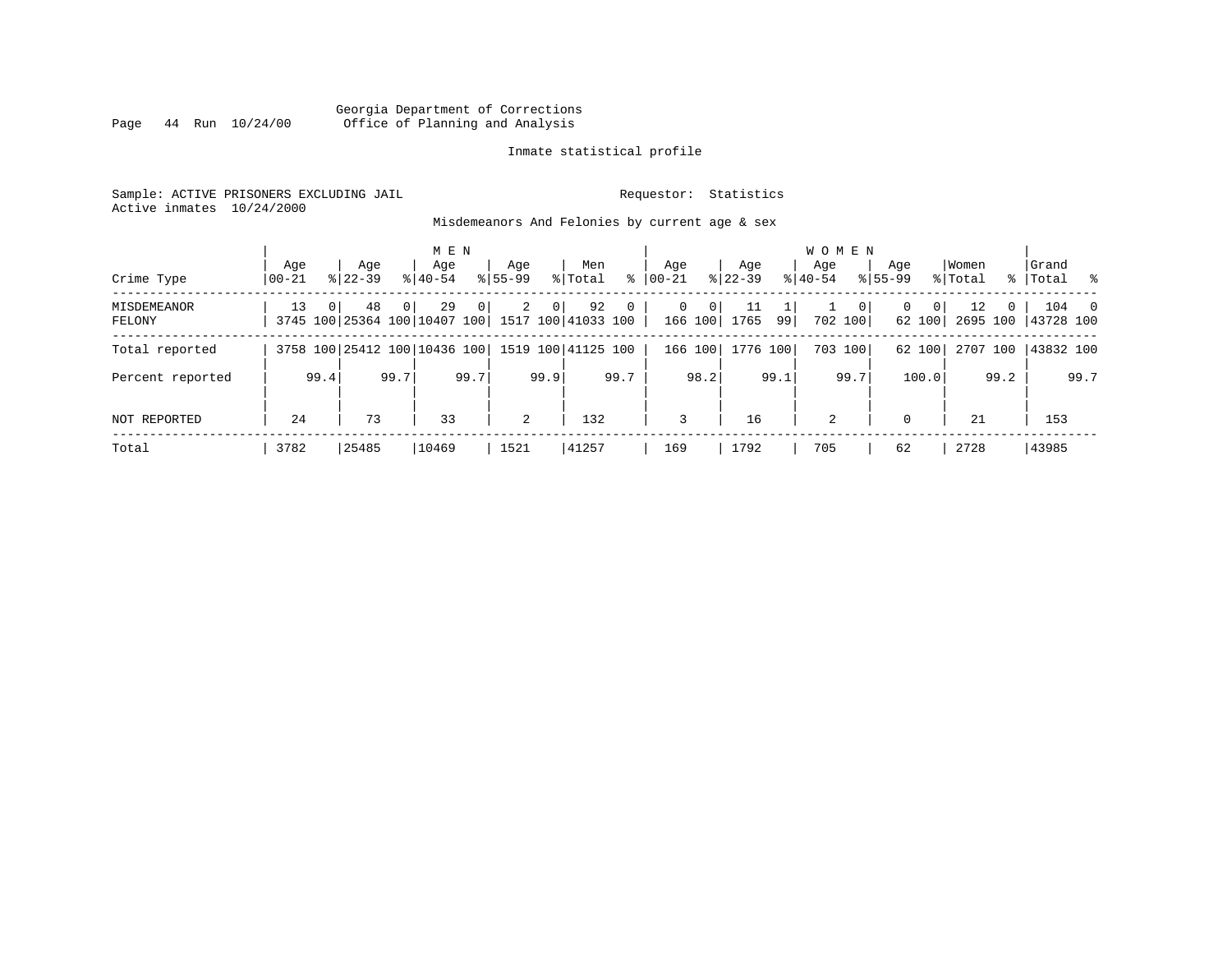Georgia Department of Corrections
Office of Planning and Analysis

Inmate statistical profile

Sample: ACTIVE PRISONERS EXCLUDING JAIL

Requestor: Statistics

Active inmates 10/24/2000

Misdemeanors And Felonies by current age & sex

| Crime Type | MEN Age 00-21 | % | Age 22-39 | % | Age 40-54 | % | Age 55-99 | % | Men Total | % | WOMEN Age 00-21 | % | Age 22-39 | % | Age 40-54 | % | Age 55-99 | % | Women Total | % | Grand Total | % |
|---|---|---|---|---|---|---|---|---|---|---|---|---|---|---|---|---|---|---|---|---|---|---|
| MISDEMEANOR | 13 | 0 | 48 | 0 | 29 | 0 | 2 | 0 | 92 | 0 | 0 | 0 | 11 | 1 | 1 | 0 | 0 | 0 | 12 | 0 | 104 | 0 |
| FELONY | 3745 | 100 | 25364 | 100 | 10407 | 100 | 1517 | 100 | 41033 | 100 | 166 | 100 | 1765 | 99 | 702 | 100 | 62 | 100 | 2695 | 100 | 43728 | 100 |
| Total reported | 3758 | 100 | 25412 | 100 | 10436 | 100 | 1519 | 100 | 41125 | 100 | 166 | 100 | 1776 | 100 | 703 | 100 | 62 | 100 | 2707 | 100 | 43832 | 100 |
| Percent reported | | 99.4 | | 99.7 | | 99.7 | | 99.9 | | 99.7 | | 98.2 | | 99.1 | | 99.7 | | 100.0 | | 99.2 | | 99.7 |
| NOT REPORTED | 24 | | 73 | | 33 | | 2 | | 132 | | 3 | | 16 | | 2 | | 0 | | 21 | | 153 | |
| Total | 3782 | | 25485 | | 10469 | | 1521 | | 41257 | | 169 | | 1792 | | 705 | | 62 | | 2728 | | 43985 | |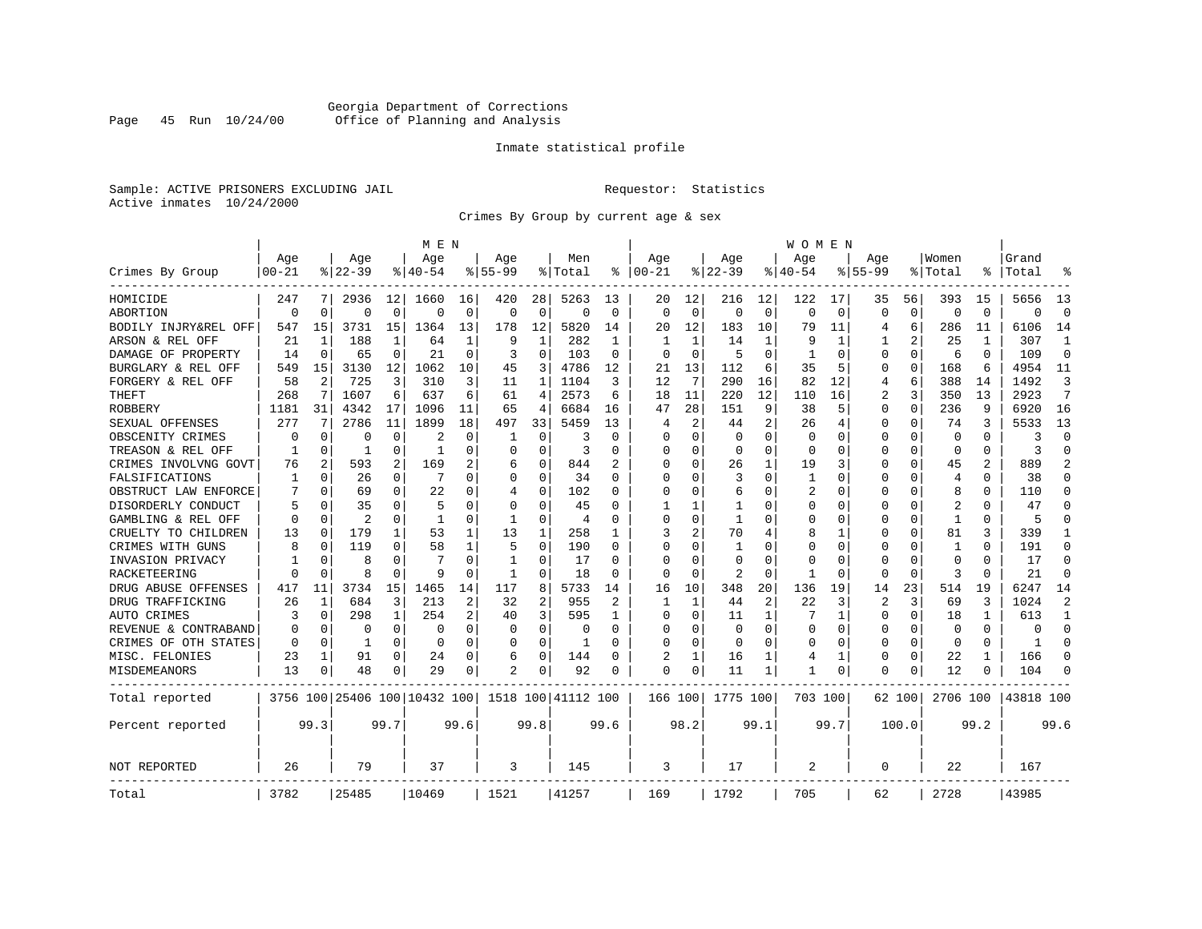Georgia Department of Corrections
Office of Planning and Analysis

Inmate statistical profile

Sample: ACTIVE PRISONERS EXCLUDING JAIL
Active inmates 10/24/2000

Requestor: Statistics

Crimes By Group by current age & sex

| Crimes By Group | MEN Age 00-21 | % | Age 22-39 | % | Age 40-54 | % | Age 55-99 | % | Men Total | % | WOMEN Age 00-21 | % | Age 22-39 | % | Age 40-54 | % | Age 55-99 | % | Women Total | % | Grand Total | % |
|---|---|---|---|---|---|---|---|---|---|---|---|---|---|---|---|---|---|---|---|---|---|---|
| HOMICIDE | 247 | 7 | 2936 | 12 | 1660 | 16 | 420 | 28 | 5263 | 13 | 20 | 12 | 216 | 12 | 122 | 17 | 35 | 56 | 393 | 15 | 5656 | 13 |
| ABORTION | 0 | 0 | 0 | 0 | 0 | 0 | 0 | 0 | 0 | 0 | 0 | 0 | 0 | 0 | 0 | 0 | 0 | 0 | 0 | 0 | 0 | 0 |
| BODILY INJRY&REL OFF | 547 | 15 | 3731 | 15 | 1364 | 13 | 178 | 12 | 5820 | 14 | 20 | 12 | 183 | 10 | 79 | 11 | 4 | 6 | 286 | 11 | 6106 | 14 |
| ARSON & REL OFF | 21 | 1 | 188 | 1 | 64 | 1 | 9 | 1 | 282 | 1 | 1 | 1 | 14 | 1 | 9 | 1 | 1 | 2 | 25 | 1 | 307 | 1 |
| DAMAGE OF PROPERTY | 14 | 0 | 65 | 0 | 21 | 0 | 3 | 0 | 103 | 0 | 0 | 0 | 5 | 0 | 1 | 0 | 0 | 0 | 6 | 0 | 109 | 0 |
| BURGLARY & REL OFF | 549 | 15 | 3130 | 12 | 1062 | 10 | 45 | 3 | 4786 | 12 | 21 | 13 | 112 | 6 | 35 | 5 | 0 | 0 | 168 | 6 | 4954 | 11 |
| FORGERY & REL OFF | 58 | 2 | 725 | 3 | 310 | 3 | 11 | 1 | 1104 | 3 | 12 | 7 | 290 | 16 | 82 | 12 | 4 | 6 | 388 | 14 | 1492 | 3 |
| THEFT | 268 | 7 | 1607 | 6 | 637 | 6 | 61 | 4 | 2573 | 6 | 18 | 11 | 220 | 12 | 110 | 16 | 2 | 3 | 350 | 13 | 2923 | 7 |
| ROBBERY | 1181 | 31 | 4342 | 17 | 1096 | 11 | 65 | 4 | 6684 | 16 | 47 | 28 | 151 | 9 | 38 | 5 | 0 | 0 | 236 | 9 | 6920 | 16 |
| SEXUAL OFFENSES | 277 | 7 | 2786 | 11 | 1899 | 18 | 497 | 33 | 5459 | 13 | 4 | 2 | 44 | 2 | 26 | 4 | 0 | 0 | 74 | 3 | 5533 | 13 |
| OBSCENITY CRIMES | 0 | 0 | 0 | 0 | 2 | 0 | 1 | 0 | 3 | 0 | 0 | 0 | 0 | 0 | 0 | 0 | 0 | 0 | 0 | 0 | 3 | 0 |
| TREASON & REL OFF | 1 | 0 | 1 | 0 | 1 | 0 | 0 | 0 | 3 | 0 | 0 | 0 | 0 | 0 | 0 | 0 | 0 | 0 | 0 | 0 | 3 | 0 |
| CRIMES INVOLVNG GOVT | 76 | 2 | 593 | 2 | 169 | 2 | 6 | 0 | 844 | 2 | 0 | 0 | 26 | 1 | 19 | 3 | 0 | 0 | 45 | 2 | 889 | 2 |
| FALSIFICATIONS | 1 | 0 | 26 | 0 | 7 | 0 | 0 | 0 | 34 | 0 | 0 | 0 | 3 | 0 | 1 | 0 | 0 | 0 | 4 | 0 | 38 | 0 |
| OBSTRUCT LAW ENFORCE | 7 | 0 | 69 | 0 | 22 | 0 | 4 | 0 | 102 | 0 | 0 | 0 | 6 | 0 | 2 | 0 | 0 | 0 | 8 | 0 | 110 | 0 |
| DISORDERLY CONDUCT | 5 | 0 | 35 | 0 | 5 | 0 | 0 | 0 | 45 | 0 | 1 | 1 | 1 | 0 | 0 | 0 | 0 | 0 | 2 | 0 | 47 | 0 |
| GAMBLING & REL OFF | 0 | 0 | 2 | 0 | 1 | 0 | 1 | 0 | 4 | 0 | 0 | 0 | 1 | 0 | 0 | 0 | 0 | 0 | 1 | 0 | 5 | 0 |
| CRUELTY TO CHILDREN | 13 | 0 | 179 | 1 | 53 | 1 | 13 | 1 | 258 | 1 | 3 | 2 | 70 | 4 | 8 | 1 | 0 | 0 | 81 | 3 | 339 | 1 |
| CRIMES WITH GUNS | 8 | 0 | 119 | 0 | 58 | 1 | 5 | 0 | 190 | 0 | 0 | 0 | 1 | 0 | 0 | 0 | 0 | 0 | 1 | 0 | 191 | 0 |
| INVASION PRIVACY | 1 | 0 | 8 | 0 | 7 | 0 | 1 | 0 | 17 | 0 | 0 | 0 | 0 | 0 | 0 | 0 | 0 | 0 | 0 | 0 | 17 | 0 |
| RACKETEERING | 0 | 0 | 8 | 0 | 9 | 0 | 1 | 0 | 18 | 0 | 0 | 0 | 2 | 0 | 1 | 0 | 0 | 0 | 3 | 0 | 21 | 0 |
| DRUG ABUSE OFFENSES | 417 | 11 | 3734 | 15 | 1465 | 14 | 117 | 8 | 5733 | 14 | 16 | 10 | 348 | 20 | 136 | 19 | 14 | 23 | 514 | 19 | 6247 | 14 |
| DRUG TRAFFICKING | 26 | 1 | 684 | 3 | 213 | 2 | 32 | 2 | 955 | 2 | 1 | 1 | 44 | 2 | 22 | 3 | 2 | 3 | 69 | 3 | 1024 | 2 |
| AUTO CRIMES | 3 | 0 | 298 | 1 | 254 | 2 | 40 | 3 | 595 | 1 | 0 | 0 | 11 | 1 | 7 | 1 | 0 | 0 | 18 | 1 | 613 | 1 |
| REVENUE & CONTRABAND | 0 | 0 | 0 | 0 | 0 | 0 | 0 | 0 | 0 | 0 | 0 | 0 | 0 | 0 | 0 | 0 | 0 | 0 | 0 | 0 | 0 | 0 |
| CRIMES OF OTH STATES | 0 | 0 | 1 | 0 | 0 | 0 | 0 | 0 | 1 | 0 | 0 | 0 | 0 | 0 | 0 | 0 | 0 | 0 | 0 | 0 | 1 | 0 |
| MISC. FELONIES | 23 | 1 | 91 | 0 | 24 | 0 | 6 | 0 | 144 | 0 | 2 | 1 | 16 | 1 | 4 | 1 | 0 | 0 | 22 | 1 | 166 | 0 |
| MISDEMEANORS | 13 | 0 | 48 | 0 | 29 | 0 | 2 | 0 | 92 | 0 | 0 | 0 | 11 | 1 | 1 | 0 | 0 | 0 | 12 | 0 | 104 | 0 |
| Total reported | 3756 | 100 | 25406 | 100 | 10432 | 100 | 1518 | 100 | 41112 | 100 | 166 | 100 | 1775 | 100 | 703 | 100 | 62 | 100 | 2706 | 100 | 43818 | 100 |
| Percent reported | | 99.3 | | 99.7 | | 99.6 | | 99.8 | | 99.6 | | 98.2 | | 99.1 | | 99.7 | | 100.0 | | 99.2 | | 99.6 |
| NOT REPORTED | 26 | | 79 | | 37 | | 3 | | 145 | | 3 | | 17 | | 2 | | 0 | | 22 | | 167 | |
| Total | 3782 | | 25485 | | 10469 | | 1521 | | 41257 | | 169 | | 1792 | | 705 | | 62 | | 2728 | | 43985 | |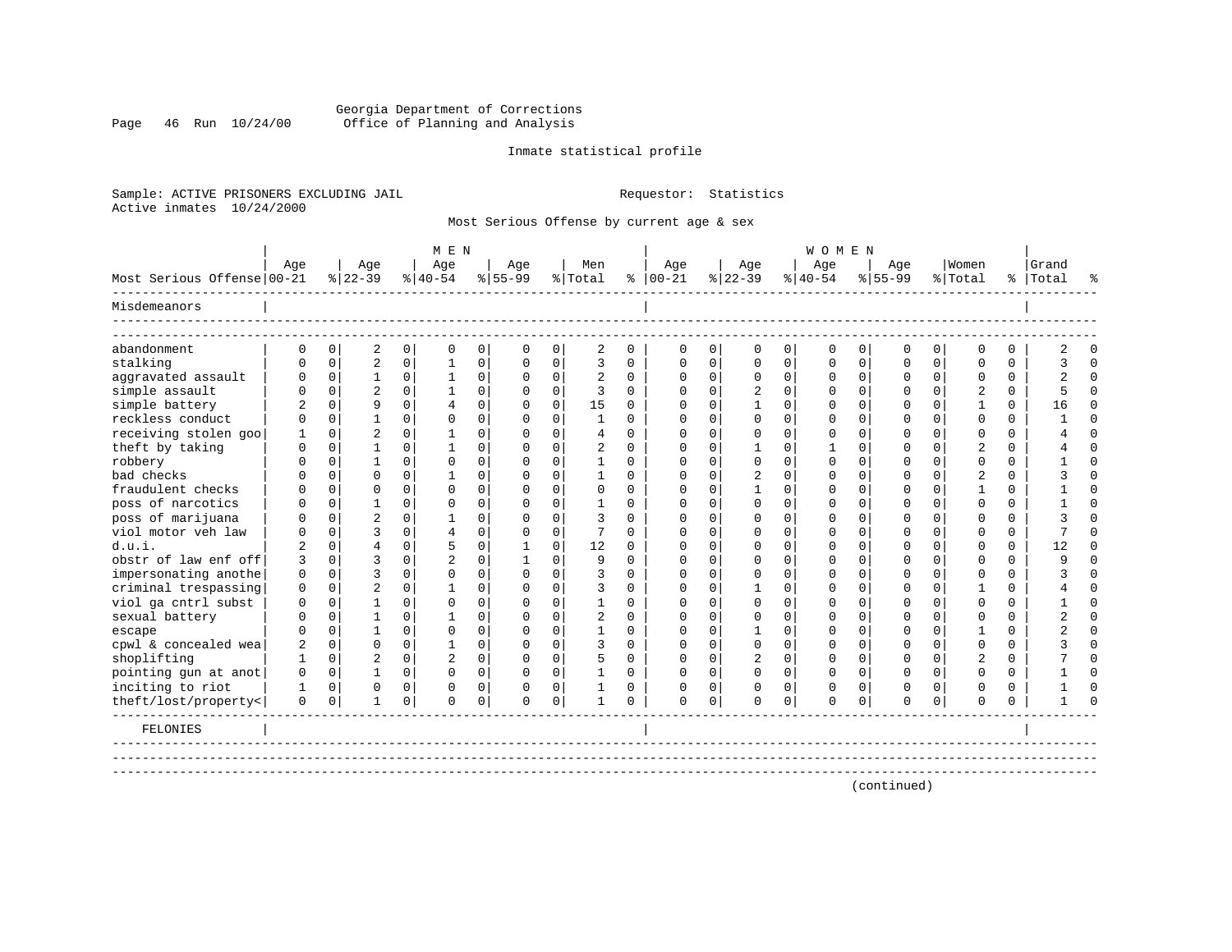Georgia Department of Corrections
Office of Planning and Analysis

Inmate statistical profile

Sample: ACTIVE PRISONERS EXCLUDING JAIL
Active inmates 10/24/2000

Requestor: Statistics

Most Serious Offense by current age & sex

| Most Serious Offense | MEN Age 00-21 | % | Age 22-39 | % | Age 40-54 | % | Age 55-99 | % | Men Total | % | WOMEN Age 00-21 | % | Age 22-39 | % | Age 40-54 | % | Age 55-99 | % | Women Total | % | Grand Total | % |
|---|---|---|---|---|---|---|---|---|---|---|---|---|---|---|---|---|---|---|---|---|---|---|
| **Misdemeanors** | | | | | | | | | | | | | | | | | | | | | | |
| abandonment | 0 | 0 | 2 | 0 | 0 | 0 | 0 | 0 | 2 | 0 | 0 | 0 | 0 | 0 | 0 | 0 | 0 | 0 | 0 | 0 | 2 | 0 |
| stalking | 0 | 0 | 2 | 0 | 1 | 0 | 0 | 0 | 3 | 0 | 0 | 0 | 0 | 0 | 0 | 0 | 0 | 0 | 0 | 0 | 3 | 0 |
| aggravated assault | 0 | 0 | 1 | 0 | 1 | 0 | 0 | 0 | 2 | 0 | 0 | 0 | 0 | 0 | 0 | 0 | 0 | 0 | 0 | 0 | 2 | 0 |
| simple assault | 0 | 0 | 2 | 0 | 1 | 0 | 0 | 0 | 3 | 0 | 0 | 0 | 2 | 0 | 0 | 0 | 0 | 0 | 2 | 0 | 5 | 0 |
| simple battery | 2 | 0 | 9 | 0 | 4 | 0 | 0 | 0 | 15 | 0 | 0 | 0 | 1 | 0 | 0 | 0 | 0 | 0 | 1 | 0 | 16 | 0 |
| reckless conduct | 0 | 0 | 1 | 0 | 0 | 0 | 0 | 0 | 1 | 0 | 0 | 0 | 0 | 0 | 0 | 0 | 0 | 0 | 0 | 0 | 1 | 0 |
| receiving stolen goo | 1 | 0 | 2 | 0 | 1 | 0 | 0 | 0 | 4 | 0 | 0 | 0 | 0 | 0 | 0 | 0 | 0 | 0 | 0 | 0 | 4 | 0 |
| theft by taking | 0 | 0 | 1 | 0 | 1 | 0 | 0 | 0 | 2 | 0 | 0 | 0 | 1 | 0 | 1 | 0 | 0 | 0 | 2 | 0 | 4 | 0 |
| robbery | 0 | 0 | 1 | 0 | 0 | 0 | 0 | 0 | 1 | 0 | 0 | 0 | 0 | 0 | 0 | 0 | 0 | 0 | 0 | 0 | 1 | 0 |
| bad checks | 0 | 0 | 0 | 0 | 1 | 0 | 0 | 0 | 1 | 0 | 0 | 0 | 2 | 0 | 0 | 0 | 0 | 0 | 2 | 0 | 3 | 0 |
| fraudulent checks | 0 | 0 | 0 | 0 | 0 | 0 | 0 | 0 | 0 | 0 | 0 | 0 | 1 | 0 | 0 | 0 | 0 | 0 | 1 | 0 | 1 | 0 |
| poss of narcotics | 0 | 0 | 1 | 0 | 0 | 0 | 0 | 0 | 1 | 0 | 0 | 0 | 0 | 0 | 0 | 0 | 0 | 0 | 0 | 0 | 1 | 0 |
| poss of marijuana | 0 | 0 | 2 | 0 | 1 | 0 | 0 | 0 | 3 | 0 | 0 | 0 | 0 | 0 | 0 | 0 | 0 | 0 | 0 | 0 | 3 | 0 |
| viol motor veh law | 0 | 0 | 3 | 0 | 4 | 0 | 0 | 0 | 7 | 0 | 0 | 0 | 0 | 0 | 0 | 0 | 0 | 0 | 0 | 0 | 7 | 0 |
| d.u.i. | 2 | 0 | 4 | 0 | 5 | 0 | 1 | 0 | 12 | 0 | 0 | 0 | 0 | 0 | 0 | 0 | 0 | 0 | 0 | 0 | 12 | 0 |
| obstr of law enf off | 3 | 0 | 3 | 0 | 2 | 0 | 1 | 0 | 9 | 0 | 0 | 0 | 0 | 0 | 0 | 0 | 0 | 0 | 0 | 0 | 9 | 0 |
| impersonating anothe | 0 | 0 | 3 | 0 | 0 | 0 | 0 | 0 | 3 | 0 | 0 | 0 | 0 | 0 | 0 | 0 | 0 | 0 | 0 | 0 | 3 | 0 |
| criminal trespassing | 0 | 0 | 2 | 0 | 1 | 0 | 0 | 0 | 3 | 0 | 0 | 0 | 1 | 0 | 0 | 0 | 0 | 0 | 1 | 0 | 4 | 0 |
| viol ga cntrl subst | 0 | 0 | 1 | 0 | 0 | 0 | 0 | 0 | 1 | 0 | 0 | 0 | 0 | 0 | 0 | 0 | 0 | 0 | 0 | 0 | 1 | 0 |
| sexual battery | 0 | 0 | 1 | 0 | 1 | 0 | 0 | 0 | 2 | 0 | 0 | 0 | 0 | 0 | 0 | 0 | 0 | 0 | 0 | 0 | 2 | 0 |
| escape | 0 | 0 | 1 | 0 | 0 | 0 | 0 | 0 | 1 | 0 | 0 | 0 | 1 | 0 | 0 | 0 | 0 | 0 | 1 | 0 | 2 | 0 |
| cpwl & concealed wea | 2 | 0 | 0 | 0 | 1 | 0 | 0 | 0 | 3 | 0 | 0 | 0 | 0 | 0 | 0 | 0 | 0 | 0 | 0 | 0 | 3 | 0 |
| shoplifting | 1 | 0 | 2 | 0 | 2 | 0 | 0 | 0 | 5 | 0 | 0 | 0 | 2 | 0 | 0 | 0 | 0 | 0 | 2 | 0 | 7 | 0 |
| pointing gun at anot | 0 | 0 | 1 | 0 | 0 | 0 | 0 | 0 | 1 | 0 | 0 | 0 | 0 | 0 | 0 | 0 | 0 | 0 | 0 | 0 | 1 | 0 |
| inciting to riot | 1 | 0 | 0 | 0 | 0 | 0 | 0 | 0 | 1 | 0 | 0 | 0 | 0 | 0 | 0 | 0 | 0 | 0 | 0 | 0 | 1 | 0 |
| theft/lost/property< | 0 | 0 | 1 | 0 | 0 | 0 | 0 | 0 | 1 | 0 | 0 | 0 | 0 | 0 | 0 | 0 | 0 | 0 | 0 | 0 | 1 | 0 |
| **FELONIES** | | | | | | | | | | | | | | | | | | | | | | |

(continued)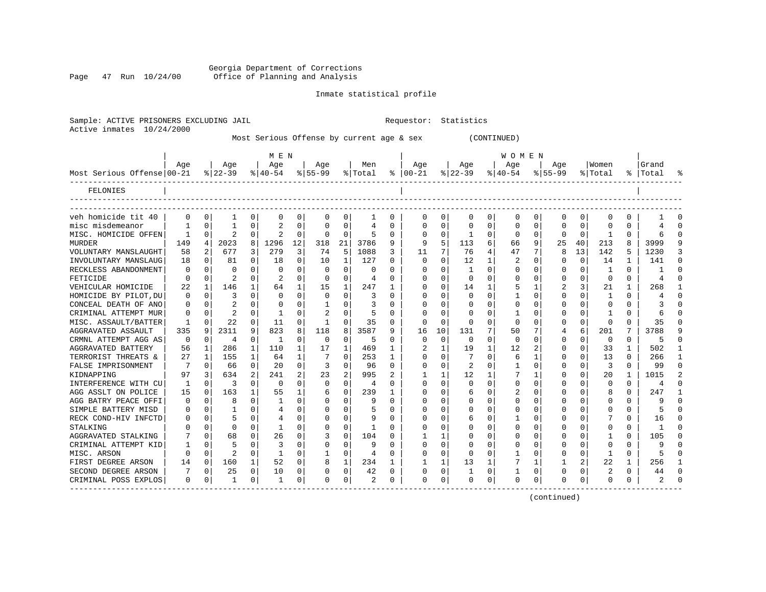Georgia Department of Corrections
Office of Planning and Analysis

Inmate statistical profile

Sample: ACTIVE PRISONERS EXCLUDING JAIL                                Requestor: Statistics
Active inmates 10/24/2000

Most Serious Offense by current age & sex (CONTINUED)

| Most Serious Offense | MEN Age 00-21 | % | Age 22-39 | % | Age 40-54 | % | Age 55-99 | % | Men Total | % | WOMEN Age 00-21 | % | Age 22-39 | % | Age 40-54 | % | Age 55-99 | % | Women Total | % | Grand Total | % |
|---|---|---|---|---|---|---|---|---|---|---|---|---|---|---|---|---|---|---|---|---|---|---|
| FELONIES | | | | | | | | | | | | | | | | | | | | | | |
| veh homicide tit 40 | 0 | 0 | 1 | 0 | 0 | 0 | 0 | 0 | 1 | 0 | 0 | 0 | 0 | 0 | 0 | 0 | 0 | 0 | 0 | 0 | 1 | 0 |
| misc misdemeanor | 1 | 0 | 1 | 0 | 2 | 0 | 0 | 0 | 4 | 0 | 0 | 0 | 0 | 0 | 0 | 0 | 0 | 0 | 0 | 0 | 4 | 0 |
| MISC. HOMICIDE OFFEN | 1 | 0 | 2 | 0 | 2 | 0 | 0 | 0 | 5 | 0 | 0 | 0 | 1 | 0 | 0 | 0 | 0 | 0 | 1 | 0 | 6 | 0 |
| MURDER | 149 | 4 | 2023 | 8 | 1296 | 12 | 318 | 21 | 3786 | 9 | 9 | 5 | 113 | 6 | 66 | 9 | 25 | 40 | 213 | 8 | 3999 | 9 |
| VOLUNTARY MANSLAUGHT | 58 | 2 | 677 | 3 | 279 | 3 | 74 | 5 | 1088 | 3 | 11 | 7 | 76 | 4 | 47 | 7 | 8 | 13 | 142 | 5 | 1230 | 3 |
| INVOLUNTARY MANSLAUG | 18 | 0 | 81 | 0 | 18 | 0 | 10 | 1 | 127 | 0 | 0 | 0 | 12 | 1 | 2 | 0 | 0 | 0 | 14 | 1 | 141 | 0 |
| RECKLESS ABANDONMENT | 0 | 0 | 0 | 0 | 0 | 0 | 0 | 0 | 0 | 0 | 0 | 0 | 1 | 0 | 0 | 0 | 0 | 0 | 1 | 0 | 1 | 0 |
| FETICIDE | 0 | 0 | 2 | 0 | 2 | 0 | 0 | 0 | 4 | 0 | 0 | 0 | 0 | 0 | 0 | 0 | 0 | 0 | 0 | 0 | 4 | 0 |
| VEHICULAR HOMICIDE | 22 | 1 | 146 | 1 | 64 | 1 | 15 | 1 | 247 | 1 | 0 | 0 | 14 | 1 | 5 | 1 | 2 | 3 | 21 | 1 | 268 | 1 |
| HOMICIDE BY PILOT,DU | 0 | 0 | 3 | 0 | 0 | 0 | 0 | 0 | 3 | 0 | 0 | 0 | 0 | 0 | 1 | 0 | 0 | 0 | 1 | 0 | 4 | 0 |
| CONCEAL DEATH OF ANO | 0 | 0 | 2 | 0 | 0 | 0 | 1 | 0 | 3 | 0 | 0 | 0 | 0 | 0 | 0 | 0 | 0 | 0 | 0 | 0 | 3 | 0 |
| CRIMINAL ATTEMPT MUR | 0 | 0 | 2 | 0 | 1 | 0 | 2 | 0 | 5 | 0 | 0 | 0 | 0 | 0 | 1 | 0 | 0 | 0 | 1 | 0 | 6 | 0 |
| MISC. ASSAULT/BATTER | 1 | 0 | 22 | 0 | 11 | 0 | 1 | 0 | 35 | 0 | 0 | 0 | 0 | 0 | 0 | 0 | 0 | 0 | 0 | 0 | 35 | 0 |
| AGGRAVATED ASSAULT | 335 | 9 | 2311 | 9 | 823 | 8 | 118 | 8 | 3587 | 9 | 16 | 10 | 131 | 7 | 50 | 7 | 4 | 6 | 201 | 7 | 3788 | 9 |
| CRMNL ATTEMPT AGG AS | 0 | 0 | 4 | 0 | 1 | 0 | 0 | 0 | 5 | 0 | 0 | 0 | 0 | 0 | 0 | 0 | 0 | 0 | 0 | 0 | 5 | 0 |
| AGGRAVATED BATTERY | 56 | 1 | 286 | 1 | 110 | 1 | 17 | 1 | 469 | 1 | 2 | 1 | 19 | 1 | 12 | 2 | 0 | 0 | 33 | 1 | 502 | 1 |
| TERRORIST THREATS & | 27 | 1 | 155 | 1 | 64 | 1 | 7 | 0 | 253 | 1 | 0 | 0 | 7 | 0 | 6 | 1 | 0 | 0 | 13 | 0 | 266 | 1 |
| FALSE IMPRISONMENT | 7 | 0 | 66 | 0 | 20 | 0 | 3 | 0 | 96 | 0 | 0 | 0 | 2 | 0 | 1 | 0 | 0 | 0 | 3 | 0 | 99 | 0 |
| KIDNAPPING | 97 | 3 | 634 | 2 | 241 | 2 | 23 | 2 | 995 | 2 | 1 | 1 | 12 | 1 | 7 | 1 | 0 | 0 | 20 | 1 | 1015 | 2 |
| INTERFERENCE WITH CU | 1 | 0 | 3 | 0 | 0 | 0 | 0 | 0 | 4 | 0 | 0 | 0 | 0 | 0 | 0 | 0 | 0 | 0 | 0 | 0 | 4 | 0 |
| AGG ASSLT ON POLICE | 15 | 0 | 163 | 1 | 55 | 1 | 6 | 0 | 239 | 1 | 0 | 0 | 6 | 0 | 2 | 0 | 0 | 0 | 8 | 0 | 247 | 1 |
| AGG BATRY PEACE OFFI | 0 | 0 | 8 | 0 | 1 | 0 | 0 | 0 | 9 | 0 | 0 | 0 | 0 | 0 | 0 | 0 | 0 | 0 | 0 | 0 | 9 | 0 |
| SIMPLE BATTERY MISD | 0 | 0 | 1 | 0 | 4 | 0 | 0 | 0 | 5 | 0 | 0 | 0 | 0 | 0 | 0 | 0 | 0 | 0 | 0 | 0 | 5 | 0 |
| RECK COND-HIV INFCTD | 0 | 0 | 5 | 0 | 4 | 0 | 0 | 0 | 9 | 0 | 0 | 0 | 6 | 0 | 1 | 0 | 0 | 0 | 7 | 0 | 16 | 0 |
| STALKING | 0 | 0 | 0 | 0 | 1 | 0 | 0 | 0 | 1 | 0 | 0 | 0 | 0 | 0 | 0 | 0 | 0 | 0 | 0 | 0 | 1 | 0 |
| AGGRAVATED STALKING | 7 | 0 | 68 | 0 | 26 | 0 | 3 | 0 | 104 | 0 | 1 | 1 | 0 | 0 | 0 | 0 | 0 | 0 | 1 | 0 | 105 | 0 |
| CRIMINAL ATTEMPT KID | 1 | 0 | 5 | 0 | 3 | 0 | 0 | 0 | 9 | 0 | 0 | 0 | 0 | 0 | 0 | 0 | 0 | 0 | 0 | 0 | 9 | 0 |
| MISC. ARSON | 0 | 0 | 2 | 0 | 1 | 0 | 1 | 0 | 4 | 0 | 0 | 0 | 0 | 0 | 1 | 0 | 0 | 0 | 1 | 0 | 5 | 0 |
| FIRST DEGREE ARSON | 14 | 0 | 160 | 1 | 52 | 0 | 8 | 1 | 234 | 1 | 1 | 1 | 13 | 1 | 7 | 1 | 1 | 2 | 22 | 1 | 256 | 1 |
| SECOND DEGREE ARSON | 7 | 0 | 25 | 0 | 10 | 0 | 0 | 0 | 42 | 0 | 0 | 0 | 1 | 0 | 1 | 0 | 0 | 0 | 2 | 0 | 44 | 0 |
| CRIMINAL POSS EXPLOS | 0 | 0 | 1 | 0 | 1 | 0 | 0 | 0 | 2 | 0 | 0 | 0 | 0 | 0 | 0 | 0 | 0 | 0 | 0 | 0 | 2 | 0 |

(continued)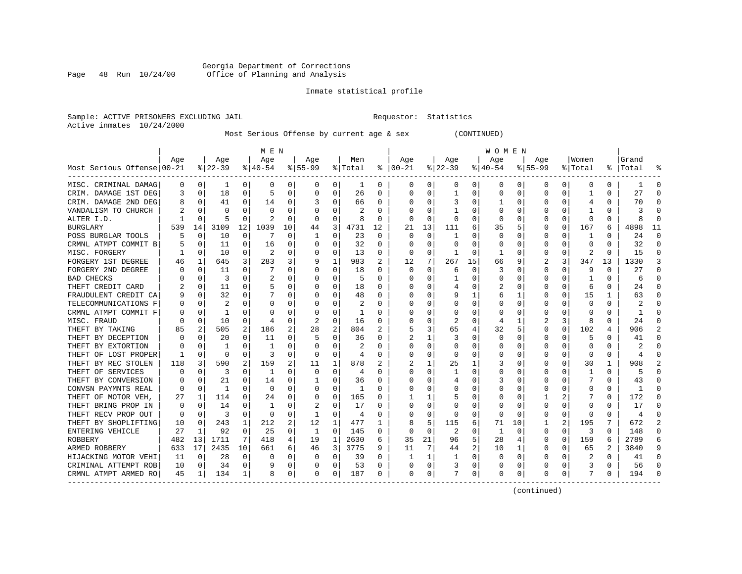Georgia Department of Corrections
Office of Planning and Analysis

Inmate statistical profile

Sample: ACTIVE PRISONERS EXCLUDING JAIL                    Requestor: Statistics
Active inmates 10/24/2000

Most Serious Offense by current age & sex (CONTINUED)

| Most Serious Offense | MEN Age 00-21 | % | Age 22-39 | % | Age 40-54 | % | Age 55-99 | % | Men Total | % | WOMEN Age 00-21 | % | Age 22-39 | % | Age 40-54 | % | Age 55-99 | % | Women Total | % | Grand Total | % |
|---|---|---|---|---|---|---|---|---|---|---|---|---|---|---|---|---|---|---|---|---|---|---|
| MISC. CRIMINAL DAMAG | 0 | 0 | 1 | 0 | 0 | 0 | 0 | 0 | 1 | 0 | 0 | 0 | 0 | 0 | 0 | 0 | 0 | 0 | 0 | 0 | 1 | 0 |
| CRIM. DAMAGE 1ST DEG | 3 | 0 | 18 | 0 | 5 | 0 | 0 | 0 | 26 | 0 | 0 | 0 | 1 | 0 | 0 | 0 | 0 | 0 | 1 | 0 | 27 | 0 |
| CRIM. DAMAGE 2ND DEG | 8 | 0 | 41 | 0 | 14 | 0 | 3 | 0 | 66 | 0 | 0 | 0 | 3 | 0 | 1 | 0 | 0 | 0 | 4 | 0 | 70 | 0 |
| VANDALISM TO CHURCH | 2 | 0 | 0 | 0 | 0 | 0 | 0 | 0 | 2 | 0 | 0 | 0 | 1 | 0 | 0 | 0 | 0 | 0 | 1 | 0 | 3 | 0 |
| ALTER I.D. | 1 | 0 | 5 | 0 | 2 | 0 | 0 | 0 | 8 | 0 | 0 | 0 | 0 | 0 | 0 | 0 | 0 | 0 | 0 | 0 | 8 | 0 |
| BURGLARY | 539 | 14 | 3109 | 12 | 1039 | 10 | 44 | 3 | 4731 | 12 | 21 | 13 | 111 | 6 | 35 | 5 | 0 | 0 | 167 | 6 | 4898 | 11 |
| POSS BURGLAR TOOLS | 5 | 0 | 10 | 0 | 7 | 0 | 1 | 0 | 23 | 0 | 0 | 0 | 1 | 0 | 0 | 0 | 0 | 0 | 1 | 0 | 24 | 0 |
| CRMNL ATMPT COMMIT B | 5 | 0 | 11 | 0 | 16 | 0 | 0 | 0 | 32 | 0 | 0 | 0 | 0 | 0 | 0 | 0 | 0 | 0 | 0 | 0 | 32 | 0 |
| MISC. FORGERY | 1 | 0 | 10 | 0 | 2 | 0 | 0 | 0 | 13 | 0 | 0 | 0 | 1 | 0 | 1 | 0 | 0 | 0 | 2 | 0 | 15 | 0 |
| FORGERY 1ST DEGREE | 46 | 1 | 645 | 3 | 283 | 3 | 9 | 1 | 983 | 2 | 12 | 7 | 267 | 15 | 66 | 9 | 2 | 3 | 347 | 13 | 1330 | 3 |
| FORGERY 2ND DEGREE | 0 | 0 | 11 | 0 | 7 | 0 | 0 | 0 | 18 | 0 | 0 | 0 | 6 | 0 | 3 | 0 | 0 | 0 | 9 | 0 | 27 | 0 |
| BAD CHECKS | 0 | 0 | 3 | 0 | 2 | 0 | 0 | 0 | 5 | 0 | 0 | 0 | 1 | 0 | 0 | 0 | 0 | 0 | 1 | 0 | 6 | 0 |
| THEFT CREDIT CARD | 2 | 0 | 11 | 0 | 5 | 0 | 0 | 0 | 18 | 0 | 0 | 0 | 4 | 0 | 2 | 0 | 0 | 0 | 6 | 0 | 24 | 0 |
| FRAUDULENT CREDIT CA | 9 | 0 | 32 | 0 | 7 | 0 | 0 | 0 | 48 | 0 | 0 | 0 | 9 | 1 | 6 | 1 | 0 | 0 | 15 | 1 | 63 | 0 |
| TELECOMMUNICATIONS F | 0 | 0 | 2 | 0 | 0 | 0 | 0 | 0 | 2 | 0 | 0 | 0 | 0 | 0 | 0 | 0 | 0 | 0 | 0 | 0 | 2 | 0 |
| CRMNL ATMPT COMMIT F | 0 | 0 | 1 | 0 | 0 | 0 | 0 | 0 | 1 | 0 | 0 | 0 | 0 | 0 | 0 | 0 | 0 | 0 | 0 | 0 | 1 | 0 |
| MISC. FRAUD | 0 | 0 | 10 | 0 | 4 | 0 | 2 | 0 | 16 | 0 | 0 | 0 | 2 | 0 | 4 | 1 | 2 | 3 | 8 | 0 | 24 | 0 |
| THEFT BY TAKING | 85 | 2 | 505 | 2 | 186 | 2 | 28 | 2 | 804 | 2 | 5 | 3 | 65 | 4 | 32 | 5 | 0 | 0 | 102 | 4 | 906 | 2 |
| THEFT BY DECEPTION | 0 | 0 | 20 | 0 | 11 | 0 | 5 | 0 | 36 | 0 | 2 | 1 | 3 | 0 | 0 | 0 | 0 | 0 | 5 | 0 | 41 | 0 |
| THEFT BY EXTORTION | 0 | 0 | 1 | 0 | 1 | 0 | 0 | 0 | 2 | 0 | 0 | 0 | 0 | 0 | 0 | 0 | 0 | 0 | 0 | 0 | 2 | 0 |
| THEFT OF LOST PROPER | 1 | 0 | 0 | 0 | 3 | 0 | 0 | 0 | 4 | 0 | 0 | 0 | 0 | 0 | 0 | 0 | 0 | 0 | 0 | 0 | 4 | 0 |
| THEFT BY REC STOLEN | 118 | 3 | 590 | 2 | 159 | 2 | 11 | 1 | 878 | 2 | 2 | 1 | 25 | 1 | 3 | 0 | 0 | 0 | 30 | 1 | 908 | 2 |
| THEFT OF SERVICES | 0 | 0 | 3 | 0 | 1 | 0 | 0 | 0 | 4 | 0 | 0 | 0 | 1 | 0 | 0 | 0 | 0 | 0 | 1 | 0 | 5 | 0 |
| THEFT BY CONVERSION | 0 | 0 | 21 | 0 | 14 | 0 | 1 | 0 | 36 | 0 | 0 | 0 | 4 | 0 | 3 | 0 | 0 | 0 | 7 | 0 | 43 | 0 |
| CONVSN PAYMNTS REAL | 0 | 0 | 1 | 0 | 0 | 0 | 0 | 0 | 1 | 0 | 0 | 0 | 0 | 0 | 0 | 0 | 0 | 0 | 0 | 0 | 1 | 0 |
| THEFT OF MOTOR VEH, | 27 | 1 | 114 | 0 | 24 | 0 | 0 | 0 | 165 | 0 | 1 | 1 | 5 | 0 | 0 | 0 | 1 | 2 | 7 | 0 | 172 | 0 |
| THEFT BRING PROP IN | 0 | 0 | 14 | 0 | 1 | 0 | 2 | 0 | 17 | 0 | 0 | 0 | 0 | 0 | 0 | 0 | 0 | 0 | 0 | 0 | 17 | 0 |
| THEFT RECV PROP OUT | 0 | 0 | 3 | 0 | 0 | 0 | 1 | 0 | 4 | 0 | 0 | 0 | 0 | 0 | 0 | 0 | 0 | 0 | 0 | 0 | 4 | 0 |
| THEFT BY SHOPLIFTING | 10 | 0 | 243 | 1 | 212 | 2 | 12 | 1 | 477 | 1 | 8 | 5 | 115 | 6 | 71 | 10 | 1 | 2 | 195 | 7 | 672 | 2 |
| ENTERING VEHICLE | 27 | 1 | 92 | 0 | 25 | 0 | 1 | 0 | 145 | 0 | 0 | 0 | 2 | 0 | 1 | 0 | 0 | 0 | 3 | 0 | 148 | 0 |
| ROBBERY | 482 | 13 | 1711 | 7 | 418 | 4 | 19 | 1 | 2630 | 6 | 35 | 21 | 96 | 5 | 28 | 4 | 0 | 0 | 159 | 6 | 2789 | 6 |
| ARMED ROBBERY | 633 | 17 | 2435 | 10 | 661 | 6 | 46 | 3 | 3775 | 9 | 11 | 7 | 44 | 2 | 10 | 1 | 0 | 0 | 65 | 2 | 3840 | 9 |
| HIJACKING MOTOR VEHI | 11 | 0 | 28 | 0 | 0 | 0 | 0 | 0 | 39 | 0 | 1 | 1 | 1 | 0 | 0 | 0 | 0 | 0 | 2 | 0 | 41 | 0 |
| CRIMINAL ATTEMPT ROB | 10 | 0 | 34 | 0 | 9 | 0 | 0 | 0 | 53 | 0 | 0 | 0 | 3 | 0 | 0 | 0 | 0 | 0 | 3 | 0 | 56 | 0 |
| CRMNL ATMPT ARMED RO | 45 | 1 | 134 | 1 | 8 | 0 | 0 | 0 | 187 | 0 | 0 | 0 | 7 | 0 | 0 | 0 | 0 | 0 | 7 | 0 | 194 | 0 |

(continued)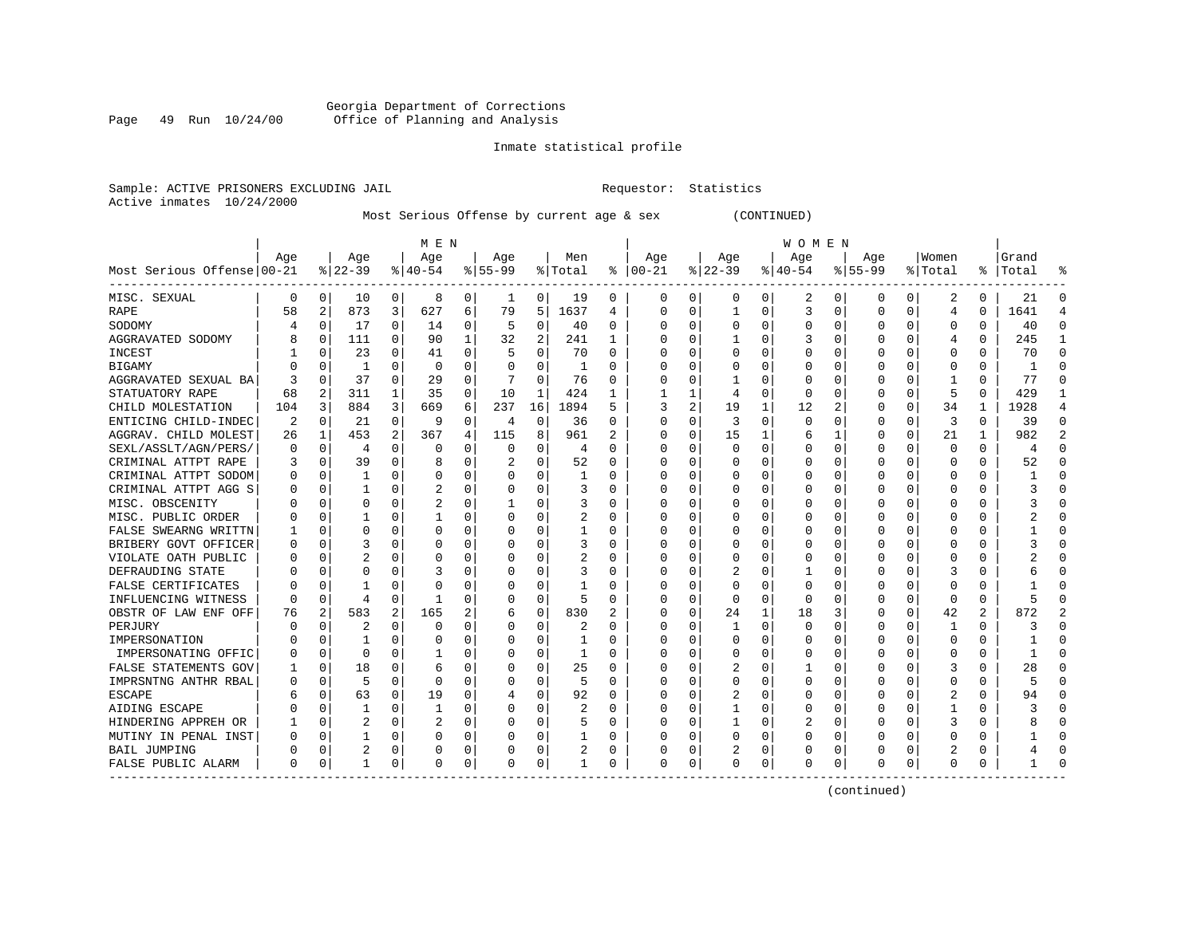Georgia Department of Corrections
Office of Planning and Analysis

Inmate statistical profile

Sample: ACTIVE PRISONERS EXCLUDING JAIL     Requestor: Statistics
Active inmates 10/24/2000

Most Serious Offense by current age & sex (CONTINUED)

| Most Serious Offense | MEN Age 00-21 | % | Age 22-39 | % | Age 40-54 | % | Age 55-99 | % | Men Total | % | WOMEN Age 00-21 | % | Age 22-39 | % | Age 40-54 | % | Age 55-99 | % | Women Total | % | Grand Total | % |
|---|---|---|---|---|---|---|---|---|---|---|---|---|---|---|---|---|---|---|---|---|---|---|
| MISC. SEXUAL | 0 | 0 | 10 | 0 | 8 | 0 | 1 | 0 | 19 | 0 | 0 | 0 | 0 | 0 | 2 | 0 | 0 | 0 | 2 | 0 | 21 | 0 |
| RAPE | 58 | 2 | 873 | 3 | 627 | 6 | 79 | 5 | 1637 | 4 | 0 | 0 | 1 | 0 | 3 | 0 | 0 | 0 | 4 | 0 | 1641 | 4 |
| SODOMY | 4 | 0 | 17 | 0 | 14 | 0 | 5 | 0 | 40 | 0 | 0 | 0 | 0 | 0 | 0 | 0 | 0 | 0 | 0 | 0 | 40 | 0 |
| AGGRAVATED SODOMY | 8 | 0 | 111 | 0 | 90 | 1 | 32 | 2 | 241 | 1 | 0 | 0 | 1 | 0 | 3 | 0 | 0 | 0 | 4 | 0 | 245 | 1 |
| INCEST | 1 | 0 | 23 | 0 | 41 | 0 | 5 | 0 | 70 | 0 | 0 | 0 | 0 | 0 | 0 | 0 | 0 | 0 | 0 | 0 | 70 | 0 |
| BIGAMY | 0 | 0 | 1 | 0 | 0 | 0 | 0 | 0 | 1 | 0 | 0 | 0 | 0 | 0 | 0 | 0 | 0 | 0 | 0 | 0 | 1 | 0 |
| AGGRAVATED SEXUAL BA | 3 | 0 | 37 | 0 | 29 | 0 | 7 | 0 | 76 | 0 | 0 | 0 | 1 | 0 | 0 | 0 | 0 | 0 | 1 | 0 | 77 | 0 |
| STATUTORY RAPE | 68 | 2 | 311 | 1 | 35 | 0 | 10 | 1 | 424 | 1 | 1 | 1 | 4 | 0 | 0 | 0 | 0 | 0 | 5 | 0 | 429 | 1 |
| CHILD MOLESTATION | 104 | 3 | 884 | 3 | 669 | 6 | 237 | 16 | 1894 | 5 | 3 | 2 | 19 | 1 | 12 | 2 | 0 | 0 | 34 | 1 | 1928 | 4 |
| ENTICING CHILD-INDEC | 2 | 0 | 21 | 0 | 9 | 0 | 4 | 0 | 36 | 0 | 0 | 0 | 3 | 0 | 0 | 0 | 0 | 0 | 3 | 0 | 39 | 0 |
| AGGRAV. CHILD MOLEST | 26 | 1 | 453 | 2 | 367 | 4 | 115 | 8 | 961 | 2 | 0 | 0 | 15 | 1 | 6 | 1 | 0 | 0 | 21 | 1 | 982 | 2 |
| SEXL/ASSLT/AGN/PERS/ | 0 | 0 | 4 | 0 | 0 | 0 | 0 | 0 | 4 | 0 | 0 | 0 | 0 | 0 | 0 | 0 | 0 | 0 | 0 | 0 | 4 | 0 |
| CRIMINAL ATTPT RAPE | 3 | 0 | 39 | 0 | 8 | 0 | 2 | 0 | 52 | 0 | 0 | 0 | 0 | 0 | 0 | 0 | 0 | 0 | 0 | 0 | 52 | 0 |
| CRIMINAL ATTPT SODOM | 0 | 0 | 1 | 0 | 0 | 0 | 0 | 0 | 1 | 0 | 0 | 0 | 0 | 0 | 0 | 0 | 0 | 0 | 0 | 0 | 1 | 0 |
| CRIMINAL ATTPT AGG S | 0 | 0 | 1 | 0 | 2 | 0 | 0 | 0 | 3 | 0 | 0 | 0 | 0 | 0 | 0 | 0 | 0 | 0 | 0 | 0 | 3 | 0 |
| MISC. OBSCENITY | 0 | 0 | 0 | 0 | 2 | 0 | 1 | 0 | 3 | 0 | 0 | 0 | 0 | 0 | 0 | 0 | 0 | 0 | 0 | 0 | 3 | 0 |
| MISC. PUBLIC ORDER | 0 | 0 | 1 | 0 | 1 | 0 | 0 | 0 | 2 | 0 | 0 | 0 | 0 | 0 | 0 | 0 | 0 | 0 | 0 | 0 | 2 | 0 |
| FALSE SWEARNG WRITTN | 1 | 0 | 0 | 0 | 0 | 0 | 0 | 0 | 1 | 0 | 0 | 0 | 0 | 0 | 0 | 0 | 0 | 0 | 0 | 0 | 1 | 0 |
| BRIBERY GOVT OFFICER | 0 | 0 | 3 | 0 | 0 | 0 | 0 | 0 | 3 | 0 | 0 | 0 | 0 | 0 | 0 | 0 | 0 | 0 | 0 | 0 | 3 | 0 |
| VIOLATE OATH PUBLIC | 0 | 0 | 2 | 0 | 0 | 0 | 0 | 0 | 2 | 0 | 0 | 0 | 0 | 0 | 0 | 0 | 0 | 0 | 0 | 0 | 2 | 0 |
| DEFRAUDING STATE | 0 | 0 | 0 | 0 | 3 | 0 | 0 | 0 | 3 | 0 | 0 | 0 | 2 | 0 | 1 | 0 | 0 | 0 | 3 | 0 | 6 | 0 |
| FALSE CERTIFICATES | 0 | 0 | 1 | 0 | 0 | 0 | 0 | 0 | 1 | 0 | 0 | 0 | 0 | 0 | 0 | 0 | 0 | 0 | 0 | 0 | 1 | 0 |
| INFLUENCING WITNESS | 0 | 0 | 4 | 0 | 1 | 0 | 0 | 0 | 5 | 0 | 0 | 0 | 0 | 0 | 0 | 0 | 0 | 0 | 0 | 0 | 5 | 0 |
| OBSTR OF LAW ENF OFF | 76 | 2 | 583 | 2 | 165 | 2 | 6 | 0 | 830 | 2 | 0 | 0 | 24 | 1 | 18 | 3 | 0 | 0 | 42 | 2 | 872 | 2 |
| PERJURY | 0 | 0 | 2 | 0 | 0 | 0 | 0 | 0 | 2 | 0 | 0 | 0 | 1 | 0 | 0 | 0 | 0 | 0 | 1 | 0 | 3 | 0 |
| IMPERSONATION | 0 | 0 | 1 | 0 | 0 | 0 | 0 | 0 | 1 | 0 | 0 | 0 | 0 | 0 | 0 | 0 | 0 | 0 | 0 | 0 | 1 | 0 |
| IMPERSONATING OFFIC | 0 | 0 | 0 | 0 | 1 | 0 | 0 | 0 | 1 | 0 | 0 | 0 | 0 | 0 | 0 | 0 | 0 | 0 | 0 | 0 | 1 | 0 |
| FALSE STATEMENTS GOV | 1 | 0 | 18 | 0 | 6 | 0 | 0 | 0 | 25 | 0 | 0 | 0 | 2 | 0 | 1 | 0 | 0 | 0 | 3 | 0 | 28 | 0 |
| IMPRSNTNG ANTHR RBAL | 0 | 0 | 5 | 0 | 0 | 0 | 0 | 0 | 5 | 0 | 0 | 0 | 0 | 0 | 0 | 0 | 0 | 0 | 0 | 0 | 5 | 0 |
| ESCAPE | 6 | 0 | 63 | 0 | 19 | 0 | 4 | 0 | 92 | 0 | 0 | 0 | 2 | 0 | 0 | 0 | 0 | 0 | 2 | 0 | 94 | 0 |
| AIDING ESCAPE | 0 | 0 | 1 | 0 | 1 | 0 | 0 | 0 | 2 | 0 | 0 | 0 | 1 | 0 | 0 | 0 | 0 | 0 | 1 | 0 | 3 | 0 |
| HINDERING APPREH OR | 1 | 0 | 2 | 0 | 2 | 0 | 0 | 0 | 5 | 0 | 0 | 0 | 1 | 0 | 2 | 0 | 0 | 0 | 3 | 0 | 8 | 0 |
| MUTINY IN PENAL INST | 0 | 0 | 1 | 0 | 0 | 0 | 0 | 0 | 1 | 0 | 0 | 0 | 0 | 0 | 0 | 0 | 0 | 0 | 0 | 0 | 1 | 0 |
| BAIL JUMPING | 0 | 0 | 2 | 0 | 0 | 0 | 0 | 0 | 2 | 0 | 0 | 0 | 2 | 0 | 0 | 0 | 0 | 0 | 2 | 0 | 4 | 0 |
| FALSE PUBLIC ALARM | 0 | 0 | 1 | 0 | 0 | 0 | 0 | 0 | 1 | 0 | 0 | 0 | 0 | 0 | 0 | 0 | 0 | 0 | 0 | 0 | 1 | 0 |

(continued)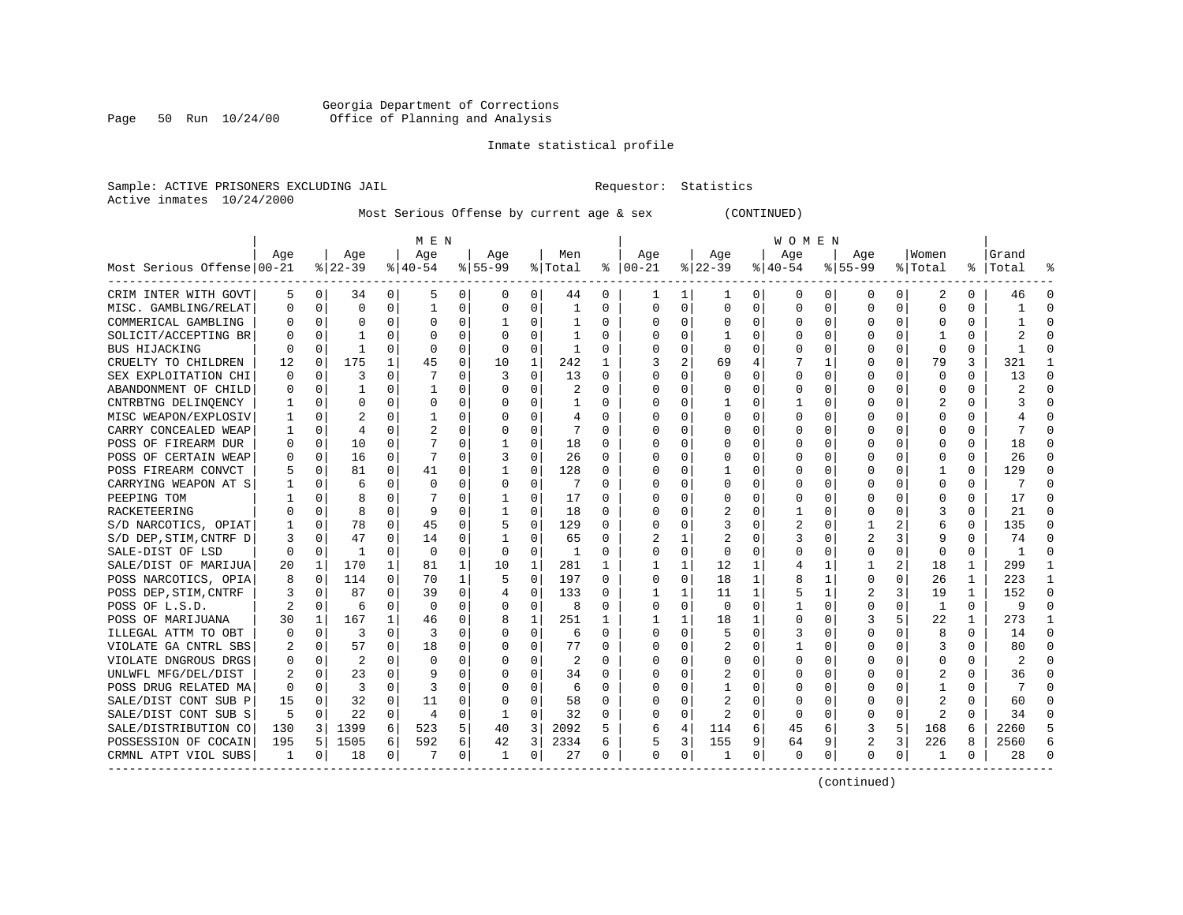Georgia Department of Corrections
Office of Planning and Analysis

Inmate statistical profile

Sample: ACTIVE PRISONERS EXCLUDING JAIL  Requestor: Statistics
Active inmates 10/24/2000

Most Serious Offense by current age & sex (CONTINUED)

| Most Serious Offense | MEN Age 00-21 | % | Age 22-39 | % | Age 40-54 | % | Age 55-99 | % | Men Total | % | WOMEN Age 00-21 | % | Age 22-39 | % | Age 40-54 | % | Age 55-99 | % | Women Total | % | Grand Total | % |
|---|---|---|---|---|---|---|---|---|---|---|---|---|---|---|---|---|---|---|---|---|---|---|
| CRIM INTER WITH GOVT | 5 | 0 | 34 | 0 | 5 | 0 | 0 | 0 | 44 | 0 | 1 | 1 | 1 | 0 | 0 | 0 | 0 | 0 | 2 | 0 | 46 | 0 |
| MISC. GAMBLING/RELAT | 0 | 0 | 0 | 0 | 1 | 0 | 0 | 0 | 1 | 0 | 0 | 0 | 0 | 0 | 0 | 0 | 0 | 0 | 0 | 0 | 1 | 0 |
| COMMERICAL GAMBLING | 0 | 0 | 0 | 0 | 0 | 0 | 1 | 0 | 1 | 0 | 0 | 0 | 0 | 0 | 0 | 0 | 0 | 0 | 0 | 0 | 1 | 0 |
| SOLICIT/ACCEPTING BR | 0 | 0 | 1 | 0 | 0 | 0 | 0 | 0 | 1 | 0 | 0 | 0 | 1 | 0 | 0 | 0 | 0 | 0 | 1 | 0 | 2 | 0 |
| BUS HIJACKING | 0 | 0 | 1 | 0 | 0 | 0 | 0 | 0 | 1 | 0 | 0 | 0 | 0 | 0 | 0 | 0 | 0 | 0 | 0 | 0 | 1 | 0 |
| CRUELTY TO CHILDREN | 12 | 0 | 175 | 1 | 45 | 0 | 10 | 1 | 242 | 1 | 3 | 2 | 69 | 4 | 7 | 1 | 0 | 0 | 79 | 3 | 321 | 1 |
| SEX EXPLOITATION CHI | 0 | 0 | 3 | 0 | 7 | 0 | 3 | 0 | 13 | 0 | 0 | 0 | 0 | 0 | 0 | 0 | 0 | 0 | 0 | 0 | 13 | 0 |
| ABANDONMENT OF CHILD | 0 | 0 | 1 | 0 | 1 | 0 | 0 | 0 | 2 | 0 | 0 | 0 | 0 | 0 | 0 | 0 | 0 | 0 | 0 | 0 | 2 | 0 |
| CNTRBTNG DELINQENCY | 1 | 0 | 0 | 0 | 0 | 0 | 0 | 0 | 1 | 0 | 0 | 0 | 1 | 0 | 1 | 0 | 0 | 0 | 2 | 0 | 3 | 0 |
| MISC WEAPON/EXPLOSIV | 1 | 0 | 2 | 0 | 1 | 0 | 0 | 0 | 4 | 0 | 0 | 0 | 0 | 0 | 0 | 0 | 0 | 0 | 0 | 0 | 4 | 0 |
| CARRY CONCEALED WEAP | 1 | 0 | 4 | 0 | 2 | 0 | 0 | 0 | 7 | 0 | 0 | 0 | 0 | 0 | 0 | 0 | 0 | 0 | 0 | 0 | 7 | 0 |
| POSS OF FIREARM DUR | 0 | 0 | 10 | 0 | 7 | 0 | 1 | 0 | 18 | 0 | 0 | 0 | 0 | 0 | 0 | 0 | 0 | 0 | 0 | 0 | 18 | 0 |
| POSS OF CERTAIN WEAP | 0 | 0 | 16 | 0 | 7 | 0 | 3 | 0 | 26 | 0 | 0 | 0 | 0 | 0 | 0 | 0 | 0 | 0 | 0 | 0 | 26 | 0 |
| POSS FIREARM CONVCT | 5 | 0 | 81 | 0 | 41 | 0 | 1 | 0 | 128 | 0 | 0 | 0 | 1 | 0 | 0 | 0 | 0 | 0 | 1 | 0 | 129 | 0 |
| CARRYING WEAPON AT S | 1 | 0 | 6 | 0 | 0 | 0 | 0 | 0 | 7 | 0 | 0 | 0 | 0 | 0 | 0 | 0 | 0 | 0 | 0 | 0 | 7 | 0 |
| PEEPING TOM | 1 | 0 | 8 | 0 | 7 | 0 | 1 | 0 | 17 | 0 | 0 | 0 | 0 | 0 | 0 | 0 | 0 | 0 | 0 | 0 | 17 | 0 |
| RACKETEERING | 0 | 0 | 8 | 0 | 9 | 0 | 1 | 0 | 18 | 0 | 0 | 0 | 2 | 0 | 1 | 0 | 0 | 0 | 3 | 0 | 21 | 0 |
| S/D NARCOTICS, OPIAT | 1 | 0 | 78 | 0 | 45 | 0 | 5 | 0 | 129 | 0 | 0 | 0 | 3 | 0 | 2 | 0 | 1 | 2 | 6 | 0 | 135 | 0 |
| S/D DEP,STIM,CNTRF D | 3 | 0 | 47 | 0 | 14 | 0 | 1 | 0 | 65 | 0 | 2 | 1 | 2 | 0 | 3 | 0 | 2 | 3 | 9 | 0 | 74 | 0 |
| SALE-DIST OF LSD | 0 | 0 | 1 | 0 | 0 | 0 | 0 | 0 | 1 | 0 | 0 | 0 | 0 | 0 | 0 | 0 | 0 | 0 | 0 | 0 | 1 | 0 |
| SALE/DIST OF MARIJUA | 20 | 1 | 170 | 1 | 81 | 1 | 10 | 1 | 281 | 1 | 1 | 1 | 12 | 1 | 4 | 1 | 1 | 2 | 18 | 1 | 299 | 1 |
| POSS NARCOTICS, OPIA | 8 | 0 | 114 | 0 | 70 | 1 | 5 | 0 | 197 | 0 | 0 | 0 | 18 | 1 | 8 | 1 | 0 | 0 | 26 | 1 | 223 | 1 |
| POSS DEP,STIM,CNTRF | 3 | 0 | 87 | 0 | 39 | 0 | 4 | 0 | 133 | 0 | 1 | 1 | 11 | 1 | 5 | 1 | 2 | 3 | 19 | 1 | 152 | 0 |
| POSS OF L.S.D. | 2 | 0 | 6 | 0 | 0 | 0 | 0 | 0 | 8 | 0 | 0 | 0 | 0 | 0 | 1 | 0 | 0 | 0 | 1 | 0 | 9 | 0 |
| POSS OF MARIJUANA | 30 | 1 | 167 | 1 | 46 | 0 | 8 | 1 | 251 | 1 | 1 | 1 | 18 | 1 | 0 | 0 | 3 | 5 | 22 | 1 | 273 | 1 |
| ILLEGAL ATTM TO OBT | 0 | 0 | 3 | 0 | 3 | 0 | 0 | 0 | 6 | 0 | 0 | 0 | 5 | 0 | 3 | 0 | 0 | 0 | 8 | 0 | 14 | 0 |
| VIOLATE GA CNTRL SBS | 2 | 0 | 57 | 0 | 18 | 0 | 0 | 0 | 77 | 0 | 0 | 0 | 2 | 0 | 1 | 0 | 0 | 0 | 3 | 0 | 80 | 0 |
| VIOLATE DNGROUS DRGS | 0 | 0 | 2 | 0 | 0 | 0 | 0 | 0 | 2 | 0 | 0 | 0 | 0 | 0 | 0 | 0 | 0 | 0 | 0 | 0 | 2 | 0 |
| UNLWFL MFG/DEL/DIST | 2 | 0 | 23 | 0 | 9 | 0 | 0 | 0 | 34 | 0 | 0 | 0 | 2 | 0 | 0 | 0 | 0 | 0 | 2 | 0 | 36 | 0 |
| POSS DRUG RELATED MA | 0 | 0 | 3 | 0 | 3 | 0 | 0 | 0 | 6 | 0 | 0 | 0 | 1 | 0 | 0 | 0 | 0 | 0 | 1 | 0 | 7 | 0 |
| SALE/DIST CONT SUB P | 15 | 0 | 32 | 0 | 11 | 0 | 0 | 0 | 58 | 0 | 0 | 0 | 2 | 0 | 0 | 0 | 0 | 0 | 2 | 0 | 60 | 0 |
| SALE/DIST CONT SUB S | 5 | 0 | 22 | 0 | 4 | 0 | 1 | 0 | 32 | 0 | 0 | 0 | 2 | 0 | 0 | 0 | 0 | 0 | 2 | 0 | 34 | 0 |
| SALE/DISTRIBUTION CO | 130 | 3 | 1399 | 6 | 523 | 5 | 40 | 3 | 2092 | 5 | 6 | 4 | 114 | 6 | 45 | 6 | 3 | 5 | 168 | 6 | 2260 | 5 |
| POSSESSION OF COCAIN | 195 | 5 | 1505 | 6 | 592 | 6 | 42 | 3 | 2334 | 6 | 5 | 3 | 155 | 9 | 64 | 9 | 2 | 3 | 226 | 8 | 2560 | 6 |
| CRMNL ATPT VIOL SUBS | 1 | 0 | 18 | 0 | 7 | 0 | 1 | 0 | 27 | 0 | 0 | 0 | 1 | 0 | 0 | 0 | 0 | 0 | 1 | 0 | 28 | 0 |

(continued)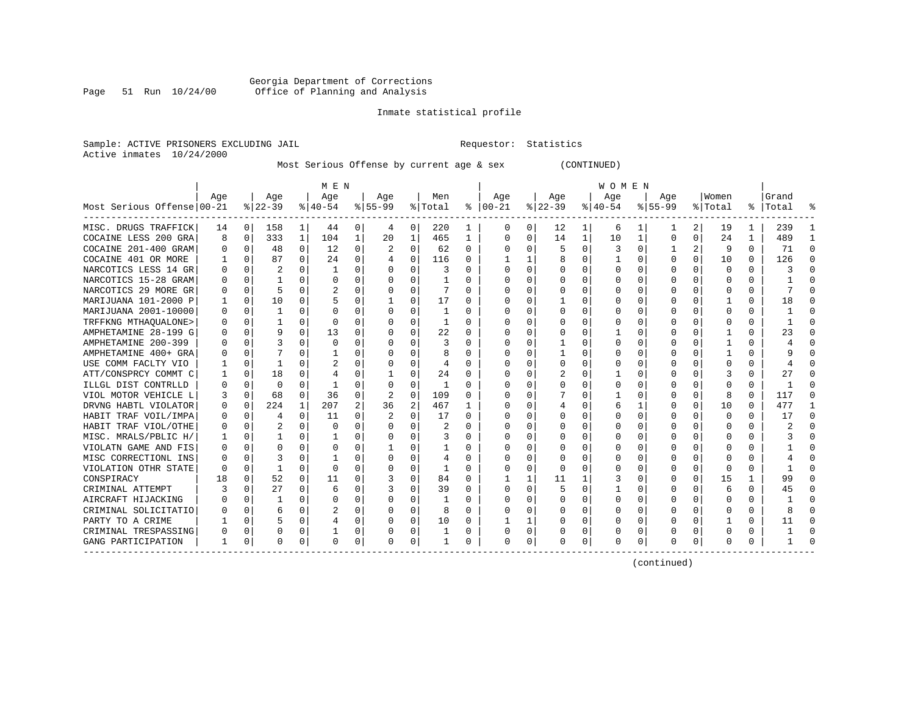Georgia Department of Corrections
Office of Planning and Analysis

Inmate statistical profile

Sample: ACTIVE PRISONERS EXCLUDING JAIL                    Requestor: Statistics
Active inmates 10/24/2000

Most Serious Offense by current age & sex (CONTINUED)

| Most Serious Offense | MEN Age 00-21 | % | Age 22-39 | % | Age 40-54 | % | Age 55-99 | % | Men Total | % | WOMEN Age 00-21 | % | Age 22-39 | % | Age 40-54 | % | Age 55-99 | % | Women Total | % | Grand Total | % |
|---|---|---|---|---|---|---|---|---|---|---|---|---|---|---|---|---|---|---|---|---|---|---|
| MISC. DRUGS TRAFFICK | 14 | 0 | 158 | 1 | 44 | 0 | 4 | 0 | 220 | 1 | 0 | 0 | 12 | 1 | 6 | 1 | 1 | 2 | 19 | 1 | 239 | 1 |
| COCAINE LESS 200 GRA | 8 | 0 | 333 | 1 | 104 | 1 | 20 | 1 | 465 | 1 | 0 | 0 | 14 | 1 | 10 | 1 | 0 | 0 | 24 | 1 | 489 | 1 |
| COCAINE 201-400 GRAM | 0 | 0 | 48 | 0 | 12 | 0 | 2 | 0 | 62 | 0 | 0 | 0 | 5 | 0 | 3 | 0 | 1 | 2 | 9 | 0 | 71 | 0 |
| COCAINE 401 OR MORE | 1 | 0 | 87 | 0 | 24 | 0 | 4 | 0 | 116 | 0 | 1 | 1 | 8 | 0 | 1 | 0 | 0 | 0 | 10 | 0 | 126 | 0 |
| NARCOTICS LESS 14 GR | 0 | 0 | 2 | 0 | 1 | 0 | 0 | 0 | 3 | 0 | 0 | 0 | 0 | 0 | 0 | 0 | 0 | 0 | 0 | 0 | 3 | 0 |
| NARCOTICS 15-28 GRAM | 0 | 0 | 1 | 0 | 0 | 0 | 0 | 0 | 1 | 0 | 0 | 0 | 0 | 0 | 0 | 0 | 0 | 0 | 0 | 0 | 1 | 0 |
| NARCOTICS 29 MORE GR | 0 | 0 | 5 | 0 | 2 | 0 | 0 | 0 | 7 | 0 | 0 | 0 | 0 | 0 | 0 | 0 | 0 | 0 | 0 | 0 | 7 | 0 |
| MARIJUANA 101-2000 P | 1 | 0 | 10 | 0 | 5 | 0 | 1 | 0 | 17 | 0 | 0 | 0 | 1 | 0 | 0 | 0 | 0 | 0 | 1 | 0 | 18 | 0 |
| MARIJUANA 2001-10000 | 0 | 0 | 1 | 0 | 0 | 0 | 0 | 0 | 1 | 0 | 0 | 0 | 0 | 0 | 0 | 0 | 0 | 0 | 0 | 0 | 1 | 0 |
| TRFFKNG MTHAQUALONE> | 0 | 0 | 1 | 0 | 0 | 0 | 0 | 0 | 1 | 0 | 0 | 0 | 0 | 0 | 0 | 0 | 0 | 0 | 0 | 0 | 1 | 0 |
| AMPHETAMINE 28-199 G | 0 | 0 | 9 | 0 | 13 | 0 | 0 | 0 | 22 | 0 | 0 | 0 | 0 | 0 | 1 | 0 | 0 | 0 | 1 | 0 | 23 | 0 |
| AMPHETAMINE 200-399 | 0 | 0 | 3 | 0 | 0 | 0 | 0 | 0 | 3 | 0 | 0 | 0 | 1 | 0 | 0 | 0 | 0 | 0 | 1 | 0 | 4 | 0 |
| AMPHETAMINE 400+ GRA | 0 | 0 | 7 | 0 | 1 | 0 | 0 | 0 | 8 | 0 | 0 | 0 | 1 | 0 | 0 | 0 | 0 | 0 | 1 | 0 | 9 | 0 |
| USE COMM FACLTY VIO | 1 | 0 | 1 | 0 | 2 | 0 | 0 | 0 | 4 | 0 | 0 | 0 | 0 | 0 | 0 | 0 | 0 | 0 | 0 | 0 | 4 | 0 |
| ATT/CONSPRCY COMMT C | 1 | 0 | 18 | 0 | 4 | 0 | 1 | 0 | 24 | 0 | 0 | 0 | 2 | 0 | 1 | 0 | 0 | 0 | 3 | 0 | 27 | 0 |
| ILLGL DIST CONTRLLD | 0 | 0 | 0 | 0 | 1 | 0 | 0 | 0 | 1 | 0 | 0 | 0 | 0 | 0 | 0 | 0 | 0 | 0 | 0 | 0 | 1 | 0 |
| VIOL MOTOR VEHICLE L | 3 | 0 | 68 | 0 | 36 | 0 | 2 | 0 | 109 | 0 | 0 | 0 | 7 | 0 | 1 | 0 | 0 | 0 | 8 | 0 | 117 | 0 |
| DRVNG HABTL VIOLATOR | 0 | 0 | 224 | 1 | 207 | 2 | 36 | 2 | 467 | 1 | 0 | 0 | 4 | 0 | 6 | 1 | 0 | 0 | 10 | 0 | 477 | 1 |
| HABIT TRAF VOIL/IMPA | 0 | 0 | 4 | 0 | 11 | 0 | 2 | 0 | 17 | 0 | 0 | 0 | 0 | 0 | 0 | 0 | 0 | 0 | 0 | 0 | 17 | 0 |
| HABIT TRAF VIOL/OTHE | 0 | 0 | 2 | 0 | 0 | 0 | 0 | 0 | 2 | 0 | 0 | 0 | 0 | 0 | 0 | 0 | 0 | 0 | 0 | 0 | 2 | 0 |
| MISC. MRALS/PBLIC H/ | 1 | 0 | 1 | 0 | 1 | 0 | 0 | 0 | 3 | 0 | 0 | 0 | 0 | 0 | 0 | 0 | 0 | 0 | 0 | 0 | 3 | 0 |
| VIOLATN GAME AND FIS | 0 | 0 | 0 | 0 | 0 | 0 | 1 | 0 | 1 | 0 | 0 | 0 | 0 | 0 | 0 | 0 | 0 | 0 | 0 | 0 | 1 | 0 |
| MISC CORRECTIONL INS | 0 | 0 | 3 | 0 | 1 | 0 | 0 | 0 | 4 | 0 | 0 | 0 | 0 | 0 | 0 | 0 | 0 | 0 | 0 | 0 | 4 | 0 |
| VIOLATION OTHR STATE | 0 | 0 | 1 | 0 | 0 | 0 | 0 | 0 | 1 | 0 | 0 | 0 | 0 | 0 | 0 | 0 | 0 | 0 | 0 | 0 | 1 | 0 |
| CONSPIRACY | 18 | 0 | 52 | 0 | 11 | 0 | 3 | 0 | 84 | 0 | 1 | 1 | 11 | 1 | 3 | 0 | 0 | 0 | 15 | 1 | 99 | 0 |
| CRIMINAL ATTEMPT | 3 | 0 | 27 | 0 | 6 | 0 | 3 | 0 | 39 | 0 | 0 | 0 | 5 | 0 | 1 | 0 | 0 | 0 | 6 | 0 | 45 | 0 |
| AIRCRAFT HIJACKING | 0 | 0 | 1 | 0 | 0 | 0 | 0 | 0 | 1 | 0 | 0 | 0 | 0 | 0 | 0 | 0 | 0 | 0 | 0 | 0 | 1 | 0 |
| CRIMINAL SOLICITATIO | 0 | 0 | 6 | 0 | 2 | 0 | 0 | 0 | 8 | 0 | 0 | 0 | 0 | 0 | 0 | 0 | 0 | 0 | 0 | 0 | 8 | 0 |
| PARTY TO A CRIME | 1 | 0 | 5 | 0 | 4 | 0 | 0 | 0 | 10 | 0 | 1 | 1 | 0 | 0 | 0 | 0 | 0 | 0 | 1 | 0 | 11 | 0 |
| CRIMINAL TRESPASSING | 0 | 0 | 0 | 0 | 1 | 0 | 0 | 0 | 1 | 0 | 0 | 0 | 0 | 0 | 0 | 0 | 0 | 0 | 0 | 0 | 1 | 0 |
| GANG PARTICIPATION | 1 | 0 | 0 | 0 | 0 | 0 | 0 | 0 | 1 | 0 | 0 | 0 | 0 | 0 | 0 | 0 | 0 | 0 | 0 | 0 | 1 | 0 |

(continued)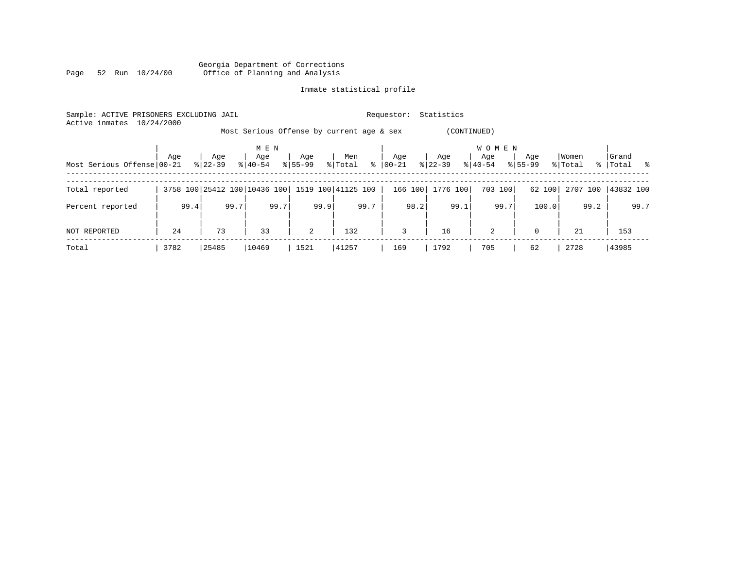Georgia Department of Corrections
Office of Planning and Analysis

Inmate statistical profile

Sample: ACTIVE PRISONERS EXCLUDING JAIL
Active inmates 10/24/2000

Requestor: Statistics

Most Serious Offense by current age & sex (CONTINUED)

| Most Serious Offense | MEN Age 00-21 | % | Age 22-39 | % | Age 40-54 | % | Age 55-99 | % | Men Total | % | WOMEN Age 00-21 | % | Age 22-39 | % | Age 40-54 | % | Age 55-99 | % | Women Total | % | Grand Total | % |
|---|---|---|---|---|---|---|---|---|---|---|---|---|---|---|---|---|---|---|---|---|---|---|
| Total reported | 3758 | 100 | 25412 | 100 | 10436 | 100 | 1519 | 100 | 41125 | 100 | 166 | 100 | 1776 | 100 | 703 | 100 | 62 | 100 | 2707 | 100 | 43832 | 100 |
| Percent reported | | 99.4 | | 99.7 | | 99.7 | | 99.9 | | 99.7 | | 98.2 | | 99.1 | | 99.7 | | 100.0 | | 99.2 | | 99.7 |
| NOT REPORTED | 24 | | 73 | | 33 | | 2 | | 132 | | 3 | | 16 | | 2 | | 0 | | 21 | | 153 | |
| Total | 3782 | | 25485 | | 10469 | | 1521 | | 41257 | | 169 | | 1792 | | 705 | | 62 | | 2728 | | 43985 | |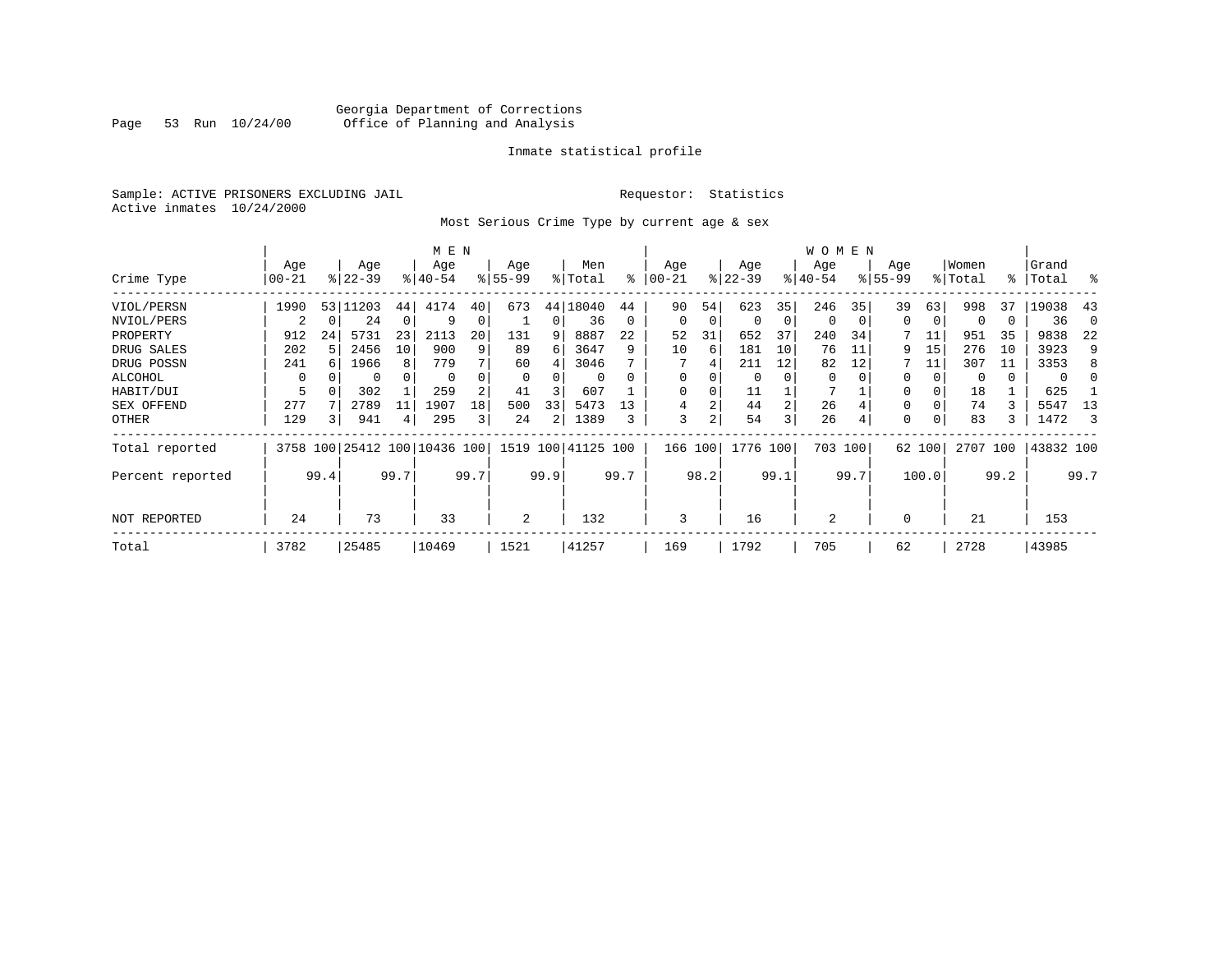Georgia Department of Corrections
Office of Planning and Analysis

Inmate statistical profile

Sample: ACTIVE PRISONERS EXCLUDING JAIL

Requestor: Statistics

Active inmates 10/24/2000

Most Serious Crime Type by current age & sex

| | MEN | | | | | | | | | | WOMEN | | | | | | | | | | | |
|---|---|---|---|---|---|---|---|---|---|---|---|---|---|---|---|---|---|---|---|---|---|---|
| Crime Type | Age 00-21 | % | Age 22-39 | % | Age 40-54 | % | Age 55-99 | % | Men Total | % | Age 00-21 | % | Age 22-39 | % | Age 40-54 | % | Age 55-99 | % | Women Total | % | Grand Total | % |
| VIOL/PERSN | 1990 | 53 | 11203 | 44 | 4174 | 40 | 673 | 44 | 18040 | 44 | 90 | 54 | 623 | 35 | 246 | 35 | 39 | 63 | 998 | 37 | 19038 | 43 |
| NVIOL/PERS | 2 | 0 | 24 | 0 | 9 | 0 | 1 | 0 | 36 | 0 | 0 | 0 | 0 | 0 | 0 | 0 | 0 | 0 | 0 | 0 | 36 | 0 |
| PROPERTY | 912 | 24 | 5731 | 23 | 2113 | 20 | 131 | 9 | 8887 | 22 | 52 | 31 | 652 | 37 | 240 | 34 | 7 | 11 | 951 | 35 | 9838 | 22 |
| DRUG SALES | 202 | 5 | 2456 | 10 | 900 | 9 | 89 | 6 | 3647 | 9 | 10 | 6 | 181 | 10 | 76 | 11 | 9 | 15 | 276 | 10 | 3923 | 9 |
| DRUG POSSN | 241 | 6 | 1966 | 8 | 779 | 7 | 60 | 4 | 3046 | 7 | 7 | 4 | 211 | 12 | 82 | 12 | 7 | 11 | 307 | 11 | 3353 | 8 |
| ALCOHOL | 0 | 0 | 0 | 0 | 0 | 0 | 0 | 0 | 0 | 0 | 0 | 0 | 0 | 0 | 0 | 0 | 0 | 0 | 0 | 0 | 0 | 0 |
| HABIT/DUI | 5 | 0 | 302 | 1 | 259 | 2 | 41 | 3 | 607 | 1 | 0 | 0 | 11 | 1 | 7 | 1 | 0 | 0 | 18 | 1 | 625 | 1 |
| SEX OFFEND | 277 | 7 | 2789 | 11 | 1907 | 18 | 500 | 33 | 5473 | 13 | 4 | 2 | 44 | 2 | 26 | 4 | 0 | 0 | 74 | 3 | 5547 | 13 |
| OTHER | 129 | 3 | 941 | 4 | 295 | 3 | 24 | 2 | 1389 | 3 | 3 | 2 | 54 | 3 | 26 | 4 | 0 | 0 | 83 | 3 | 1472 | 3 |
| Total reported | 3758 | 100 | 25412 | 100 | 10436 | 100 | 1519 | 100 | 41125 | 100 | 166 | 100 | 1776 | 100 | 703 | 100 | 62 | 100 | 2707 | 100 | 43832 | 100 |
| Percent reported | | 99.4 | | 99.7 | | 99.7 | | 99.9 | | 99.7 | | 98.2 | | 99.1 | | 99.7 | | 100.0 | | 99.2 | | 99.7 |
| NOT REPORTED | 24 | | 73 | | 33 | | 2 | | 132 | | 3 | | 16 | | 2 | | 0 | | 21 | | 153 | |
| Total | 3782 | | 25485 | | 10469 | | 1521 | | 41257 | | 169 | | 1792 | | 705 | | 62 | | 2728 | | 43985 | |